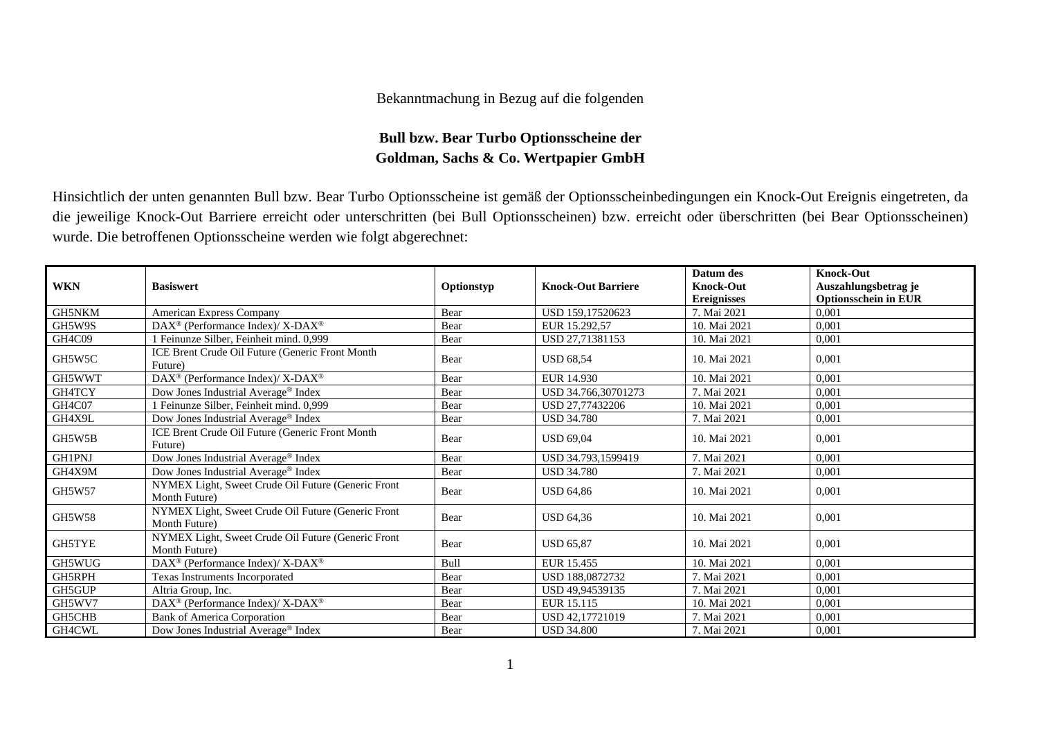Bekanntmachung in Bezug auf die folgenden

**Bull bzw. Bear Turbo Optionsscheine der Goldman, Sachs & Co. Wertpapier GmbH**

Hinsichtlich der unten genannten Bull bzw. Bear Turbo Optionsscheine ist gemäß der Optionsscheinbedingungen ein Knock-Out Ereignis eingetreten, da die jeweilige Knock-Out Barriere erreicht oder unterschritten (bei Bull Optionsscheinen) bzw. erreicht oder überschritten (bei Bear Optionsscheinen) wurde. Die betroffenen Optionsscheine werden wie folgt abgerechnet:

| WKN | Basiswert | Optionstyp | Knock-Out Barriere | Datum des Knock-Out Ereignisses | Knock-Out Auszahlungsbetrag je Optionsschein in EUR |
|---|---|---|---|---|---|
| GH5NKM | American Express Company | Bear | USD 159,17520623 | 7. Mai 2021 | 0,001 |
| GH5W9S | DAX® (Performance Index)/ X-DAX® | Bear | EUR 15.292,57 | 10. Mai 2021 | 0,001 |
| GH4C09 | 1 Feinunze Silber, Feinheit mind. 0,999 | Bear | USD 27,71381153 | 10. Mai 2021 | 0,001 |
| GH5W5C | ICE Brent Crude Oil Future (Generic Front Month Future) | Bear | USD 68,54 | 10. Mai 2021 | 0,001 |
| GH5WWT | DAX® (Performance Index)/ X-DAX® | Bear | EUR 14.930 | 10. Mai 2021 | 0,001 |
| GH4TCY | Dow Jones Industrial Average® Index | Bear | USD 34.766,30701273 | 7. Mai 2021 | 0,001 |
| GH4C07 | 1 Feinunze Silber, Feinheit mind. 0,999 | Bear | USD 27,77432206 | 10. Mai 2021 | 0,001 |
| GH4X9L | Dow Jones Industrial Average® Index | Bear | USD 34.780 | 7. Mai 2021 | 0,001 |
| GH5W5B | ICE Brent Crude Oil Future (Generic Front Month Future) | Bear | USD 69,04 | 10. Mai 2021 | 0,001 |
| GH1PNJ | Dow Jones Industrial Average® Index | Bear | USD 34.793,1599419 | 7. Mai 2021 | 0,001 |
| GH4X9M | Dow Jones Industrial Average® Index | Bear | USD 34.780 | 7. Mai 2021 | 0,001 |
| GH5W57 | NYMEX Light, Sweet Crude Oil Future (Generic Front Month Future) | Bear | USD 64,86 | 10. Mai 2021 | 0,001 |
| GH5W58 | NYMEX Light, Sweet Crude Oil Future (Generic Front Month Future) | Bear | USD 64,36 | 10. Mai 2021 | 0,001 |
| GH5TYE | NYMEX Light, Sweet Crude Oil Future (Generic Front Month Future) | Bear | USD 65,87 | 10. Mai 2021 | 0,001 |
| GH5WUG | DAX® (Performance Index)/ X-DAX® | Bull | EUR 15.455 | 10. Mai 2021 | 0,001 |
| GH5RPH | Texas Instruments Incorporated | Bear | USD 188,0872732 | 7. Mai 2021 | 0,001 |
| GH5GUP | Altria Group, Inc. | Bear | USD 49,94539135 | 7. Mai 2021 | 0,001 |
| GH5WV7 | DAX® (Performance Index)/ X-DAX® | Bear | EUR 15.115 | 10. Mai 2021 | 0,001 |
| GH5CHB | Bank of America Corporation | Bear | USD 42,17721019 | 7. Mai 2021 | 0,001 |
| GH4CWL | Dow Jones Industrial Average® Index | Bear | USD 34.800 | 7. Mai 2021 | 0,001 |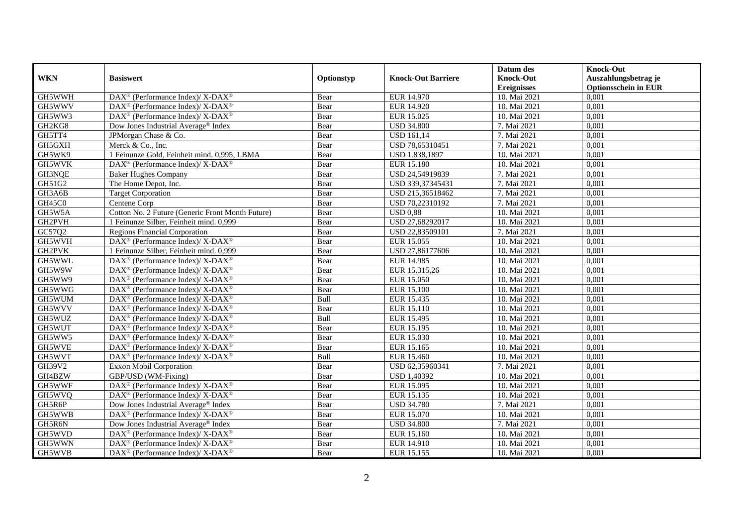| WKN | Basiswert | Optionstyp | Knock-Out Barriere | Datum des Knock-Out Ereignisses | Knock-Out Auszahlungsbetrag je Optionsschein in EUR |
|---|---|---|---|---|---|
| GH5WWH | DAX® (Performance Index)/ X-DAX® | Bear | EUR 14.970 | 10. Mai 2021 | 0,001 |
| GH5WWV | DAX® (Performance Index)/ X-DAX® | Bear | EUR 14.920 | 10. Mai 2021 | 0,001 |
| GH5WW3 | DAX® (Performance Index)/ X-DAX® | Bear | EUR 15.025 | 10. Mai 2021 | 0,001 |
| GH2KG8 | Dow Jones Industrial Average® Index | Bear | USD 34.800 | 7. Mai 2021 | 0,001 |
| GH5TT4 | JPMorgan Chase & Co. | Bear | USD 161,14 | 7. Mai 2021 | 0,001 |
| GH5GXH | Merck & Co., Inc. | Bear | USD 78,65310451 | 7. Mai 2021 | 0,001 |
| GH5WK9 | 1 Feinunze Gold, Feinheit mind. 0,995, LBMA | Bear | USD 1.838,1897 | 10. Mai 2021 | 0,001 |
| GH5WVK | DAX® (Performance Index)/ X-DAX® | Bear | EUR 15.180 | 10. Mai 2021 | 0,001 |
| GH3NQE | Baker Hughes Company | Bear | USD 24,54919839 | 7. Mai 2021 | 0,001 |
| GH51G2 | The Home Depot, Inc. | Bear | USD 339,37345431 | 7. Mai 2021 | 0,001 |
| GH3A6B | Target Corporation | Bear | USD 215,36518462 | 7. Mai 2021 | 0,001 |
| GH45C0 | Centene Corp | Bear | USD 70,22310192 | 7. Mai 2021 | 0,001 |
| GH5W5A | Cotton No. 2 Future (Generic Front Month Future) | Bear | USD 0,88 | 10. Mai 2021 | 0,001 |
| GH2PVH | 1 Feinunze Silber, Feinheit mind. 0,999 | Bear | USD 27,68292017 | 10. Mai 2021 | 0,001 |
| GC57Q2 | Regions Financial Corporation | Bear | USD 22,83509101 | 7. Mai 2021 | 0,001 |
| GH5WVH | DAX® (Performance Index)/ X-DAX® | Bear | EUR 15.055 | 10. Mai 2021 | 0,001 |
| GH2PVK | 1 Feinunze Silber, Feinheit mind. 0,999 | Bear | USD 27,86177606 | 10. Mai 2021 | 0,001 |
| GH5WWL | DAX® (Performance Index)/ X-DAX® | Bear | EUR 14.985 | 10. Mai 2021 | 0,001 |
| GH5W9W | DAX® (Performance Index)/ X-DAX® | Bear | EUR 15.315,26 | 10. Mai 2021 | 0,001 |
| GH5WW9 | DAX® (Performance Index)/ X-DAX® | Bear | EUR 15.050 | 10. Mai 2021 | 0,001 |
| GH5WWG | DAX® (Performance Index)/ X-DAX® | Bear | EUR 15.100 | 10. Mai 2021 | 0,001 |
| GH5WUM | DAX® (Performance Index)/ X-DAX® | Bull | EUR 15.435 | 10. Mai 2021 | 0,001 |
| GH5WVV | DAX® (Performance Index)/ X-DAX® | Bear | EUR 15.110 | 10. Mai 2021 | 0,001 |
| GH5WUZ | DAX® (Performance Index)/ X-DAX® | Bull | EUR 15.495 | 10. Mai 2021 | 0,001 |
| GH5WUT | DAX® (Performance Index)/ X-DAX® | Bear | EUR 15.195 | 10. Mai 2021 | 0,001 |
| GH5WW5 | DAX® (Performance Index)/ X-DAX® | Bear | EUR 15.030 | 10. Mai 2021 | 0,001 |
| GH5WVE | DAX® (Performance Index)/ X-DAX® | Bear | EUR 15.165 | 10. Mai 2021 | 0,001 |
| GH5WVT | DAX® (Performance Index)/ X-DAX® | Bull | EUR 15.460 | 10. Mai 2021 | 0,001 |
| GH39V2 | Exxon Mobil Corporation | Bear | USD 62,35960341 | 7. Mai 2021 | 0,001 |
| GH4BZW | GBP/USD (WM-Fixing) | Bear | USD 1,40392 | 10. Mai 2021 | 0,001 |
| GH5WWF | DAX® (Performance Index)/ X-DAX® | Bear | EUR 15.095 | 10. Mai 2021 | 0,001 |
| GH5WVQ | DAX® (Performance Index)/ X-DAX® | Bear | EUR 15.135 | 10. Mai 2021 | 0,001 |
| GH5R6P | Dow Jones Industrial Average® Index | Bear | USD 34.780 | 7. Mai 2021 | 0,001 |
| GH5WWB | DAX® (Performance Index)/ X-DAX® | Bear | EUR 15.070 | 10. Mai 2021 | 0,001 |
| GH5R6N | Dow Jones Industrial Average® Index | Bear | USD 34.800 | 7. Mai 2021 | 0,001 |
| GH5WVD | DAX® (Performance Index)/ X-DAX® | Bear | EUR 15.160 | 10. Mai 2021 | 0,001 |
| GH5WWN | DAX® (Performance Index)/ X-DAX® | Bear | EUR 14.910 | 10. Mai 2021 | 0,001 |
| GH5WVB | DAX® (Performance Index)/ X-DAX® | Bear | EUR 15.155 | 10. Mai 2021 | 0,001 |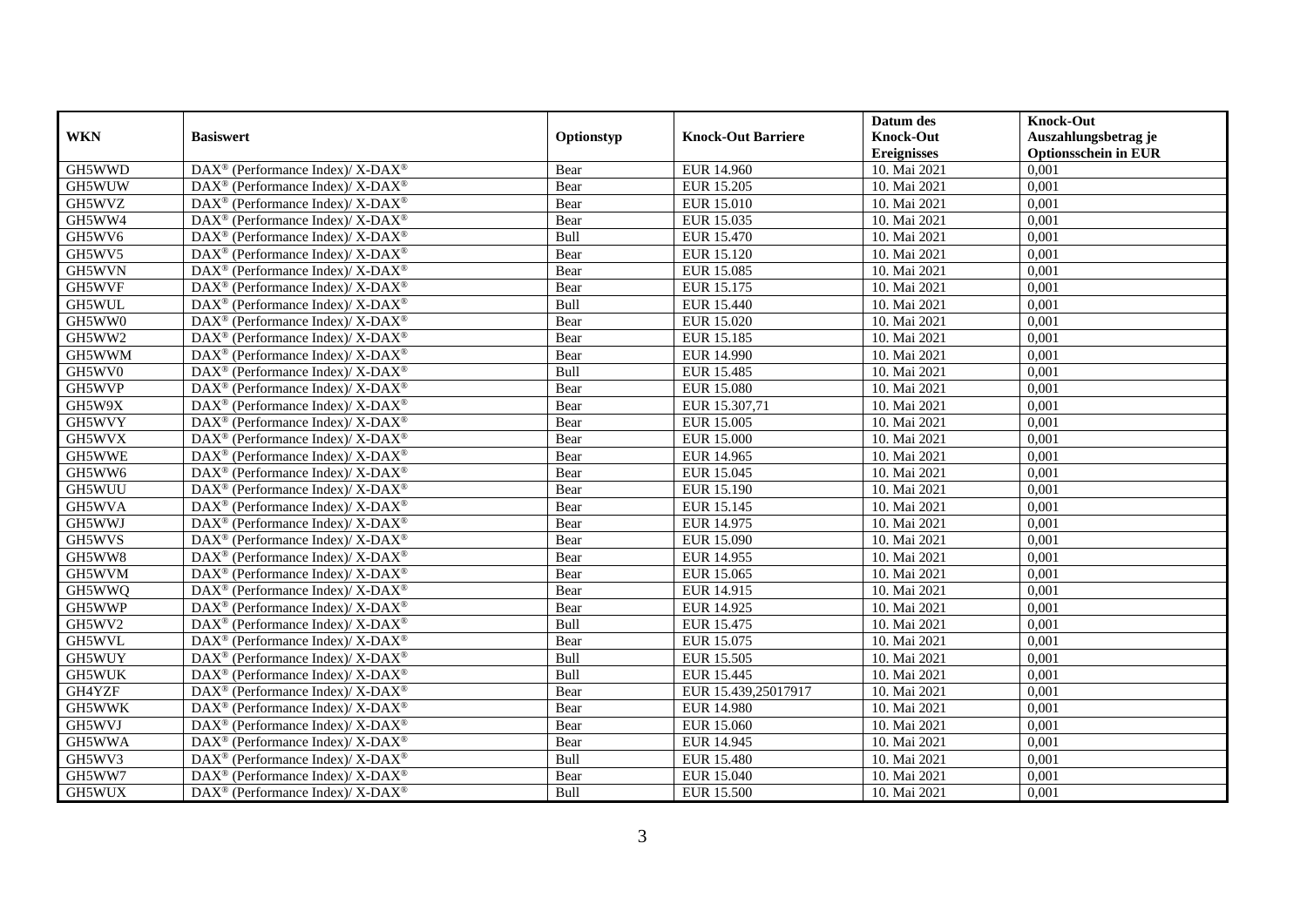| WKN | Basiswert | Optionstyp | Knock-Out Barriere | Datum des Knock-Out Ereignisses | Knock-Out Auszahlungsbetrag je Optionsschein in EUR |
|---|---|---|---|---|---|
| GH5WWD | DAX® (Performance Index)/ X-DAX® | Bear | EUR 14.960 | 10. Mai 2021 | 0,001 |
| GH5WUW | DAX® (Performance Index)/ X-DAX® | Bear | EUR 15.205 | 10. Mai 2021 | 0,001 |
| GH5WVZ | DAX® (Performance Index)/ X-DAX® | Bear | EUR 15.010 | 10. Mai 2021 | 0,001 |
| GH5WW4 | DAX® (Performance Index)/ X-DAX® | Bear | EUR 15.035 | 10. Mai 2021 | 0,001 |
| GH5WV6 | DAX® (Performance Index)/ X-DAX® | Bull | EUR 15.470 | 10. Mai 2021 | 0,001 |
| GH5WV5 | DAX® (Performance Index)/ X-DAX® | Bear | EUR 15.120 | 10. Mai 2021 | 0,001 |
| GH5WVN | DAX® (Performance Index)/ X-DAX® | Bear | EUR 15.085 | 10. Mai 2021 | 0,001 |
| GH5WVF | DAX® (Performance Index)/ X-DAX® | Bear | EUR 15.175 | 10. Mai 2021 | 0,001 |
| GH5WUL | DAX® (Performance Index)/ X-DAX® | Bull | EUR 15.440 | 10. Mai 2021 | 0,001 |
| GH5WW0 | DAX® (Performance Index)/ X-DAX® | Bear | EUR 15.020 | 10. Mai 2021 | 0,001 |
| GH5WW2 | DAX® (Performance Index)/ X-DAX® | Bear | EUR 15.185 | 10. Mai 2021 | 0,001 |
| GH5WWM | DAX® (Performance Index)/ X-DAX® | Bear | EUR 14.990 | 10. Mai 2021 | 0,001 |
| GH5WV0 | DAX® (Performance Index)/ X-DAX® | Bull | EUR 15.485 | 10. Mai 2021 | 0,001 |
| GH5WVP | DAX® (Performance Index)/ X-DAX® | Bear | EUR 15.080 | 10. Mai 2021 | 0,001 |
| GH5W9X | DAX® (Performance Index)/ X-DAX® | Bear | EUR 15.307,71 | 10. Mai 2021 | 0,001 |
| GH5WVY | DAX® (Performance Index)/ X-DAX® | Bear | EUR 15.005 | 10. Mai 2021 | 0,001 |
| GH5WVX | DAX® (Performance Index)/ X-DAX® | Bear | EUR 15.000 | 10. Mai 2021 | 0,001 |
| GH5WWE | DAX® (Performance Index)/ X-DAX® | Bear | EUR 14.965 | 10. Mai 2021 | 0,001 |
| GH5WW6 | DAX® (Performance Index)/ X-DAX® | Bear | EUR 15.045 | 10. Mai 2021 | 0,001 |
| GH5WUU | DAX® (Performance Index)/ X-DAX® | Bear | EUR 15.190 | 10. Mai 2021 | 0,001 |
| GH5WVA | DAX® (Performance Index)/ X-DAX® | Bear | EUR 15.145 | 10. Mai 2021 | 0,001 |
| GH5WWJ | DAX® (Performance Index)/ X-DAX® | Bear | EUR 14.975 | 10. Mai 2021 | 0,001 |
| GH5WVS | DAX® (Performance Index)/ X-DAX® | Bear | EUR 15.090 | 10. Mai 2021 | 0,001 |
| GH5WW8 | DAX® (Performance Index)/ X-DAX® | Bear | EUR 14.955 | 10. Mai 2021 | 0,001 |
| GH5WVM | DAX® (Performance Index)/ X-DAX® | Bear | EUR 15.065 | 10. Mai 2021 | 0,001 |
| GH5WWQ | DAX® (Performance Index)/ X-DAX® | Bear | EUR 14.915 | 10. Mai 2021 | 0,001 |
| GH5WWP | DAX® (Performance Index)/ X-DAX® | Bear | EUR 14.925 | 10. Mai 2021 | 0,001 |
| GH5WV2 | DAX® (Performance Index)/ X-DAX® | Bull | EUR 15.475 | 10. Mai 2021 | 0,001 |
| GH5WVL | DAX® (Performance Index)/ X-DAX® | Bear | EUR 15.075 | 10. Mai 2021 | 0,001 |
| GH5WUY | DAX® (Performance Index)/ X-DAX® | Bull | EUR 15.505 | 10. Mai 2021 | 0,001 |
| GH5WUK | DAX® (Performance Index)/ X-DAX® | Bull | EUR 15.445 | 10. Mai 2021 | 0,001 |
| GH4YZF | DAX® (Performance Index)/ X-DAX® | Bear | EUR 15.439,25017917 | 10. Mai 2021 | 0,001 |
| GH5WWK | DAX® (Performance Index)/ X-DAX® | Bear | EUR 14.980 | 10. Mai 2021 | 0,001 |
| GH5WVJ | DAX® (Performance Index)/ X-DAX® | Bear | EUR 15.060 | 10. Mai 2021 | 0,001 |
| GH5WWA | DAX® (Performance Index)/ X-DAX® | Bear | EUR 14.945 | 10. Mai 2021 | 0,001 |
| GH5WV3 | DAX® (Performance Index)/ X-DAX® | Bull | EUR 15.480 | 10. Mai 2021 | 0,001 |
| GH5WW7 | DAX® (Performance Index)/ X-DAX® | Bear | EUR 15.040 | 10. Mai 2021 | 0,001 |
| GH5WUX | DAX® (Performance Index)/ X-DAX® | Bull | EUR 15.500 | 10. Mai 2021 | 0,001 |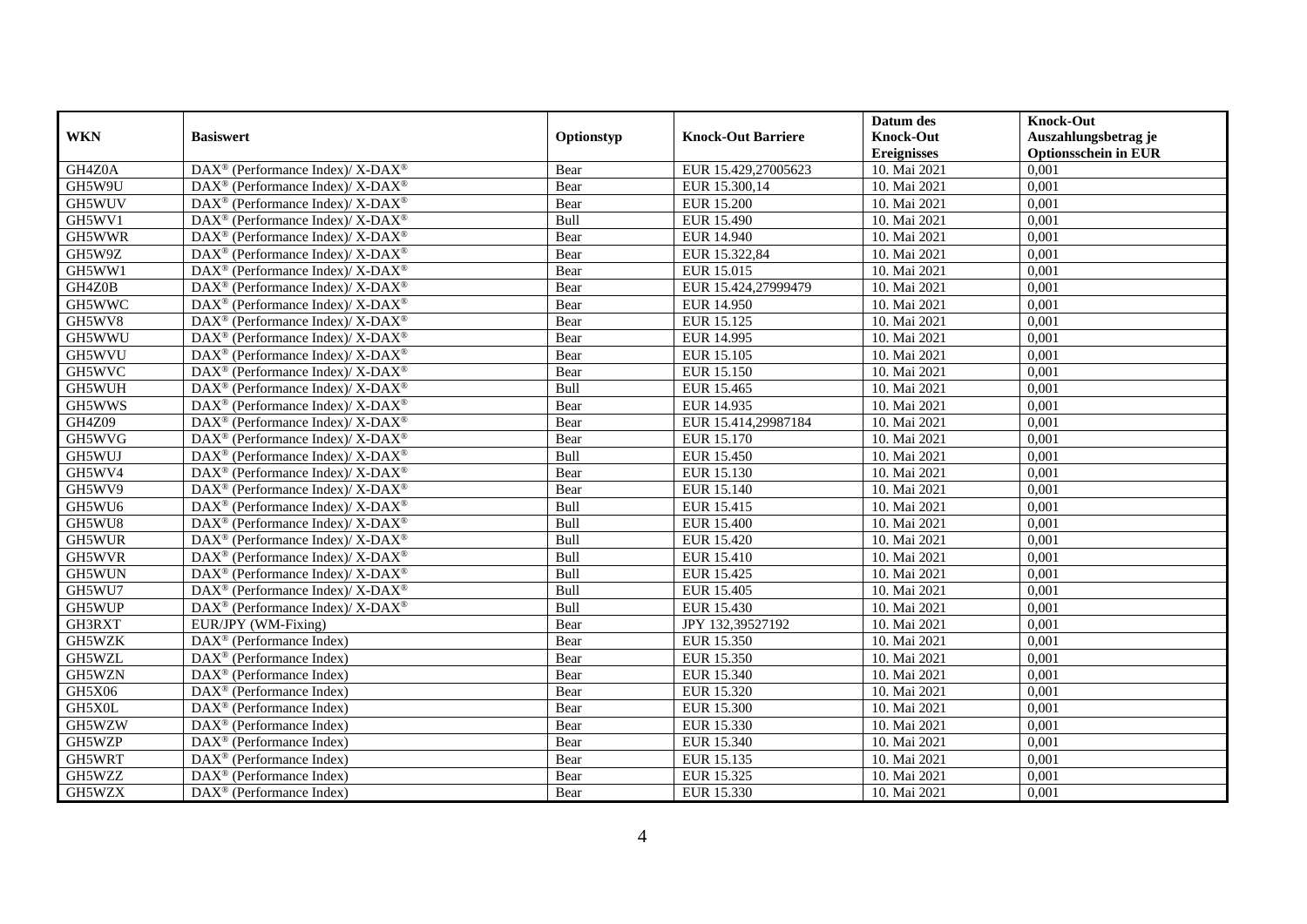| WKN | Basiswert | Optionstyp | Knock-Out Barriere | Datum des Knock-Out Ereignisses | Knock-Out Auszahlungsbetrag je Optionsschein in EUR |
|---|---|---|---|---|---|
| GH4Z0A | DAX® (Performance Index)/ X-DAX® | Bear | EUR 15.429,27005623 | 10. Mai 2021 | 0,001 |
| GH5W9U | DAX® (Performance Index)/ X-DAX® | Bear | EUR 15.300,14 | 10. Mai 2021 | 0,001 |
| GH5WUV | DAX® (Performance Index)/ X-DAX® | Bear | EUR 15.200 | 10. Mai 2021 | 0,001 |
| GH5WV1 | DAX® (Performance Index)/ X-DAX® | Bull | EUR 15.490 | 10. Mai 2021 | 0,001 |
| GH5WWR | DAX® (Performance Index)/ X-DAX® | Bear | EUR 14.940 | 10. Mai 2021 | 0,001 |
| GH5W9Z | DAX® (Performance Index)/ X-DAX® | Bear | EUR 15.322,84 | 10. Mai 2021 | 0,001 |
| GH5WW1 | DAX® (Performance Index)/ X-DAX® | Bear | EUR 15.015 | 10. Mai 2021 | 0,001 |
| GH4Z0B | DAX® (Performance Index)/ X-DAX® | Bear | EUR 15.424,27999479 | 10. Mai 2021 | 0,001 |
| GH5WWC | DAX® (Performance Index)/ X-DAX® | Bear | EUR 14.950 | 10. Mai 2021 | 0,001 |
| GH5WV8 | DAX® (Performance Index)/ X-DAX® | Bear | EUR 15.125 | 10. Mai 2021 | 0,001 |
| GH5WWU | DAX® (Performance Index)/ X-DAX® | Bear | EUR 14.995 | 10. Mai 2021 | 0,001 |
| GH5WVU | DAX® (Performance Index)/ X-DAX® | Bear | EUR 15.105 | 10. Mai 2021 | 0,001 |
| GH5WVC | DAX® (Performance Index)/ X-DAX® | Bear | EUR 15.150 | 10. Mai 2021 | 0,001 |
| GH5WUH | DAX® (Performance Index)/ X-DAX® | Bull | EUR 15.465 | 10. Mai 2021 | 0,001 |
| GH5WWS | DAX® (Performance Index)/ X-DAX® | Bear | EUR 14.935 | 10. Mai 2021 | 0,001 |
| GH4Z09 | DAX® (Performance Index)/ X-DAX® | Bear | EUR 15.414,29987184 | 10. Mai 2021 | 0,001 |
| GH5WVG | DAX® (Performance Index)/ X-DAX® | Bear | EUR 15.170 | 10. Mai 2021 | 0,001 |
| GH5WUJ | DAX® (Performance Index)/ X-DAX® | Bull | EUR 15.450 | 10. Mai 2021 | 0,001 |
| GH5WV4 | DAX® (Performance Index)/ X-DAX® | Bear | EUR 15.130 | 10. Mai 2021 | 0,001 |
| GH5WV9 | DAX® (Performance Index)/ X-DAX® | Bear | EUR 15.140 | 10. Mai 2021 | 0,001 |
| GH5WU6 | DAX® (Performance Index)/ X-DAX® | Bull | EUR 15.415 | 10. Mai 2021 | 0,001 |
| GH5WU8 | DAX® (Performance Index)/ X-DAX® | Bull | EUR 15.400 | 10. Mai 2021 | 0,001 |
| GH5WUR | DAX® (Performance Index)/ X-DAX® | Bull | EUR 15.420 | 10. Mai 2021 | 0,001 |
| GH5WVR | DAX® (Performance Index)/ X-DAX® | Bull | EUR 15.410 | 10. Mai 2021 | 0,001 |
| GH5WUN | DAX® (Performance Index)/ X-DAX® | Bull | EUR 15.425 | 10. Mai 2021 | 0,001 |
| GH5WU7 | DAX® (Performance Index)/ X-DAX® | Bull | EUR 15.405 | 10. Mai 2021 | 0,001 |
| GH5WUP | DAX® (Performance Index)/ X-DAX® | Bull | EUR 15.430 | 10. Mai 2021 | 0,001 |
| GH3RXT | EUR/JPY (WM-Fixing) | Bear | JPY 132,39527192 | 10. Mai 2021 | 0,001 |
| GH5WZK | DAX® (Performance Index) | Bear | EUR 15.350 | 10. Mai 2021 | 0,001 |
| GH5WZL | DAX® (Performance Index) | Bear | EUR 15.350 | 10. Mai 2021 | 0,001 |
| GH5WZN | DAX® (Performance Index) | Bear | EUR 15.340 | 10. Mai 2021 | 0,001 |
| GH5X06 | DAX® (Performance Index) | Bear | EUR 15.320 | 10. Mai 2021 | 0,001 |
| GH5X0L | DAX® (Performance Index) | Bear | EUR 15.300 | 10. Mai 2021 | 0,001 |
| GH5WZW | DAX® (Performance Index) | Bear | EUR 15.330 | 10. Mai 2021 | 0,001 |
| GH5WZP | DAX® (Performance Index) | Bear | EUR 15.340 | 10. Mai 2021 | 0,001 |
| GH5WRT | DAX® (Performance Index) | Bear | EUR 15.135 | 10. Mai 2021 | 0,001 |
| GH5WZZ | DAX® (Performance Index) | Bear | EUR 15.325 | 10. Mai 2021 | 0,001 |
| GH5WZX | DAX® (Performance Index) | Bear | EUR 15.330 | 10. Mai 2021 | 0,001 |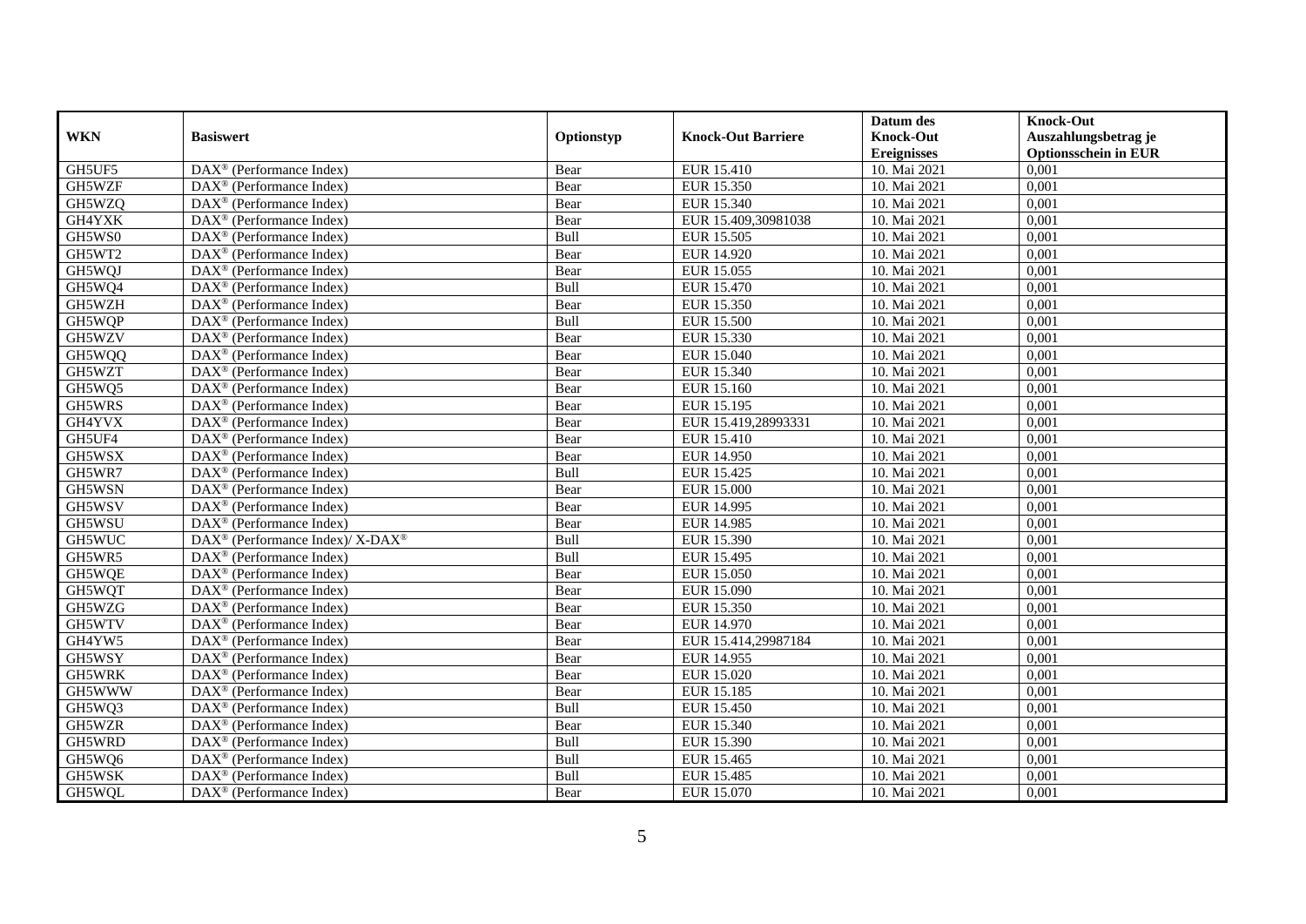| WKN | Basiswert | Optionstyp | Knock-Out Barriere | Datum des Knock-Out Ereignisses | Knock-Out Auszahlungsbetrag je Optionsschein in EUR |
|---|---|---|---|---|---|
| GH5UF5 | DAX® (Performance Index) | Bear | EUR 15.410 | 10. Mai 2021 | 0,001 |
| GH5WZF | DAX® (Performance Index) | Bear | EUR 15.350 | 10. Mai 2021 | 0,001 |
| GH5WZQ | DAX® (Performance Index) | Bear | EUR 15.340 | 10. Mai 2021 | 0,001 |
| GH4YXK | DAX® (Performance Index) | Bear | EUR 15.409,30981038 | 10. Mai 2021 | 0,001 |
| GH5WS0 | DAX® (Performance Index) | Bull | EUR 15.505 | 10. Mai 2021 | 0,001 |
| GH5WT2 | DAX® (Performance Index) | Bear | EUR 14.920 | 10. Mai 2021 | 0,001 |
| GH5WQJ | DAX® (Performance Index) | Bear | EUR 15.055 | 10. Mai 2021 | 0,001 |
| GH5WQ4 | DAX® (Performance Index) | Bull | EUR 15.470 | 10. Mai 2021 | 0,001 |
| GH5WZH | DAX® (Performance Index) | Bear | EUR 15.350 | 10. Mai 2021 | 0,001 |
| GH5WQP | DAX® (Performance Index) | Bull | EUR 15.500 | 10. Mai 2021 | 0,001 |
| GH5WZV | DAX® (Performance Index) | Bear | EUR 15.330 | 10. Mai 2021 | 0,001 |
| GH5WQQ | DAX® (Performance Index) | Bear | EUR 15.040 | 10. Mai 2021 | 0,001 |
| GH5WZT | DAX® (Performance Index) | Bear | EUR 15.340 | 10. Mai 2021 | 0,001 |
| GH5WQ5 | DAX® (Performance Index) | Bear | EUR 15.160 | 10. Mai 2021 | 0,001 |
| GH5WRS | DAX® (Performance Index) | Bear | EUR 15.195 | 10. Mai 2021 | 0,001 |
| GH4YVX | DAX® (Performance Index) | Bear | EUR 15.419,28993331 | 10. Mai 2021 | 0,001 |
| GH5UF4 | DAX® (Performance Index) | Bear | EUR 15.410 | 10. Mai 2021 | 0,001 |
| GH5WSX | DAX® (Performance Index) | Bear | EUR 14.950 | 10. Mai 2021 | 0,001 |
| GH5WR7 | DAX® (Performance Index) | Bull | EUR 15.425 | 10. Mai 2021 | 0,001 |
| GH5WSN | DAX® (Performance Index) | Bear | EUR 15.000 | 10. Mai 2021 | 0,001 |
| GH5WSV | DAX® (Performance Index) | Bear | EUR 14.995 | 10. Mai 2021 | 0,001 |
| GH5WSU | DAX® (Performance Index) | Bear | EUR 14.985 | 10. Mai 2021 | 0,001 |
| GH5WUC | DAX® (Performance Index)/ X-DAX® | Bull | EUR 15.390 | 10. Mai 2021 | 0,001 |
| GH5WR5 | DAX® (Performance Index) | Bull | EUR 15.495 | 10. Mai 2021 | 0,001 |
| GH5WQE | DAX® (Performance Index) | Bear | EUR 15.050 | 10. Mai 2021 | 0,001 |
| GH5WQT | DAX® (Performance Index) | Bear | EUR 15.090 | 10. Mai 2021 | 0,001 |
| GH5WZG | DAX® (Performance Index) | Bear | EUR 15.350 | 10. Mai 2021 | 0,001 |
| GH5WTV | DAX® (Performance Index) | Bear | EUR 14.970 | 10. Mai 2021 | 0,001 |
| GH4YW5 | DAX® (Performance Index) | Bear | EUR 15.414,29987184 | 10. Mai 2021 | 0,001 |
| GH5WSY | DAX® (Performance Index) | Bear | EUR 14.955 | 10. Mai 2021 | 0,001 |
| GH5WRK | DAX® (Performance Index) | Bear | EUR 15.020 | 10. Mai 2021 | 0,001 |
| GH5WWW | DAX® (Performance Index) | Bear | EUR 15.185 | 10. Mai 2021 | 0,001 |
| GH5WQ3 | DAX® (Performance Index) | Bull | EUR 15.450 | 10. Mai 2021 | 0,001 |
| GH5WZR | DAX® (Performance Index) | Bear | EUR 15.340 | 10. Mai 2021 | 0,001 |
| GH5WRD | DAX® (Performance Index) | Bull | EUR 15.390 | 10. Mai 2021 | 0,001 |
| GH5WQ6 | DAX® (Performance Index) | Bull | EUR 15.465 | 10. Mai 2021 | 0,001 |
| GH5WSK | DAX® (Performance Index) | Bull | EUR 15.485 | 10. Mai 2021 | 0,001 |
| GH5WQL | DAX® (Performance Index) | Bear | EUR 15.070 | 10. Mai 2021 | 0,001 |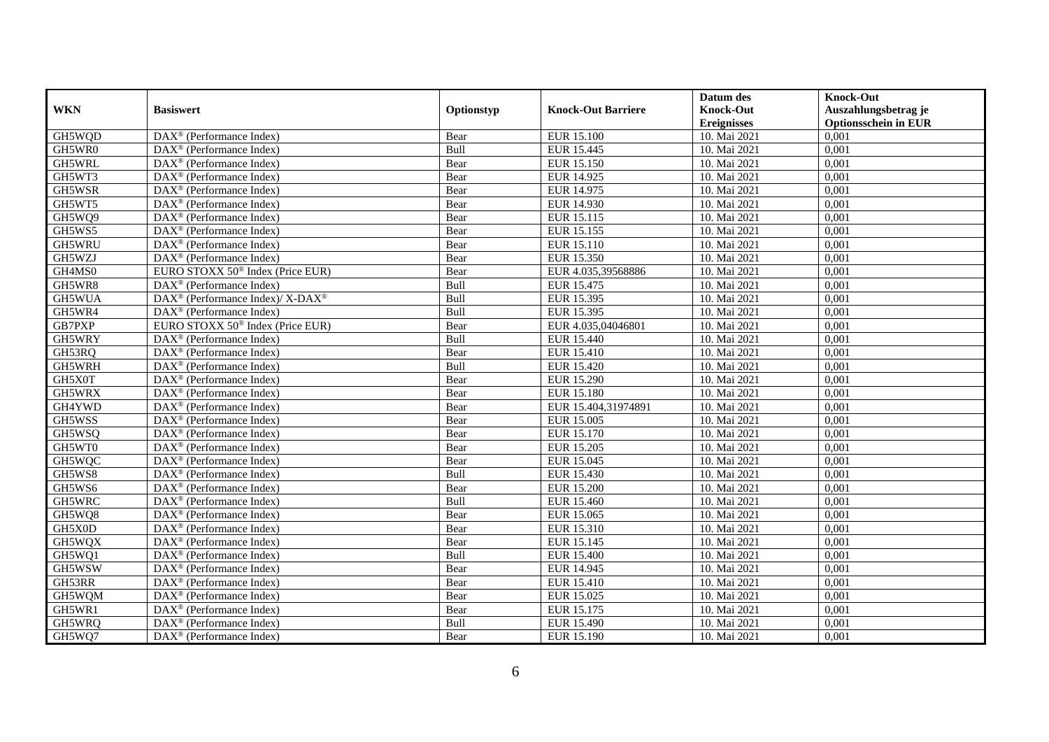| WKN | Basiswert | Optionstyp | Knock-Out Barriere | Datum des Knock-Out Ereignisses | Knock-Out Auszahlungsbetrag je Optionsschein in EUR |
|---|---|---|---|---|---|
| GH5WQD | DAX® (Performance Index) | Bear | EUR 15.100 | 10. Mai 2021 | 0,001 |
| GH5WR0 | DAX® (Performance Index) | Bull | EUR 15.445 | 10. Mai 2021 | 0,001 |
| GH5WRL | DAX® (Performance Index) | Bear | EUR 15.150 | 10. Mai 2021 | 0,001 |
| GH5WT3 | DAX® (Performance Index) | Bear | EUR 14.925 | 10. Mai 2021 | 0,001 |
| GH5WSR | DAX® (Performance Index) | Bear | EUR 14.975 | 10. Mai 2021 | 0,001 |
| GH5WT5 | DAX® (Performance Index) | Bear | EUR 14.930 | 10. Mai 2021 | 0,001 |
| GH5WQ9 | DAX® (Performance Index) | Bear | EUR 15.115 | 10. Mai 2021 | 0,001 |
| GH5WS5 | DAX® (Performance Index) | Bear | EUR 15.155 | 10. Mai 2021 | 0,001 |
| GH5WRU | DAX® (Performance Index) | Bear | EUR 15.110 | 10. Mai 2021 | 0,001 |
| GH5WZJ | DAX® (Performance Index) | Bear | EUR 15.350 | 10. Mai 2021 | 0,001 |
| GH4MS0 | EURO STOXX 50® Index (Price EUR) | Bear | EUR 4.035,39568886 | 10. Mai 2021 | 0,001 |
| GH5WR8 | DAX® (Performance Index) | Bull | EUR 15.475 | 10. Mai 2021 | 0,001 |
| GH5WUA | DAX® (Performance Index)/ X-DAX® | Bull | EUR 15.395 | 10. Mai 2021 | 0,001 |
| GH5WR4 | DAX® (Performance Index) | Bull | EUR 15.395 | 10. Mai 2021 | 0,001 |
| GB7PXP | EURO STOXX 50® Index (Price EUR) | Bear | EUR 4.035,04046801 | 10. Mai 2021 | 0,001 |
| GH5WRY | DAX® (Performance Index) | Bull | EUR 15.440 | 10. Mai 2021 | 0,001 |
| GH53RQ | DAX® (Performance Index) | Bear | EUR 15.410 | 10. Mai 2021 | 0,001 |
| GH5WRH | DAX® (Performance Index) | Bull | EUR 15.420 | 10. Mai 2021 | 0,001 |
| GH5X0T | DAX® (Performance Index) | Bear | EUR 15.290 | 10. Mai 2021 | 0,001 |
| GH5WRX | DAX® (Performance Index) | Bear | EUR 15.180 | 10. Mai 2021 | 0,001 |
| GH4YWD | DAX® (Performance Index) | Bear | EUR 15.404,31974891 | 10. Mai 2021 | 0,001 |
| GH5WSS | DAX® (Performance Index) | Bear | EUR 15.005 | 10. Mai 2021 | 0,001 |
| GH5WSQ | DAX® (Performance Index) | Bear | EUR 15.170 | 10. Mai 2021 | 0,001 |
| GH5WT0 | DAX® (Performance Index) | Bear | EUR 15.205 | 10. Mai 2021 | 0,001 |
| GH5WQC | DAX® (Performance Index) | Bear | EUR 15.045 | 10. Mai 2021 | 0,001 |
| GH5WS8 | DAX® (Performance Index) | Bull | EUR 15.430 | 10. Mai 2021 | 0,001 |
| GH5WS6 | DAX® (Performance Index) | Bear | EUR 15.200 | 10. Mai 2021 | 0,001 |
| GH5WRC | DAX® (Performance Index) | Bull | EUR 15.460 | 10. Mai 2021 | 0,001 |
| GH5WQ8 | DAX® (Performance Index) | Bear | EUR 15.065 | 10. Mai 2021 | 0,001 |
| GH5X0D | DAX® (Performance Index) | Bear | EUR 15.310 | 10. Mai 2021 | 0,001 |
| GH5WQX | DAX® (Performance Index) | Bear | EUR 15.145 | 10. Mai 2021 | 0,001 |
| GH5WQ1 | DAX® (Performance Index) | Bull | EUR 15.400 | 10. Mai 2021 | 0,001 |
| GH5WSW | DAX® (Performance Index) | Bear | EUR 14.945 | 10. Mai 2021 | 0,001 |
| GH53RR | DAX® (Performance Index) | Bear | EUR 15.410 | 10. Mai 2021 | 0,001 |
| GH5WQM | DAX® (Performance Index) | Bear | EUR 15.025 | 10. Mai 2021 | 0,001 |
| GH5WR1 | DAX® (Performance Index) | Bear | EUR 15.175 | 10. Mai 2021 | 0,001 |
| GH5WRQ | DAX® (Performance Index) | Bull | EUR 15.490 | 10. Mai 2021 | 0,001 |
| GH5WQ7 | DAX® (Performance Index) | Bear | EUR 15.190 | 10. Mai 2021 | 0,001 |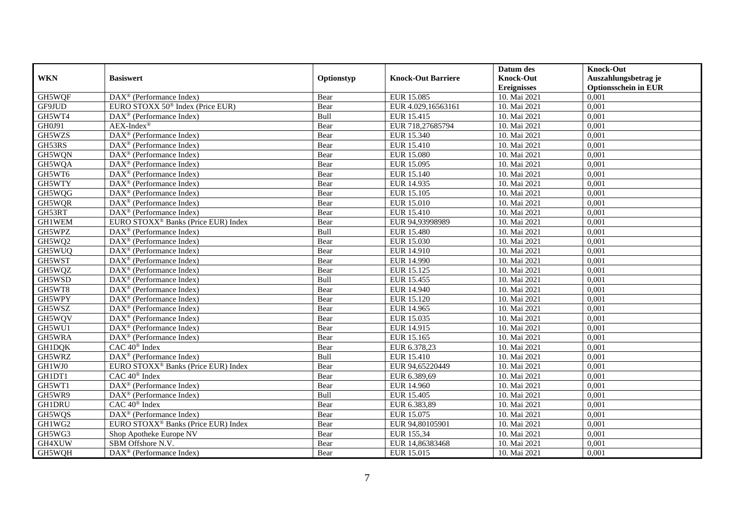| WKN | Basiswert | Optionstyp | Knock-Out Barriere | Datum des Knock-Out Ereignisses | Knock-Out Auszahlungsbetrag je Optionsschein in EUR |
|---|---|---|---|---|---|
| GH5WQF | DAX® (Performance Index) | Bear | EUR 15.085 | 10. Mai 2021 | 0,001 |
| GF9JUD | EURO STOXX 50® Index (Price EUR) | Bear | EUR 4.029,16563161 | 10. Mai 2021 | 0,001 |
| GH5WT4 | DAX® (Performance Index) | Bull | EUR 15.415 | 10. Mai 2021 | 0,001 |
| GH0J91 | AEX-Index® | Bear | EUR 718,27685794 | 10. Mai 2021 | 0,001 |
| GH5WZS | DAX® (Performance Index) | Bear | EUR 15.340 | 10. Mai 2021 | 0,001 |
| GH53RS | DAX® (Performance Index) | Bear | EUR 15.410 | 10. Mai 2021 | 0,001 |
| GH5WQN | DAX® (Performance Index) | Bear | EUR 15.080 | 10. Mai 2021 | 0,001 |
| GH5WQA | DAX® (Performance Index) | Bear | EUR 15.095 | 10. Mai 2021 | 0,001 |
| GH5WT6 | DAX® (Performance Index) | Bear | EUR 15.140 | 10. Mai 2021 | 0,001 |
| GH5WTY | DAX® (Performance Index) | Bear | EUR 14.935 | 10. Mai 2021 | 0,001 |
| GH5WQG | DAX® (Performance Index) | Bear | EUR 15.105 | 10. Mai 2021 | 0,001 |
| GH5WQR | DAX® (Performance Index) | Bear | EUR 15.010 | 10. Mai 2021 | 0,001 |
| GH53RT | DAX® (Performance Index) | Bear | EUR 15.410 | 10. Mai 2021 | 0,001 |
| GH1WEM | EURO STOXX® Banks (Price EUR) Index | Bear | EUR 94,93998989 | 10. Mai 2021 | 0,001 |
| GH5WPZ | DAX® (Performance Index) | Bull | EUR 15.480 | 10. Mai 2021 | 0,001 |
| GH5WQ2 | DAX® (Performance Index) | Bear | EUR 15.030 | 10. Mai 2021 | 0,001 |
| GH5WUQ | DAX® (Performance Index) | Bear | EUR 14.910 | 10. Mai 2021 | 0,001 |
| GH5WST | DAX® (Performance Index) | Bear | EUR 14.990 | 10. Mai 2021 | 0,001 |
| GH5WQZ | DAX® (Performance Index) | Bear | EUR 15.125 | 10. Mai 2021 | 0,001 |
| GH5WSD | DAX® (Performance Index) | Bull | EUR 15.455 | 10. Mai 2021 | 0,001 |
| GH5WT8 | DAX® (Performance Index) | Bear | EUR 14.940 | 10. Mai 2021 | 0,001 |
| GH5WPY | DAX® (Performance Index) | Bear | EUR 15.120 | 10. Mai 2021 | 0,001 |
| GH5WSZ | DAX® (Performance Index) | Bear | EUR 14.965 | 10. Mai 2021 | 0,001 |
| GH5WQV | DAX® (Performance Index) | Bear | EUR 15.035 | 10. Mai 2021 | 0,001 |
| GH5WU1 | DAX® (Performance Index) | Bear | EUR 14.915 | 10. Mai 2021 | 0,001 |
| GH5WRA | DAX® (Performance Index) | Bear | EUR 15.165 | 10. Mai 2021 | 0,001 |
| GH1DQK | CAC 40® Index | Bear | EUR 6.378,23 | 10. Mai 2021 | 0,001 |
| GH5WRZ | DAX® (Performance Index) | Bull | EUR 15.410 | 10. Mai 2021 | 0,001 |
| GH1WJ0 | EURO STOXX® Banks (Price EUR) Index | Bear | EUR 94,65220449 | 10. Mai 2021 | 0,001 |
| GH1DT1 | CAC 40® Index | Bear | EUR 6.389,69 | 10. Mai 2021 | 0,001 |
| GH5WT1 | DAX® (Performance Index) | Bear | EUR 14.960 | 10. Mai 2021 | 0,001 |
| GH5WR9 | DAX® (Performance Index) | Bull | EUR 15.405 | 10. Mai 2021 | 0,001 |
| GH1DRU | CAC 40® Index | Bear | EUR 6.383,89 | 10. Mai 2021 | 0,001 |
| GH5WQS | DAX® (Performance Index) | Bear | EUR 15.075 | 10. Mai 2021 | 0,001 |
| GH1WG2 | EURO STOXX® Banks (Price EUR) Index | Bear | EUR 94,80105901 | 10. Mai 2021 | 0,001 |
| GH5WG3 | Shop Apotheke Europe NV | Bear | EUR 155,34 | 10. Mai 2021 | 0,001 |
| GH4XUW | SBM Offshore N.V. | Bear | EUR 14,86383468 | 10. Mai 2021 | 0,001 |
| GH5WQH | DAX® (Performance Index) | Bear | EUR 15.015 | 10. Mai 2021 | 0,001 |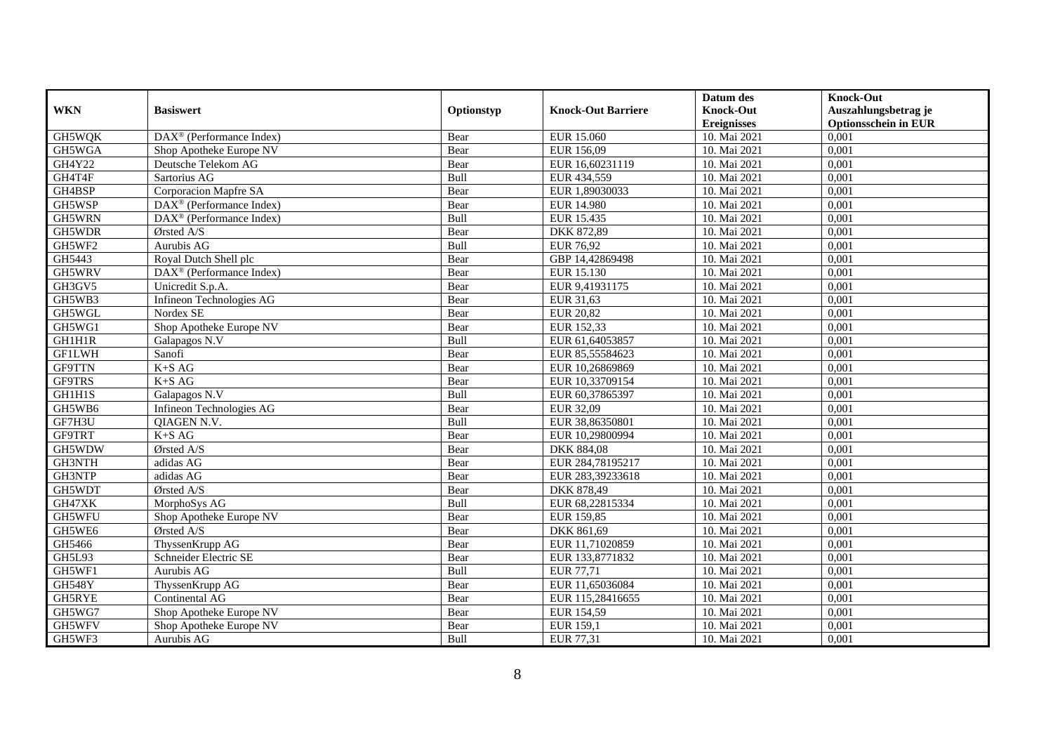| WKN | Basiswert | Optionstyp | Knock-Out Barriere | Datum des Knock-Out Ereignisses | Knock-Out Auszahlungsbetrag je Optionsschein in EUR |
|---|---|---|---|---|---|
| GH5WQK | DAX® (Performance Index) | Bear | EUR 15.060 | 10. Mai 2021 | 0,001 |
| GH5WGA | Shop Apotheke Europe NV | Bear | EUR 156,09 | 10. Mai 2021 | 0,001 |
| GH4Y22 | Deutsche Telekom AG | Bear | EUR 16,60231119 | 10. Mai 2021 | 0,001 |
| GH4T4F | Sartorius AG | Bull | EUR 434,559 | 10. Mai 2021 | 0,001 |
| GH4BSP | Corporacion Mapfre SA | Bear | EUR 1,89030033 | 10. Mai 2021 | 0,001 |
| GH5WSP | DAX® (Performance Index) | Bear | EUR 14.980 | 10. Mai 2021 | 0,001 |
| GH5WRN | DAX® (Performance Index) | Bull | EUR 15.435 | 10. Mai 2021 | 0,001 |
| GH5WDR | Ørsted A/S | Bear | DKK 872,89 | 10. Mai 2021 | 0,001 |
| GH5WF2 | Aurubis AG | Bull | EUR 76,92 | 10. Mai 2021 | 0,001 |
| GH5443 | Royal Dutch Shell plc | Bear | GBP 14,42869498 | 10. Mai 2021 | 0,001 |
| GH5WRV | DAX® (Performance Index) | Bear | EUR 15.130 | 10. Mai 2021 | 0,001 |
| GH3GV5 | Unicredit S.p.A. | Bear | EUR 9,41931175 | 10. Mai 2021 | 0,001 |
| GH5WB3 | Infineon Technologies AG | Bear | EUR 31,63 | 10. Mai 2021 | 0,001 |
| GH5WGL | Nordex SE | Bear | EUR 20,82 | 10. Mai 2021 | 0,001 |
| GH5WG1 | Shop Apotheke Europe NV | Bear | EUR 152,33 | 10. Mai 2021 | 0,001 |
| GH1H1R | Galapagos N.V | Bull | EUR 61,64053857 | 10. Mai 2021 | 0,001 |
| GF1LWH | Sanofi | Bear | EUR 85,55584623 | 10. Mai 2021 | 0,001 |
| GF9TTN | K+S AG | Bear | EUR 10,26869869 | 10. Mai 2021 | 0,001 |
| GF9TRS | K+S AG | Bear | EUR 10,33709154 | 10. Mai 2021 | 0,001 |
| GH1H1S | Galapagos N.V | Bull | EUR 60,37865397 | 10. Mai 2021 | 0,001 |
| GH5WB6 | Infineon Technologies AG | Bear | EUR 32,09 | 10. Mai 2021 | 0,001 |
| GF7H3U | QIAGEN N.V. | Bull | EUR 38,86350801 | 10. Mai 2021 | 0,001 |
| GF9TRT | K+S AG | Bear | EUR 10,29800994 | 10. Mai 2021 | 0,001 |
| GH5WDW | Ørsted A/S | Bear | DKK 884,08 | 10. Mai 2021 | 0,001 |
| GH3NTH | adidas AG | Bear | EUR 284,78195217 | 10. Mai 2021 | 0,001 |
| GH3NTP | adidas AG | Bear | EUR 283,39233618 | 10. Mai 2021 | 0,001 |
| GH5WDT | Ørsted A/S | Bear | DKK 878,49 | 10. Mai 2021 | 0,001 |
| GH47XK | MorphoSys AG | Bull | EUR 68,22815334 | 10. Mai 2021 | 0,001 |
| GH5WFU | Shop Apotheke Europe NV | Bear | EUR 159,85 | 10. Mai 2021 | 0,001 |
| GH5WE6 | Ørsted A/S | Bear | DKK 861,69 | 10. Mai 2021 | 0,001 |
| GH5466 | ThyssenKrupp AG | Bear | EUR 11,71020859 | 10. Mai 2021 | 0,001 |
| GH5L93 | Schneider Electric SE | Bear | EUR 133,8771832 | 10. Mai 2021 | 0,001 |
| GH5WF1 | Aurubis AG | Bull | EUR 77,71 | 10. Mai 2021 | 0,001 |
| GH548Y | ThyssenKrupp AG | Bear | EUR 11,65036084 | 10. Mai 2021 | 0,001 |
| GH5RYE | Continental AG | Bear | EUR 115,28416655 | 10. Mai 2021 | 0,001 |
| GH5WG7 | Shop Apotheke Europe NV | Bear | EUR 154,59 | 10. Mai 2021 | 0,001 |
| GH5WFV | Shop Apotheke Europe NV | Bear | EUR 159,1 | 10. Mai 2021 | 0,001 |
| GH5WF3 | Aurubis AG | Bull | EUR 77,31 | 10. Mai 2021 | 0,001 |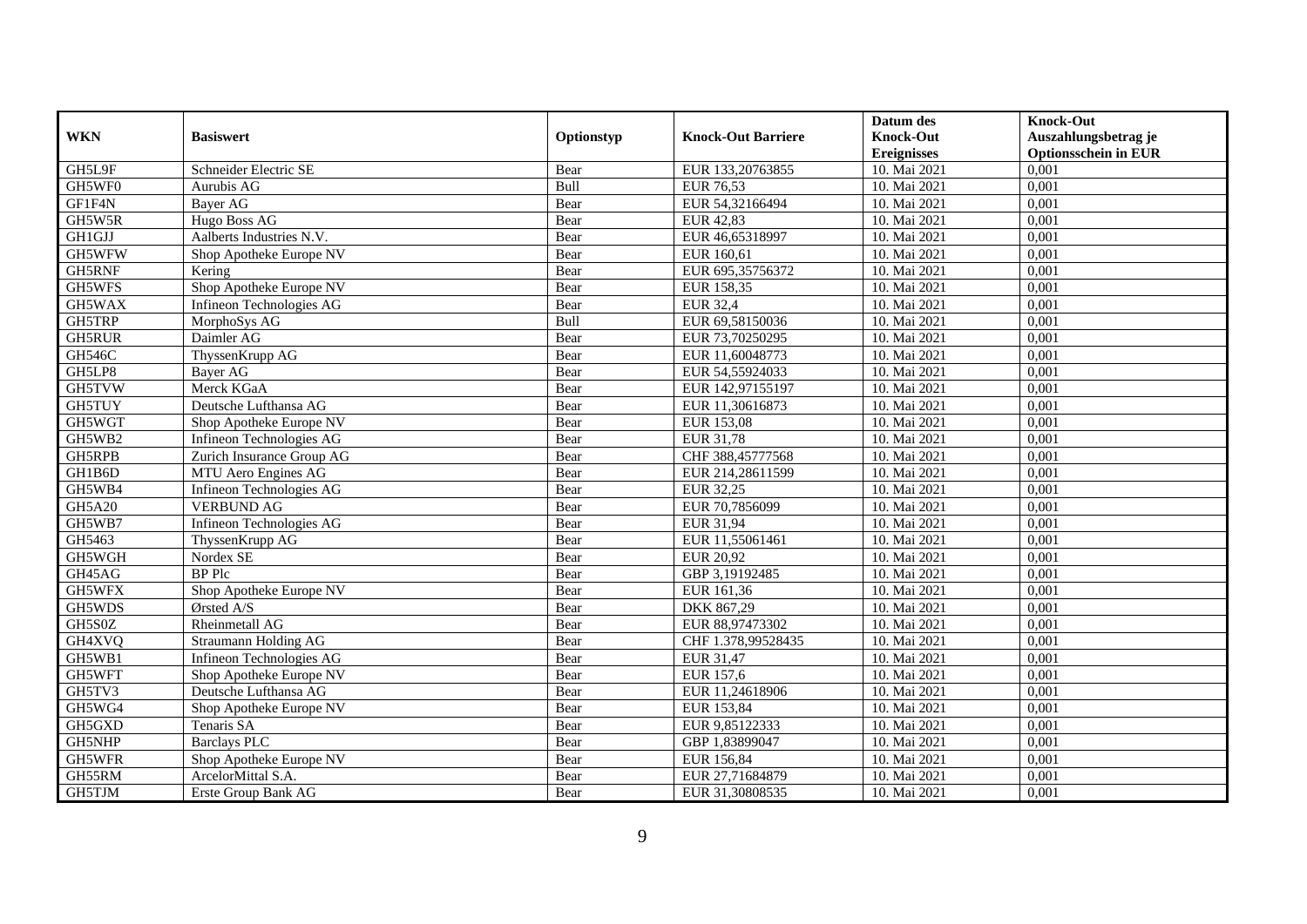| WKN | Basiswert | Optionstyp | Knock-Out Barriere | Datum des Knock-Out Ereignisses | Knock-Out Auszahlungsbetrag je Optionsschein in EUR |
|---|---|---|---|---|---|
| GH5L9F | Schneider Electric SE | Bear | EUR 133,20763855 | 10. Mai 2021 | 0,001 |
| GH5WF0 | Aurubis AG | Bull | EUR 76,53 | 10. Mai 2021 | 0,001 |
| GF1F4N | Bayer AG | Bear | EUR 54,32166494 | 10. Mai 2021 | 0,001 |
| GH5W5R | Hugo Boss AG | Bear | EUR 42,83 | 10. Mai 2021 | 0,001 |
| GH1GJJ | Aalberts Industries N.V. | Bear | EUR 46,65318997 | 10. Mai 2021 | 0,001 |
| GH5WFW | Shop Apotheke Europe NV | Bear | EUR 160,61 | 10. Mai 2021 | 0,001 |
| GH5RNF | Kering | Bear | EUR 695,35756372 | 10. Mai 2021 | 0,001 |
| GH5WFS | Shop Apotheke Europe NV | Bear | EUR 158,35 | 10. Mai 2021 | 0,001 |
| GH5WAX | Infineon Technologies AG | Bear | EUR 32,4 | 10. Mai 2021 | 0,001 |
| GH5TRP | MorphoSys AG | Bull | EUR 69,58150036 | 10. Mai 2021 | 0,001 |
| GH5RUR | Daimler AG | Bear | EUR 73,70250295 | 10. Mai 2021 | 0,001 |
| GH546C | ThyssenKrupp AG | Bear | EUR 11,60048773 | 10. Mai 2021 | 0,001 |
| GH5LP8 | Bayer AG | Bear | EUR 54,55924033 | 10. Mai 2021 | 0,001 |
| GH5TVW | Merck KGaA | Bear | EUR 142,97155197 | 10. Mai 2021 | 0,001 |
| GH5TUY | Deutsche Lufthansa AG | Bear | EUR 11,30616873 | 10. Mai 2021 | 0,001 |
| GH5WGT | Shop Apotheke Europe NV | Bear | EUR 153,08 | 10. Mai 2021 | 0,001 |
| GH5WB2 | Infineon Technologies AG | Bear | EUR 31,78 | 10. Mai 2021 | 0,001 |
| GH5RPB | Zurich Insurance Group AG | Bear | CHF 388,45777568 | 10. Mai 2021 | 0,001 |
| GH1B6D | MTU Aero Engines AG | Bear | EUR 214,28611599 | 10. Mai 2021 | 0,001 |
| GH5WB4 | Infineon Technologies AG | Bear | EUR 32,25 | 10. Mai 2021 | 0,001 |
| GH5A20 | VERBUND AG | Bear | EUR 70,7856099 | 10. Mai 2021 | 0,001 |
| GH5WB7 | Infineon Technologies AG | Bear | EUR 31,94 | 10. Mai 2021 | 0,001 |
| GH5463 | ThyssenKrupp AG | Bear | EUR 11,55061461 | 10. Mai 2021 | 0,001 |
| GH5WGH | Nordex SE | Bear | EUR 20,92 | 10. Mai 2021 | 0,001 |
| GH45AG | BP Plc | Bear | GBP 3,19192485 | 10. Mai 2021 | 0,001 |
| GH5WFX | Shop Apotheke Europe NV | Bear | EUR 161,36 | 10. Mai 2021 | 0,001 |
| GH5WDS | Ørsted A/S | Bear | DKK 867,29 | 10. Mai 2021 | 0,001 |
| GH5S0Z | Rheinmetall AG | Bear | EUR 88,97473302 | 10. Mai 2021 | 0,001 |
| GH4XVQ | Straumann Holding AG | Bear | CHF 1.378,99528435 | 10. Mai 2021 | 0,001 |
| GH5WB1 | Infineon Technologies AG | Bear | EUR 31,47 | 10. Mai 2021 | 0,001 |
| GH5WFT | Shop Apotheke Europe NV | Bear | EUR 157,6 | 10. Mai 2021 | 0,001 |
| GH5TV3 | Deutsche Lufthansa AG | Bear | EUR 11,24618906 | 10. Mai 2021 | 0,001 |
| GH5WG4 | Shop Apotheke Europe NV | Bear | EUR 153,84 | 10. Mai 2021 | 0,001 |
| GH5GXD | Tenaris SA | Bear | EUR 9,85122333 | 10. Mai 2021 | 0,001 |
| GH5NHP | Barclays PLC | Bear | GBP 1,83899047 | 10. Mai 2021 | 0,001 |
| GH5WFR | Shop Apotheke Europe NV | Bear | EUR 156,84 | 10. Mai 2021 | 0,001 |
| GH55RM | ArcelorMittal S.A. | Bear | EUR 27,71684879 | 10. Mai 2021 | 0,001 |
| GH5TJM | Erste Group Bank AG | Bear | EUR 31,30808535 | 10. Mai 2021 | 0,001 |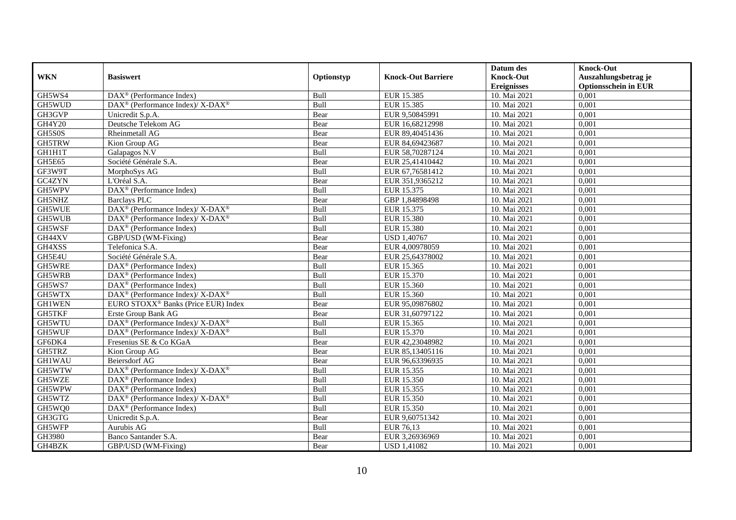| WKN | Basiswert | Optionstyp | Knock-Out Barriere | Datum des Knock-Out Ereignisses | Knock-Out Auszahlungsbetrag je Optionsschein in EUR |
|---|---|---|---|---|---|
| GH5WS4 | DAX® (Performance Index) | Bull | EUR 15.385 | 10. Mai 2021 | 0,001 |
| GH5WUD | DAX® (Performance Index)/ X-DAX® | Bull | EUR 15.385 | 10. Mai 2021 | 0,001 |
| GH3GVP | Unicredit S.p.A. | Bear | EUR 9,50845991 | 10. Mai 2021 | 0,001 |
| GH4Y20 | Deutsche Telekom AG | Bear | EUR 16,68212998 | 10. Mai 2021 | 0,001 |
| GH5S0S | Rheinmetall AG | Bear | EUR 89,40451436 | 10. Mai 2021 | 0,001 |
| GH5TRW | Kion Group AG | Bear | EUR 84,69423687 | 10. Mai 2021 | 0,001 |
| GH1H1T | Galapagos N.V | Bull | EUR 58,70287124 | 10. Mai 2021 | 0,001 |
| GH5E65 | Société Générale S.A. | Bear | EUR 25,41410442 | 10. Mai 2021 | 0,001 |
| GF3W9T | MorphoSys AG | Bull | EUR 67,76581412 | 10. Mai 2021 | 0,001 |
| GC4ZYN | L'Oréal S.A. | Bear | EUR 351,9365212 | 10. Mai 2021 | 0,001 |
| GH5WPV | DAX® (Performance Index) | Bull | EUR 15.375 | 10. Mai 2021 | 0,001 |
| GH5NHZ | Barclays PLC | Bear | GBP 1,84898498 | 10. Mai 2021 | 0,001 |
| GH5WUE | DAX® (Performance Index)/ X-DAX® | Bull | EUR 15.375 | 10. Mai 2021 | 0,001 |
| GH5WUB | DAX® (Performance Index)/ X-DAX® | Bull | EUR 15.380 | 10. Mai 2021 | 0,001 |
| GH5WSF | DAX® (Performance Index) | Bull | EUR 15.380 | 10. Mai 2021 | 0,001 |
| GH44XV | GBP/USD (WM-Fixing) | Bear | USD 1,40767 | 10. Mai 2021 | 0,001 |
| GH4XSS | Telefonica S.A. | Bear | EUR 4,00978059 | 10. Mai 2021 | 0,001 |
| GH5E4U | Société Générale S.A. | Bear | EUR 25,64378002 | 10. Mai 2021 | 0,001 |
| GH5WRE | DAX® (Performance Index) | Bull | EUR 15.365 | 10. Mai 2021 | 0,001 |
| GH5WRB | DAX® (Performance Index) | Bull | EUR 15.370 | 10. Mai 2021 | 0,001 |
| GH5WS7 | DAX® (Performance Index) | Bull | EUR 15.360 | 10. Mai 2021 | 0,001 |
| GH5WTX | DAX® (Performance Index)/ X-DAX® | Bull | EUR 15.360 | 10. Mai 2021 | 0,001 |
| GH1WEN | EURO STOXX® Banks (Price EUR) Index | Bear | EUR 95,09876802 | 10. Mai 2021 | 0,001 |
| GH5TKF | Erste Group Bank AG | Bear | EUR 31,60797122 | 10. Mai 2021 | 0,001 |
| GH5WTU | DAX® (Performance Index)/ X-DAX® | Bull | EUR 15.365 | 10. Mai 2021 | 0,001 |
| GH5WUF | DAX® (Performance Index)/ X-DAX® | Bull | EUR 15.370 | 10. Mai 2021 | 0,001 |
| GF6DK4 | Fresenius SE & Co KGaA | Bear | EUR 42,23048982 | 10. Mai 2021 | 0,001 |
| GH5TRZ | Kion Group AG | Bear | EUR 85,13405116 | 10. Mai 2021 | 0,001 |
| GH1WAU | Beiersdorf AG | Bear | EUR 96,63396935 | 10. Mai 2021 | 0,001 |
| GH5WTW | DAX® (Performance Index)/ X-DAX® | Bull | EUR 15.355 | 10. Mai 2021 | 0,001 |
| GH5WZE | DAX® (Performance Index) | Bull | EUR 15.350 | 10. Mai 2021 | 0,001 |
| GH5WPW | DAX® (Performance Index) | Bull | EUR 15.355 | 10. Mai 2021 | 0,001 |
| GH5WTZ | DAX® (Performance Index)/ X-DAX® | Bull | EUR 15.350 | 10. Mai 2021 | 0,001 |
| GH5WQ0 | DAX® (Performance Index) | Bull | EUR 15.350 | 10. Mai 2021 | 0,001 |
| GH3GTG | Unicredit S.p.A. | Bear | EUR 9,60751342 | 10. Mai 2021 | 0,001 |
| GH5WFP | Aurubis AG | Bull | EUR 76,13 | 10. Mai 2021 | 0,001 |
| GH3980 | Banco Santander S.A. | Bear | EUR 3,26936969 | 10. Mai 2021 | 0,001 |
| GH4BZK | GBP/USD (WM-Fixing) | Bear | USD 1,41082 | 10. Mai 2021 | 0,001 |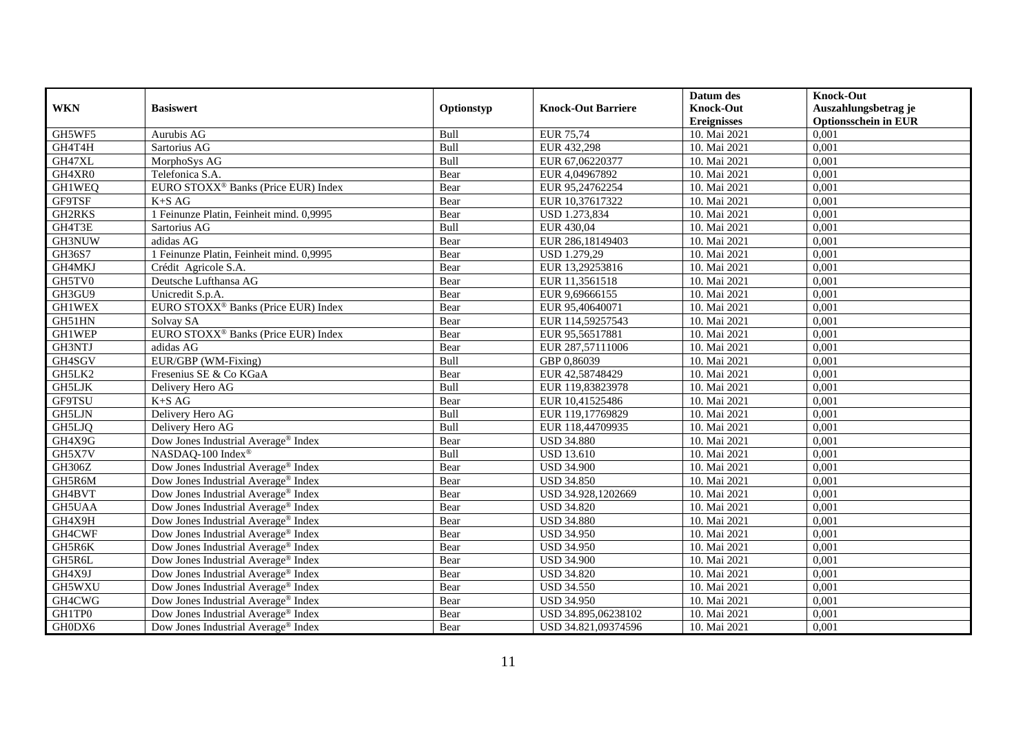| WKN | Basiswert | Optionstyp | Knock-Out Barriere | Datum des Knock-Out Ereignisses | Knock-Out Auszahlungsbetrag je Optionsschein in EUR |
|---|---|---|---|---|---|
| GH5WF5 | Aurubis AG | Bull | EUR 75,74 | 10. Mai 2021 | 0,001 |
| GH4T4H | Sartorius AG | Bull | EUR 432,298 | 10. Mai 2021 | 0,001 |
| GH47XL | MorphoSys AG | Bull | EUR 67,06220377 | 10. Mai 2021 | 0,001 |
| GH4XR0 | Telefonica S.A. | Bear | EUR 4,04967892 | 10. Mai 2021 | 0,001 |
| GH1WEQ | EURO STOXX® Banks (Price EUR) Index | Bear | EUR 95,24762254 | 10. Mai 2021 | 0,001 |
| GF9TSF | K+S AG | Bear | EUR 10,37617322 | 10. Mai 2021 | 0,001 |
| GH2RKS | 1 Feinunze Platin, Feinheit mind. 0,9995 | Bear | USD 1.273,834 | 10. Mai 2021 | 0,001 |
| GH4T3E | Sartorius AG | Bull | EUR 430,04 | 10. Mai 2021 | 0,001 |
| GH3NUW | adidas AG | Bear | EUR 286,18149403 | 10. Mai 2021 | 0,001 |
| GH36S7 | 1 Feinunze Platin, Feinheit mind. 0,9995 | Bear | USD 1.279,29 | 10. Mai 2021 | 0,001 |
| GH4MKJ | Crédit Agricole S.A. | Bear | EUR 13,29253816 | 10. Mai 2021 | 0,001 |
| GH5TV0 | Deutsche Lufthansa AG | Bear | EUR 11,3561518 | 10. Mai 2021 | 0,001 |
| GH3GU9 | Unicredit S.p.A. | Bear | EUR 9,69666155 | 10. Mai 2021 | 0,001 |
| GH1WEX | EURO STOXX® Banks (Price EUR) Index | Bear | EUR 95,40640071 | 10. Mai 2021 | 0,001 |
| GH51HN | Solvay SA | Bear | EUR 114,59257543 | 10. Mai 2021 | 0,001 |
| GH1WEP | EURO STOXX® Banks (Price EUR) Index | Bear | EUR 95,56517881 | 10. Mai 2021 | 0,001 |
| GH3NTJ | adidas AG | Bear | EUR 287,57111006 | 10. Mai 2021 | 0,001 |
| GH4SGV | EUR/GBP (WM-Fixing) | Bull | GBP 0,86039 | 10. Mai 2021 | 0,001 |
| GH5LK2 | Fresenius SE & Co KGaA | Bear | EUR 42,58748429 | 10. Mai 2021 | 0,001 |
| GH5LJK | Delivery Hero AG | Bull | EUR 119,83823978 | 10. Mai 2021 | 0,001 |
| GF9TSU | K+S AG | Bear | EUR 10,41525486 | 10. Mai 2021 | 0,001 |
| GH5LJN | Delivery Hero AG | Bull | EUR 119,17769829 | 10. Mai 2021 | 0,001 |
| GH5LJQ | Delivery Hero AG | Bull | EUR 118,44709935 | 10. Mai 2021 | 0,001 |
| GH4X9G | Dow Jones Industrial Average® Index | Bear | USD 34.880 | 10. Mai 2021 | 0,001 |
| GH5X7V | NASDAQ-100 Index® | Bull | USD 13.610 | 10. Mai 2021 | 0,001 |
| GH306Z | Dow Jones Industrial Average® Index | Bear | USD 34.900 | 10. Mai 2021 | 0,001 |
| GH5R6M | Dow Jones Industrial Average® Index | Bear | USD 34.850 | 10. Mai 2021 | 0,001 |
| GH4BVT | Dow Jones Industrial Average® Index | Bear | USD 34.928,1202669 | 10. Mai 2021 | 0,001 |
| GH5UAA | Dow Jones Industrial Average® Index | Bear | USD 34.820 | 10. Mai 2021 | 0,001 |
| GH4X9H | Dow Jones Industrial Average® Index | Bear | USD 34.880 | 10. Mai 2021 | 0,001 |
| GH4CWF | Dow Jones Industrial Average® Index | Bear | USD 34.950 | 10. Mai 2021 | 0,001 |
| GH5R6K | Dow Jones Industrial Average® Index | Bear | USD 34.950 | 10. Mai 2021 | 0,001 |
| GH5R6L | Dow Jones Industrial Average® Index | Bear | USD 34.900 | 10. Mai 2021 | 0,001 |
| GH4X9J | Dow Jones Industrial Average® Index | Bear | USD 34.820 | 10. Mai 2021 | 0,001 |
| GH5WXU | Dow Jones Industrial Average® Index | Bear | USD 34.550 | 10. Mai 2021 | 0,001 |
| GH4CWG | Dow Jones Industrial Average® Index | Bear | USD 34.950 | 10. Mai 2021 | 0,001 |
| GH1TP0 | Dow Jones Industrial Average® Index | Bear | USD 34.895,06238102 | 10. Mai 2021 | 0,001 |
| GH0DX6 | Dow Jones Industrial Average® Index | Bear | USD 34.821,09374596 | 10. Mai 2021 | 0,001 |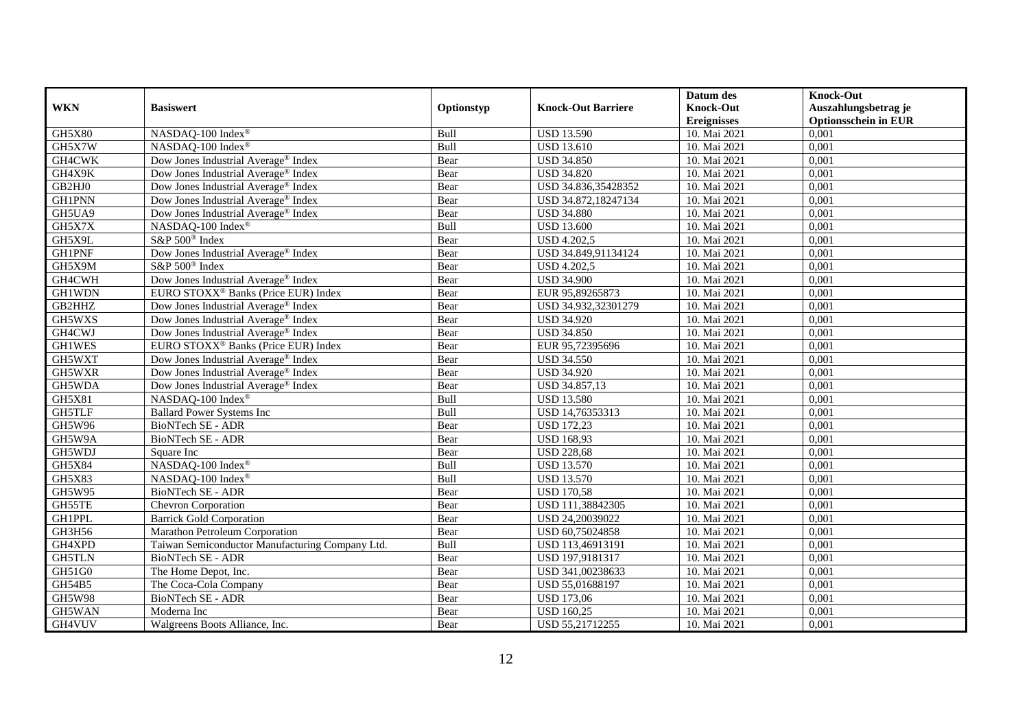| WKN | Basiswert | Optionstyp | Knock-Out Barriere | Datum des Knock-Out Ereignisses | Knock-Out Auszahlungsbetrag je Optionsschein in EUR |
|---|---|---|---|---|---|
| GH5X80 | NASDAQ-100 Index® | Bull | USD 13.590 | 10. Mai 2021 | 0,001 |
| GH5X7W | NASDAQ-100 Index® | Bull | USD 13.610 | 10. Mai 2021 | 0,001 |
| GH4CWK | Dow Jones Industrial Average® Index | Bear | USD 34.850 | 10. Mai 2021 | 0,001 |
| GH4X9K | Dow Jones Industrial Average® Index | Bear | USD 34.820 | 10. Mai 2021 | 0,001 |
| GB2HJ0 | Dow Jones Industrial Average® Index | Bear | USD 34.836,35428352 | 10. Mai 2021 | 0,001 |
| GH1PNN | Dow Jones Industrial Average® Index | Bear | USD 34.872,18247134 | 10. Mai 2021 | 0,001 |
| GH5UA9 | Dow Jones Industrial Average® Index | Bear | USD 34.880 | 10. Mai 2021 | 0,001 |
| GH5X7X | NASDAQ-100 Index® | Bull | USD 13.600 | 10. Mai 2021 | 0,001 |
| GH5X9L | S&P 500® Index | Bear | USD 4.202,5 | 10. Mai 2021 | 0,001 |
| GH1PNF | Dow Jones Industrial Average® Index | Bear | USD 34.849,91134124 | 10. Mai 2021 | 0,001 |
| GH5X9M | S&P 500® Index | Bear | USD 4.202,5 | 10. Mai 2021 | 0,001 |
| GH4CWH | Dow Jones Industrial Average® Index | Bear | USD 34.900 | 10. Mai 2021 | 0,001 |
| GH1WDN | EURO STOXX® Banks (Price EUR) Index | Bear | EUR 95,89265873 | 10. Mai 2021 | 0,001 |
| GB2HHZ | Dow Jones Industrial Average® Index | Bear | USD 34.932,32301279 | 10. Mai 2021 | 0,001 |
| GH5WXS | Dow Jones Industrial Average® Index | Bear | USD 34.920 | 10. Mai 2021 | 0,001 |
| GH4CWJ | Dow Jones Industrial Average® Index | Bear | USD 34.850 | 10. Mai 2021 | 0,001 |
| GH1WES | EURO STOXX® Banks (Price EUR) Index | Bear | EUR 95,72395696 | 10. Mai 2021 | 0,001 |
| GH5WXT | Dow Jones Industrial Average® Index | Bear | USD 34.550 | 10. Mai 2021 | 0,001 |
| GH5WXR | Dow Jones Industrial Average® Index | Bear | USD 34.920 | 10. Mai 2021 | 0,001 |
| GH5WDA | Dow Jones Industrial Average® Index | Bear | USD 34.857,13 | 10. Mai 2021 | 0,001 |
| GH5X81 | NASDAQ-100 Index® | Bull | USD 13.580 | 10. Mai 2021 | 0,001 |
| GH5TLF | Ballard Power Systems Inc | Bull | USD 14,76353313 | 10. Mai 2021 | 0,001 |
| GH5W96 | BioNTech SE - ADR | Bear | USD 172,23 | 10. Mai 2021 | 0,001 |
| GH5W9A | BioNTech SE - ADR | Bear | USD 168,93 | 10. Mai 2021 | 0,001 |
| GH5WDJ | Square Inc | Bear | USD 228,68 | 10. Mai 2021 | 0,001 |
| GH5X84 | NASDAQ-100 Index® | Bull | USD 13.570 | 10. Mai 2021 | 0,001 |
| GH5X83 | NASDAQ-100 Index® | Bull | USD 13.570 | 10. Mai 2021 | 0,001 |
| GH5W95 | BioNTech SE - ADR | Bear | USD 170,58 | 10. Mai 2021 | 0,001 |
| GH55TE | Chevron Corporation | Bear | USD 111,38842305 | 10. Mai 2021 | 0,001 |
| GH1PPL | Barrick Gold Corporation | Bear | USD 24,20039022 | 10. Mai 2021 | 0,001 |
| GH3H56 | Marathon Petroleum Corporation | Bear | USD 60,75024858 | 10. Mai 2021 | 0,001 |
| GH4XPD | Taiwan Semiconductor Manufacturing Company Ltd. | Bull | USD 113,46913191 | 10. Mai 2021 | 0,001 |
| GH5TLN | BioNTech SE - ADR | Bear | USD 197,9181317 | 10. Mai 2021 | 0,001 |
| GH51G0 | The Home Depot, Inc. | Bear | USD 341,00238633 | 10. Mai 2021 | 0,001 |
| GH54B5 | The Coca-Cola Company | Bear | USD 55,01688197 | 10. Mai 2021 | 0,001 |
| GH5W98 | BioNTech SE - ADR | Bear | USD 173,06 | 10. Mai 2021 | 0,001 |
| GH5WAN | Moderna Inc | Bear | USD 160,25 | 10. Mai 2021 | 0,001 |
| GH4VUV | Walgreens Boots Alliance, Inc. | Bear | USD 55,21712255 | 10. Mai 2021 | 0,001 |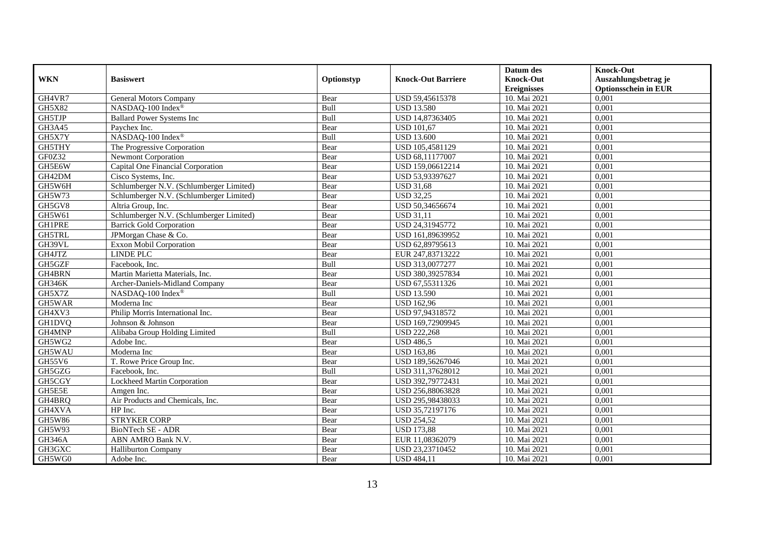| WKN | Basiswert | Optionstyp | Knock-Out Barriere | Datum des Knock-Out Ereignisses | Knock-Out Auszahlungsbetrag je Optionsschein in EUR |
|---|---|---|---|---|---|
| GH4VR7 | General Motors Company | Bear | USD 59,45615378 | 10. Mai 2021 | 0,001 |
| GH5X82 | NASDAQ-100 Index® | Bull | USD 13.580 | 10. Mai 2021 | 0,001 |
| GH5TJP | Ballard Power Systems Inc | Bull | USD 14,87363405 | 10. Mai 2021 | 0,001 |
| GH3A45 | Paychex Inc. | Bear | USD 101,67 | 10. Mai 2021 | 0,001 |
| GH5X7Y | NASDAQ-100 Index® | Bull | USD 13.600 | 10. Mai 2021 | 0,001 |
| GH5THY | The Progressive Corporation | Bear | USD 105,4581129 | 10. Mai 2021 | 0,001 |
| GF0Z32 | Newmont Corporation | Bear | USD 68,11177007 | 10. Mai 2021 | 0,001 |
| GH5E6W | Capital One Financial Corporation | Bear | USD 159,06612214 | 10. Mai 2021 | 0,001 |
| GH42DM | Cisco Systems, Inc. | Bear | USD 53,93397627 | 10. Mai 2021 | 0,001 |
| GH5W6H | Schlumberger N.V. (Schlumberger Limited) | Bear | USD 31,68 | 10. Mai 2021 | 0,001 |
| GH5W73 | Schlumberger N.V. (Schlumberger Limited) | Bear | USD 32,25 | 10. Mai 2021 | 0,001 |
| GH5GV8 | Altria Group, Inc. | Bear | USD 50,34656674 | 10. Mai 2021 | 0,001 |
| GH5W61 | Schlumberger N.V. (Schlumberger Limited) | Bear | USD 31,11 | 10. Mai 2021 | 0,001 |
| GH1PRE | Barrick Gold Corporation | Bear | USD 24,31945772 | 10. Mai 2021 | 0,001 |
| GH5TRL | JPMorgan Chase & Co. | Bear | USD 161,89639952 | 10. Mai 2021 | 0,001 |
| GH39VL | Exxon Mobil Corporation | Bear | USD 62,89795613 | 10. Mai 2021 | 0,001 |
| GH4JTZ | LINDE PLC | Bear | EUR 247,83713222 | 10. Mai 2021 | 0,001 |
| GH5GZF | Facebook, Inc. | Bull | USD 313,0077277 | 10. Mai 2021 | 0,001 |
| GH4BRN | Martin Marietta Materials, Inc. | Bear | USD 380,39257834 | 10. Mai 2021 | 0,001 |
| GH346K | Archer-Daniels-Midland Company | Bear | USD 67,55311326 | 10. Mai 2021 | 0,001 |
| GH5X7Z | NASDAQ-100 Index® | Bull | USD 13.590 | 10. Mai 2021 | 0,001 |
| GH5WAR | Moderna Inc | Bear | USD 162,96 | 10. Mai 2021 | 0,001 |
| GH4XV3 | Philip Morris International Inc. | Bear | USD 97,94318572 | 10. Mai 2021 | 0,001 |
| GH1DVQ | Johnson & Johnson | Bear | USD 169,72909945 | 10. Mai 2021 | 0,001 |
| GH4MNP | Alibaba Group Holding Limited | Bull | USD 222,268 | 10. Mai 2021 | 0,001 |
| GH5WG2 | Adobe Inc. | Bear | USD 486,5 | 10. Mai 2021 | 0,001 |
| GH5WAU | Moderna Inc | Bear | USD 163,86 | 10. Mai 2021 | 0,001 |
| GH55V6 | T. Rowe Price Group Inc. | Bear | USD 189,56267046 | 10. Mai 2021 | 0,001 |
| GH5GZG | Facebook, Inc. | Bull | USD 311,37628012 | 10. Mai 2021 | 0,001 |
| GH5CGY | Lockheed Martin Corporation | Bear | USD 392,79772431 | 10. Mai 2021 | 0,001 |
| GH5E5E | Amgen Inc. | Bear | USD 256,88063828 | 10. Mai 2021 | 0,001 |
| GH4BRQ | Air Products and Chemicals, Inc. | Bear | USD 295,98438033 | 10. Mai 2021 | 0,001 |
| GH4XVA | HP Inc. | Bear | USD 35,72197176 | 10. Mai 2021 | 0,001 |
| GH5W86 | STRYKER CORP | Bear | USD 254,52 | 10. Mai 2021 | 0,001 |
| GH5W93 | BioNTech SE - ADR | Bear | USD 173,88 | 10. Mai 2021 | 0,001 |
| GH346A | ABN AMRO Bank N.V. | Bear | EUR 11,08362079 | 10. Mai 2021 | 0,001 |
| GH3GXC | Halliburton Company | Bear | USD 23,23710452 | 10. Mai 2021 | 0,001 |
| GH5WG0 | Adobe Inc. | Bear | USD 484,11 | 10. Mai 2021 | 0,001 |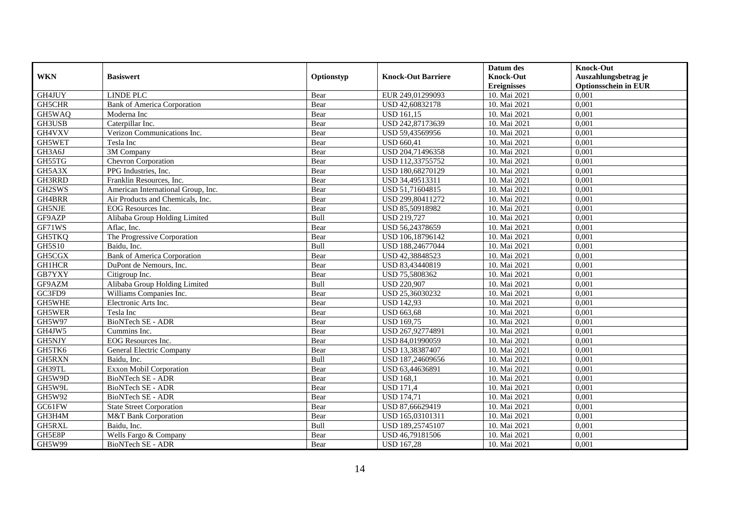| WKN | Basiswert | Optionstyp | Knock-Out Barriere | Datum des Knock-Out Ereignisses | Knock-Out Auszahlungsbetrag je Optionsschein in EUR |
|---|---|---|---|---|---|
| GH4JUY | LINDE PLC | Bear | EUR 249,01299093 | 10. Mai 2021 | 0,001 |
| GH5CHR | Bank of America Corporation | Bear | USD 42,60832178 | 10. Mai 2021 | 0,001 |
| GH5WAQ | Moderna Inc | Bear | USD 161,15 | 10. Mai 2021 | 0,001 |
| GH3USB | Caterpillar Inc. | Bear | USD 242,87173639 | 10. Mai 2021 | 0,001 |
| GH4VXV | Verizon Communications Inc. | Bear | USD 59,43569956 | 10. Mai 2021 | 0,001 |
| GH5WET | Tesla Inc | Bear | USD 660,41 | 10. Mai 2021 | 0,001 |
| GH3A6J | 3M Company | Bear | USD 204,71496358 | 10. Mai 2021 | 0,001 |
| GH55TG | Chevron Corporation | Bear | USD 112,33755752 | 10. Mai 2021 | 0,001 |
| GH5A3X | PPG Industries, Inc. | Bear | USD 180,68270129 | 10. Mai 2021 | 0,001 |
| GH3RRD | Franklin Resources, Inc. | Bear | USD 34,49513311 | 10. Mai 2021 | 0,001 |
| GH2SWS | American International Group, Inc. | Bear | USD 51,71604815 | 10. Mai 2021 | 0,001 |
| GH4BRR | Air Products and Chemicals, Inc. | Bear | USD 299,80411272 | 10. Mai 2021 | 0,001 |
| GH5NJE | EOG Resources Inc. | Bear | USD 85,50918982 | 10. Mai 2021 | 0,001 |
| GF9AZP | Alibaba Group Holding Limited | Bull | USD 219,727 | 10. Mai 2021 | 0,001 |
| GF71WS | Aflac, Inc. | Bear | USD 56,24378659 | 10. Mai 2021 | 0,001 |
| GH5TKQ | The Progressive Corporation | Bear | USD 106,18796142 | 10. Mai 2021 | 0,001 |
| GH5S10 | Baidu, Inc. | Bull | USD 188,24677044 | 10. Mai 2021 | 0,001 |
| GH5CGX | Bank of America Corporation | Bear | USD 42,38848523 | 10. Mai 2021 | 0,001 |
| GH1HCR | DuPont de Nemours, Inc. | Bear | USD 83,43440819 | 10. Mai 2021 | 0,001 |
| GB7YXY | Citigroup Inc. | Bear | USD 75,5808362 | 10. Mai 2021 | 0,001 |
| GF9AZM | Alibaba Group Holding Limited | Bull | USD 220,907 | 10. Mai 2021 | 0,001 |
| GC3FD9 | Williams Companies Inc. | Bear | USD 25,36030232 | 10. Mai 2021 | 0,001 |
| GH5WHE | Electronic Arts Inc. | Bear | USD 142,93 | 10. Mai 2021 | 0,001 |
| GH5WER | Tesla Inc | Bear | USD 663,68 | 10. Mai 2021 | 0,001 |
| GH5W97 | BioNTech SE - ADR | Bear | USD 169,75 | 10. Mai 2021 | 0,001 |
| GH4JW5 | Cummins Inc. | Bear | USD 267,92774891 | 10. Mai 2021 | 0,001 |
| GH5NJY | EOG Resources Inc. | Bear | USD 84,01990059 | 10. Mai 2021 | 0,001 |
| GH5TK6 | General Electric Company | Bear | USD 13,38387407 | 10. Mai 2021 | 0,001 |
| GH5RXN | Baidu, Inc. | Bull | USD 187,24609656 | 10. Mai 2021 | 0,001 |
| GH39TL | Exxon Mobil Corporation | Bear | USD 63,44636891 | 10. Mai 2021 | 0,001 |
| GH5W9D | BioNTech SE - ADR | Bear | USD 168,1 | 10. Mai 2021 | 0,001 |
| GH5W9L | BioNTech SE - ADR | Bear | USD 171,4 | 10. Mai 2021 | 0,001 |
| GH5W92 | BioNTech SE - ADR | Bear | USD 174,71 | 10. Mai 2021 | 0,001 |
| GC61FW | State Street Corporation | Bear | USD 87,66629419 | 10. Mai 2021 | 0,001 |
| GH3H4M | M&T Bank Corporation | Bear | USD 165,03101311 | 10. Mai 2021 | 0,001 |
| GH5RXL | Baidu, Inc. | Bull | USD 189,25745107 | 10. Mai 2021 | 0,001 |
| GH5E8P | Wells Fargo & Company | Bear | USD 46,79181506 | 10. Mai 2021 | 0,001 |
| GH5W99 | BioNTech SE - ADR | Bear | USD 167,28 | 10. Mai 2021 | 0,001 |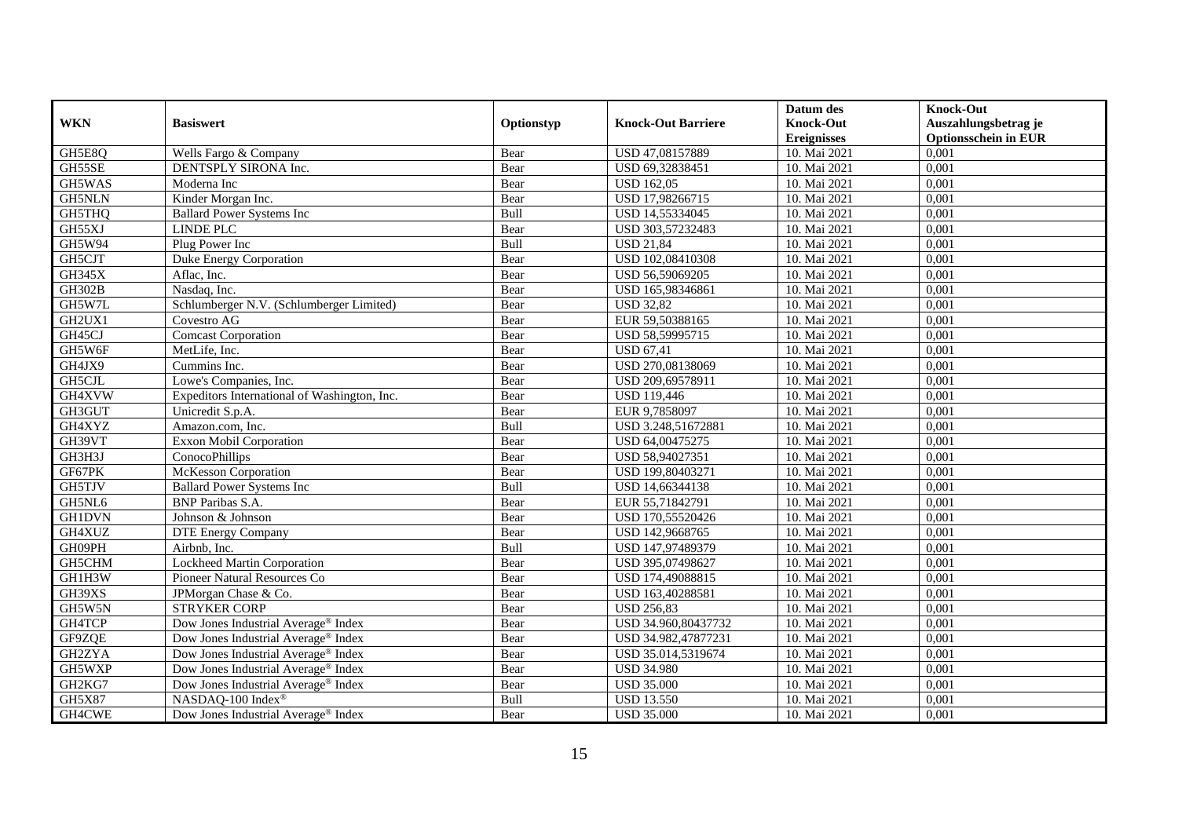| WKN | Basiswert | Optionstyp | Knock-Out Barriere | Datum des Knock-Out Ereignisses | Knock-Out Auszahlungsbetrag je Optionsschein in EUR |
|---|---|---|---|---|---|
| GH5E8Q | Wells Fargo & Company | Bear | USD 47,08157889 | 10. Mai 2021 | 0,001 |
| GH55SE | DENTSPLY SIRONA Inc. | Bear | USD 69,32838451 | 10. Mai 2021 | 0,001 |
| GH5WAS | Moderna Inc | Bear | USD 162,05 | 10. Mai 2021 | 0,001 |
| GH5NLN | Kinder Morgan Inc. | Bear | USD 17,98266715 | 10. Mai 2021 | 0,001 |
| GH5THQ | Ballard Power Systems Inc | Bull | USD 14,55334045 | 10. Mai 2021 | 0,001 |
| GH55XJ | LINDE PLC | Bear | USD 303,57232483 | 10. Mai 2021 | 0,001 |
| GH5W94 | Plug Power Inc | Bull | USD 21,84 | 10. Mai 2021 | 0,001 |
| GH5CJT | Duke Energy Corporation | Bear | USD 102,08410308 | 10. Mai 2021 | 0,001 |
| GH345X | Aflac, Inc. | Bear | USD 56,59069205 | 10. Mai 2021 | 0,001 |
| GH302B | Nasdaq, Inc. | Bear | USD 165,98346861 | 10. Mai 2021 | 0,001 |
| GH5W7L | Schlumberger N.V. (Schlumberger Limited) | Bear | USD 32,82 | 10. Mai 2021 | 0,001 |
| GH2UX1 | Covestro AG | Bear | EUR 59,50388165 | 10. Mai 2021 | 0,001 |
| GH45CJ | Comcast Corporation | Bear | USD 58,59995715 | 10. Mai 2021 | 0,001 |
| GH5W6F | MetLife, Inc. | Bear | USD 67,41 | 10. Mai 2021 | 0,001 |
| GH4JX9 | Cummins Inc. | Bear | USD 270,08138069 | 10. Mai 2021 | 0,001 |
| GH5CJL | Lowe's Companies, Inc. | Bear | USD 209,69578911 | 10. Mai 2021 | 0,001 |
| GH4XVW | Expeditors International of Washington, Inc. | Bear | USD 119,446 | 10. Mai 2021 | 0,001 |
| GH3GUT | Unicredit S.p.A. | Bear | EUR 9,7858097 | 10. Mai 2021 | 0,001 |
| GH4XYZ | Amazon.com, Inc. | Bull | USD 3.248,51672881 | 10. Mai 2021 | 0,001 |
| GH39VT | Exxon Mobil Corporation | Bear | USD 64,00475275 | 10. Mai 2021 | 0,001 |
| GH3H3J | ConocoPhillips | Bear | USD 58,94027351 | 10. Mai 2021 | 0,001 |
| GF67PK | McKesson Corporation | Bear | USD 199,80403271 | 10. Mai 2021 | 0,001 |
| GH5TJV | Ballard Power Systems Inc | Bull | USD 14,66344138 | 10. Mai 2021 | 0,001 |
| GH5NL6 | BNP Paribas S.A. | Bear | EUR 55,71842791 | 10. Mai 2021 | 0,001 |
| GH1DVN | Johnson & Johnson | Bear | USD 170,55520426 | 10. Mai 2021 | 0,001 |
| GH4XUZ | DTE Energy Company | Bear | USD 142,9668765 | 10. Mai 2021 | 0,001 |
| GH09PH | Airbnb, Inc. | Bull | USD 147,97489379 | 10. Mai 2021 | 0,001 |
| GH5CHM | Lockheed Martin Corporation | Bear | USD 395,07498627 | 10. Mai 2021 | 0,001 |
| GH1H3W | Pioneer Natural Resources Co | Bear | USD 174,49088815 | 10. Mai 2021 | 0,001 |
| GH39XS | JPMorgan Chase & Co. | Bear | USD 163,40288581 | 10. Mai 2021 | 0,001 |
| GH5W5N | STRYKER CORP | Bear | USD 256,83 | 10. Mai 2021 | 0,001 |
| GH4TCP | Dow Jones Industrial Average® Index | Bear | USD 34.960,80437732 | 10. Mai 2021 | 0,001 |
| GF9ZQE | Dow Jones Industrial Average® Index | Bear | USD 34.982,47877231 | 10. Mai 2021 | 0,001 |
| GH2ZYA | Dow Jones Industrial Average® Index | Bear | USD 35.014,5319674 | 10. Mai 2021 | 0,001 |
| GH5WXP | Dow Jones Industrial Average® Index | Bear | USD 34.980 | 10. Mai 2021 | 0,001 |
| GH2KG7 | Dow Jones Industrial Average® Index | Bear | USD 35.000 | 10. Mai 2021 | 0,001 |
| GH5X87 | NASDAQ-100 Index® | Bull | USD 13.550 | 10. Mai 2021 | 0,001 |
| GH4CWE | Dow Jones Industrial Average® Index | Bear | USD 35.000 | 10. Mai 2021 | 0,001 |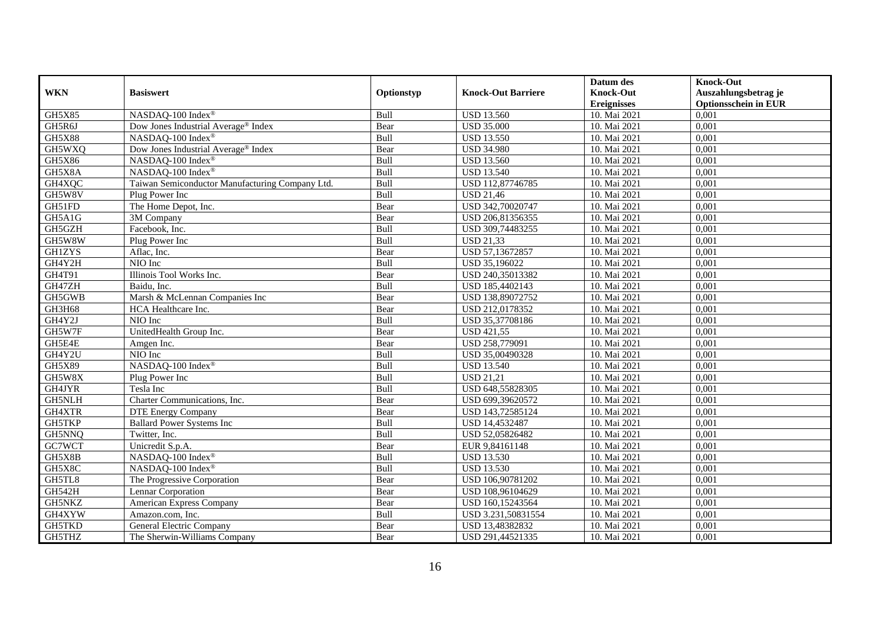| WKN | Basiswert | Optionstyp | Knock-Out Barriere | Datum des Knock-Out Ereignisses | Knock-Out Auszahlungsbetrag je Optionsschein in EUR |
|---|---|---|---|---|---|
| GH5X85 | NASDAQ-100 Index® | Bull | USD 13.560 | 10. Mai 2021 | 0,001 |
| GH5R6J | Dow Jones Industrial Average® Index | Bear | USD 35.000 | 10. Mai 2021 | 0,001 |
| GH5X88 | NASDAQ-100 Index® | Bull | USD 13.550 | 10. Mai 2021 | 0,001 |
| GH5WXQ | Dow Jones Industrial Average® Index | Bear | USD 34.980 | 10. Mai 2021 | 0,001 |
| GH5X86 | NASDAQ-100 Index® | Bull | USD 13.560 | 10. Mai 2021 | 0,001 |
| GH5X8A | NASDAQ-100 Index® | Bull | USD 13.540 | 10. Mai 2021 | 0,001 |
| GH4XQC | Taiwan Semiconductor Manufacturing Company Ltd. | Bull | USD 112,87746785 | 10. Mai 2021 | 0,001 |
| GH5W8V | Plug Power Inc | Bull | USD 21,46 | 10. Mai 2021 | 0,001 |
| GH51FD | The Home Depot, Inc. | Bear | USD 342,70020747 | 10. Mai 2021 | 0,001 |
| GH5A1G | 3M Company | Bear | USD 206,81356355 | 10. Mai 2021 | 0,001 |
| GH5GZH | Facebook, Inc. | Bull | USD 309,74483255 | 10. Mai 2021 | 0,001 |
| GH5W8W | Plug Power Inc | Bull | USD 21,33 | 10. Mai 2021 | 0,001 |
| GH1ZYS | Aflac, Inc. | Bear | USD 57,13672857 | 10. Mai 2021 | 0,001 |
| GH4Y2H | NIO Inc | Bull | USD 35,196022 | 10. Mai 2021 | 0,001 |
| GH4T91 | Illinois Tool Works Inc. | Bear | USD 240,35013382 | 10. Mai 2021 | 0,001 |
| GH47ZH | Baidu, Inc. | Bull | USD 185,4402143 | 10. Mai 2021 | 0,001 |
| GH5GWB | Marsh & McLennan Companies Inc | Bear | USD 138,89072752 | 10. Mai 2021 | 0,001 |
| GH3H68 | HCA Healthcare Inc. | Bear | USD 212,0178352 | 10. Mai 2021 | 0,001 |
| GH4Y2J | NIO Inc | Bull | USD 35,37708186 | 10. Mai 2021 | 0,001 |
| GH5W7F | UnitedHealth Group Inc. | Bear | USD 421,55 | 10. Mai 2021 | 0,001 |
| GH5E4E | Amgen Inc. | Bear | USD 258,779091 | 10. Mai 2021 | 0,001 |
| GH4Y2U | NIO Inc | Bull | USD 35,00490328 | 10. Mai 2021 | 0,001 |
| GH5X89 | NASDAQ-100 Index® | Bull | USD 13.540 | 10. Mai 2021 | 0,001 |
| GH5W8X | Plug Power Inc | Bull | USD 21,21 | 10. Mai 2021 | 0,001 |
| GH4JYR | Tesla Inc | Bull | USD 648,55828305 | 10. Mai 2021 | 0,001 |
| GH5NLH | Charter Communications, Inc. | Bear | USD 699,39620572 | 10. Mai 2021 | 0,001 |
| GH4XTR | DTE Energy Company | Bear | USD 143,72585124 | 10. Mai 2021 | 0,001 |
| GH5TKP | Ballard Power Systems Inc | Bull | USD 14,4532487 | 10. Mai 2021 | 0,001 |
| GH5NNQ | Twitter, Inc. | Bull | USD 52,05826482 | 10. Mai 2021 | 0,001 |
| GC7WCT | Unicredit S.p.A. | Bear | EUR 9,84161148 | 10. Mai 2021 | 0,001 |
| GH5X8B | NASDAQ-100 Index® | Bull | USD 13.530 | 10. Mai 2021 | 0,001 |
| GH5X8C | NASDAQ-100 Index® | Bull | USD 13.530 | 10. Mai 2021 | 0,001 |
| GH5TL8 | The Progressive Corporation | Bear | USD 106,90781202 | 10. Mai 2021 | 0,001 |
| GH542H | Lennar Corporation | Bear | USD 108,96104629 | 10. Mai 2021 | 0,001 |
| GH5NKZ | American Express Company | Bear | USD 160,15243564 | 10. Mai 2021 | 0,001 |
| GH4XYW | Amazon.com, Inc. | Bull | USD 3.231,50831554 | 10. Mai 2021 | 0,001 |
| GH5TKD | General Electric Company | Bear | USD 13,48382832 | 10. Mai 2021 | 0,001 |
| GH5THZ | The Sherwin-Williams Company | Bear | USD 291,44521335 | 10. Mai 2021 | 0,001 |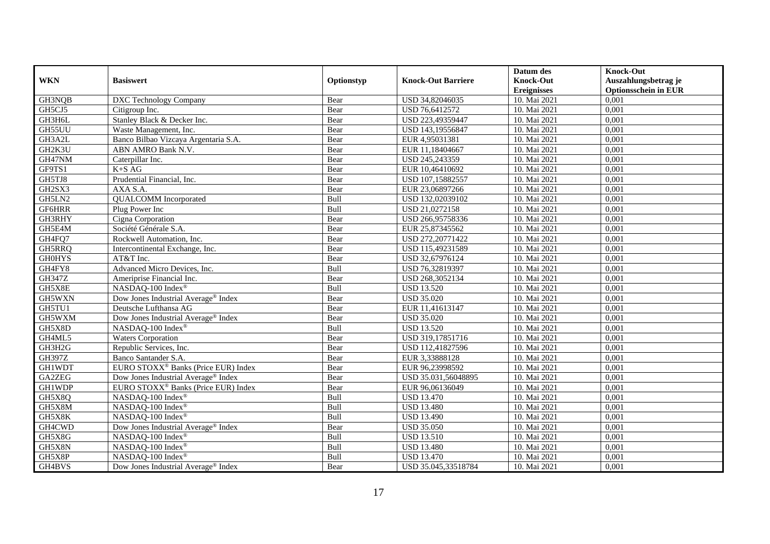| WKN | Basiswert | Optionstyp | Knock-Out Barriere | Datum des Knock-Out Ereignisses | Knock-Out Auszahlungsbetrag je Optionsschein in EUR |
|---|---|---|---|---|---|
| GH3NQB | DXC Technology Company | Bear | USD 34,82046035 | 10. Mai 2021 | 0,001 |
| GH5CJ5 | Citigroup Inc. | Bear | USD 76,6412572 | 10. Mai 2021 | 0,001 |
| GH3H6L | Stanley Black & Decker Inc. | Bear | USD 223,49359447 | 10. Mai 2021 | 0,001 |
| GH55UU | Waste Management, Inc. | Bear | USD 143,19556847 | 10. Mai 2021 | 0,001 |
| GH3A2L | Banco Bilbao Vizcaya Argentaria S.A. | Bear | EUR 4,95031381 | 10. Mai 2021 | 0,001 |
| GH2K3U | ABN AMRO Bank N.V. | Bear | EUR 11,18404667 | 10. Mai 2021 | 0,001 |
| GH47NM | Caterpillar Inc. | Bear | USD 245,243359 | 10. Mai 2021 | 0,001 |
| GF9TS1 | K+S AG | Bear | EUR 10,46410692 | 10. Mai 2021 | 0,001 |
| GH5TJ8 | Prudential Financial, Inc. | Bear | USD 107,15882557 | 10. Mai 2021 | 0,001 |
| GH2SX3 | AXA S.A. | Bear | EUR 23,06897266 | 10. Mai 2021 | 0,001 |
| GH5LN2 | QUALCOMM Incorporated | Bull | USD 132,02039102 | 10. Mai 2021 | 0,001 |
| GF6HRR | Plug Power Inc | Bull | USD 21,0272158 | 10. Mai 2021 | 0,001 |
| GH3RHY | Cigna Corporation | Bear | USD 266,95758336 | 10. Mai 2021 | 0,001 |
| GH5E4M | Société Générale S.A. | Bear | EUR 25,87345562 | 10. Mai 2021 | 0,001 |
| GH4FQ7 | Rockwell Automation, Inc. | Bear | USD 272,20771422 | 10. Mai 2021 | 0,001 |
| GH5RRQ | Intercontinental Exchange, Inc. | Bear | USD 115,49231589 | 10. Mai 2021 | 0,001 |
| GH0HYS | AT&T Inc. | Bear | USD 32,67976124 | 10. Mai 2021 | 0,001 |
| GH4FY8 | Advanced Micro Devices, Inc. | Bull | USD 76,32819397 | 10. Mai 2021 | 0,001 |
| GH347Z | Ameriprise Financial Inc. | Bear | USD 268,3052134 | 10. Mai 2021 | 0,001 |
| GH5X8E | NASDAQ-100 Index® | Bull | USD 13.520 | 10. Mai 2021 | 0,001 |
| GH5WXN | Dow Jones Industrial Average® Index | Bear | USD 35.020 | 10. Mai 2021 | 0,001 |
| GH5TU1 | Deutsche Lufthansa AG | Bear | EUR 11,41613147 | 10. Mai 2021 | 0,001 |
| GH5WXM | Dow Jones Industrial Average® Index | Bear | USD 35.020 | 10. Mai 2021 | 0,001 |
| GH5X8D | NASDAQ-100 Index® | Bull | USD 13.520 | 10. Mai 2021 | 0,001 |
| GH4ML5 | Waters Corporation | Bear | USD 319,17851716 | 10. Mai 2021 | 0,001 |
| GH3H2G | Republic Services, Inc. | Bear | USD 112,41827596 | 10. Mai 2021 | 0,001 |
| GH397Z | Banco Santander S.A. | Bear | EUR 3,33888128 | 10. Mai 2021 | 0,001 |
| GH1WDT | EURO STOXX® Banks (Price EUR) Index | Bear | EUR 96,23998592 | 10. Mai 2021 | 0,001 |
| GA2ZEG | Dow Jones Industrial Average® Index | Bear | USD 35.031,56048895 | 10. Mai 2021 | 0,001 |
| GH1WDP | EURO STOXX® Banks (Price EUR) Index | Bear | EUR 96,06136049 | 10. Mai 2021 | 0,001 |
| GH5X8Q | NASDAQ-100 Index® | Bull | USD 13.470 | 10. Mai 2021 | 0,001 |
| GH5X8M | NASDAQ-100 Index® | Bull | USD 13.480 | 10. Mai 2021 | 0,001 |
| GH5X8K | NASDAQ-100 Index® | Bull | USD 13.490 | 10. Mai 2021 | 0,001 |
| GH4CWD | Dow Jones Industrial Average® Index | Bear | USD 35.050 | 10. Mai 2021 | 0,001 |
| GH5X8G | NASDAQ-100 Index® | Bull | USD 13.510 | 10. Mai 2021 | 0,001 |
| GH5X8N | NASDAQ-100 Index® | Bull | USD 13.480 | 10. Mai 2021 | 0,001 |
| GH5X8P | NASDAQ-100 Index® | Bull | USD 13.470 | 10. Mai 2021 | 0,001 |
| GH4BVS | Dow Jones Industrial Average® Index | Bear | USD 35.045,33518784 | 10. Mai 2021 | 0,001 |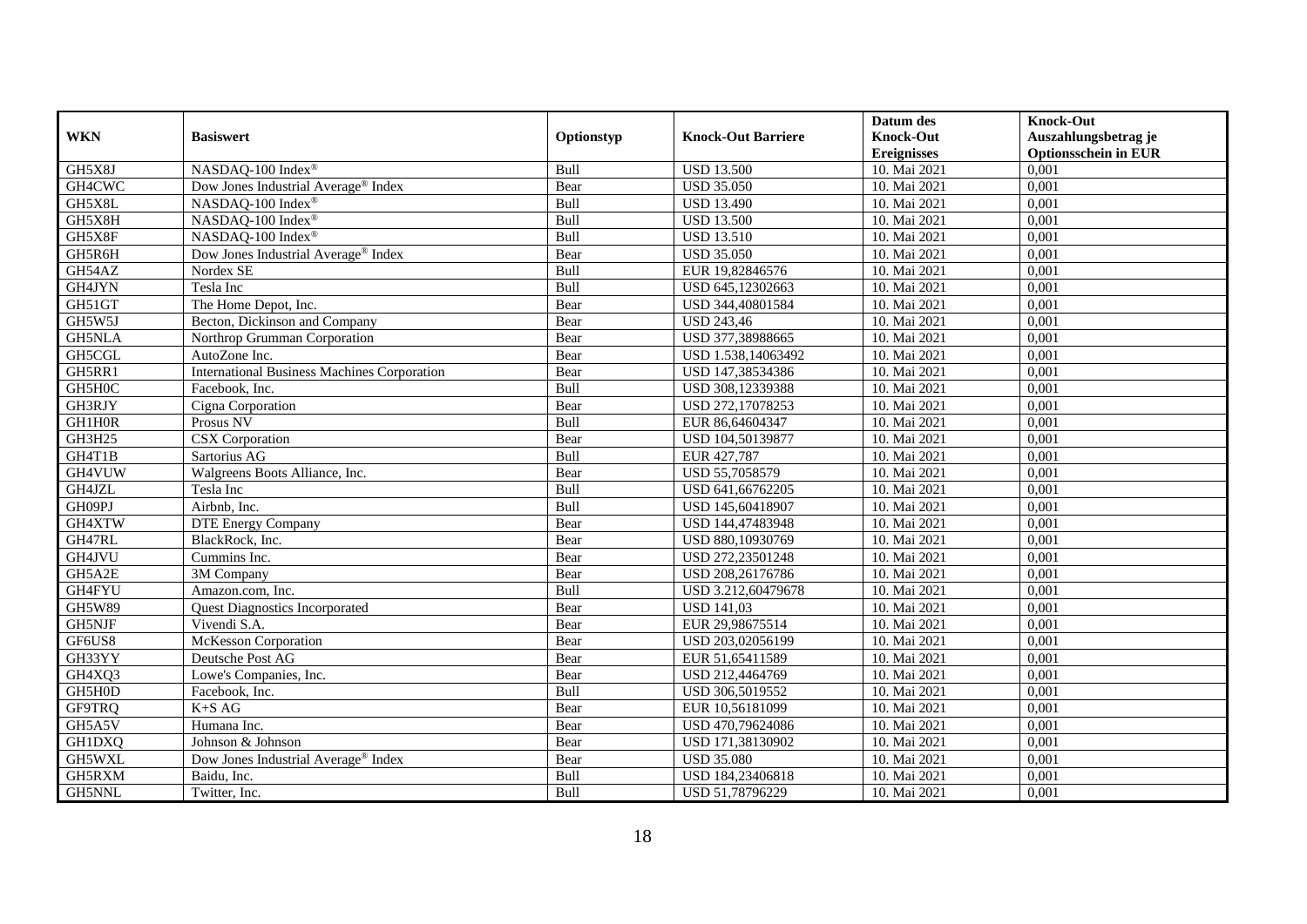| WKN | Basiswert | Optionstyp | Knock-Out Barriere | Datum des Knock-Out Ereignisses | Knock-Out Auszahlungsbetrag je Optionsschein in EUR |
|---|---|---|---|---|---|
| GH5X8J | NASDAQ-100 Index® | Bull | USD 13.500 | 10. Mai 2021 | 0,001 |
| GH4CWC | Dow Jones Industrial Average® Index | Bear | USD 35.050 | 10. Mai 2021 | 0,001 |
| GH5X8L | NASDAQ-100 Index® | Bull | USD 13.490 | 10. Mai 2021 | 0,001 |
| GH5X8H | NASDAQ-100 Index® | Bull | USD 13.500 | 10. Mai 2021 | 0,001 |
| GH5X8F | NASDAQ-100 Index® | Bull | USD 13.510 | 10. Mai 2021 | 0,001 |
| GH5R6H | Dow Jones Industrial Average® Index | Bear | USD 35.050 | 10. Mai 2021 | 0,001 |
| GH54AZ | Nordex SE | Bull | EUR 19,82846576 | 10. Mai 2021 | 0,001 |
| GH4JYN | Tesla Inc | Bull | USD 645,12302663 | 10. Mai 2021 | 0,001 |
| GH51GT | The Home Depot, Inc. | Bear | USD 344,40801584 | 10. Mai 2021 | 0,001 |
| GH5W5J | Becton, Dickinson and Company | Bear | USD 243,46 | 10. Mai 2021 | 0,001 |
| GH5NLA | Northrop Grumman Corporation | Bear | USD 377,38988665 | 10. Mai 2021 | 0,001 |
| GH5CGL | AutoZone Inc. | Bear | USD 1.538,14063492 | 10. Mai 2021 | 0,001 |
| GH5RR1 | International Business Machines Corporation | Bear | USD 147,38534386 | 10. Mai 2021 | 0,001 |
| GH5H0C | Facebook, Inc. | Bull | USD 308,12339388 | 10. Mai 2021 | 0,001 |
| GH3RJY | Cigna Corporation | Bear | USD 272,17078253 | 10. Mai 2021 | 0,001 |
| GH1H0R | Prosus NV | Bull | EUR 86,64604347 | 10. Mai 2021 | 0,001 |
| GH3H25 | CSX Corporation | Bear | USD 104,50139877 | 10. Mai 2021 | 0,001 |
| GH4T1B | Sartorius AG | Bull | EUR 427,787 | 10. Mai 2021 | 0,001 |
| GH4VUW | Walgreens Boots Alliance, Inc. | Bear | USD 55,7058579 | 10. Mai 2021 | 0,001 |
| GH4JZL | Tesla Inc | Bull | USD 641,66762205 | 10. Mai 2021 | 0,001 |
| GH09PJ | Airbnb, Inc. | Bull | USD 145,60418907 | 10. Mai 2021 | 0,001 |
| GH4XTW | DTE Energy Company | Bear | USD 144,47483948 | 10. Mai 2021 | 0,001 |
| GH47RL | BlackRock, Inc. | Bear | USD 880,10930769 | 10. Mai 2021 | 0,001 |
| GH4JVU | Cummins Inc. | Bear | USD 272,23501248 | 10. Mai 2021 | 0,001 |
| GH5A2E | 3M Company | Bear | USD 208,26176786 | 10. Mai 2021 | 0,001 |
| GH4FYU | Amazon.com, Inc. | Bull | USD 3.212,60479678 | 10. Mai 2021 | 0,001 |
| GH5W89 | Quest Diagnostics Incorporated | Bear | USD 141,03 | 10. Mai 2021 | 0,001 |
| GH5NJF | Vivendi S.A. | Bear | EUR 29,98675514 | 10. Mai 2021 | 0,001 |
| GF6US8 | McKesson Corporation | Bear | USD 203,02056199 | 10. Mai 2021 | 0,001 |
| GH33YY | Deutsche Post AG | Bear | EUR 51,65411589 | 10. Mai 2021 | 0,001 |
| GH4XQ3 | Lowe's Companies, Inc. | Bear | USD 212,4464769 | 10. Mai 2021 | 0,001 |
| GH5H0D | Facebook, Inc. | Bull | USD 306,5019552 | 10. Mai 2021 | 0,001 |
| GF9TRQ | K+S AG | Bear | EUR 10,56181099 | 10. Mai 2021 | 0,001 |
| GH5A5V | Humana Inc. | Bear | USD 470,79624086 | 10. Mai 2021 | 0,001 |
| GH1DXQ | Johnson & Johnson | Bear | USD 171,38130902 | 10. Mai 2021 | 0,001 |
| GH5WXL | Dow Jones Industrial Average® Index | Bear | USD 35.080 | 10. Mai 2021 | 0,001 |
| GH5RXM | Baidu, Inc. | Bull | USD 184,23406818 | 10. Mai 2021 | 0,001 |
| GH5NNL | Twitter, Inc. | Bull | USD 51,78796229 | 10. Mai 2021 | 0,001 |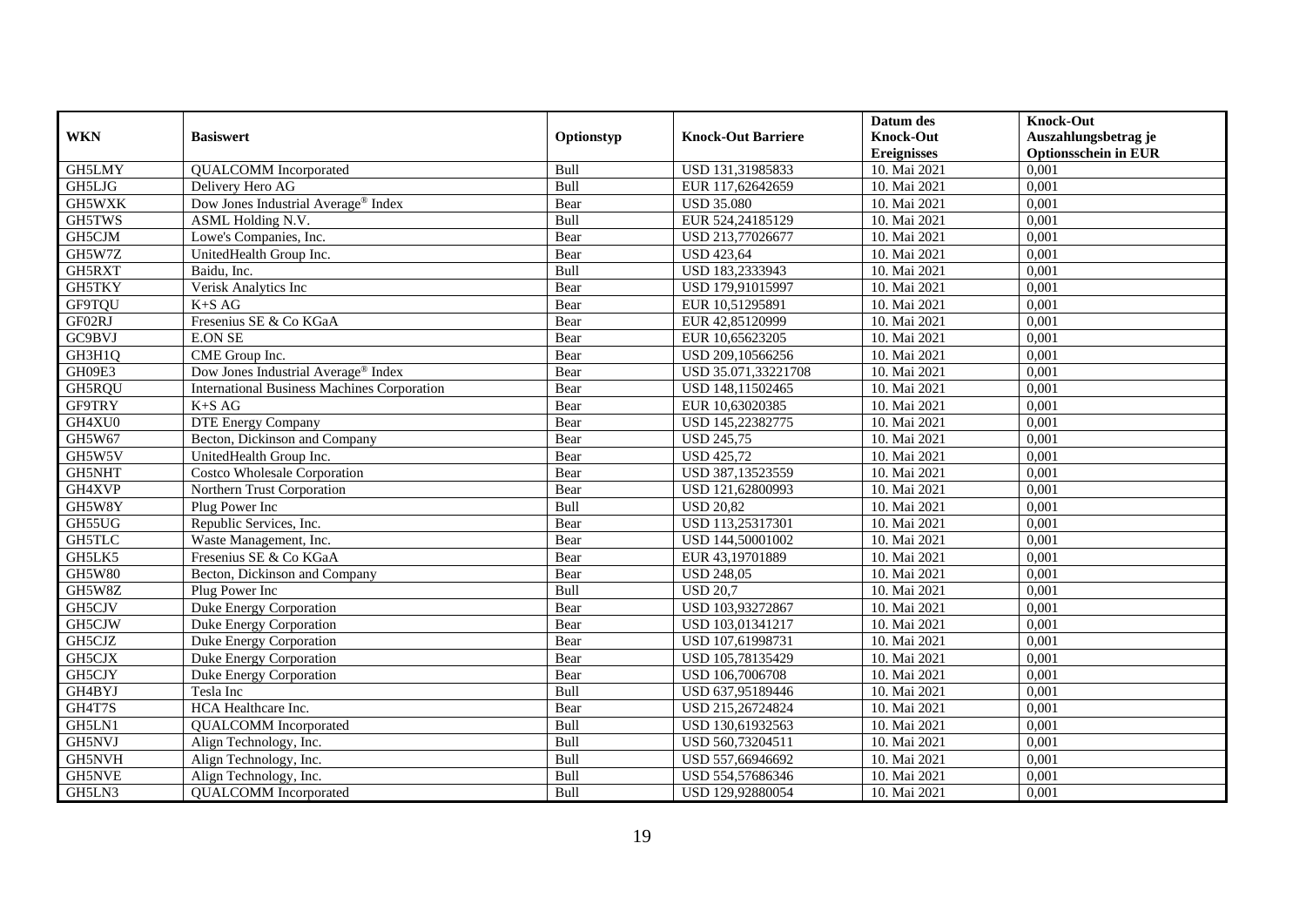| WKN | Basiswert | Optionstyp | Knock-Out Barriere | Datum des Knock-Out Ereignisses | Knock-Out Auszahlungsbetrag je Optionsschein in EUR |
|---|---|---|---|---|---|
| GH5LMY | QUALCOMM Incorporated | Bull | USD 131,31985833 | 10. Mai 2021 | 0,001 |
| GH5LJG | Delivery Hero AG | Bull | EUR 117,62642659 | 10. Mai 2021 | 0,001 |
| GH5WXK | Dow Jones Industrial Average® Index | Bear | USD 35.080 | 10. Mai 2021 | 0,001 |
| GH5TWS | ASML Holding N.V. | Bull | EUR 524,24185129 | 10. Mai 2021 | 0,001 |
| GH5CJM | Lowe's Companies, Inc. | Bear | USD 213,77026677 | 10. Mai 2021 | 0,001 |
| GH5W7Z | UnitedHealth Group Inc. | Bear | USD 423,64 | 10. Mai 2021 | 0,001 |
| GH5RXT | Baidu, Inc. | Bull | USD 183,2333943 | 10. Mai 2021 | 0,001 |
| GH5TKY | Verisk Analytics Inc | Bear | USD 179,91015997 | 10. Mai 2021 | 0,001 |
| GF9TQU | K+S AG | Bear | EUR 10,51295891 | 10. Mai 2021 | 0,001 |
| GF02RJ | Fresenius SE & Co KGaA | Bear | EUR 42,85120999 | 10. Mai 2021 | 0,001 |
| GC9BVJ | E.ON SE | Bear | EUR 10,65623205 | 10. Mai 2021 | 0,001 |
| GH3H1Q | CME Group Inc. | Bear | USD 209,10566256 | 10. Mai 2021 | 0,001 |
| GH09E3 | Dow Jones Industrial Average® Index | Bear | USD 35.071,33221708 | 10. Mai 2021 | 0,001 |
| GH5RQU | International Business Machines Corporation | Bear | USD 148,11502465 | 10. Mai 2021 | 0,001 |
| GF9TRY | K+S AG | Bear | EUR 10,63020385 | 10. Mai 2021 | 0,001 |
| GH4XU0 | DTE Energy Company | Bear | USD 145,22382775 | 10. Mai 2021 | 0,001 |
| GH5W67 | Becton, Dickinson and Company | Bear | USD 245,75 | 10. Mai 2021 | 0,001 |
| GH5W5V | UnitedHealth Group Inc. | Bear | USD 425,72 | 10. Mai 2021 | 0,001 |
| GH5NHT | Costco Wholesale Corporation | Bear | USD 387,13523559 | 10. Mai 2021 | 0,001 |
| GH4XVP | Northern Trust Corporation | Bear | USD 121,62800993 | 10. Mai 2021 | 0,001 |
| GH5W8Y | Plug Power Inc | Bull | USD 20,82 | 10. Mai 2021 | 0,001 |
| GH55UG | Republic Services, Inc. | Bear | USD 113,25317301 | 10. Mai 2021 | 0,001 |
| GH5TLC | Waste Management, Inc. | Bear | USD 144,50001002 | 10. Mai 2021 | 0,001 |
| GH5LK5 | Fresenius SE & Co KGaA | Bear | EUR 43,19701889 | 10. Mai 2021 | 0,001 |
| GH5W80 | Becton, Dickinson and Company | Bear | USD 248,05 | 10. Mai 2021 | 0,001 |
| GH5W8Z | Plug Power Inc | Bull | USD 20,7 | 10. Mai 2021 | 0,001 |
| GH5CJV | Duke Energy Corporation | Bear | USD 103,93272867 | 10. Mai 2021 | 0,001 |
| GH5CJW | Duke Energy Corporation | Bear | USD 103,01341217 | 10. Mai 2021 | 0,001 |
| GH5CJZ | Duke Energy Corporation | Bear | USD 107,61998731 | 10. Mai 2021 | 0,001 |
| GH5CJX | Duke Energy Corporation | Bear | USD 105,78135429 | 10. Mai 2021 | 0,001 |
| GH5CJY | Duke Energy Corporation | Bear | USD 106,7006708 | 10. Mai 2021 | 0,001 |
| GH4BYJ | Tesla Inc | Bull | USD 637,95189446 | 10. Mai 2021 | 0,001 |
| GH4T7S | HCA Healthcare Inc. | Bear | USD 215,26724824 | 10. Mai 2021 | 0,001 |
| GH5LN1 | QUALCOMM Incorporated | Bull | USD 130,61932563 | 10. Mai 2021 | 0,001 |
| GH5NVJ | Align Technology, Inc. | Bull | USD 560,73204511 | 10. Mai 2021 | 0,001 |
| GH5NVH | Align Technology, Inc. | Bull | USD 557,66946692 | 10. Mai 2021 | 0,001 |
| GH5NVE | Align Technology, Inc. | Bull | USD 554,57686346 | 10. Mai 2021 | 0,001 |
| GH5LN3 | QUALCOMM Incorporated | Bull | USD 129,92880054 | 10. Mai 2021 | 0,001 |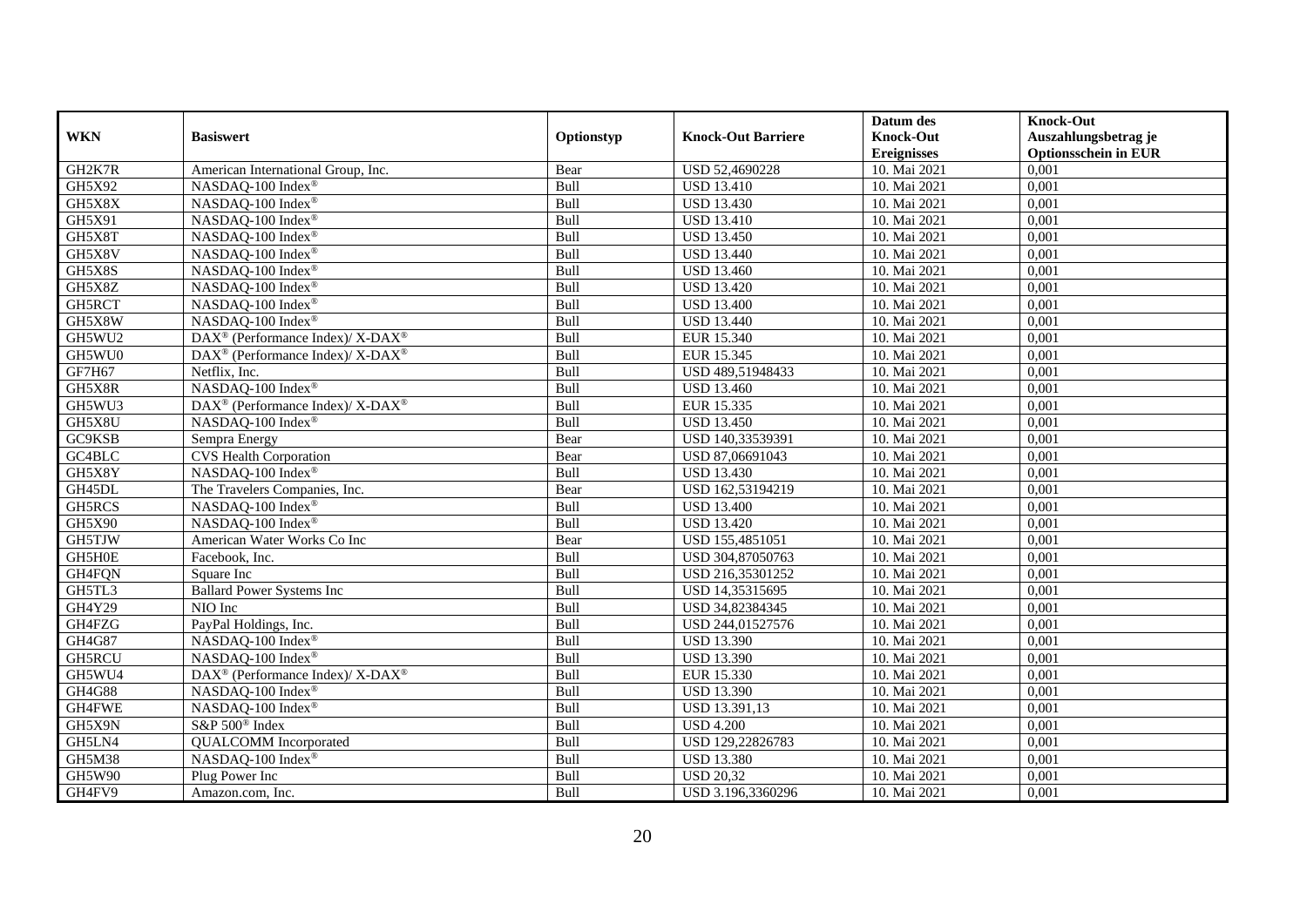| WKN | Basiswert | Optionstyp | Knock-Out Barriere | Datum des Knock-Out Ereignisses | Knock-Out Auszahlungsbetrag je Optionsschein in EUR |
|---|---|---|---|---|---|
| GH2K7R | American International Group, Inc. | Bear | USD 52,4690228 | 10. Mai 2021 | 0,001 |
| GH5X92 | NASDAQ-100 Index® | Bull | USD 13.410 | 10. Mai 2021 | 0,001 |
| GH5X8X | NASDAQ-100 Index® | Bull | USD 13.430 | 10. Mai 2021 | 0,001 |
| GH5X91 | NASDAQ-100 Index® | Bull | USD 13.410 | 10. Mai 2021 | 0,001 |
| GH5X8T | NASDAQ-100 Index® | Bull | USD 13.450 | 10. Mai 2021 | 0,001 |
| GH5X8V | NASDAQ-100 Index® | Bull | USD 13.440 | 10. Mai 2021 | 0,001 |
| GH5X8S | NASDAQ-100 Index® | Bull | USD 13.460 | 10. Mai 2021 | 0,001 |
| GH5X8Z | NASDAQ-100 Index® | Bull | USD 13.420 | 10. Mai 2021 | 0,001 |
| GH5RCT | NASDAQ-100 Index® | Bull | USD 13.400 | 10. Mai 2021 | 0,001 |
| GH5X8W | NASDAQ-100 Index® | Bull | USD 13.440 | 10. Mai 2021 | 0,001 |
| GH5WU2 | DAX® (Performance Index)/ X-DAX® | Bull | EUR 15.340 | 10. Mai 2021 | 0,001 |
| GH5WU0 | DAX® (Performance Index)/ X-DAX® | Bull | EUR 15.345 | 10. Mai 2021 | 0,001 |
| GF7H67 | Netflix, Inc. | Bull | USD 489,51948433 | 10. Mai 2021 | 0,001 |
| GH5X8R | NASDAQ-100 Index® | Bull | USD 13.460 | 10. Mai 2021 | 0,001 |
| GH5WU3 | DAX® (Performance Index)/ X-DAX® | Bull | EUR 15.335 | 10. Mai 2021 | 0,001 |
| GH5X8U | NASDAQ-100 Index® | Bull | USD 13.450 | 10. Mai 2021 | 0,001 |
| GC9KSB | Sempra Energy | Bear | USD 140,33539391 | 10. Mai 2021 | 0,001 |
| GC4BLC | CVS Health Corporation | Bear | USD 87,06691043 | 10. Mai 2021 | 0,001 |
| GH5X8Y | NASDAQ-100 Index® | Bull | USD 13.430 | 10. Mai 2021 | 0,001 |
| GH45DL | The Travelers Companies, Inc. | Bear | USD 162,53194219 | 10. Mai 2021 | 0,001 |
| GH5RCS | NASDAQ-100 Index® | Bull | USD 13.400 | 10. Mai 2021 | 0,001 |
| GH5X90 | NASDAQ-100 Index® | Bull | USD 13.420 | 10. Mai 2021 | 0,001 |
| GH5TJW | American Water Works Co Inc | Bear | USD 155,4851051 | 10. Mai 2021 | 0,001 |
| GH5H0E | Facebook, Inc. | Bull | USD 304,87050763 | 10. Mai 2021 | 0,001 |
| GH4FQN | Square Inc | Bull | USD 216,35301252 | 10. Mai 2021 | 0,001 |
| GH5TL3 | Ballard Power Systems Inc | Bull | USD 14,35315695 | 10. Mai 2021 | 0,001 |
| GH4Y29 | NIO Inc | Bull | USD 34,82384345 | 10. Mai 2021 | 0,001 |
| GH4FZG | PayPal Holdings, Inc. | Bull | USD 244,01527576 | 10. Mai 2021 | 0,001 |
| GH4G87 | NASDAQ-100 Index® | Bull | USD 13.390 | 10. Mai 2021 | 0,001 |
| GH5RCU | NASDAQ-100 Index® | Bull | USD 13.390 | 10. Mai 2021 | 0,001 |
| GH5WU4 | DAX® (Performance Index)/ X-DAX® | Bull | EUR 15.330 | 10. Mai 2021 | 0,001 |
| GH4G88 | NASDAQ-100 Index® | Bull | USD 13.390 | 10. Mai 2021 | 0,001 |
| GH4FWE | NASDAQ-100 Index® | Bull | USD 13.391,13 | 10. Mai 2021 | 0,001 |
| GH5X9N | S&P 500® Index | Bull | USD 4.200 | 10. Mai 2021 | 0,001 |
| GH5LN4 | QUALCOMM Incorporated | Bull | USD 129,22826783 | 10. Mai 2021 | 0,001 |
| GH5M38 | NASDAQ-100 Index® | Bull | USD 13.380 | 10. Mai 2021 | 0,001 |
| GH5W90 | Plug Power Inc | Bull | USD 20,32 | 10. Mai 2021 | 0,001 |
| GH4FV9 | Amazon.com, Inc. | Bull | USD 3.196,3360296 | 10. Mai 2021 | 0,001 |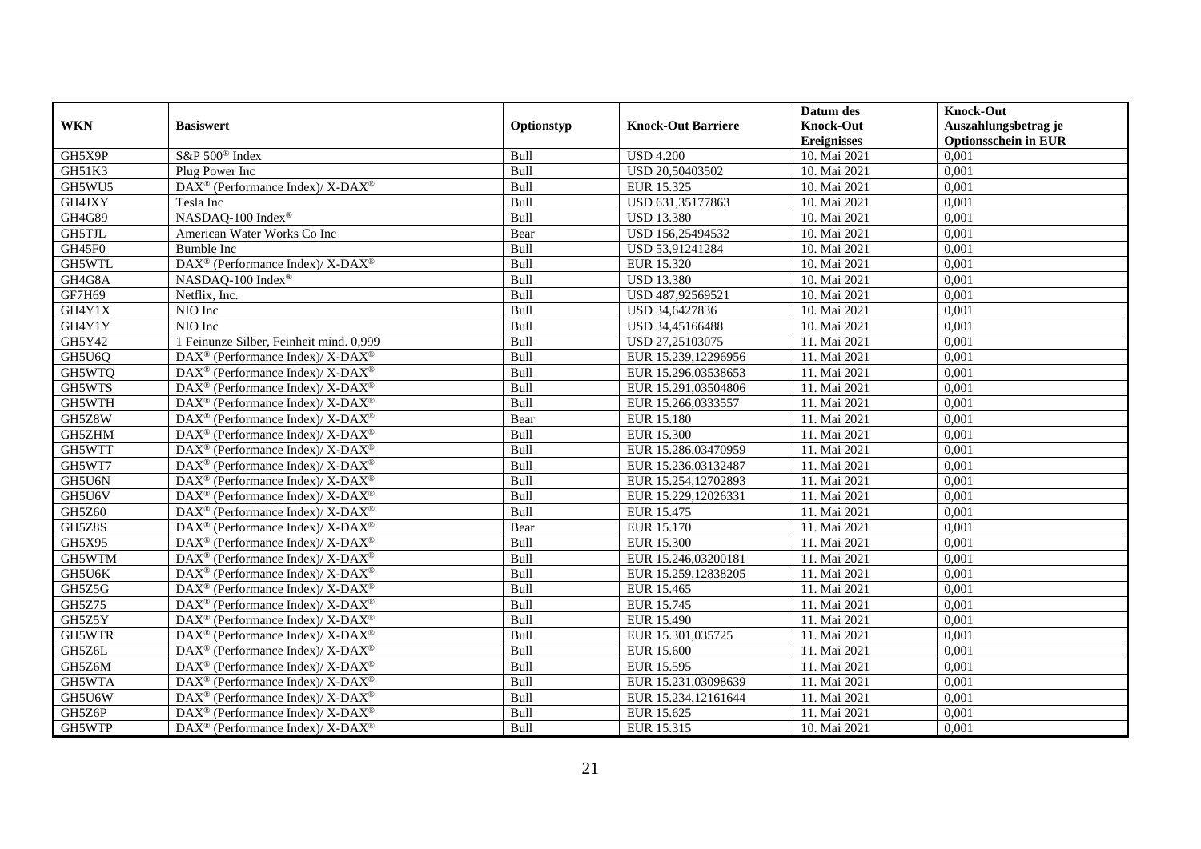| WKN | Basiswert | Optionstyp | Knock-Out Barriere | Datum des Knock-Out Ereignisses | Knock-Out Auszahlungsbetrag je Optionsschein in EUR |
|---|---|---|---|---|---|
| GH5X9P | S&P 500® Index | Bull | USD 4.200 | 10. Mai 2021 | 0,001 |
| GH51K3 | Plug Power Inc | Bull | USD 20,50403502 | 10. Mai 2021 | 0,001 |
| GH5WU5 | DAX® (Performance Index)/ X-DAX® | Bull | EUR 15.325 | 10. Mai 2021 | 0,001 |
| GH4JXY | Tesla Inc | Bull | USD 631,35177863 | 10. Mai 2021 | 0,001 |
| GH4G89 | NASDAQ-100 Index® | Bull | USD 13.380 | 10. Mai 2021 | 0,001 |
| GH5TJL | American Water Works Co Inc | Bear | USD 156,25494532 | 10. Mai 2021 | 0,001 |
| GH45F0 | Bumble Inc | Bull | USD 53,91241284 | 10. Mai 2021 | 0,001 |
| GH5WTL | DAX® (Performance Index)/ X-DAX® | Bull | EUR 15.320 | 10. Mai 2021 | 0,001 |
| GH4G8A | NASDAQ-100 Index® | Bull | USD 13.380 | 10. Mai 2021 | 0,001 |
| GF7H69 | Netflix, Inc. | Bull | USD 487,92569521 | 10. Mai 2021 | 0,001 |
| GH4Y1X | NIO Inc | Bull | USD 34,6427836 | 10. Mai 2021 | 0,001 |
| GH4Y1Y | NIO Inc | Bull | USD 34,45166488 | 10. Mai 2021 | 0,001 |
| GH5Y42 | 1 Feinunze Silber, Feinheit mind. 0,999 | Bull | USD 27,25103075 | 11. Mai 2021 | 0,001 |
| GH5U6Q | DAX® (Performance Index)/ X-DAX® | Bull | EUR 15.239,12296956 | 11. Mai 2021 | 0,001 |
| GH5WTQ | DAX® (Performance Index)/ X-DAX® | Bull | EUR 15.296,03538653 | 11. Mai 2021 | 0,001 |
| GH5WTS | DAX® (Performance Index)/ X-DAX® | Bull | EUR 15.291,03504806 | 11. Mai 2021 | 0,001 |
| GH5WTH | DAX® (Performance Index)/ X-DAX® | Bull | EUR 15.266,0333557 | 11. Mai 2021 | 0,001 |
| GH5Z8W | DAX® (Performance Index)/ X-DAX® | Bear | EUR 15.180 | 11. Mai 2021 | 0,001 |
| GH5ZHM | DAX® (Performance Index)/ X-DAX® | Bull | EUR 15.300 | 11. Mai 2021 | 0,001 |
| GH5WTT | DAX® (Performance Index)/ X-DAX® | Bull | EUR 15.286,03470959 | 11. Mai 2021 | 0,001 |
| GH5WT7 | DAX® (Performance Index)/ X-DAX® | Bull | EUR 15.236,03132487 | 11. Mai 2021 | 0,001 |
| GH5U6N | DAX® (Performance Index)/ X-DAX® | Bull | EUR 15.254,12702893 | 11. Mai 2021 | 0,001 |
| GH5U6V | DAX® (Performance Index)/ X-DAX® | Bull | EUR 15.229,12026331 | 11. Mai 2021 | 0,001 |
| GH5Z60 | DAX® (Performance Index)/ X-DAX® | Bull | EUR 15.475 | 11. Mai 2021 | 0,001 |
| GH5Z8S | DAX® (Performance Index)/ X-DAX® | Bear | EUR 15.170 | 11. Mai 2021 | 0,001 |
| GH5X95 | DAX® (Performance Index)/ X-DAX® | Bull | EUR 15.300 | 11. Mai 2021 | 0,001 |
| GH5WTM | DAX® (Performance Index)/ X-DAX® | Bull | EUR 15.246,03200181 | 11. Mai 2021 | 0,001 |
| GH5U6K | DAX® (Performance Index)/ X-DAX® | Bull | EUR 15.259,12838205 | 11. Mai 2021 | 0,001 |
| GH5Z5G | DAX® (Performance Index)/ X-DAX® | Bull | EUR 15.465 | 11. Mai 2021 | 0,001 |
| GH5Z75 | DAX® (Performance Index)/ X-DAX® | Bull | EUR 15.745 | 11. Mai 2021 | 0,001 |
| GH5Z5Y | DAX® (Performance Index)/ X-DAX® | Bull | EUR 15.490 | 11. Mai 2021 | 0,001 |
| GH5WTR | DAX® (Performance Index)/ X-DAX® | Bull | EUR 15.301,035725 | 11. Mai 2021 | 0,001 |
| GH5Z6L | DAX® (Performance Index)/ X-DAX® | Bull | EUR 15.600 | 11. Mai 2021 | 0,001 |
| GH5Z6M | DAX® (Performance Index)/ X-DAX® | Bull | EUR 15.595 | 11. Mai 2021 | 0,001 |
| GH5WTA | DAX® (Performance Index)/ X-DAX® | Bull | EUR 15.231,03098639 | 11. Mai 2021 | 0,001 |
| GH5U6W | DAX® (Performance Index)/ X-DAX® | Bull | EUR 15.234,12161644 | 11. Mai 2021 | 0,001 |
| GH5Z6P | DAX® (Performance Index)/ X-DAX® | Bull | EUR 15.625 | 11. Mai 2021 | 0,001 |
| GH5WTP | DAX® (Performance Index)/ X-DAX® | Bull | EUR 15.315 | 10. Mai 2021 | 0,001 |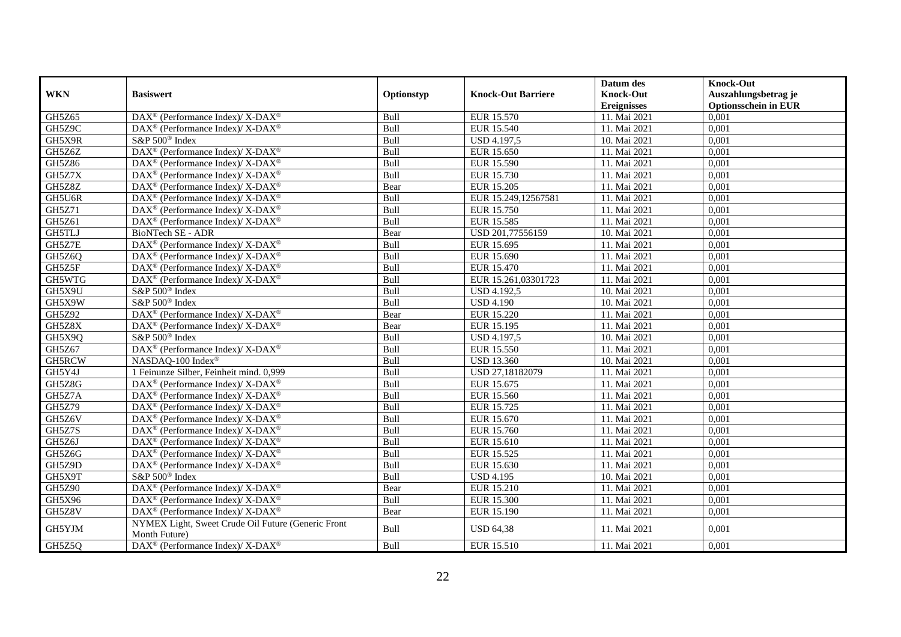| WKN | Basiswert | Optionstyp | Knock-Out Barriere | Datum des Knock-Out Ereignisses | Knock-Out Auszahlungsbetrag je Optionsschein in EUR |
|---|---|---|---|---|---|
| GH5Z65 | DAX® (Performance Index)/ X-DAX® | Bull | EUR 15.570 | 11. Mai 2021 | 0,001 |
| GH5Z9C | DAX® (Performance Index)/ X-DAX® | Bull | EUR 15.540 | 11. Mai 2021 | 0,001 |
| GH5X9R | S&P 500® Index | Bull | USD 4.197,5 | 10. Mai 2021 | 0,001 |
| GH5Z6Z | DAX® (Performance Index)/ X-DAX® | Bull | EUR 15.650 | 11. Mai 2021 | 0,001 |
| GH5Z86 | DAX® (Performance Index)/ X-DAX® | Bull | EUR 15.590 | 11. Mai 2021 | 0,001 |
| GH5Z7X | DAX® (Performance Index)/ X-DAX® | Bull | EUR 15.730 | 11. Mai 2021 | 0,001 |
| GH5Z8Z | DAX® (Performance Index)/ X-DAX® | Bear | EUR 15.205 | 11. Mai 2021 | 0,001 |
| GH5U6R | DAX® (Performance Index)/ X-DAX® | Bull | EUR 15.249,12567581 | 11. Mai 2021 | 0,001 |
| GH5Z71 | DAX® (Performance Index)/ X-DAX® | Bull | EUR 15.750 | 11. Mai 2021 | 0,001 |
| GH5Z61 | DAX® (Performance Index)/ X-DAX® | Bull | EUR 15.585 | 11. Mai 2021 | 0,001 |
| GH5TLJ | BioNTech SE - ADR | Bear | USD 201,77556159 | 10. Mai 2021 | 0,001 |
| GH5Z7E | DAX® (Performance Index)/ X-DAX® | Bull | EUR 15.695 | 11. Mai 2021 | 0,001 |
| GH5Z6Q | DAX® (Performance Index)/ X-DAX® | Bull | EUR 15.690 | 11. Mai 2021 | 0,001 |
| GH5Z5F | DAX® (Performance Index)/ X-DAX® | Bull | EUR 15.470 | 11. Mai 2021 | 0,001 |
| GH5WTG | DAX® (Performance Index)/ X-DAX® | Bull | EUR 15.261,03301723 | 11. Mai 2021 | 0,001 |
| GH5X9U | S&P 500® Index | Bull | USD 4.192,5 | 10. Mai 2021 | 0,001 |
| GH5X9W | S&P 500® Index | Bull | USD 4.190 | 10. Mai 2021 | 0,001 |
| GH5Z92 | DAX® (Performance Index)/ X-DAX® | Bear | EUR 15.220 | 11. Mai 2021 | 0,001 |
| GH5Z8X | DAX® (Performance Index)/ X-DAX® | Bear | EUR 15.195 | 11. Mai 2021 | 0,001 |
| GH5X9Q | S&P 500® Index | Bull | USD 4.197,5 | 10. Mai 2021 | 0,001 |
| GH5Z67 | DAX® (Performance Index)/ X-DAX® | Bull | EUR 15.550 | 11. Mai 2021 | 0,001 |
| GH5RCW | NASDAQ-100 Index® | Bull | USD 13.360 | 10. Mai 2021 | 0,001 |
| GH5Y4J | 1 Feinunze Silber, Feinheit mind. 0,999 | Bull | USD 27,18182079 | 11. Mai 2021 | 0,001 |
| GH5Z8G | DAX® (Performance Index)/ X-DAX® | Bull | EUR 15.675 | 11. Mai 2021 | 0,001 |
| GH5Z7A | DAX® (Performance Index)/ X-DAX® | Bull | EUR 15.560 | 11. Mai 2021 | 0,001 |
| GH5Z79 | DAX® (Performance Index)/ X-DAX® | Bull | EUR 15.725 | 11. Mai 2021 | 0,001 |
| GH5Z6V | DAX® (Performance Index)/ X-DAX® | Bull | EUR 15.670 | 11. Mai 2021 | 0,001 |
| GH5Z7S | DAX® (Performance Index)/ X-DAX® | Bull | EUR 15.760 | 11. Mai 2021 | 0,001 |
| GH5Z6J | DAX® (Performance Index)/ X-DAX® | Bull | EUR 15.610 | 11. Mai 2021 | 0,001 |
| GH5Z6G | DAX® (Performance Index)/ X-DAX® | Bull | EUR 15.525 | 11. Mai 2021 | 0,001 |
| GH5Z9D | DAX® (Performance Index)/ X-DAX® | Bull | EUR 15.630 | 11. Mai 2021 | 0,001 |
| GH5X9T | S&P 500® Index | Bull | USD 4.195 | 10. Mai 2021 | 0,001 |
| GH5Z90 | DAX® (Performance Index)/ X-DAX® | Bear | EUR 15.210 | 11. Mai 2021 | 0,001 |
| GH5X96 | DAX® (Performance Index)/ X-DAX® | Bull | EUR 15.300 | 11. Mai 2021 | 0,001 |
| GH5Z8V | DAX® (Performance Index)/ X-DAX® | Bear | EUR 15.190 | 11. Mai 2021 | 0,001 |
| GH5YJM | NYMEX Light, Sweet Crude Oil Future (Generic Front Month Future) | Bull | USD 64,38 | 11. Mai 2021 | 0,001 |
| GH5Z5Q | DAX® (Performance Index)/ X-DAX® | Bull | EUR 15.510 | 11. Mai 2021 | 0,001 |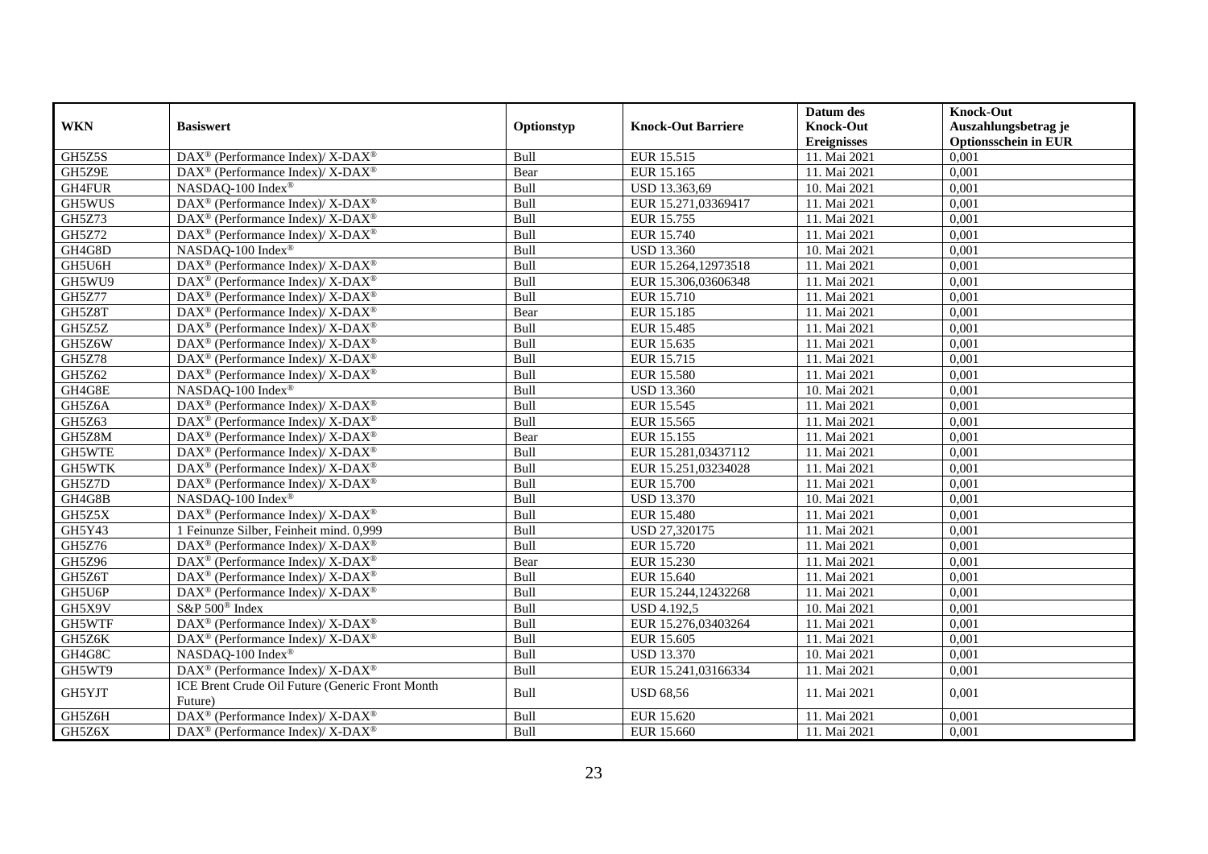| WKN | Basiswert | Optionstyp | Knock-Out Barriere | Datum des Knock-Out Ereignisses | Knock-Out Auszahlungsbetrag je Optionsschein in EUR |
|---|---|---|---|---|---|
| GH5Z5S | DAX® (Performance Index)/ X-DAX® | Bull | EUR 15.515 | 11. Mai 2021 | 0,001 |
| GH5Z9E | DAX® (Performance Index)/ X-DAX® | Bear | EUR 15.165 | 11. Mai 2021 | 0,001 |
| GH4FUR | NASDAQ-100 Index® | Bull | USD 13.363,69 | 10. Mai 2021 | 0,001 |
| GH5WUS | DAX® (Performance Index)/ X-DAX® | Bull | EUR 15.271,03369417 | 11. Mai 2021 | 0,001 |
| GH5Z73 | DAX® (Performance Index)/ X-DAX® | Bull | EUR 15.755 | 11. Mai 2021 | 0,001 |
| GH5Z72 | DAX® (Performance Index)/ X-DAX® | Bull | EUR 15.740 | 11. Mai 2021 | 0,001 |
| GH4G8D | NASDAQ-100 Index® | Bull | USD 13.360 | 10. Mai 2021 | 0,001 |
| GH5U6H | DAX® (Performance Index)/ X-DAX® | Bull | EUR 15.264,12973518 | 11. Mai 2021 | 0,001 |
| GH5WU9 | DAX® (Performance Index)/ X-DAX® | Bull | EUR 15.306,03606348 | 11. Mai 2021 | 0,001 |
| GH5Z77 | DAX® (Performance Index)/ X-DAX® | Bull | EUR 15.710 | 11. Mai 2021 | 0,001 |
| GH5Z8T | DAX® (Performance Index)/ X-DAX® | Bear | EUR 15.185 | 11. Mai 2021 | 0,001 |
| GH5Z5Z | DAX® (Performance Index)/ X-DAX® | Bull | EUR 15.485 | 11. Mai 2021 | 0,001 |
| GH5Z6W | DAX® (Performance Index)/ X-DAX® | Bull | EUR 15.635 | 11. Mai 2021 | 0,001 |
| GH5Z78 | DAX® (Performance Index)/ X-DAX® | Bull | EUR 15.715 | 11. Mai 2021 | 0,001 |
| GH5Z62 | DAX® (Performance Index)/ X-DAX® | Bull | EUR 15.580 | 11. Mai 2021 | 0,001 |
| GH4G8E | NASDAQ-100 Index® | Bull | USD 13.360 | 10. Mai 2021 | 0,001 |
| GH5Z6A | DAX® (Performance Index)/ X-DAX® | Bull | EUR 15.545 | 11. Mai 2021 | 0,001 |
| GH5Z63 | DAX® (Performance Index)/ X-DAX® | Bull | EUR 15.565 | 11. Mai 2021 | 0,001 |
| GH5Z8M | DAX® (Performance Index)/ X-DAX® | Bear | EUR 15.155 | 11. Mai 2021 | 0,001 |
| GH5WTE | DAX® (Performance Index)/ X-DAX® | Bull | EUR 15.281,03437112 | 11. Mai 2021 | 0,001 |
| GH5WTK | DAX® (Performance Index)/ X-DAX® | Bull | EUR 15.251,03234028 | 11. Mai 2021 | 0,001 |
| GH5Z7D | DAX® (Performance Index)/ X-DAX® | Bull | EUR 15.700 | 11. Mai 2021 | 0,001 |
| GH4G8B | NASDAQ-100 Index® | Bull | USD 13.370 | 10. Mai 2021 | 0,001 |
| GH5Z5X | DAX® (Performance Index)/ X-DAX® | Bull | EUR 15.480 | 11. Mai 2021 | 0,001 |
| GH5Y43 | 1 Feinunze Silber, Feinheit mind. 0,999 | Bull | USD 27,320175 | 11. Mai 2021 | 0,001 |
| GH5Z76 | DAX® (Performance Index)/ X-DAX® | Bull | EUR 15.720 | 11. Mai 2021 | 0,001 |
| GH5Z96 | DAX® (Performance Index)/ X-DAX® | Bear | EUR 15.230 | 11. Mai 2021 | 0,001 |
| GH5Z6T | DAX® (Performance Index)/ X-DAX® | Bull | EUR 15.640 | 11. Mai 2021 | 0,001 |
| GH5U6P | DAX® (Performance Index)/ X-DAX® | Bull | EUR 15.244,12432268 | 11. Mai 2021 | 0,001 |
| GH5X9V | S&P 500® Index | Bull | USD 4.192,5 | 10. Mai 2021 | 0,001 |
| GH5WTF | DAX® (Performance Index)/ X-DAX® | Bull | EUR 15.276,03403264 | 11. Mai 2021 | 0,001 |
| GH5Z6K | DAX® (Performance Index)/ X-DAX® | Bull | EUR 15.605 | 11. Mai 2021 | 0,001 |
| GH4G8C | NASDAQ-100 Index® | Bull | USD 13.370 | 10. Mai 2021 | 0,001 |
| GH5WT9 | DAX® (Performance Index)/ X-DAX® | Bull | EUR 15.241,03166334 | 11. Mai 2021 | 0,001 |
| GH5YJT | ICE Brent Crude Oil Future (Generic Front Month Future) | Bull | USD 68,56 | 11. Mai 2021 | 0,001 |
| GH5Z6H | DAX® (Performance Index)/ X-DAX® | Bull | EUR 15.620 | 11. Mai 2021 | 0,001 |
| GH5Z6X | DAX® (Performance Index)/ X-DAX® | Bull | EUR 15.660 | 11. Mai 2021 | 0,001 |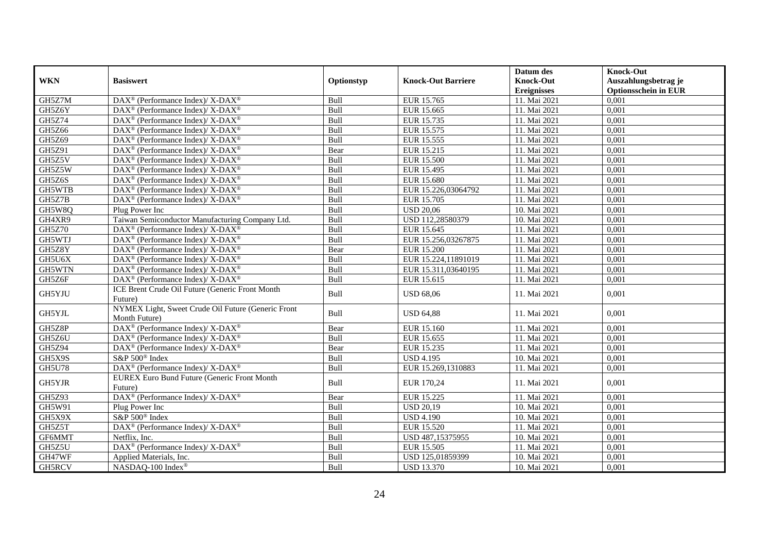| WKN | Basiswert | Optionstyp | Knock-Out Barriere | Datum des Knock-Out Ereignisses | Knock-Out Auszahlungsbetrag je Optionsschein in EUR |
|---|---|---|---|---|---|
| GH5Z7M | DAX® (Performance Index)/ X-DAX® | Bull | EUR 15.765 | 11. Mai 2021 | 0,001 |
| GH5Z6Y | DAX® (Performance Index)/ X-DAX® | Bull | EUR 15.665 | 11. Mai 2021 | 0,001 |
| GH5Z74 | DAX® (Performance Index)/ X-DAX® | Bull | EUR 15.735 | 11. Mai 2021 | 0,001 |
| GH5Z66 | DAX® (Performance Index)/ X-DAX® | Bull | EUR 15.575 | 11. Mai 2021 | 0,001 |
| GH5Z69 | DAX® (Performance Index)/ X-DAX® | Bull | EUR 15.555 | 11. Mai 2021 | 0,001 |
| GH5Z91 | DAX® (Performance Index)/ X-DAX® | Bear | EUR 15.215 | 11. Mai 2021 | 0,001 |
| GH5Z5V | DAX® (Performance Index)/ X-DAX® | Bull | EUR 15.500 | 11. Mai 2021 | 0,001 |
| GH5Z5W | DAX® (Performance Index)/ X-DAX® | Bull | EUR 15.495 | 11. Mai 2021 | 0,001 |
| GH5Z6S | DAX® (Performance Index)/ X-DAX® | Bull | EUR 15.680 | 11. Mai 2021 | 0,001 |
| GH5WTB | DAX® (Performance Index)/ X-DAX® | Bull | EUR 15.226,03064792 | 11. Mai 2021 | 0,001 |
| GH5Z7B | DAX® (Performance Index)/ X-DAX® | Bull | EUR 15.705 | 11. Mai 2021 | 0,001 |
| GH5W8Q | Plug Power Inc | Bull | USD 20,06 | 10. Mai 2021 | 0,001 |
| GH4XR9 | Taiwan Semiconductor Manufacturing Company Ltd. | Bull | USD 112,28580379 | 10. Mai 2021 | 0,001 |
| GH5Z70 | DAX® (Performance Index)/ X-DAX® | Bull | EUR 15.645 | 11. Mai 2021 | 0,001 |
| GH5WTJ | DAX® (Performance Index)/ X-DAX® | Bull | EUR 15.256,03267875 | 11. Mai 2021 | 0,001 |
| GH5Z8Y | DAX® (Performance Index)/ X-DAX® | Bear | EUR 15.200 | 11. Mai 2021 | 0,001 |
| GH5U6X | DAX® (Performance Index)/ X-DAX® | Bull | EUR 15.224,11891019 | 11. Mai 2021 | 0,001 |
| GH5WTN | DAX® (Performance Index)/ X-DAX® | Bull | EUR 15.311,03640195 | 11. Mai 2021 | 0,001 |
| GH5Z6F | DAX® (Performance Index)/ X-DAX® | Bull | EUR 15.615 | 11. Mai 2021 | 0,001 |
| GH5YJU | ICE Brent Crude Oil Future (Generic Front Month Future) | Bull | USD 68,06 | 11. Mai 2021 | 0,001 |
| GH5YJL | NYMEX Light, Sweet Crude Oil Future (Generic Front Month Future) | Bull | USD 64,88 | 11. Mai 2021 | 0,001 |
| GH5Z8P | DAX® (Performance Index)/ X-DAX® | Bear | EUR 15.160 | 11. Mai 2021 | 0,001 |
| GH5Z6U | DAX® (Performance Index)/ X-DAX® | Bull | EUR 15.655 | 11. Mai 2021 | 0,001 |
| GH5Z94 | DAX® (Performance Index)/ X-DAX® | Bear | EUR 15.235 | 11. Mai 2021 | 0,001 |
| GH5X9S | S&P 500® Index | Bull | USD 4.195 | 10. Mai 2021 | 0,001 |
| GH5U78 | DAX® (Performance Index)/ X-DAX® | Bull | EUR 15.269,1310883 | 11. Mai 2021 | 0,001 |
| GH5YJR | EUREX Euro Bund Future (Generic Front Month Future) | Bull | EUR 170,24 | 11. Mai 2021 | 0,001 |
| GH5Z93 | DAX® (Performance Index)/ X-DAX® | Bear | EUR 15.225 | 11. Mai 2021 | 0,001 |
| GH5W91 | Plug Power Inc | Bull | USD 20,19 | 10. Mai 2021 | 0,001 |
| GH5X9X | S&P 500® Index | Bull | USD 4.190 | 10. Mai 2021 | 0,001 |
| GH5Z5T | DAX® (Performance Index)/ X-DAX® | Bull | EUR 15.520 | 11. Mai 2021 | 0,001 |
| GF6MMT | Netflix, Inc. | Bull | USD 487,15375955 | 10. Mai 2021 | 0,001 |
| GH5Z5U | DAX® (Performance Index)/ X-DAX® | Bull | EUR 15.505 | 11. Mai 2021 | 0,001 |
| GH47WF | Applied Materials, Inc. | Bull | USD 125,01859399 | 10. Mai 2021 | 0,001 |
| GH5RCV | NASDAQ-100 Index® | Bull | USD 13.370 | 10. Mai 2021 | 0,001 |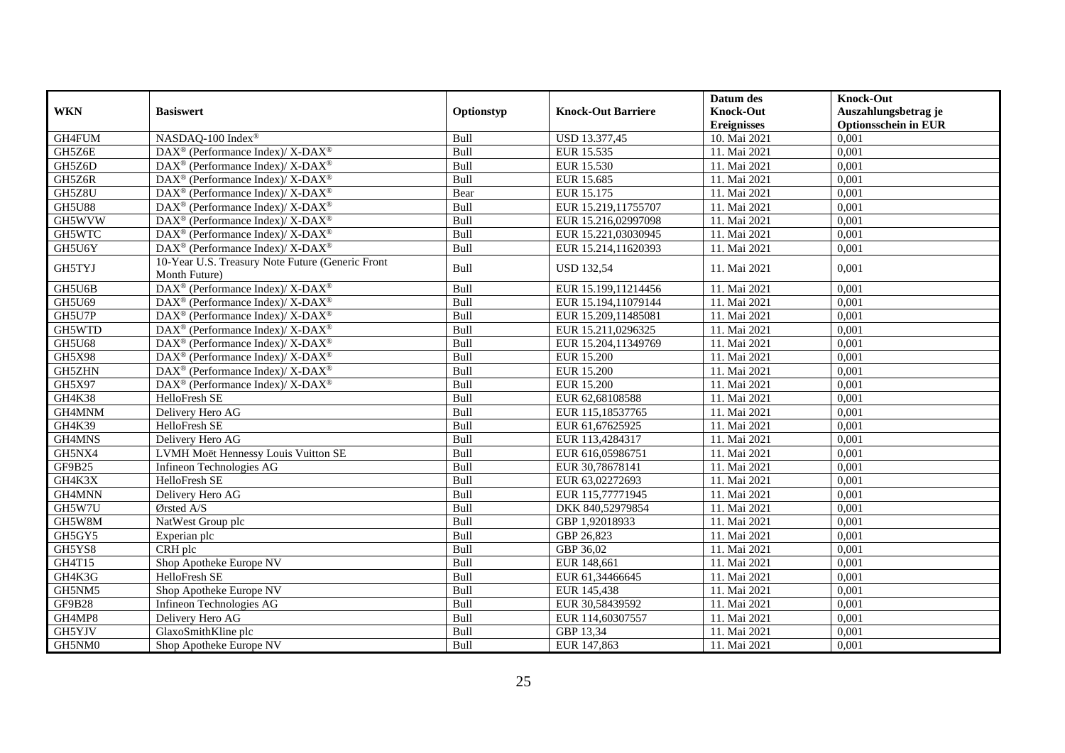| WKN | Basiswert | Optionstyp | Knock-Out Barriere | Datum des Knock-Out Ereignisses | Knock-Out Auszahlungsbetrag je Optionsschein in EUR |
|---|---|---|---|---|---|
| GH4FUM | NASDAQ-100 Index® | Bull | USD 13.377,45 | 10. Mai 2021 | 0,001 |
| GH5Z6E | DAX® (Performance Index)/ X-DAX® | Bull | EUR 15.535 | 11. Mai 2021 | 0,001 |
| GH5Z6D | DAX® (Performance Index)/ X-DAX® | Bull | EUR 15.530 | 11. Mai 2021 | 0,001 |
| GH5Z6R | DAX® (Performance Index)/ X-DAX® | Bull | EUR 15.685 | 11. Mai 2021 | 0,001 |
| GH5Z8U | DAX® (Performance Index)/ X-DAX® | Bear | EUR 15.175 | 11. Mai 2021 | 0,001 |
| GH5U88 | DAX® (Performance Index)/ X-DAX® | Bull | EUR 15.219,11755707 | 11. Mai 2021 | 0,001 |
| GH5WVW | DAX® (Performance Index)/ X-DAX® | Bull | EUR 15.216,02997098 | 11. Mai 2021 | 0,001 |
| GH5WTC | DAX® (Performance Index)/ X-DAX® | Bull | EUR 15.221,03030945 | 11. Mai 2021 | 0,001 |
| GH5U6Y | DAX® (Performance Index)/ X-DAX® | Bull | EUR 15.214,11620393 | 11. Mai 2021 | 0,001 |
| GH5TYJ | 10-Year U.S. Treasury Note Future (Generic Front Month Future) | Bull | USD 132,54 | 11. Mai 2021 | 0,001 |
| GH5U6B | DAX® (Performance Index)/ X-DAX® | Bull | EUR 15.199,11214456 | 11. Mai 2021 | 0,001 |
| GH5U69 | DAX® (Performance Index)/ X-DAX® | Bull | EUR 15.194,11079144 | 11. Mai 2021 | 0,001 |
| GH5U7P | DAX® (Performance Index)/ X-DAX® | Bull | EUR 15.209,11485081 | 11. Mai 2021 | 0,001 |
| GH5WTD | DAX® (Performance Index)/ X-DAX® | Bull | EUR 15.211,0296325 | 11. Mai 2021 | 0,001 |
| GH5U68 | DAX® (Performance Index)/ X-DAX® | Bull | EUR 15.204,11349769 | 11. Mai 2021 | 0,001 |
| GH5X98 | DAX® (Performance Index)/ X-DAX® | Bull | EUR 15.200 | 11. Mai 2021 | 0,001 |
| GH5ZHN | DAX® (Performance Index)/ X-DAX® | Bull | EUR 15.200 | 11. Mai 2021 | 0,001 |
| GH5X97 | DAX® (Performance Index)/ X-DAX® | Bull | EUR 15.200 | 11. Mai 2021 | 0,001 |
| GH4K38 | HelloFresh SE | Bull | EUR 62,68108588 | 11. Mai 2021 | 0,001 |
| GH4MNM | Delivery Hero AG | Bull | EUR 115,18537765 | 11. Mai 2021 | 0,001 |
| GH4K39 | HelloFresh SE | Bull | EUR 61,67625925 | 11. Mai 2021 | 0,001 |
| GH4MNS | Delivery Hero AG | Bull | EUR 113,4284317 | 11. Mai 2021 | 0,001 |
| GH5NX4 | LVMH Moët Hennessy Louis Vuitton SE | Bull | EUR 616,05986751 | 11. Mai 2021 | 0,001 |
| GF9B25 | Infineon Technologies AG | Bull | EUR 30,78678141 | 11. Mai 2021 | 0,001 |
| GH4K3X | HelloFresh SE | Bull | EUR 63,02272693 | 11. Mai 2021 | 0,001 |
| GH4MNN | Delivery Hero AG | Bull | EUR 115,77771945 | 11. Mai 2021 | 0,001 |
| GH5W7U | Ørsted A/S | Bull | DKK 840,52979854 | 11. Mai 2021 | 0,001 |
| GH5W8M | NatWest Group plc | Bull | GBP 1,92018933 | 11. Mai 2021 | 0,001 |
| GH5GY5 | Experian plc | Bull | GBP 26,823 | 11. Mai 2021 | 0,001 |
| GH5YS8 | CRH plc | Bull | GBP 36,02 | 11. Mai 2021 | 0,001 |
| GH4T15 | Shop Apotheke Europe NV | Bull | EUR 148,661 | 11. Mai 2021 | 0,001 |
| GH4K3G | HelloFresh SE | Bull | EUR 61,34466645 | 11. Mai 2021 | 0,001 |
| GH5NM5 | Shop Apotheke Europe NV | Bull | EUR 145,438 | 11. Mai 2021 | 0,001 |
| GF9B28 | Infineon Technologies AG | Bull | EUR 30,58439592 | 11. Mai 2021 | 0,001 |
| GH4MP8 | Delivery Hero AG | Bull | EUR 114,60307557 | 11. Mai 2021 | 0,001 |
| GH5YJV | GlaxoSmithKline plc | Bull | GBP 13,34 | 11. Mai 2021 | 0,001 |
| GH5NM0 | Shop Apotheke Europe NV | Bull | EUR 147,863 | 11. Mai 2021 | 0,001 |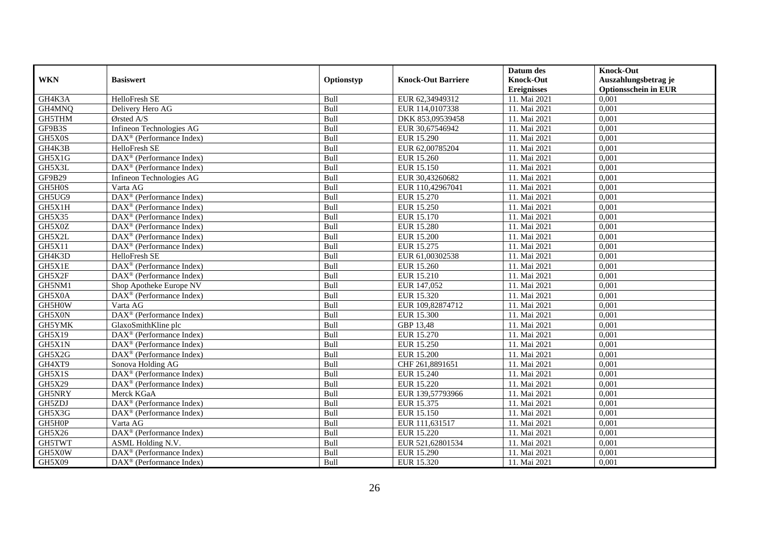| WKN | Basiswert | Optionstyp | Knock-Out Barriere | Datum des Knock-Out Ereignisses | Knock-Out Auszahlungsbetrag je Optionsschein in EUR |
|---|---|---|---|---|---|
| GH4K3A | HelloFresh SE | Bull | EUR 62,34949312 | 11. Mai 2021 | 0,001 |
| GH4MNQ | Delivery Hero AG | Bull | EUR 114,0107338 | 11. Mai 2021 | 0,001 |
| GH5THM | Ørsted A/S | Bull | DKK 853,09539458 | 11. Mai 2021 | 0,001 |
| GF9B3S | Infineon Technologies AG | Bull | EUR 30,67546942 | 11. Mai 2021 | 0,001 |
| GH5X0S | DAX® (Performance Index) | Bull | EUR 15.290 | 11. Mai 2021 | 0,001 |
| GH4K3B | HelloFresh SE | Bull | EUR 62,00785204 | 11. Mai 2021 | 0,001 |
| GH5X1G | DAX® (Performance Index) | Bull | EUR 15.260 | 11. Mai 2021 | 0,001 |
| GH5X3L | DAX® (Performance Index) | Bull | EUR 15.150 | 11. Mai 2021 | 0,001 |
| GF9B29 | Infineon Technologies AG | Bull | EUR 30,43260682 | 11. Mai 2021 | 0,001 |
| GH5H0S | Varta AG | Bull | EUR 110,42967041 | 11. Mai 2021 | 0,001 |
| GH5UG9 | DAX® (Performance Index) | Bull | EUR 15.270 | 11. Mai 2021 | 0,001 |
| GH5X1H | DAX® (Performance Index) | Bull | EUR 15.250 | 11. Mai 2021 | 0,001 |
| GH5X35 | DAX® (Performance Index) | Bull | EUR 15.170 | 11. Mai 2021 | 0,001 |
| GH5X0Z | DAX® (Performance Index) | Bull | EUR 15.280 | 11. Mai 2021 | 0,001 |
| GH5X2L | DAX® (Performance Index) | Bull | EUR 15.200 | 11. Mai 2021 | 0,001 |
| GH5X11 | DAX® (Performance Index) | Bull | EUR 15.275 | 11. Mai 2021 | 0,001 |
| GH4K3D | HelloFresh SE | Bull | EUR 61,00302538 | 11. Mai 2021 | 0,001 |
| GH5X1E | DAX® (Performance Index) | Bull | EUR 15.260 | 11. Mai 2021 | 0,001 |
| GH5X2F | DAX® (Performance Index) | Bull | EUR 15.210 | 11. Mai 2021 | 0,001 |
| GH5NM1 | Shop Apotheke Europe NV | Bull | EUR 147,052 | 11. Mai 2021 | 0,001 |
| GH5X0A | DAX® (Performance Index) | Bull | EUR 15.320 | 11. Mai 2021 | 0,001 |
| GH5H0W | Varta AG | Bull | EUR 109,82874712 | 11. Mai 2021 | 0,001 |
| GH5X0N | DAX® (Performance Index) | Bull | EUR 15.300 | 11. Mai 2021 | 0,001 |
| GH5YMK | GlaxoSmithKline plc | Bull | GBP 13,48 | 11. Mai 2021 | 0,001 |
| GH5X19 | DAX® (Performance Index) | Bull | EUR 15.270 | 11. Mai 2021 | 0,001 |
| GH5X1N | DAX® (Performance Index) | Bull | EUR 15.250 | 11. Mai 2021 | 0,001 |
| GH5X2G | DAX® (Performance Index) | Bull | EUR 15.200 | 11. Mai 2021 | 0,001 |
| GH4XT9 | Sonova Holding AG | Bull | CHF 261,8891651 | 11. Mai 2021 | 0,001 |
| GH5X1S | DAX® (Performance Index) | Bull | EUR 15.240 | 11. Mai 2021 | 0,001 |
| GH5X29 | DAX® (Performance Index) | Bull | EUR 15.220 | 11. Mai 2021 | 0,001 |
| GH5NRY | Merck KGaA | Bull | EUR 139,57793966 | 11. Mai 2021 | 0,001 |
| GH5ZDJ | DAX® (Performance Index) | Bull | EUR 15.375 | 11. Mai 2021 | 0,001 |
| GH5X3G | DAX® (Performance Index) | Bull | EUR 15.150 | 11. Mai 2021 | 0,001 |
| GH5H0P | Varta AG | Bull | EUR 111,631517 | 11. Mai 2021 | 0,001 |
| GH5X26 | DAX® (Performance Index) | Bull | EUR 15.220 | 11. Mai 2021 | 0,001 |
| GH5TWT | ASML Holding N.V. | Bull | EUR 521,62801534 | 11. Mai 2021 | 0,001 |
| GH5X0W | DAX® (Performance Index) | Bull | EUR 15.290 | 11. Mai 2021 | 0,001 |
| GH5X09 | DAX® (Performance Index) | Bull | EUR 15.320 | 11. Mai 2021 | 0,001 |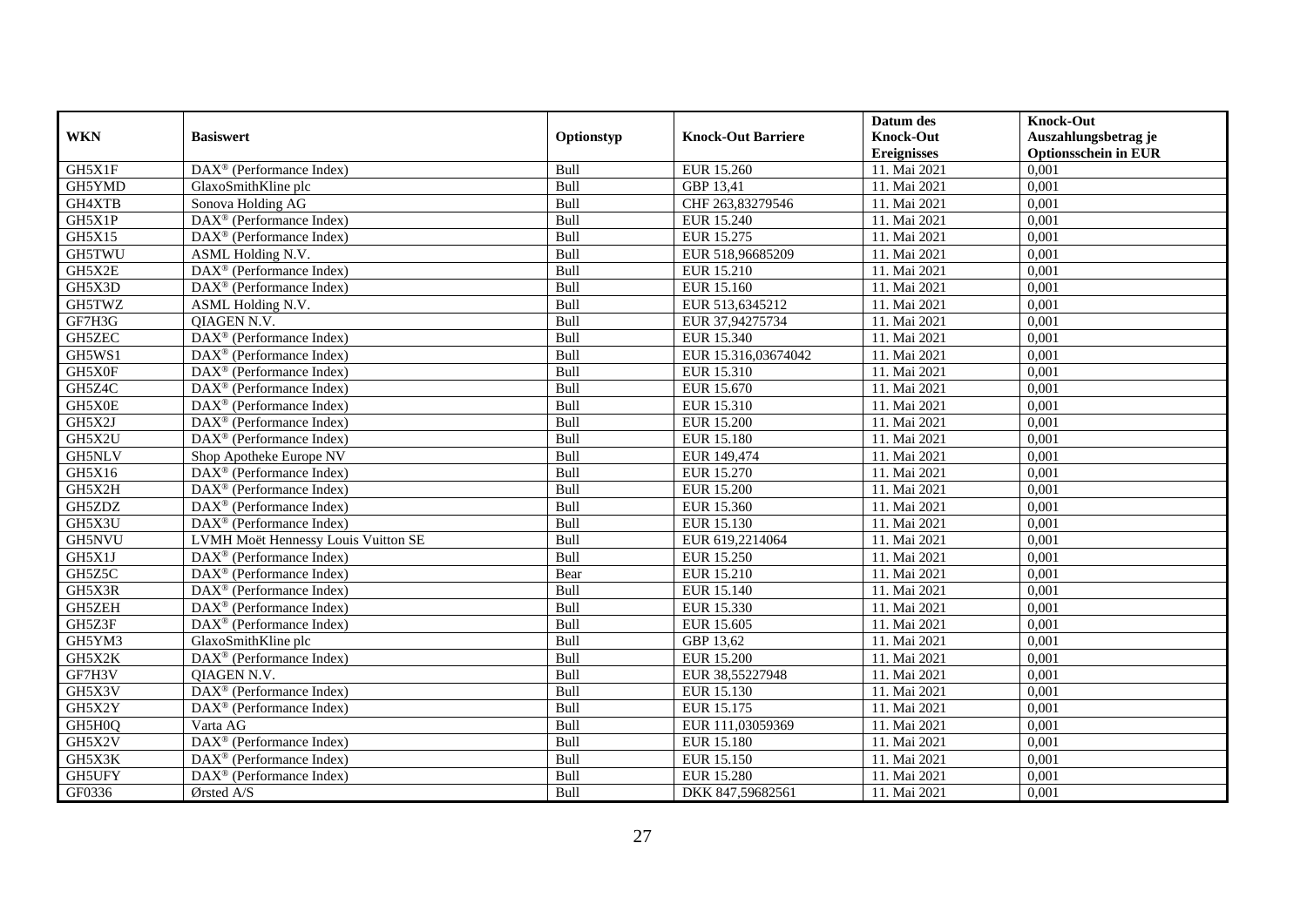| WKN | Basiswert | Optionstyp | Knock-Out Barriere | Datum des Knock-Out Ereignisses | Knock-Out Auszahlungsbetrag je Optionsschein in EUR |
|---|---|---|---|---|---|
| GH5X1F | DAX® (Performance Index) | Bull | EUR 15.260 | 11. Mai 2021 | 0,001 |
| GH5YMD | GlaxoSmithKline plc | Bull | GBP 13,41 | 11. Mai 2021 | 0,001 |
| GH4XTB | Sonova Holding AG | Bull | CHF 263,83279546 | 11. Mai 2021 | 0,001 |
| GH5X1P | DAX® (Performance Index) | Bull | EUR 15.240 | 11. Mai 2021 | 0,001 |
| GH5X15 | DAX® (Performance Index) | Bull | EUR 15.275 | 11. Mai 2021 | 0,001 |
| GH5TWU | ASML Holding N.V. | Bull | EUR 518,96685209 | 11. Mai 2021 | 0,001 |
| GH5X2E | DAX® (Performance Index) | Bull | EUR 15.210 | 11. Mai 2021 | 0,001 |
| GH5X3D | DAX® (Performance Index) | Bull | EUR 15.160 | 11. Mai 2021 | 0,001 |
| GH5TWZ | ASML Holding N.V. | Bull | EUR 513,6345212 | 11. Mai 2021 | 0,001 |
| GF7H3G | QIAGEN N.V. | Bull | EUR 37,94275734 | 11. Mai 2021 | 0,001 |
| GH5ZEC | DAX® (Performance Index) | Bull | EUR 15.340 | 11. Mai 2021 | 0,001 |
| GH5WS1 | DAX® (Performance Index) | Bull | EUR 15.316,03674042 | 11. Mai 2021 | 0,001 |
| GH5X0F | DAX® (Performance Index) | Bull | EUR 15.310 | 11. Mai 2021 | 0,001 |
| GH5Z4C | DAX® (Performance Index) | Bull | EUR 15.670 | 11. Mai 2021 | 0,001 |
| GH5X0E | DAX® (Performance Index) | Bull | EUR 15.310 | 11. Mai 2021 | 0,001 |
| GH5X2J | DAX® (Performance Index) | Bull | EUR 15.200 | 11. Mai 2021 | 0,001 |
| GH5X2U | DAX® (Performance Index) | Bull | EUR 15.180 | 11. Mai 2021 | 0,001 |
| GH5NLV | Shop Apotheke Europe NV | Bull | EUR 149,474 | 11. Mai 2021 | 0,001 |
| GH5X16 | DAX® (Performance Index) | Bull | EUR 15.270 | 11. Mai 2021 | 0,001 |
| GH5X2H | DAX® (Performance Index) | Bull | EUR 15.200 | 11. Mai 2021 | 0,001 |
| GH5ZDZ | DAX® (Performance Index) | Bull | EUR 15.360 | 11. Mai 2021 | 0,001 |
| GH5X3U | DAX® (Performance Index) | Bull | EUR 15.130 | 11. Mai 2021 | 0,001 |
| GH5NVU | LVMH Moët Hennessy Louis Vuitton SE | Bull | EUR 619,2214064 | 11. Mai 2021 | 0,001 |
| GH5X1J | DAX® (Performance Index) | Bull | EUR 15.250 | 11. Mai 2021 | 0,001 |
| GH5Z5C | DAX® (Performance Index) | Bear | EUR 15.210 | 11. Mai 2021 | 0,001 |
| GH5X3R | DAX® (Performance Index) | Bull | EUR 15.140 | 11. Mai 2021 | 0,001 |
| GH5ZEH | DAX® (Performance Index) | Bull | EUR 15.330 | 11. Mai 2021 | 0,001 |
| GH5Z3F | DAX® (Performance Index) | Bull | EUR 15.605 | 11. Mai 2021 | 0,001 |
| GH5YM3 | GlaxoSmithKline plc | Bull | GBP 13,62 | 11. Mai 2021 | 0,001 |
| GH5X2K | DAX® (Performance Index) | Bull | EUR 15.200 | 11. Mai 2021 | 0,001 |
| GF7H3V | QIAGEN N.V. | Bull | EUR 38,55227948 | 11. Mai 2021 | 0,001 |
| GH5X3V | DAX® (Performance Index) | Bull | EUR 15.130 | 11. Mai 2021 | 0,001 |
| GH5X2Y | DAX® (Performance Index) | Bull | EUR 15.175 | 11. Mai 2021 | 0,001 |
| GH5H0Q | Varta AG | Bull | EUR 111,03059369 | 11. Mai 2021 | 0,001 |
| GH5X2V | DAX® (Performance Index) | Bull | EUR 15.180 | 11. Mai 2021 | 0,001 |
| GH5X3K | DAX® (Performance Index) | Bull | EUR 15.150 | 11. Mai 2021 | 0,001 |
| GH5UFY | DAX® (Performance Index) | Bull | EUR 15.280 | 11. Mai 2021 | 0,001 |
| GF0336 | Ørsted A/S | Bull | DKK 847,59682561 | 11. Mai 2021 | 0,001 |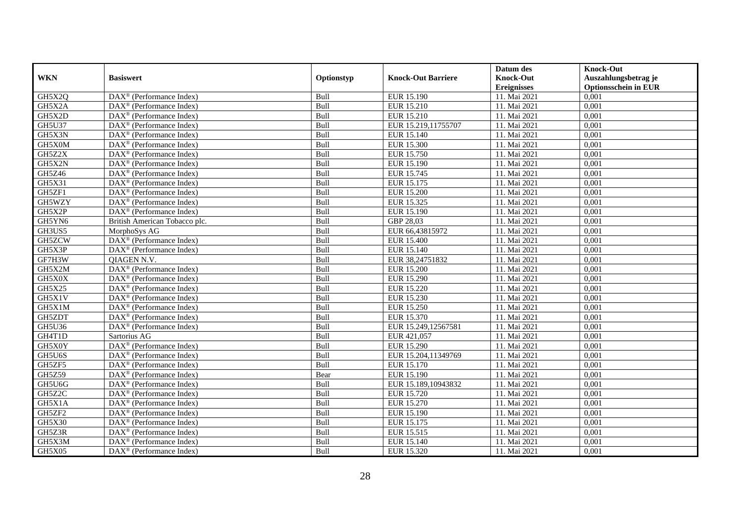| WKN | Basiswert | Optionstyp | Knock-Out Barriere | Datum des Knock-Out Ereignisses | Knock-Out Auszahlungsbetrag je Optionsschein in EUR |
|---|---|---|---|---|---|
| GH5X2Q | DAX® (Performance Index) | Bull | EUR 15.190 | 11. Mai 2021 | 0,001 |
| GH5X2A | DAX® (Performance Index) | Bull | EUR 15.210 | 11. Mai 2021 | 0,001 |
| GH5X2D | DAX® (Performance Index) | Bull | EUR 15.210 | 11. Mai 2021 | 0,001 |
| GH5U37 | DAX® (Performance Index) | Bull | EUR 15.219,11755707 | 11. Mai 2021 | 0,001 |
| GH5X3N | DAX® (Performance Index) | Bull | EUR 15.140 | 11. Mai 2021 | 0,001 |
| GH5X0M | DAX® (Performance Index) | Bull | EUR 15.300 | 11. Mai 2021 | 0,001 |
| GH5Z2X | DAX® (Performance Index) | Bull | EUR 15.750 | 11. Mai 2021 | 0,001 |
| GH5X2N | DAX® (Performance Index) | Bull | EUR 15.190 | 11. Mai 2021 | 0,001 |
| GH5Z46 | DAX® (Performance Index) | Bull | EUR 15.745 | 11. Mai 2021 | 0,001 |
| GH5X31 | DAX® (Performance Index) | Bull | EUR 15.175 | 11. Mai 2021 | 0,001 |
| GH5ZF1 | DAX® (Performance Index) | Bull | EUR 15.200 | 11. Mai 2021 | 0,001 |
| GH5WZY | DAX® (Performance Index) | Bull | EUR 15.325 | 11. Mai 2021 | 0,001 |
| GH5X2P | DAX® (Performance Index) | Bull | EUR 15.190 | 11. Mai 2021 | 0,001 |
| GH5YN6 | British American Tobacco plc. | Bull | GBP 28,03 | 11. Mai 2021 | 0,001 |
| GH3US5 | MorphoSys AG | Bull | EUR 66,43815972 | 11. Mai 2021 | 0,001 |
| GH5ZCW | DAX® (Performance Index) | Bull | EUR 15.400 | 11. Mai 2021 | 0,001 |
| GH5X3P | DAX® (Performance Index) | Bull | EUR 15.140 | 11. Mai 2021 | 0,001 |
| GF7H3W | QIAGEN N.V. | Bull | EUR 38,24751832 | 11. Mai 2021 | 0,001 |
| GH5X2M | DAX® (Performance Index) | Bull | EUR 15.200 | 11. Mai 2021 | 0,001 |
| GH5X0X | DAX® (Performance Index) | Bull | EUR 15.290 | 11. Mai 2021 | 0,001 |
| GH5X25 | DAX® (Performance Index) | Bull | EUR 15.220 | 11. Mai 2021 | 0,001 |
| GH5X1V | DAX® (Performance Index) | Bull | EUR 15.230 | 11. Mai 2021 | 0,001 |
| GH5X1M | DAX® (Performance Index) | Bull | EUR 15.250 | 11. Mai 2021 | 0,001 |
| GH5ZDT | DAX® (Performance Index) | Bull | EUR 15.370 | 11. Mai 2021 | 0,001 |
| GH5U36 | DAX® (Performance Index) | Bull | EUR 15.249,12567581 | 11. Mai 2021 | 0,001 |
| GH4T1D | Sartorius AG | Bull | EUR 421,057 | 11. Mai 2021 | 0,001 |
| GH5X0Y | DAX® (Performance Index) | Bull | EUR 15.290 | 11. Mai 2021 | 0,001 |
| GH5U6S | DAX® (Performance Index) | Bull | EUR 15.204,11349769 | 11. Mai 2021 | 0,001 |
| GH5ZF5 | DAX® (Performance Index) | Bull | EUR 15.170 | 11. Mai 2021 | 0,001 |
| GH5Z59 | DAX® (Performance Index) | Bear | EUR 15.190 | 11. Mai 2021 | 0,001 |
| GH5U6G | DAX® (Performance Index) | Bull | EUR 15.189,10943832 | 11. Mai 2021 | 0,001 |
| GH5Z2C | DAX® (Performance Index) | Bull | EUR 15.720 | 11. Mai 2021 | 0,001 |
| GH5X1A | DAX® (Performance Index) | Bull | EUR 15.270 | 11. Mai 2021 | 0,001 |
| GH5ZF2 | DAX® (Performance Index) | Bull | EUR 15.190 | 11. Mai 2021 | 0,001 |
| GH5X30 | DAX® (Performance Index) | Bull | EUR 15.175 | 11. Mai 2021 | 0,001 |
| GH5Z3R | DAX® (Performance Index) | Bull | EUR 15.515 | 11. Mai 2021 | 0,001 |
| GH5X3M | DAX® (Performance Index) | Bull | EUR 15.140 | 11. Mai 2021 | 0,001 |
| GH5X05 | DAX® (Performance Index) | Bull | EUR 15.320 | 11. Mai 2021 | 0,001 |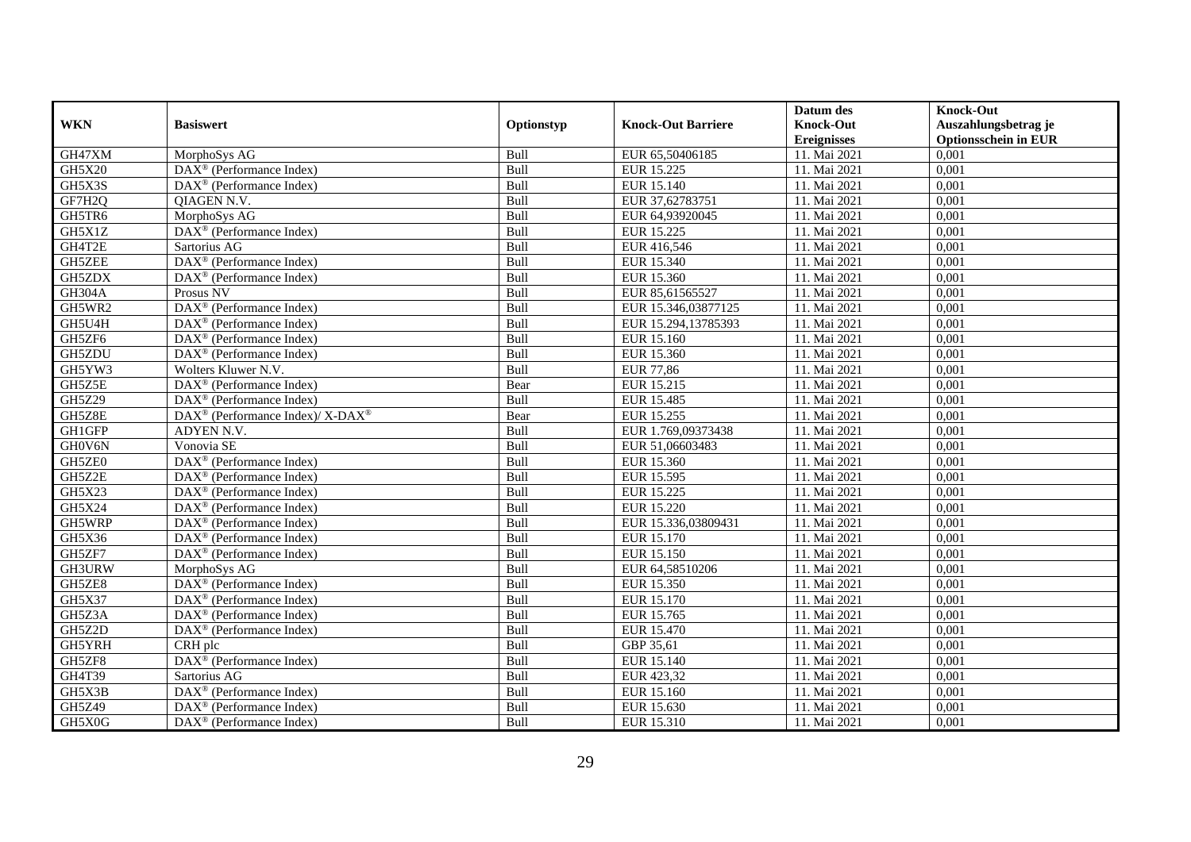| WKN | Basiswert | Optionstyp | Knock-Out Barriere | Datum des Knock-Out Ereignisses | Knock-Out Auszahlungsbetrag je Optionsschein in EUR |
|---|---|---|---|---|---|
| GH47XM | MorphoSys AG | Bull | EUR 65,50406185 | 11. Mai 2021 | 0,001 |
| GH5X20 | DAX® (Performance Index) | Bull | EUR 15.225 | 11. Mai 2021 | 0,001 |
| GH5X3S | DAX® (Performance Index) | Bull | EUR 15.140 | 11. Mai 2021 | 0,001 |
| GF7H2Q | QIAGEN N.V. | Bull | EUR 37,62783751 | 11. Mai 2021 | 0,001 |
| GH5TR6 | MorphoSys AG | Bull | EUR 64,93920045 | 11. Mai 2021 | 0,001 |
| GH5X1Z | DAX® (Performance Index) | Bull | EUR 15.225 | 11. Mai 2021 | 0,001 |
| GH4T2E | Sartorius AG | Bull | EUR 416,546 | 11. Mai 2021 | 0,001 |
| GH5ZEE | DAX® (Performance Index) | Bull | EUR 15.340 | 11. Mai 2021 | 0,001 |
| GH5ZDX | DAX® (Performance Index) | Bull | EUR 15.360 | 11. Mai 2021 | 0,001 |
| GH304A | Prosus NV | Bull | EUR 85,61565527 | 11. Mai 2021 | 0,001 |
| GH5WR2 | DAX® (Performance Index) | Bull | EUR 15.346,03877125 | 11. Mai 2021 | 0,001 |
| GH5U4H | DAX® (Performance Index) | Bull | EUR 15.294,13785393 | 11. Mai 2021 | 0,001 |
| GH5ZF6 | DAX® (Performance Index) | Bull | EUR 15.160 | 11. Mai 2021 | 0,001 |
| GH5ZDU | DAX® (Performance Index) | Bull | EUR 15.360 | 11. Mai 2021 | 0,001 |
| GH5YW3 | Wolters Kluwer N.V. | Bull | EUR 77,86 | 11. Mai 2021 | 0,001 |
| GH5Z5E | DAX® (Performance Index) | Bear | EUR 15.215 | 11. Mai 2021 | 0,001 |
| GH5Z29 | DAX® (Performance Index) | Bull | EUR 15.485 | 11. Mai 2021 | 0,001 |
| GH5Z8E | DAX® (Performance Index)/ X-DAX® | Bear | EUR 15.255 | 11. Mai 2021 | 0,001 |
| GH1GFP | ADYEN N.V. | Bull | EUR 1.769,09373438 | 11. Mai 2021 | 0,001 |
| GH0V6N | Vonovia SE | Bull | EUR 51,06603483 | 11. Mai 2021 | 0,001 |
| GH5ZE0 | DAX® (Performance Index) | Bull | EUR 15.360 | 11. Mai 2021 | 0,001 |
| GH5Z2E | DAX® (Performance Index) | Bull | EUR 15.595 | 11. Mai 2021 | 0,001 |
| GH5X23 | DAX® (Performance Index) | Bull | EUR 15.225 | 11. Mai 2021 | 0,001 |
| GH5X24 | DAX® (Performance Index) | Bull | EUR 15.220 | 11. Mai 2021 | 0,001 |
| GH5WRP | DAX® (Performance Index) | Bull | EUR 15.336,03809431 | 11. Mai 2021 | 0,001 |
| GH5X36 | DAX® (Performance Index) | Bull | EUR 15.170 | 11. Mai 2021 | 0,001 |
| GH5ZF7 | DAX® (Performance Index) | Bull | EUR 15.150 | 11. Mai 2021 | 0,001 |
| GH3URW | MorphoSys AG | Bull | EUR 64,58510206 | 11. Mai 2021 | 0,001 |
| GH5ZE8 | DAX® (Performance Index) | Bull | EUR 15.350 | 11. Mai 2021 | 0,001 |
| GH5X37 | DAX® (Performance Index) | Bull | EUR 15.170 | 11. Mai 2021 | 0,001 |
| GH5Z3A | DAX® (Performance Index) | Bull | EUR 15.765 | 11. Mai 2021 | 0,001 |
| GH5Z2D | DAX® (Performance Index) | Bull | EUR 15.470 | 11. Mai 2021 | 0,001 |
| GH5YRH | CRH plc | Bull | GBP 35,61 | 11. Mai 2021 | 0,001 |
| GH5ZF8 | DAX® (Performance Index) | Bull | EUR 15.140 | 11. Mai 2021 | 0,001 |
| GH4T39 | Sartorius AG | Bull | EUR 423,32 | 11. Mai 2021 | 0,001 |
| GH5X3B | DAX® (Performance Index) | Bull | EUR 15.160 | 11. Mai 2021 | 0,001 |
| GH5Z49 | DAX® (Performance Index) | Bull | EUR 15.630 | 11. Mai 2021 | 0,001 |
| GH5X0G | DAX® (Performance Index) | Bull | EUR 15.310 | 11. Mai 2021 | 0,001 |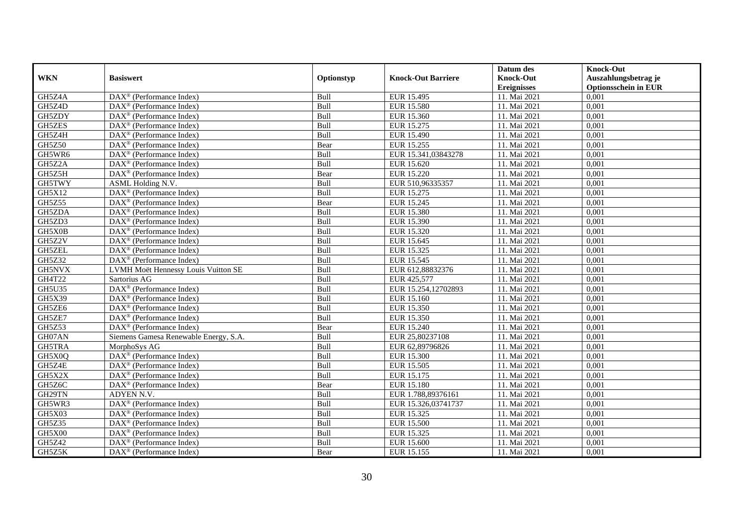| WKN | Basiswert | Optionstyp | Knock-Out Barriere | Datum des Knock-Out Ereignisses | Knock-Out Auszahlungsbetrag je Optionsschein in EUR |
|---|---|---|---|---|---|
| GH5Z4A | DAX® (Performance Index) | Bull | EUR 15.495 | 11. Mai 2021 | 0,001 |
| GH5Z4D | DAX® (Performance Index) | Bull | EUR 15.580 | 11. Mai 2021 | 0,001 |
| GH5ZDY | DAX® (Performance Index) | Bull | EUR 15.360 | 11. Mai 2021 | 0,001 |
| GH5ZES | DAX® (Performance Index) | Bull | EUR 15.275 | 11. Mai 2021 | 0,001 |
| GH5Z4H | DAX® (Performance Index) | Bull | EUR 15.490 | 11. Mai 2021 | 0,001 |
| GH5Z50 | DAX® (Performance Index) | Bear | EUR 15.255 | 11. Mai 2021 | 0,001 |
| GH5WR6 | DAX® (Performance Index) | Bull | EUR 15.341,03843278 | 11. Mai 2021 | 0,001 |
| GH5Z2A | DAX® (Performance Index) | Bull | EUR 15.620 | 11. Mai 2021 | 0,001 |
| GH5Z5H | DAX® (Performance Index) | Bear | EUR 15.220 | 11. Mai 2021 | 0,001 |
| GH5TWY | ASML Holding N.V. | Bull | EUR 510,96335357 | 11. Mai 2021 | 0,001 |
| GH5X12 | DAX® (Performance Index) | Bull | EUR 15.275 | 11. Mai 2021 | 0,001 |
| GH5Z55 | DAX® (Performance Index) | Bear | EUR 15.245 | 11. Mai 2021 | 0,001 |
| GH5ZDA | DAX® (Performance Index) | Bull | EUR 15.380 | 11. Mai 2021 | 0,001 |
| GH5ZD3 | DAX® (Performance Index) | Bull | EUR 15.390 | 11. Mai 2021 | 0,001 |
| GH5X0B | DAX® (Performance Index) | Bull | EUR 15.320 | 11. Mai 2021 | 0,001 |
| GH5Z2V | DAX® (Performance Index) | Bull | EUR 15.645 | 11. Mai 2021 | 0,001 |
| GH5ZEL | DAX® (Performance Index) | Bull | EUR 15.325 | 11. Mai 2021 | 0,001 |
| GH5Z32 | DAX® (Performance Index) | Bull | EUR 15.545 | 11. Mai 2021 | 0,001 |
| GH5NVX | LVMH Moët Hennessy Louis Vuitton SE | Bull | EUR 612,88832376 | 11. Mai 2021 | 0,001 |
| GH4T22 | Sartorius AG | Bull | EUR 425,577 | 11. Mai 2021 | 0,001 |
| GH5U35 | DAX® (Performance Index) | Bull | EUR 15.254,12702893 | 11. Mai 2021 | 0,001 |
| GH5X39 | DAX® (Performance Index) | Bull | EUR 15.160 | 11. Mai 2021 | 0,001 |
| GH5ZE6 | DAX® (Performance Index) | Bull | EUR 15.350 | 11. Mai 2021 | 0,001 |
| GH5ZE7 | DAX® (Performance Index) | Bull | EUR 15.350 | 11. Mai 2021 | 0,001 |
| GH5Z53 | DAX® (Performance Index) | Bear | EUR 15.240 | 11. Mai 2021 | 0,001 |
| GH07AN | Siemens Gamesa Renewable Energy, S.A. | Bull | EUR 25,80237108 | 11. Mai 2021 | 0,001 |
| GH5TRA | MorphoSys AG | Bull | EUR 62,89796826 | 11. Mai 2021 | 0,001 |
| GH5X0Q | DAX® (Performance Index) | Bull | EUR 15.300 | 11. Mai 2021 | 0,001 |
| GH5Z4E | DAX® (Performance Index) | Bull | EUR 15.505 | 11. Mai 2021 | 0,001 |
| GH5X2X | DAX® (Performance Index) | Bull | EUR 15.175 | 11. Mai 2021 | 0,001 |
| GH5Z6C | DAX® (Performance Index) | Bear | EUR 15.180 | 11. Mai 2021 | 0,001 |
| GH29TN | ADYEN N.V. | Bull | EUR 1.788,89376161 | 11. Mai 2021 | 0,001 |
| GH5WR3 | DAX® (Performance Index) | Bull | EUR 15.326,03741737 | 11. Mai 2021 | 0,001 |
| GH5X03 | DAX® (Performance Index) | Bull | EUR 15.325 | 11. Mai 2021 | 0,001 |
| GH5Z35 | DAX® (Performance Index) | Bull | EUR 15.500 | 11. Mai 2021 | 0,001 |
| GH5X00 | DAX® (Performance Index) | Bull | EUR 15.325 | 11. Mai 2021 | 0,001 |
| GH5Z42 | DAX® (Performance Index) | Bull | EUR 15.600 | 11. Mai 2021 | 0,001 |
| GH5Z5K | DAX® (Performance Index) | Bear | EUR 15.155 | 11. Mai 2021 | 0,001 |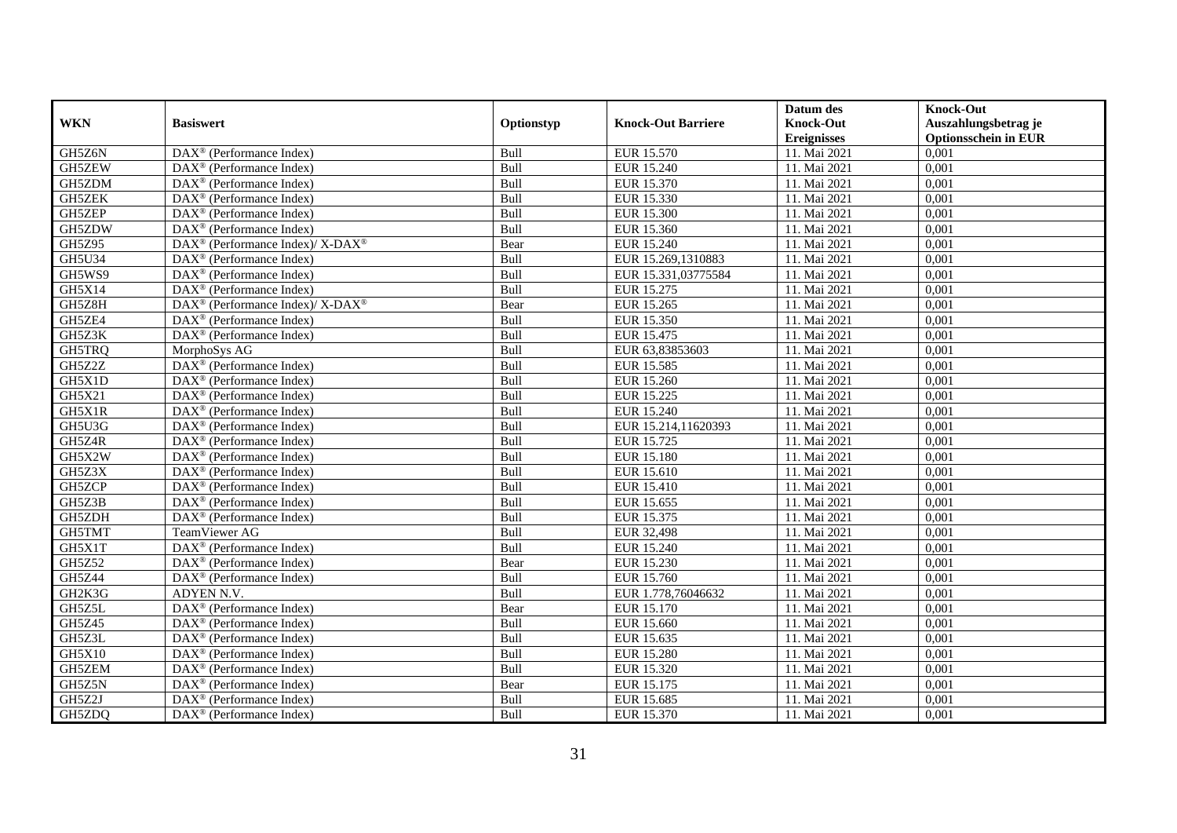| WKN | Basiswert | Optionstyp | Knock-Out Barriere | Datum des Knock-Out Ereignisses | Knock-Out Auszahlungsbetrag je Optionsschein in EUR |
|---|---|---|---|---|---|
| GH5Z6N | DAX® (Performance Index) | Bull | EUR 15.570 | 11. Mai 2021 | 0,001 |
| GH5ZEW | DAX® (Performance Index) | Bull | EUR 15.240 | 11. Mai 2021 | 0,001 |
| GH5ZDM | DAX® (Performance Index) | Bull | EUR 15.370 | 11. Mai 2021 | 0,001 |
| GH5ZEK | DAX® (Performance Index) | Bull | EUR 15.330 | 11. Mai 2021 | 0,001 |
| GH5ZEP | DAX® (Performance Index) | Bull | EUR 15.300 | 11. Mai 2021 | 0,001 |
| GH5ZDW | DAX® (Performance Index) | Bull | EUR 15.360 | 11. Mai 2021 | 0,001 |
| GH5Z95 | DAX® (Performance Index)/ X-DAX® | Bear | EUR 15.240 | 11. Mai 2021 | 0,001 |
| GH5U34 | DAX® (Performance Index) | Bull | EUR 15.269,1310883 | 11. Mai 2021 | 0,001 |
| GH5WS9 | DAX® (Performance Index) | Bull | EUR 15.331,03775584 | 11. Mai 2021 | 0,001 |
| GH5X14 | DAX® (Performance Index) | Bull | EUR 15.275 | 11. Mai 2021 | 0,001 |
| GH5Z8H | DAX® (Performance Index)/ X-DAX® | Bear | EUR 15.265 | 11. Mai 2021 | 0,001 |
| GH5ZE4 | DAX® (Performance Index) | Bull | EUR 15.350 | 11. Mai 2021 | 0,001 |
| GH5Z3K | DAX® (Performance Index) | Bull | EUR 15.475 | 11. Mai 2021 | 0,001 |
| GH5TRQ | MorphoSys AG | Bull | EUR 63,83853603 | 11. Mai 2021 | 0,001 |
| GH5Z2Z | DAX® (Performance Index) | Bull | EUR 15.585 | 11. Mai 2021 | 0,001 |
| GH5X1D | DAX® (Performance Index) | Bull | EUR 15.260 | 11. Mai 2021 | 0,001 |
| GH5X21 | DAX® (Performance Index) | Bull | EUR 15.225 | 11. Mai 2021 | 0,001 |
| GH5X1R | DAX® (Performance Index) | Bull | EUR 15.240 | 11. Mai 2021 | 0,001 |
| GH5U3G | DAX® (Performance Index) | Bull | EUR 15.214,11620393 | 11. Mai 2021 | 0,001 |
| GH5Z4R | DAX® (Performance Index) | Bull | EUR 15.725 | 11. Mai 2021 | 0,001 |
| GH5X2W | DAX® (Performance Index) | Bull | EUR 15.180 | 11. Mai 2021 | 0,001 |
| GH5Z3X | DAX® (Performance Index) | Bull | EUR 15.610 | 11. Mai 2021 | 0,001 |
| GH5ZCP | DAX® (Performance Index) | Bull | EUR 15.410 | 11. Mai 2021 | 0,001 |
| GH5Z3B | DAX® (Performance Index) | Bull | EUR 15.655 | 11. Mai 2021 | 0,001 |
| GH5ZDH | DAX® (Performance Index) | Bull | EUR 15.375 | 11. Mai 2021 | 0,001 |
| GH5TMT | TeamViewer AG | Bull | EUR 32,498 | 11. Mai 2021 | 0,001 |
| GH5X1T | DAX® (Performance Index) | Bull | EUR 15.240 | 11. Mai 2021 | 0,001 |
| GH5Z52 | DAX® (Performance Index) | Bear | EUR 15.230 | 11. Mai 2021 | 0,001 |
| GH5Z44 | DAX® (Performance Index) | Bull | EUR 15.760 | 11. Mai 2021 | 0,001 |
| GH2K3G | ADYEN N.V. | Bull | EUR 1.778,76046632 | 11. Mai 2021 | 0,001 |
| GH5Z5L | DAX® (Performance Index) | Bear | EUR 15.170 | 11. Mai 2021 | 0,001 |
| GH5Z45 | DAX® (Performance Index) | Bull | EUR 15.660 | 11. Mai 2021 | 0,001 |
| GH5Z3L | DAX® (Performance Index) | Bull | EUR 15.635 | 11. Mai 2021 | 0,001 |
| GH5X10 | DAX® (Performance Index) | Bull | EUR 15.280 | 11. Mai 2021 | 0,001 |
| GH5ZEM | DAX® (Performance Index) | Bull | EUR 15.320 | 11. Mai 2021 | 0,001 |
| GH5Z5N | DAX® (Performance Index) | Bear | EUR 15.175 | 11. Mai 2021 | 0,001 |
| GH5Z2J | DAX® (Performance Index) | Bull | EUR 15.685 | 11. Mai 2021 | 0,001 |
| GH5ZDQ | DAX® (Performance Index) | Bull | EUR 15.370 | 11. Mai 2021 | 0,001 |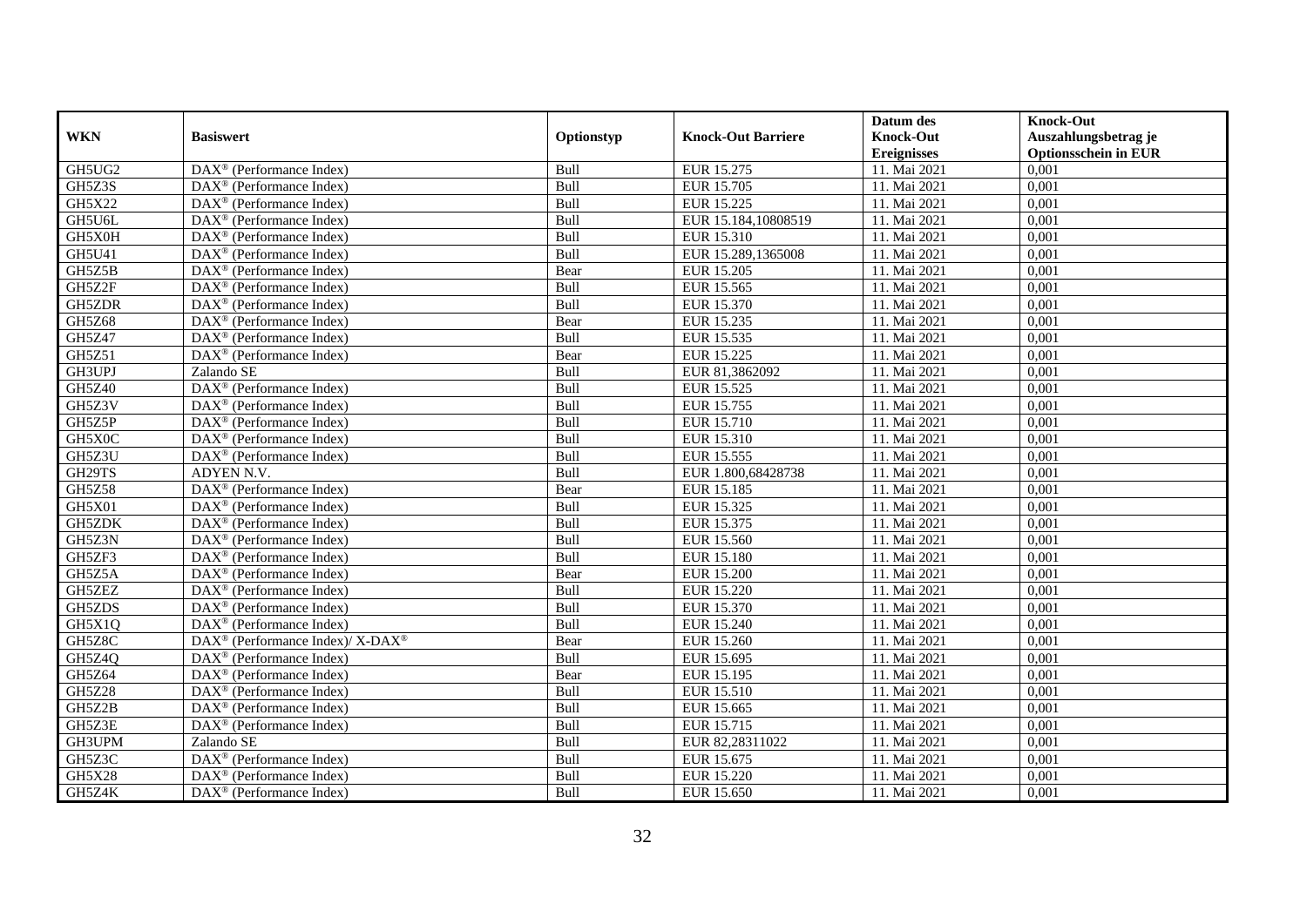| WKN | Basiswert | Optionstyp | Knock-Out Barriere | Datum des Knock-Out Ereignisses | Knock-Out Auszahlungsbetrag je Optionsschein in EUR |
|---|---|---|---|---|---|
| GH5UG2 | DAX® (Performance Index) | Bull | EUR 15.275 | 11. Mai 2021 | 0,001 |
| GH5Z3S | DAX® (Performance Index) | Bull | EUR 15.705 | 11. Mai 2021 | 0,001 |
| GH5X22 | DAX® (Performance Index) | Bull | EUR 15.225 | 11. Mai 2021 | 0,001 |
| GH5U6L | DAX® (Performance Index) | Bull | EUR 15.184,10808519 | 11. Mai 2021 | 0,001 |
| GH5X0H | DAX® (Performance Index) | Bull | EUR 15.310 | 11. Mai 2021 | 0,001 |
| GH5U41 | DAX® (Performance Index) | Bull | EUR 15.289,1365008 | 11. Mai 2021 | 0,001 |
| GH5Z5B | DAX® (Performance Index) | Bear | EUR 15.205 | 11. Mai 2021 | 0,001 |
| GH5Z2F | DAX® (Performance Index) | Bull | EUR 15.565 | 11. Mai 2021 | 0,001 |
| GH5ZDR | DAX® (Performance Index) | Bull | EUR 15.370 | 11. Mai 2021 | 0,001 |
| GH5Z68 | DAX® (Performance Index) | Bear | EUR 15.235 | 11. Mai 2021 | 0,001 |
| GH5Z47 | DAX® (Performance Index) | Bull | EUR 15.535 | 11. Mai 2021 | 0,001 |
| GH5Z51 | DAX® (Performance Index) | Bear | EUR 15.225 | 11. Mai 2021 | 0,001 |
| GH3UPJ | Zalando SE | Bull | EUR 81,3862092 | 11. Mai 2021 | 0,001 |
| GH5Z40 | DAX® (Performance Index) | Bull | EUR 15.525 | 11. Mai 2021 | 0,001 |
| GH5Z3V | DAX® (Performance Index) | Bull | EUR 15.755 | 11. Mai 2021 | 0,001 |
| GH5Z5P | DAX® (Performance Index) | Bull | EUR 15.710 | 11. Mai 2021 | 0,001 |
| GH5X0C | DAX® (Performance Index) | Bull | EUR 15.310 | 11. Mai 2021 | 0,001 |
| GH5Z3U | DAX® (Performance Index) | Bull | EUR 15.555 | 11. Mai 2021 | 0,001 |
| GH29TS | ADYEN N.V. | Bull | EUR 1.800,68428738 | 11. Mai 2021 | 0,001 |
| GH5Z58 | DAX® (Performance Index) | Bear | EUR 15.185 | 11. Mai 2021 | 0,001 |
| GH5X01 | DAX® (Performance Index) | Bull | EUR 15.325 | 11. Mai 2021 | 0,001 |
| GH5ZDK | DAX® (Performance Index) | Bull | EUR 15.375 | 11. Mai 2021 | 0,001 |
| GH5Z3N | DAX® (Performance Index) | Bull | EUR 15.560 | 11. Mai 2021 | 0,001 |
| GH5ZF3 | DAX® (Performance Index) | Bull | EUR 15.180 | 11. Mai 2021 | 0,001 |
| GH5Z5A | DAX® (Performance Index) | Bear | EUR 15.200 | 11. Mai 2021 | 0,001 |
| GH5ZEZ | DAX® (Performance Index) | Bull | EUR 15.220 | 11. Mai 2021 | 0,001 |
| GH5ZDS | DAX® (Performance Index) | Bull | EUR 15.370 | 11. Mai 2021 | 0,001 |
| GH5X1Q | DAX® (Performance Index) | Bull | EUR 15.240 | 11. Mai 2021 | 0,001 |
| GH5Z8C | DAX® (Performance Index)/ X-DAX® | Bear | EUR 15.260 | 11. Mai 2021 | 0,001 |
| GH5Z4Q | DAX® (Performance Index) | Bull | EUR 15.695 | 11. Mai 2021 | 0,001 |
| GH5Z64 | DAX® (Performance Index) | Bear | EUR 15.195 | 11. Mai 2021 | 0,001 |
| GH5Z28 | DAX® (Performance Index) | Bull | EUR 15.510 | 11. Mai 2021 | 0,001 |
| GH5Z2B | DAX® (Performance Index) | Bull | EUR 15.665 | 11. Mai 2021 | 0,001 |
| GH5Z3E | DAX® (Performance Index) | Bull | EUR 15.715 | 11. Mai 2021 | 0,001 |
| GH3UPM | Zalando SE | Bull | EUR 82,28311022 | 11. Mai 2021 | 0,001 |
| GH5Z3C | DAX® (Performance Index) | Bull | EUR 15.675 | 11. Mai 2021 | 0,001 |
| GH5X28 | DAX® (Performance Index) | Bull | EUR 15.220 | 11. Mai 2021 | 0,001 |
| GH5Z4K | DAX® (Performance Index) | Bull | EUR 15.650 | 11. Mai 2021 | 0,001 |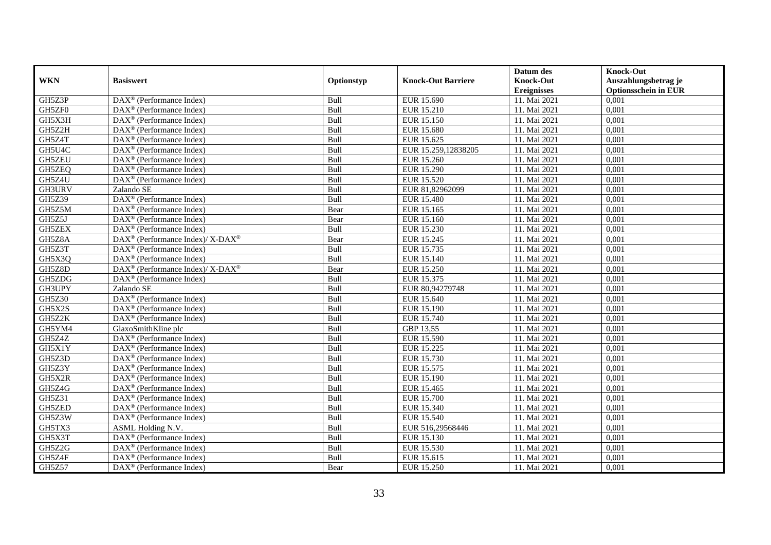| WKN | Basiswert | Optionstyp | Knock-Out Barriere | Datum des Knock-Out Ereignisses | Knock-Out Auszahlungsbetrag je Optionsschein in EUR |
|---|---|---|---|---|---|
| GH5Z3P | DAX® (Performance Index) | Bull | EUR 15.690 | 11. Mai 2021 | 0,001 |
| GH5ZF0 | DAX® (Performance Index) | Bull | EUR 15.210 | 11. Mai 2021 | 0,001 |
| GH5X3H | DAX® (Performance Index) | Bull | EUR 15.150 | 11. Mai 2021 | 0,001 |
| GH5Z2H | DAX® (Performance Index) | Bull | EUR 15.680 | 11. Mai 2021 | 0,001 |
| GH5Z4T | DAX® (Performance Index) | Bull | EUR 15.625 | 11. Mai 2021 | 0,001 |
| GH5U4C | DAX® (Performance Index) | Bull | EUR 15.259,12838205 | 11. Mai 2021 | 0,001 |
| GH5ZEU | DAX® (Performance Index) | Bull | EUR 15.260 | 11. Mai 2021 | 0,001 |
| GH5ZEQ | DAX® (Performance Index) | Bull | EUR 15.290 | 11. Mai 2021 | 0,001 |
| GH5Z4U | DAX® (Performance Index) | Bull | EUR 15.520 | 11. Mai 2021 | 0,001 |
| GH3URV | Zalando SE | Bull | EUR 81,82962099 | 11. Mai 2021 | 0,001 |
| GH5Z39 | DAX® (Performance Index) | Bull | EUR 15.480 | 11. Mai 2021 | 0,001 |
| GH5Z5M | DAX® (Performance Index) | Bear | EUR 15.165 | 11. Mai 2021 | 0,001 |
| GH5Z5J | DAX® (Performance Index) | Bear | EUR 15.160 | 11. Mai 2021 | 0,001 |
| GH5ZEX | DAX® (Performance Index) | Bull | EUR 15.230 | 11. Mai 2021 | 0,001 |
| GH5Z8A | DAX® (Performance Index)/ X-DAX® | Bear | EUR 15.245 | 11. Mai 2021 | 0,001 |
| GH5Z3T | DAX® (Performance Index) | Bull | EUR 15.735 | 11. Mai 2021 | 0,001 |
| GH5X3Q | DAX® (Performance Index) | Bull | EUR 15.140 | 11. Mai 2021 | 0,001 |
| GH5Z8D | DAX® (Performance Index)/ X-DAX® | Bear | EUR 15.250 | 11. Mai 2021 | 0,001 |
| GH5ZDG | DAX® (Performance Index) | Bull | EUR 15.375 | 11. Mai 2021 | 0,001 |
| GH3UPY | Zalando SE | Bull | EUR 80,94279748 | 11. Mai 2021 | 0,001 |
| GH5Z30 | DAX® (Performance Index) | Bull | EUR 15.640 | 11. Mai 2021 | 0,001 |
| GH5X2S | DAX® (Performance Index) | Bull | EUR 15.190 | 11. Mai 2021 | 0,001 |
| GH5Z2K | DAX® (Performance Index) | Bull | EUR 15.740 | 11. Mai 2021 | 0,001 |
| GH5YM4 | GlaxoSmithKline plc | Bull | GBP 13,55 | 11. Mai 2021 | 0,001 |
| GH5Z4Z | DAX® (Performance Index) | Bull | EUR 15.590 | 11. Mai 2021 | 0,001 |
| GH5X1Y | DAX® (Performance Index) | Bull | EUR 15.225 | 11. Mai 2021 | 0,001 |
| GH5Z3D | DAX® (Performance Index) | Bull | EUR 15.730 | 11. Mai 2021 | 0,001 |
| GH5Z3Y | DAX® (Performance Index) | Bull | EUR 15.575 | 11. Mai 2021 | 0,001 |
| GH5X2R | DAX® (Performance Index) | Bull | EUR 15.190 | 11. Mai 2021 | 0,001 |
| GH5Z4G | DAX® (Performance Index) | Bull | EUR 15.465 | 11. Mai 2021 | 0,001 |
| GH5Z31 | DAX® (Performance Index) | Bull | EUR 15.700 | 11. Mai 2021 | 0,001 |
| GH5ZED | DAX® (Performance Index) | Bull | EUR 15.340 | 11. Mai 2021 | 0,001 |
| GH5Z3W | DAX® (Performance Index) | Bull | EUR 15.540 | 11. Mai 2021 | 0,001 |
| GH5TX3 | ASML Holding N.V. | Bull | EUR 516,29568446 | 11. Mai 2021 | 0,001 |
| GH5X3T | DAX® (Performance Index) | Bull | EUR 15.130 | 11. Mai 2021 | 0,001 |
| GH5Z2G | DAX® (Performance Index) | Bull | EUR 15.530 | 11. Mai 2021 | 0,001 |
| GH5Z4F | DAX® (Performance Index) | Bull | EUR 15.615 | 11. Mai 2021 | 0,001 |
| GH5Z57 | DAX® (Performance Index) | Bear | EUR 15.250 | 11. Mai 2021 | 0,001 |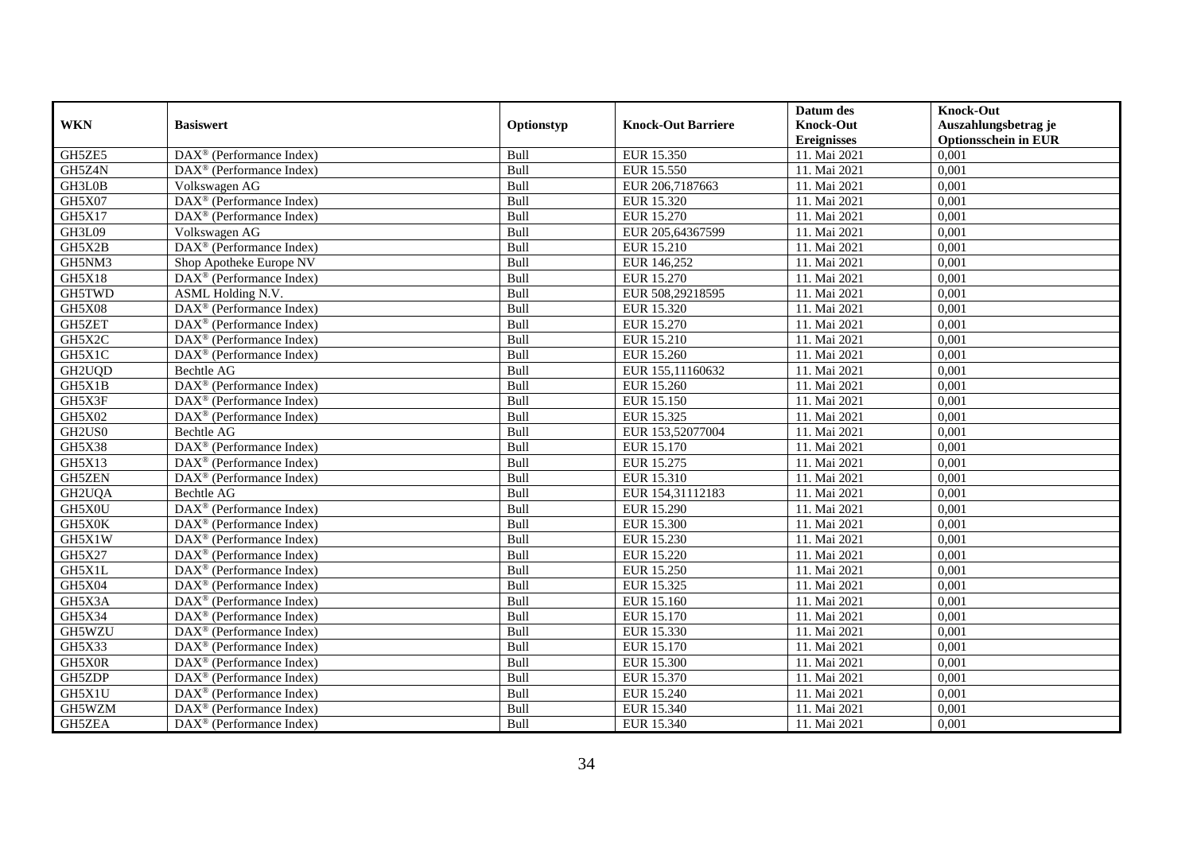| WKN | Basiswert | Optionstyp | Knock-Out Barriere | Datum des Knock-Out Ereignisses | Knock-Out Auszahlungsbetrag je Optionsschein in EUR |
|---|---|---|---|---|---|
| GH5ZE5 | DAX® (Performance Index) | Bull | EUR 15.350 | 11. Mai 2021 | 0,001 |
| GH5Z4N | DAX® (Performance Index) | Bull | EUR 15.550 | 11. Mai 2021 | 0,001 |
| GH3L0B | Volkswagen AG | Bull | EUR 206,7187663 | 11. Mai 2021 | 0,001 |
| GH5X07 | DAX® (Performance Index) | Bull | EUR 15.320 | 11. Mai 2021 | 0,001 |
| GH5X17 | DAX® (Performance Index) | Bull | EUR 15.270 | 11. Mai 2021 | 0,001 |
| GH3L09 | Volkswagen AG | Bull | EUR 205,64367599 | 11. Mai 2021 | 0,001 |
| GH5X2B | DAX® (Performance Index) | Bull | EUR 15.210 | 11. Mai 2021 | 0,001 |
| GH5NM3 | Shop Apotheke Europe NV | Bull | EUR 146,252 | 11. Mai 2021 | 0,001 |
| GH5X18 | DAX® (Performance Index) | Bull | EUR 15.270 | 11. Mai 2021 | 0,001 |
| GH5TWD | ASML Holding N.V. | Bull | EUR 508,29218595 | 11. Mai 2021 | 0,001 |
| GH5X08 | DAX® (Performance Index) | Bull | EUR 15.320 | 11. Mai 2021 | 0,001 |
| GH5ZET | DAX® (Performance Index) | Bull | EUR 15.270 | 11. Mai 2021 | 0,001 |
| GH5X2C | DAX® (Performance Index) | Bull | EUR 15.210 | 11. Mai 2021 | 0,001 |
| GH5X1C | DAX® (Performance Index) | Bull | EUR 15.260 | 11. Mai 2021 | 0,001 |
| GH2UQD | Bechtle AG | Bull | EUR 155,11160632 | 11. Mai 2021 | 0,001 |
| GH5X1B | DAX® (Performance Index) | Bull | EUR 15.260 | 11. Mai 2021 | 0,001 |
| GH5X3F | DAX® (Performance Index) | Bull | EUR 15.150 | 11. Mai 2021 | 0,001 |
| GH5X02 | DAX® (Performance Index) | Bull | EUR 15.325 | 11. Mai 2021 | 0,001 |
| GH2US0 | Bechtle AG | Bull | EUR 153,52077004 | 11. Mai 2021 | 0,001 |
| GH5X38 | DAX® (Performance Index) | Bull | EUR 15.170 | 11. Mai 2021 | 0,001 |
| GH5X13 | DAX® (Performance Index) | Bull | EUR 15.275 | 11. Mai 2021 | 0,001 |
| GH5ZEN | DAX® (Performance Index) | Bull | EUR 15.310 | 11. Mai 2021 | 0,001 |
| GH2UQA | Bechtle AG | Bull | EUR 154,31112183 | 11. Mai 2021 | 0,001 |
| GH5X0U | DAX® (Performance Index) | Bull | EUR 15.290 | 11. Mai 2021 | 0,001 |
| GH5X0K | DAX® (Performance Index) | Bull | EUR 15.300 | 11. Mai 2021 | 0,001 |
| GH5X1W | DAX® (Performance Index) | Bull | EUR 15.230 | 11. Mai 2021 | 0,001 |
| GH5X27 | DAX® (Performance Index) | Bull | EUR 15.220 | 11. Mai 2021 | 0,001 |
| GH5X1L | DAX® (Performance Index) | Bull | EUR 15.250 | 11. Mai 2021 | 0,001 |
| GH5X04 | DAX® (Performance Index) | Bull | EUR 15.325 | 11. Mai 2021 | 0,001 |
| GH5X3A | DAX® (Performance Index) | Bull | EUR 15.160 | 11. Mai 2021 | 0,001 |
| GH5X34 | DAX® (Performance Index) | Bull | EUR 15.170 | 11. Mai 2021 | 0,001 |
| GH5WZU | DAX® (Performance Index) | Bull | EUR 15.330 | 11. Mai 2021 | 0,001 |
| GH5X33 | DAX® (Performance Index) | Bull | EUR 15.170 | 11. Mai 2021 | 0,001 |
| GH5X0R | DAX® (Performance Index) | Bull | EUR 15.300 | 11. Mai 2021 | 0,001 |
| GH5ZDP | DAX® (Performance Index) | Bull | EUR 15.370 | 11. Mai 2021 | 0,001 |
| GH5X1U | DAX® (Performance Index) | Bull | EUR 15.240 | 11. Mai 2021 | 0,001 |
| GH5WZM | DAX® (Performance Index) | Bull | EUR 15.340 | 11. Mai 2021 | 0,001 |
| GH5ZEA | DAX® (Performance Index) | Bull | EUR 15.340 | 11. Mai 2021 | 0,001 |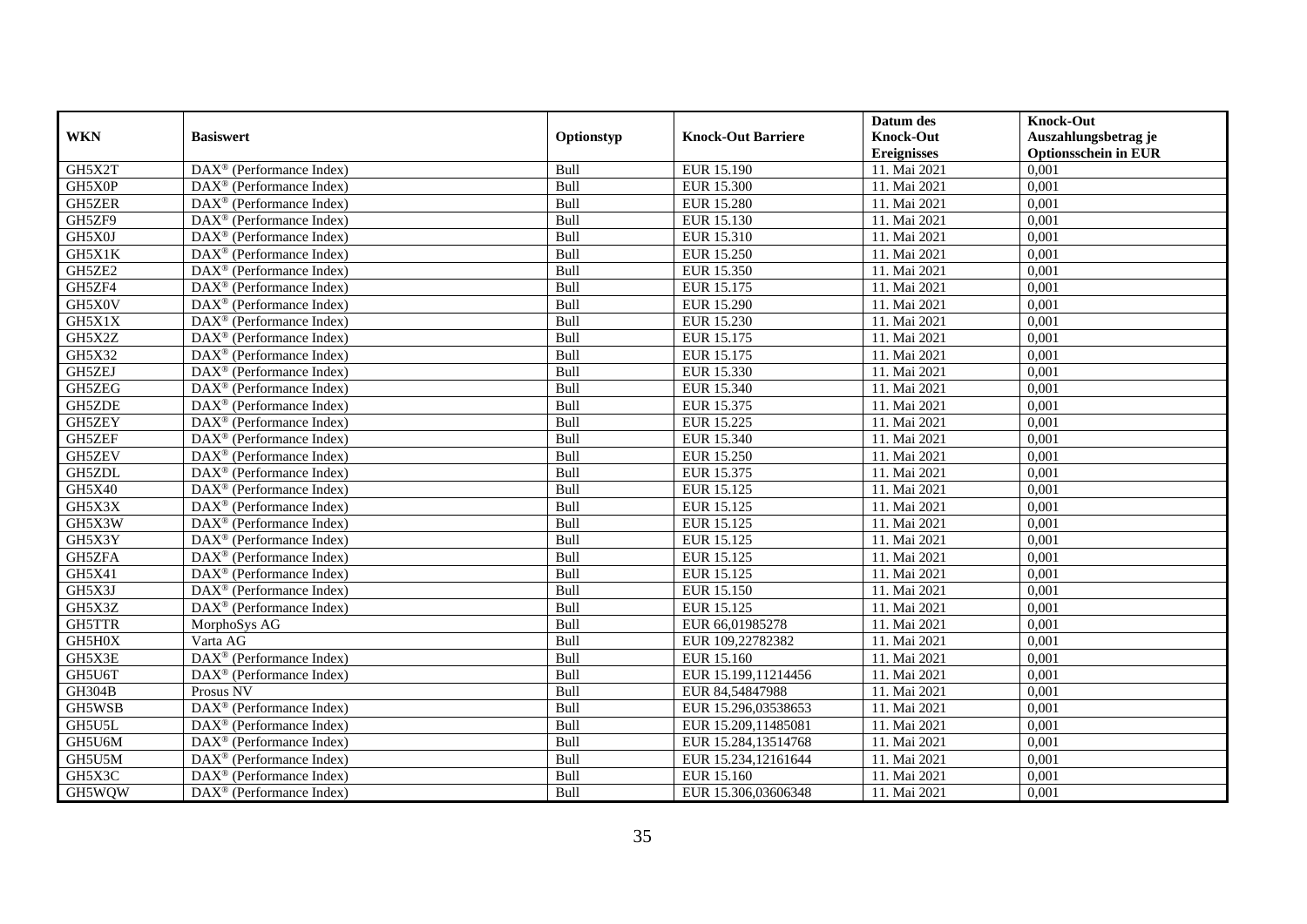| WKN | Basiswert | Optionstyp | Knock-Out Barriere | Datum des Knock-Out Ereignisses | Knock-Out Auszahlungsbetrag je Optionsschein in EUR |
|---|---|---|---|---|---|
| GH5X2T | DAX® (Performance Index) | Bull | EUR 15.190 | 11. Mai 2021 | 0,001 |
| GH5X0P | DAX® (Performance Index) | Bull | EUR 15.300 | 11. Mai 2021 | 0,001 |
| GH5ZER | DAX® (Performance Index) | Bull | EUR 15.280 | 11. Mai 2021 | 0,001 |
| GH5ZF9 | DAX® (Performance Index) | Bull | EUR 15.130 | 11. Mai 2021 | 0,001 |
| GH5X0J | DAX® (Performance Index) | Bull | EUR 15.310 | 11. Mai 2021 | 0,001 |
| GH5X1K | DAX® (Performance Index) | Bull | EUR 15.250 | 11. Mai 2021 | 0,001 |
| GH5ZE2 | DAX® (Performance Index) | Bull | EUR 15.350 | 11. Mai 2021 | 0,001 |
| GH5ZF4 | DAX® (Performance Index) | Bull | EUR 15.175 | 11. Mai 2021 | 0,001 |
| GH5X0V | DAX® (Performance Index) | Bull | EUR 15.290 | 11. Mai 2021 | 0,001 |
| GH5X1X | DAX® (Performance Index) | Bull | EUR 15.230 | 11. Mai 2021 | 0,001 |
| GH5X2Z | DAX® (Performance Index) | Bull | EUR 15.175 | 11. Mai 2021 | 0,001 |
| GH5X32 | DAX® (Performance Index) | Bull | EUR 15.175 | 11. Mai 2021 | 0,001 |
| GH5ZEJ | DAX® (Performance Index) | Bull | EUR 15.330 | 11. Mai 2021 | 0,001 |
| GH5ZEG | DAX® (Performance Index) | Bull | EUR 15.340 | 11. Mai 2021 | 0,001 |
| GH5ZDE | DAX® (Performance Index) | Bull | EUR 15.375 | 11. Mai 2021 | 0,001 |
| GH5ZEY | DAX® (Performance Index) | Bull | EUR 15.225 | 11. Mai 2021 | 0,001 |
| GH5ZEF | DAX® (Performance Index) | Bull | EUR 15.340 | 11. Mai 2021 | 0,001 |
| GH5ZEV | DAX® (Performance Index) | Bull | EUR 15.250 | 11. Mai 2021 | 0,001 |
| GH5ZDL | DAX® (Performance Index) | Bull | EUR 15.375 | 11. Mai 2021 | 0,001 |
| GH5X40 | DAX® (Performance Index) | Bull | EUR 15.125 | 11. Mai 2021 | 0,001 |
| GH5X3X | DAX® (Performance Index) | Bull | EUR 15.125 | 11. Mai 2021 | 0,001 |
| GH5X3W | DAX® (Performance Index) | Bull | EUR 15.125 | 11. Mai 2021 | 0,001 |
| GH5X3Y | DAX® (Performance Index) | Bull | EUR 15.125 | 11. Mai 2021 | 0,001 |
| GH5ZFA | DAX® (Performance Index) | Bull | EUR 15.125 | 11. Mai 2021 | 0,001 |
| GH5X41 | DAX® (Performance Index) | Bull | EUR 15.125 | 11. Mai 2021 | 0,001 |
| GH5X3J | DAX® (Performance Index) | Bull | EUR 15.150 | 11. Mai 2021 | 0,001 |
| GH5X3Z | DAX® (Performance Index) | Bull | EUR 15.125 | 11. Mai 2021 | 0,001 |
| GH5TTR | MorphoSys AG | Bull | EUR 66,01985278 | 11. Mai 2021 | 0,001 |
| GH5H0X | Varta AG | Bull | EUR 109,22782382 | 11. Mai 2021 | 0,001 |
| GH5X3E | DAX® (Performance Index) | Bull | EUR 15.160 | 11. Mai 2021 | 0,001 |
| GH5U6T | DAX® (Performance Index) | Bull | EUR 15.199,11214456 | 11. Mai 2021 | 0,001 |
| GH304B | Prosus NV | Bull | EUR 84,54847988 | 11. Mai 2021 | 0,001 |
| GH5WSB | DAX® (Performance Index) | Bull | EUR 15.296,03538653 | 11. Mai 2021 | 0,001 |
| GH5U5L | DAX® (Performance Index) | Bull | EUR 15.209,11485081 | 11. Mai 2021 | 0,001 |
| GH5U6M | DAX® (Performance Index) | Bull | EUR 15.284,13514768 | 11. Mai 2021 | 0,001 |
| GH5U5M | DAX® (Performance Index) | Bull | EUR 15.234,12161644 | 11. Mai 2021 | 0,001 |
| GH5X3C | DAX® (Performance Index) | Bull | EUR 15.160 | 11. Mai 2021 | 0,001 |
| GH5WQW | DAX® (Performance Index) | Bull | EUR 15.306,03606348 | 11. Mai 2021 | 0,001 |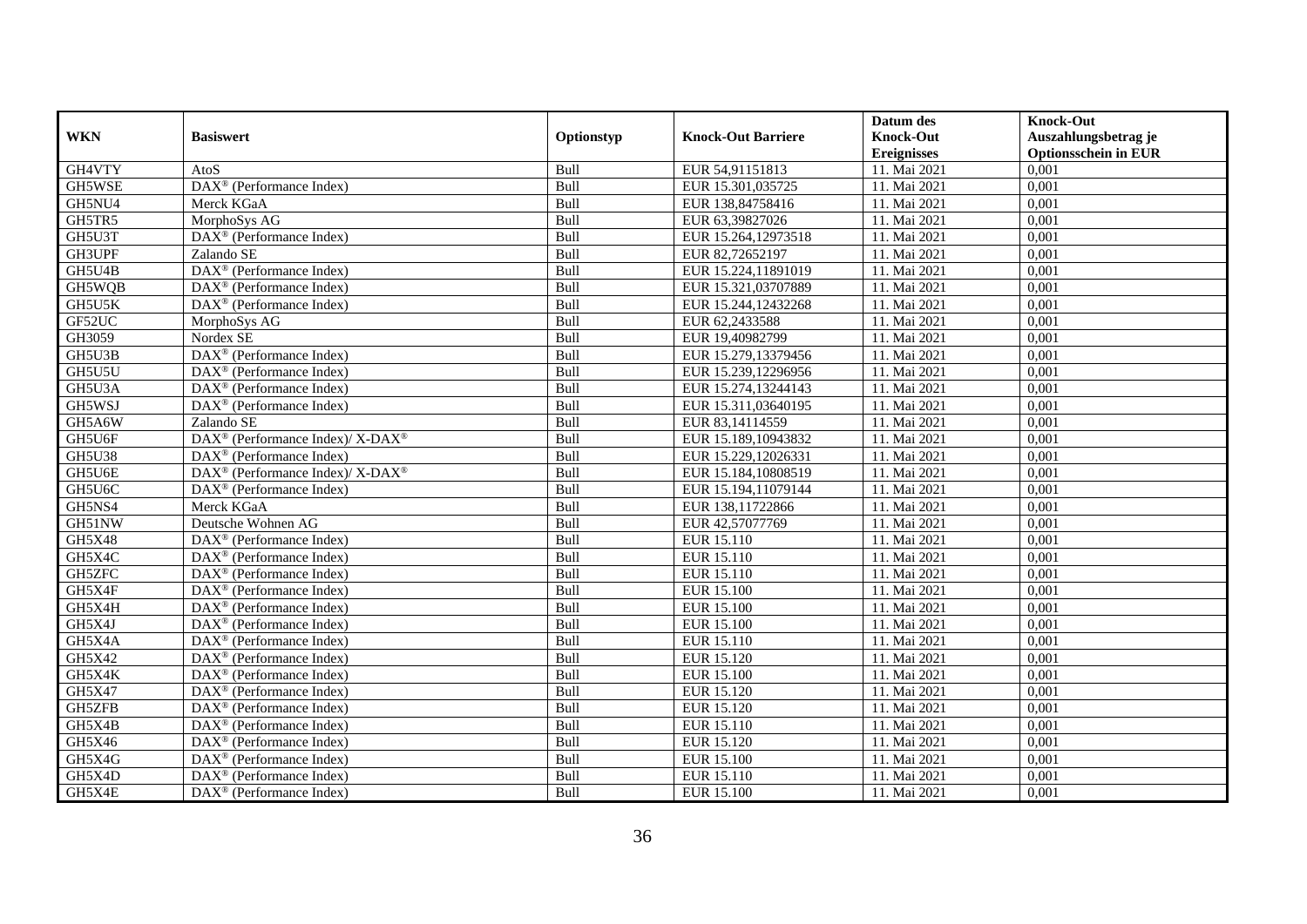| WKN | Basiswert | Optionstyp | Knock-Out Barriere | Datum des Knock-Out Ereignisses | Knock-Out Auszahlungsbetrag je Optionsschein in EUR |
|---|---|---|---|---|---|
| GH4VTY | AtoS | Bull | EUR 54,91151813 | 11. Mai 2021 | 0,001 |
| GH5WSE | DAX® (Performance Index) | Bull | EUR 15.301,035725 | 11. Mai 2021 | 0,001 |
| GH5NU4 | Merck KGaA | Bull | EUR 138,84758416 | 11. Mai 2021 | 0,001 |
| GH5TR5 | MorphoSys AG | Bull | EUR 63,39827026 | 11. Mai 2021 | 0,001 |
| GH5U3T | DAX® (Performance Index) | Bull | EUR 15.264,12973518 | 11. Mai 2021 | 0,001 |
| GH3UPF | Zalando SE | Bull | EUR 82,72652197 | 11. Mai 2021 | 0,001 |
| GH5U4B | DAX® (Performance Index) | Bull | EUR 15.224,11891019 | 11. Mai 2021 | 0,001 |
| GH5WQB | DAX® (Performance Index) | Bull | EUR 15.321,03707889 | 11. Mai 2021 | 0,001 |
| GH5U5K | DAX® (Performance Index) | Bull | EUR 15.244,12432268 | 11. Mai 2021 | 0,001 |
| GF52UC | MorphoSys AG | Bull | EUR 62,2433588 | 11. Mai 2021 | 0,001 |
| GH3059 | Nordex SE | Bull | EUR 19,40982799 | 11. Mai 2021 | 0,001 |
| GH5U3B | DAX® (Performance Index) | Bull | EUR 15.279,13379456 | 11. Mai 2021 | 0,001 |
| GH5U5U | DAX® (Performance Index) | Bull | EUR 15.239,12296956 | 11. Mai 2021 | 0,001 |
| GH5U3A | DAX® (Performance Index) | Bull | EUR 15.274,13244143 | 11. Mai 2021 | 0,001 |
| GH5WSJ | DAX® (Performance Index) | Bull | EUR 15.311,03640195 | 11. Mai 2021 | 0,001 |
| GH5A6W | Zalando SE | Bull | EUR 83,14114559 | 11. Mai 2021 | 0,001 |
| GH5U6F | DAX® (Performance Index)/ X-DAX® | Bull | EUR 15.189,10943832 | 11. Mai 2021 | 0,001 |
| GH5U38 | DAX® (Performance Index) | Bull | EUR 15.229,12026331 | 11. Mai 2021 | 0,001 |
| GH5U6E | DAX® (Performance Index)/ X-DAX® | Bull | EUR 15.184,10808519 | 11. Mai 2021 | 0,001 |
| GH5U6C | DAX® (Performance Index) | Bull | EUR 15.194,11079144 | 11. Mai 2021 | 0,001 |
| GH5NS4 | Merck KGaA | Bull | EUR 138,11722866 | 11. Mai 2021 | 0,001 |
| GH51NW | Deutsche Wohnen AG | Bull | EUR 42,57077769 | 11. Mai 2021 | 0,001 |
| GH5X48 | DAX® (Performance Index) | Bull | EUR 15.110 | 11. Mai 2021 | 0,001 |
| GH5X4C | DAX® (Performance Index) | Bull | EUR 15.110 | 11. Mai 2021 | 0,001 |
| GH5ZFC | DAX® (Performance Index) | Bull | EUR 15.110 | 11. Mai 2021 | 0,001 |
| GH5X4F | DAX® (Performance Index) | Bull | EUR 15.100 | 11. Mai 2021 | 0,001 |
| GH5X4H | DAX® (Performance Index) | Bull | EUR 15.100 | 11. Mai 2021 | 0,001 |
| GH5X4J | DAX® (Performance Index) | Bull | EUR 15.100 | 11. Mai 2021 | 0,001 |
| GH5X4A | DAX® (Performance Index) | Bull | EUR 15.110 | 11. Mai 2021 | 0,001 |
| GH5X42 | DAX® (Performance Index) | Bull | EUR 15.120 | 11. Mai 2021 | 0,001 |
| GH5X4K | DAX® (Performance Index) | Bull | EUR 15.100 | 11. Mai 2021 | 0,001 |
| GH5X47 | DAX® (Performance Index) | Bull | EUR 15.120 | 11. Mai 2021 | 0,001 |
| GH5ZFB | DAX® (Performance Index) | Bull | EUR 15.120 | 11. Mai 2021 | 0,001 |
| GH5X4B | DAX® (Performance Index) | Bull | EUR 15.110 | 11. Mai 2021 | 0,001 |
| GH5X46 | DAX® (Performance Index) | Bull | EUR 15.120 | 11. Mai 2021 | 0,001 |
| GH5X4G | DAX® (Performance Index) | Bull | EUR 15.100 | 11. Mai 2021 | 0,001 |
| GH5X4D | DAX® (Performance Index) | Bull | EUR 15.110 | 11. Mai 2021 | 0,001 |
| GH5X4E | DAX® (Performance Index) | Bull | EUR 15.100 | 11. Mai 2021 | 0,001 |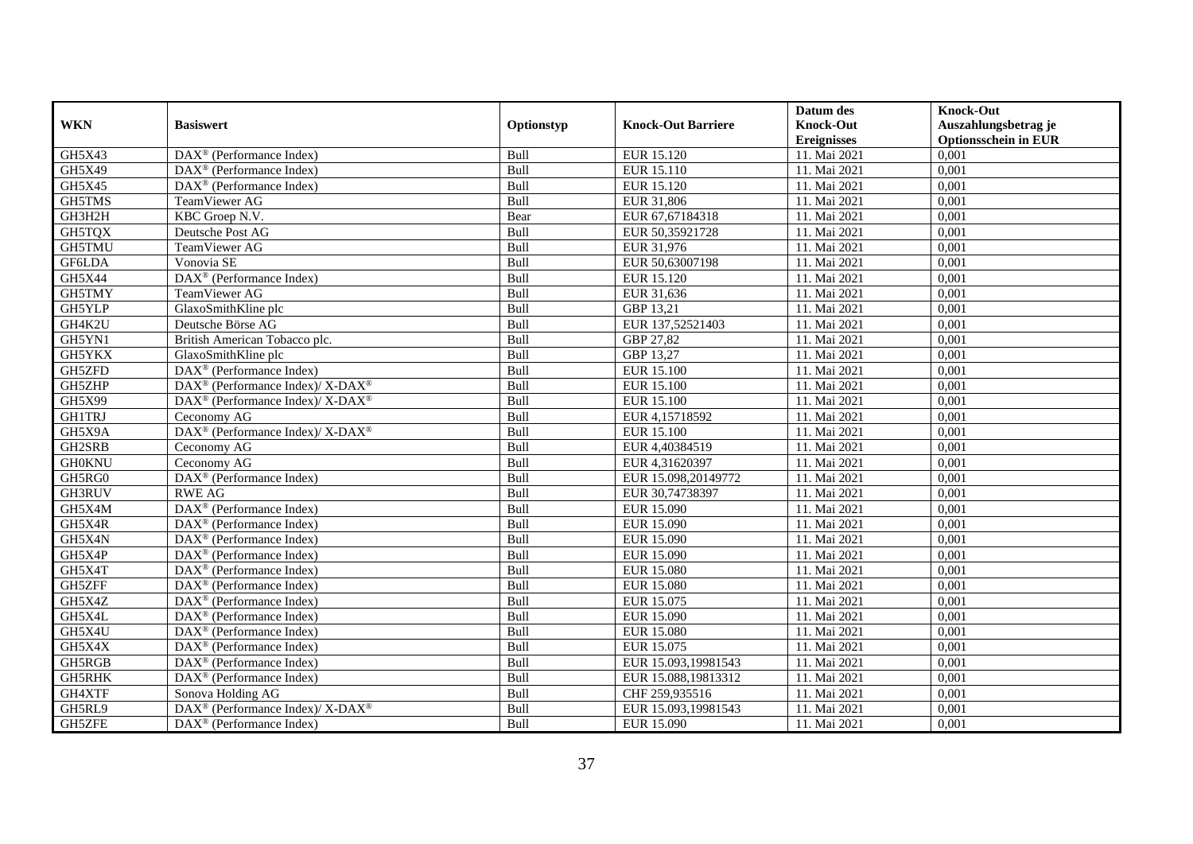| WKN | Basiswert | Optionstyp | Knock-Out Barriere | Datum des Knock-Out Ereignisses | Knock-Out Auszahlungsbetrag je Optionsschein in EUR |
|---|---|---|---|---|---|
| GH5X43 | DAX® (Performance Index) | Bull | EUR 15.120 | 11. Mai 2021 | 0,001 |
| GH5X49 | DAX® (Performance Index) | Bull | EUR 15.110 | 11. Mai 2021 | 0,001 |
| GH5X45 | DAX® (Performance Index) | Bull | EUR 15.120 | 11. Mai 2021 | 0,001 |
| GH5TMS | TeamViewer AG | Bull | EUR 31,806 | 11. Mai 2021 | 0,001 |
| GH3H2H | KBC Groep N.V. | Bear | EUR 67,67184318 | 11. Mai 2021 | 0,001 |
| GH5TQX | Deutsche Post AG | Bull | EUR 50,35921728 | 11. Mai 2021 | 0,001 |
| GH5TMU | TeamViewer AG | Bull | EUR 31,976 | 11. Mai 2021 | 0,001 |
| GF6LDA | Vonovia SE | Bull | EUR 50,63007198 | 11. Mai 2021 | 0,001 |
| GH5X44 | DAX® (Performance Index) | Bull | EUR 15.120 | 11. Mai 2021 | 0,001 |
| GH5TMY | TeamViewer AG | Bull | EUR 31,636 | 11. Mai 2021 | 0,001 |
| GH5YLP | GlaxoSmithKline plc | Bull | GBP 13,21 | 11. Mai 2021 | 0,001 |
| GH4K2U | Deutsche Börse AG | Bull | EUR 137,52521403 | 11. Mai 2021 | 0,001 |
| GH5YN1 | British American Tobacco plc. | Bull | GBP 27,82 | 11. Mai 2021 | 0,001 |
| GH5YKX | GlaxoSmithKline plc | Bull | GBP 13,27 | 11. Mai 2021 | 0,001 |
| GH5ZFD | DAX® (Performance Index) | Bull | EUR 15.100 | 11. Mai 2021 | 0,001 |
| GH5ZHP | DAX® (Performance Index)/ X-DAX® | Bull | EUR 15.100 | 11. Mai 2021 | 0,001 |
| GH5X99 | DAX® (Performance Index)/ X-DAX® | Bull | EUR 15.100 | 11. Mai 2021 | 0,001 |
| GH1TRJ | Ceconomy AG | Bull | EUR 4,15718592 | 11. Mai 2021 | 0,001 |
| GH5X9A | DAX® (Performance Index)/ X-DAX® | Bull | EUR 15.100 | 11. Mai 2021 | 0,001 |
| GH2SRB | Ceconomy AG | Bull | EUR 4,40384519 | 11. Mai 2021 | 0,001 |
| GH0KNU | Ceconomy AG | Bull | EUR 4,31620397 | 11. Mai 2021 | 0,001 |
| GH5RG0 | DAX® (Performance Index) | Bull | EUR 15.098,20149772 | 11. Mai 2021 | 0,001 |
| GH3RUV | RWE AG | Bull | EUR 30,74738397 | 11. Mai 2021 | 0,001 |
| GH5X4M | DAX® (Performance Index) | Bull | EUR 15.090 | 11. Mai 2021 | 0,001 |
| GH5X4R | DAX® (Performance Index) | Bull | EUR 15.090 | 11. Mai 2021 | 0,001 |
| GH5X4N | DAX® (Performance Index) | Bull | EUR 15.090 | 11. Mai 2021 | 0,001 |
| GH5X4P | DAX® (Performance Index) | Bull | EUR 15.090 | 11. Mai 2021 | 0,001 |
| GH5X4T | DAX® (Performance Index) | Bull | EUR 15.080 | 11. Mai 2021 | 0,001 |
| GH5ZFF | DAX® (Performance Index) | Bull | EUR 15.080 | 11. Mai 2021 | 0,001 |
| GH5X4Z | DAX® (Performance Index) | Bull | EUR 15.075 | 11. Mai 2021 | 0,001 |
| GH5X4L | DAX® (Performance Index) | Bull | EUR 15.090 | 11. Mai 2021 | 0,001 |
| GH5X4U | DAX® (Performance Index) | Bull | EUR 15.080 | 11. Mai 2021 | 0,001 |
| GH5X4X | DAX® (Performance Index) | Bull | EUR 15.075 | 11. Mai 2021 | 0,001 |
| GH5RGB | DAX® (Performance Index) | Bull | EUR 15.093,19981543 | 11. Mai 2021 | 0,001 |
| GH5RHK | DAX® (Performance Index) | Bull | EUR 15.088,19813312 | 11. Mai 2021 | 0,001 |
| GH4XTF | Sonova Holding AG | Bull | CHF 259,935516 | 11. Mai 2021 | 0,001 |
| GH5RL9 | DAX® (Performance Index)/ X-DAX® | Bull | EUR 15.093,19981543 | 11. Mai 2021 | 0,001 |
| GH5ZFE | DAX® (Performance Index) | Bull | EUR 15.090 | 11. Mai 2021 | 0,001 |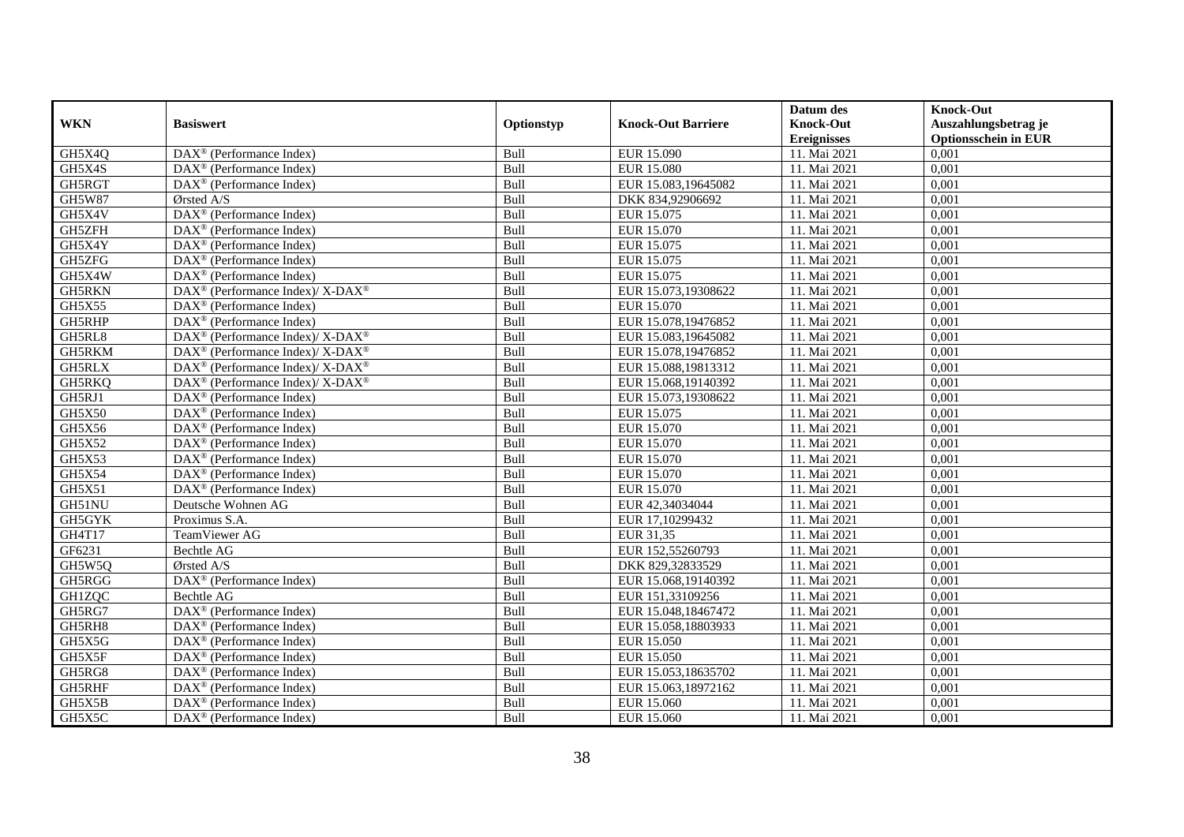| WKN | Basiswert | Optionstyp | Knock-Out Barriere | Datum des Knock-Out Ereignisses | Knock-Out Auszahlungsbetrag je Optionsschein in EUR |
|---|---|---|---|---|---|
| GH5X4Q | DAX® (Performance Index) | Bull | EUR 15.090 | 11. Mai 2021 | 0,001 |
| GH5X4S | DAX® (Performance Index) | Bull | EUR 15.080 | 11. Mai 2021 | 0,001 |
| GH5RGT | DAX® (Performance Index) | Bull | EUR 15.083,19645082 | 11. Mai 2021 | 0,001 |
| GH5W87 | Ørsted A/S | Bull | DKK 834,92906692 | 11. Mai 2021 | 0,001 |
| GH5X4V | DAX® (Performance Index) | Bull | EUR 15.075 | 11. Mai 2021 | 0,001 |
| GH5ZFH | DAX® (Performance Index) | Bull | EUR 15.070 | 11. Mai 2021 | 0,001 |
| GH5X4Y | DAX® (Performance Index) | Bull | EUR 15.075 | 11. Mai 2021 | 0,001 |
| GH5ZFG | DAX® (Performance Index) | Bull | EUR 15.075 | 11. Mai 2021 | 0,001 |
| GH5X4W | DAX® (Performance Index) | Bull | EUR 15.075 | 11. Mai 2021 | 0,001 |
| GH5RKN | DAX® (Performance Index)/ X-DAX® | Bull | EUR 15.073,19308622 | 11. Mai 2021 | 0,001 |
| GH5X55 | DAX® (Performance Index) | Bull | EUR 15.070 | 11. Mai 2021 | 0,001 |
| GH5RHP | DAX® (Performance Index) | Bull | EUR 15.078,19476852 | 11. Mai 2021 | 0,001 |
| GH5RL8 | DAX® (Performance Index)/ X-DAX® | Bull | EUR 15.083,19645082 | 11. Mai 2021 | 0,001 |
| GH5RKM | DAX® (Performance Index)/ X-DAX® | Bull | EUR 15.078,19476852 | 11. Mai 2021 | 0,001 |
| GH5RLX | DAX® (Performance Index)/ X-DAX® | Bull | EUR 15.088,19813312 | 11. Mai 2021 | 0,001 |
| GH5RKQ | DAX® (Performance Index)/ X-DAX® | Bull | EUR 15.068,19140392 | 11. Mai 2021 | 0,001 |
| GH5RJ1 | DAX® (Performance Index) | Bull | EUR 15.073,19308622 | 11. Mai 2021 | 0,001 |
| GH5X50 | DAX® (Performance Index) | Bull | EUR 15.075 | 11. Mai 2021 | 0,001 |
| GH5X56 | DAX® (Performance Index) | Bull | EUR 15.070 | 11. Mai 2021 | 0,001 |
| GH5X52 | DAX® (Performance Index) | Bull | EUR 15.070 | 11. Mai 2021 | 0,001 |
| GH5X53 | DAX® (Performance Index) | Bull | EUR 15.070 | 11. Mai 2021 | 0,001 |
| GH5X54 | DAX® (Performance Index) | Bull | EUR 15.070 | 11. Mai 2021 | 0,001 |
| GH5X51 | DAX® (Performance Index) | Bull | EUR 15.070 | 11. Mai 2021 | 0,001 |
| GH51NU | Deutsche Wohnen AG | Bull | EUR 42,34034044 | 11. Mai 2021 | 0,001 |
| GH5GYK | Proximus S.A. | Bull | EUR 17,10299432 | 11. Mai 2021 | 0,001 |
| GH4T17 | TeamViewer AG | Bull | EUR 31,35 | 11. Mai 2021 | 0,001 |
| GF6231 | Bechtle AG | Bull | EUR 152,55260793 | 11. Mai 2021 | 0,001 |
| GH5W5Q | Ørsted A/S | Bull | DKK 829,32833529 | 11. Mai 2021 | 0,001 |
| GH5RGG | DAX® (Performance Index) | Bull | EUR 15.068,19140392 | 11. Mai 2021 | 0,001 |
| GH1ZQC | Bechtle AG | Bull | EUR 151,33109256 | 11. Mai 2021 | 0,001 |
| GH5RG7 | DAX® (Performance Index) | Bull | EUR 15.048,18467472 | 11. Mai 2021 | 0,001 |
| GH5RH8 | DAX® (Performance Index) | Bull | EUR 15.058,18803933 | 11. Mai 2021 | 0,001 |
| GH5X5G | DAX® (Performance Index) | Bull | EUR 15.050 | 11. Mai 2021 | 0,001 |
| GH5X5F | DAX® (Performance Index) | Bull | EUR 15.050 | 11. Mai 2021 | 0,001 |
| GH5RG8 | DAX® (Performance Index) | Bull | EUR 15.053,18635702 | 11. Mai 2021 | 0,001 |
| GH5RHF | DAX® (Performance Index) | Bull | EUR 15.063,18972162 | 11. Mai 2021 | 0,001 |
| GH5X5B | DAX® (Performance Index) | Bull | EUR 15.060 | 11. Mai 2021 | 0,001 |
| GH5X5C | DAX® (Performance Index) | Bull | EUR 15.060 | 11. Mai 2021 | 0,001 |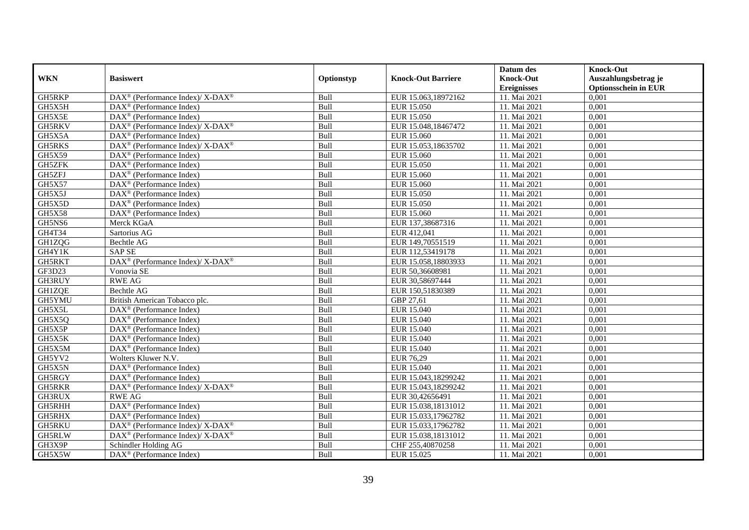| WKN | Basiswert | Optionstyp | Knock-Out Barriere | Datum des Knock-Out Ereignisses | Knock-Out Auszahlungsbetrag je Optionsschein in EUR |
|---|---|---|---|---|---|
| GH5RKP | DAX® (Performance Index)/ X-DAX® | Bull | EUR 15.063,18972162 | 11. Mai 2021 | 0,001 |
| GH5X5H | DAX® (Performance Index) | Bull | EUR 15.050 | 11. Mai 2021 | 0,001 |
| GH5X5E | DAX® (Performance Index) | Bull | EUR 15.050 | 11. Mai 2021 | 0,001 |
| GH5RKV | DAX® (Performance Index)/ X-DAX® | Bull | EUR 15.048,18467472 | 11. Mai 2021 | 0,001 |
| GH5X5A | DAX® (Performance Index) | Bull | EUR 15.060 | 11. Mai 2021 | 0,001 |
| GH5RKS | DAX® (Performance Index)/ X-DAX® | Bull | EUR 15.053,18635702 | 11. Mai 2021 | 0,001 |
| GH5X59 | DAX® (Performance Index) | Bull | EUR 15.060 | 11. Mai 2021 | 0,001 |
| GH5ZFK | DAX® (Performance Index) | Bull | EUR 15.050 | 11. Mai 2021 | 0,001 |
| GH5ZFJ | DAX® (Performance Index) | Bull | EUR 15.060 | 11. Mai 2021 | 0,001 |
| GH5X57 | DAX® (Performance Index) | Bull | EUR 15.060 | 11. Mai 2021 | 0,001 |
| GH5X5J | DAX® (Performance Index) | Bull | EUR 15.050 | 11. Mai 2021 | 0,001 |
| GH5X5D | DAX® (Performance Index) | Bull | EUR 15.050 | 11. Mai 2021 | 0,001 |
| GH5X58 | DAX® (Performance Index) | Bull | EUR 15.060 | 11. Mai 2021 | 0,001 |
| GH5NS6 | Merck KGaA | Bull | EUR 137,38687316 | 11. Mai 2021 | 0,001 |
| GH4T34 | Sartorius AG | Bull | EUR 412,041 | 11. Mai 2021 | 0,001 |
| GH1ZQG | Bechtle AG | Bull | EUR 149,70551519 | 11. Mai 2021 | 0,001 |
| GH4Y1K | SAP SE | Bull | EUR 112,53419178 | 11. Mai 2021 | 0,001 |
| GH5RKT | DAX® (Performance Index)/ X-DAX® | Bull | EUR 15.058,18803933 | 11. Mai 2021 | 0,001 |
| GF3D23 | Vonovia SE | Bull | EUR 50,36608981 | 11. Mai 2021 | 0,001 |
| GH3RUY | RWE AG | Bull | EUR 30,58697444 | 11. Mai 2021 | 0,001 |
| GH1ZQE | Bechtle AG | Bull | EUR 150,51830389 | 11. Mai 2021 | 0,001 |
| GH5YMU | British American Tobacco plc. | Bull | GBP 27,61 | 11. Mai 2021 | 0,001 |
| GH5X5L | DAX® (Performance Index) | Bull | EUR 15.040 | 11. Mai 2021 | 0,001 |
| GH5X5Q | DAX® (Performance Index) | Bull | EUR 15.040 | 11. Mai 2021 | 0,001 |
| GH5X5P | DAX® (Performance Index) | Bull | EUR 15.040 | 11. Mai 2021 | 0,001 |
| GH5X5K | DAX® (Performance Index) | Bull | EUR 15.040 | 11. Mai 2021 | 0,001 |
| GH5X5M | DAX® (Performance Index) | Bull | EUR 15.040 | 11. Mai 2021 | 0,001 |
| GH5YV2 | Wolters Kluwer N.V. | Bull | EUR 76,29 | 11. Mai 2021 | 0,001 |
| GH5X5N | DAX® (Performance Index) | Bull | EUR 15.040 | 11. Mai 2021 | 0,001 |
| GH5RGY | DAX® (Performance Index) | Bull | EUR 15.043,18299242 | 11. Mai 2021 | 0,001 |
| GH5RKR | DAX® (Performance Index)/ X-DAX® | Bull | EUR 15.043,18299242 | 11. Mai 2021 | 0,001 |
| GH3RUX | RWE AG | Bull | EUR 30,42656491 | 11. Mai 2021 | 0,001 |
| GH5RHH | DAX® (Performance Index) | Bull | EUR 15.038,18131012 | 11. Mai 2021 | 0,001 |
| GH5RHX | DAX® (Performance Index) | Bull | EUR 15.033,17962782 | 11. Mai 2021 | 0,001 |
| GH5RKU | DAX® (Performance Index)/ X-DAX® | Bull | EUR 15.033,17962782 | 11. Mai 2021 | 0,001 |
| GH5RLW | DAX® (Performance Index)/ X-DAX® | Bull | EUR 15.038,18131012 | 11. Mai 2021 | 0,001 |
| GH3X9P | Schindler Holding AG | Bull | CHF 255,40870258 | 11. Mai 2021 | 0,001 |
| GH5X5W | DAX® (Performance Index) | Bull | EUR 15.025 | 11. Mai 2021 | 0,001 |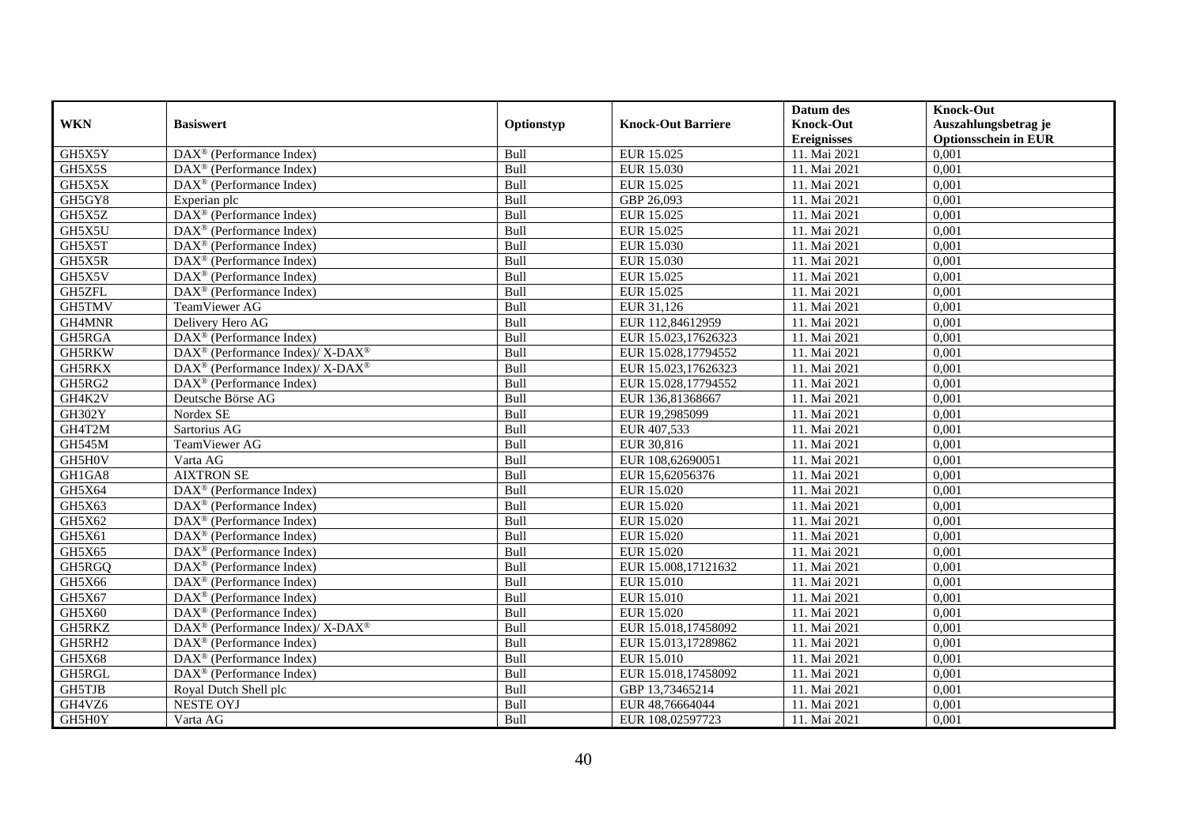| WKN | Basiswert | Optionstyp | Knock-Out Barriere | Datum des Knock-Out Ereignisses | Knock-Out Auszahlungsbetrag je Optionsschein in EUR |
|---|---|---|---|---|---|
| GH5X5Y | DAX® (Performance Index) | Bull | EUR 15.025 | 11. Mai 2021 | 0,001 |
| GH5X5S | DAX® (Performance Index) | Bull | EUR 15.030 | 11. Mai 2021 | 0,001 |
| GH5X5X | DAX® (Performance Index) | Bull | EUR 15.025 | 11. Mai 2021 | 0,001 |
| GH5GY8 | Experian plc | Bull | GBP 26,093 | 11. Mai 2021 | 0,001 |
| GH5X5Z | DAX® (Performance Index) | Bull | EUR 15.025 | 11. Mai 2021 | 0,001 |
| GH5X5U | DAX® (Performance Index) | Bull | EUR 15.025 | 11. Mai 2021 | 0,001 |
| GH5X5T | DAX® (Performance Index) | Bull | EUR 15.030 | 11. Mai 2021 | 0,001 |
| GH5X5R | DAX® (Performance Index) | Bull | EUR 15.030 | 11. Mai 2021 | 0,001 |
| GH5X5V | DAX® (Performance Index) | Bull | EUR 15.025 | 11. Mai 2021 | 0,001 |
| GH5ZFL | DAX® (Performance Index) | Bull | EUR 15.025 | 11. Mai 2021 | 0,001 |
| GH5TMV | TeamViewer AG | Bull | EUR 31,126 | 11. Mai 2021 | 0,001 |
| GH4MNR | Delivery Hero AG | Bull | EUR 112,84612959 | 11. Mai 2021 | 0,001 |
| GH5RGA | DAX® (Performance Index) | Bull | EUR 15.023,17626323 | 11. Mai 2021 | 0,001 |
| GH5RKW | DAX® (Performance Index)/ X-DAX® | Bull | EUR 15.028,17794552 | 11. Mai 2021 | 0,001 |
| GH5RKX | DAX® (Performance Index)/ X-DAX® | Bull | EUR 15.023,17626323 | 11. Mai 2021 | 0,001 |
| GH5RG2 | DAX® (Performance Index) | Bull | EUR 15.028,17794552 | 11. Mai 2021 | 0,001 |
| GH4K2V | Deutsche Börse AG | Bull | EUR 136,81368667 | 11. Mai 2021 | 0,001 |
| GH302Y | Nordex SE | Bull | EUR 19,2985099 | 11. Mai 2021 | 0,001 |
| GH4T2M | Sartorius AG | Bull | EUR 407,533 | 11. Mai 2021 | 0,001 |
| GH545M | TeamViewer AG | Bull | EUR 30,816 | 11. Mai 2021 | 0,001 |
| GH5H0V | Varta AG | Bull | EUR 108,62690051 | 11. Mai 2021 | 0,001 |
| GH1GA8 | AIXTRON SE | Bull | EUR 15,62056376 | 11. Mai 2021 | 0,001 |
| GH5X64 | DAX® (Performance Index) | Bull | EUR 15.020 | 11. Mai 2021 | 0,001 |
| GH5X63 | DAX® (Performance Index) | Bull | EUR 15.020 | 11. Mai 2021 | 0,001 |
| GH5X62 | DAX® (Performance Index) | Bull | EUR 15.020 | 11. Mai 2021 | 0,001 |
| GH5X61 | DAX® (Performance Index) | Bull | EUR 15.020 | 11. Mai 2021 | 0,001 |
| GH5X65 | DAX® (Performance Index) | Bull | EUR 15.020 | 11. Mai 2021 | 0,001 |
| GH5RGQ | DAX® (Performance Index) | Bull | EUR 15.008,17121632 | 11. Mai 2021 | 0,001 |
| GH5X66 | DAX® (Performance Index) | Bull | EUR 15.010 | 11. Mai 2021 | 0,001 |
| GH5X67 | DAX® (Performance Index) | Bull | EUR 15.010 | 11. Mai 2021 | 0,001 |
| GH5X60 | DAX® (Performance Index) | Bull | EUR 15.020 | 11. Mai 2021 | 0,001 |
| GH5RKZ | DAX® (Performance Index)/ X-DAX® | Bull | EUR 15.018,17458092 | 11. Mai 2021 | 0,001 |
| GH5RH2 | DAX® (Performance Index) | Bull | EUR 15.013,17289862 | 11. Mai 2021 | 0,001 |
| GH5X68 | DAX® (Performance Index) | Bull | EUR 15.010 | 11. Mai 2021 | 0,001 |
| GH5RGL | DAX® (Performance Index) | Bull | EUR 15.018,17458092 | 11. Mai 2021 | 0,001 |
| GH5TJB | Royal Dutch Shell plc | Bull | GBP 13,73465214 | 11. Mai 2021 | 0,001 |
| GH4VZ6 | NESTE OYJ | Bull | EUR 48,76664044 | 11. Mai 2021 | 0,001 |
| GH5H0Y | Varta AG | Bull | EUR 108,02597723 | 11. Mai 2021 | 0,001 |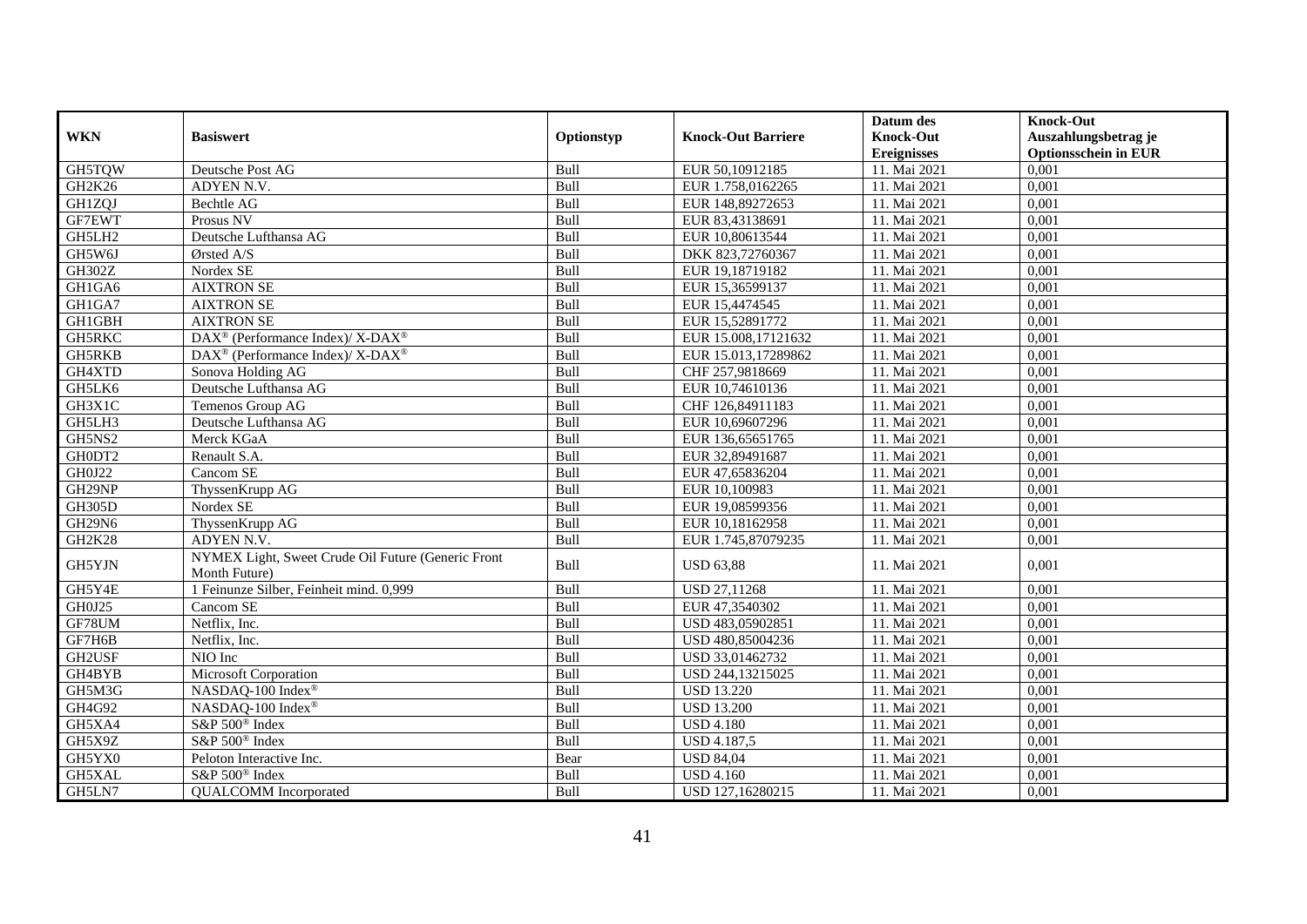| WKN | Basiswert | Optionstyp | Knock-Out Barriere | Datum des Knock-Out Ereignisses | Knock-Out Auszahlungsbetrag je Optionsschein in EUR |
|---|---|---|---|---|---|
| GH5TQW | Deutsche Post AG | Bull | EUR 50,10912185 | 11. Mai 2021 | 0,001 |
| GH2K26 | ADYEN N.V. | Bull | EUR 1.758,0162265 | 11. Mai 2021 | 0,001 |
| GH1ZQJ | Bechtle AG | Bull | EUR 148,89272653 | 11. Mai 2021 | 0,001 |
| GF7EWT | Prosus NV | Bull | EUR 83,43138691 | 11. Mai 2021 | 0,001 |
| GH5LH2 | Deutsche Lufthansa AG | Bull | EUR 10,80613544 | 11. Mai 2021 | 0,001 |
| GH5W6J | Ørsted A/S | Bull | DKK 823,72760367 | 11. Mai 2021 | 0,001 |
| GH302Z | Nordex SE | Bull | EUR 19,18719182 | 11. Mai 2021 | 0,001 |
| GH1GA6 | AIXTRON SE | Bull | EUR 15,36599137 | 11. Mai 2021 | 0,001 |
| GH1GA7 | AIXTRON SE | Bull | EUR 15,4474545 | 11. Mai 2021 | 0,001 |
| GH1GBH | AIXTRON SE | Bull | EUR 15,52891772 | 11. Mai 2021 | 0,001 |
| GH5RKC | DAX® (Performance Index)/ X-DAX® | Bull | EUR 15.008,17121632 | 11. Mai 2021 | 0,001 |
| GH5RKB | DAX® (Performance Index)/ X-DAX® | Bull | EUR 15.013,17289862 | 11. Mai 2021 | 0,001 |
| GH4XTD | Sonova Holding AG | Bull | CHF 257,9818669 | 11. Mai 2021 | 0,001 |
| GH5LK6 | Deutsche Lufthansa AG | Bull | EUR 10,74610136 | 11. Mai 2021 | 0,001 |
| GH3X1C | Temenos Group AG | Bull | CHF 126,84911183 | 11. Mai 2021 | 0,001 |
| GH5LH3 | Deutsche Lufthansa AG | Bull | EUR 10,69607296 | 11. Mai 2021 | 0,001 |
| GH5NS2 | Merck KGaA | Bull | EUR 136,65651765 | 11. Mai 2021 | 0,001 |
| GH0DT2 | Renault S.A. | Bull | EUR 32,89491687 | 11. Mai 2021 | 0,001 |
| GH0J22 | Cancom SE | Bull | EUR 47,65836204 | 11. Mai 2021 | 0,001 |
| GH29NP | ThyssenKrupp AG | Bull | EUR 10,100983 | 11. Mai 2021 | 0,001 |
| GH305D | Nordex SE | Bull | EUR 19,08599356 | 11. Mai 2021 | 0,001 |
| GH29N6 | ThyssenKrupp AG | Bull | EUR 10,18162958 | 11. Mai 2021 | 0,001 |
| GH2K28 | ADYEN N.V. | Bull | EUR 1.745,87079235 | 11. Mai 2021 | 0,001 |
| GH5YJN | NYMEX Light, Sweet Crude Oil Future (Generic Front Month Future) | Bull | USD 63,88 | 11. Mai 2021 | 0,001 |
| GH5Y4E | 1 Feinunze Silber, Feinheit mind. 0,999 | Bull | USD 27,11268 | 11. Mai 2021 | 0,001 |
| GH0J25 | Cancom SE | Bull | EUR 47,3540302 | 11. Mai 2021 | 0,001 |
| GF78UM | Netflix, Inc. | Bull | USD 483,05902851 | 11. Mai 2021 | 0,001 |
| GF7H6B | Netflix, Inc. | Bull | USD 480,85004236 | 11. Mai 2021 | 0,001 |
| GH2USF | NIO Inc | Bull | USD 33,01462732 | 11. Mai 2021 | 0,001 |
| GH4BYB | Microsoft Corporation | Bull | USD 244,13215025 | 11. Mai 2021 | 0,001 |
| GH5M3G | NASDAQ-100 Index® | Bull | USD 13.220 | 11. Mai 2021 | 0,001 |
| GH4G92 | NASDAQ-100 Index® | Bull | USD 13.200 | 11. Mai 2021 | 0,001 |
| GH5XA4 | S&P 500® Index | Bull | USD 4.180 | 11. Mai 2021 | 0,001 |
| GH5X9Z | S&P 500® Index | Bull | USD 4.187,5 | 11. Mai 2021 | 0,001 |
| GH5YX0 | Peloton Interactive Inc. | Bear | USD 84,04 | 11. Mai 2021 | 0,001 |
| GH5XAL | S&P 500® Index | Bull | USD 4.160 | 11. Mai 2021 | 0,001 |
| GH5LN7 | QUALCOMM Incorporated | Bull | USD 127,16280215 | 11. Mai 2021 | 0,001 |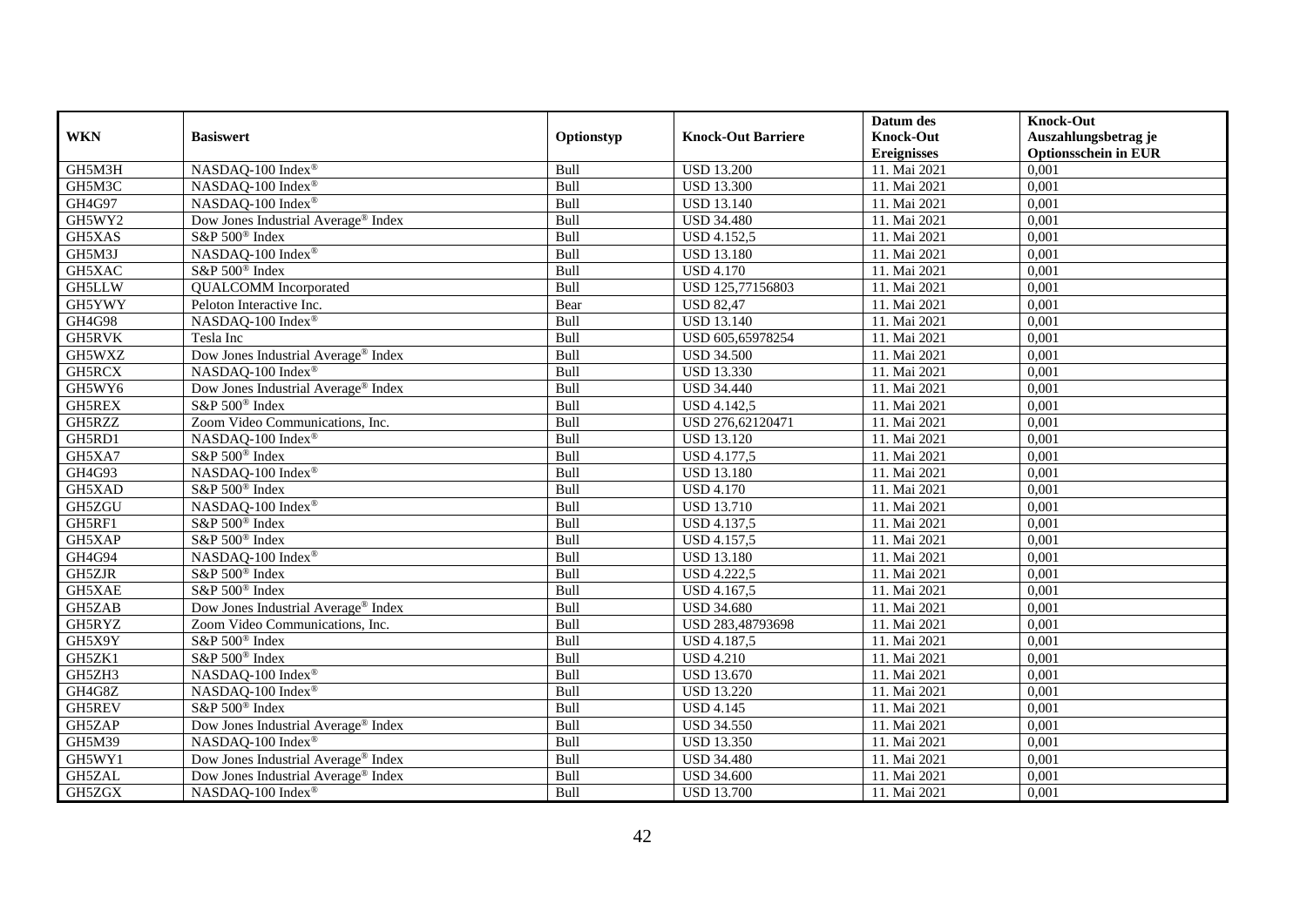| WKN | Basiswert | Optionstyp | Knock-Out Barriere | Datum des Knock-Out Ereignisses | Knock-Out Auszahlungsbetrag je Optionsschein in EUR |
|---|---|---|---|---|---|
| GH5M3H | NASDAQ-100 Index® | Bull | USD 13.200 | 11. Mai 2021 | 0,001 |
| GH5M3C | NASDAQ-100 Index® | Bull | USD 13.300 | 11. Mai 2021 | 0,001 |
| GH4G97 | NASDAQ-100 Index® | Bull | USD 13.140 | 11. Mai 2021 | 0,001 |
| GH5WY2 | Dow Jones Industrial Average® Index | Bull | USD 34.480 | 11. Mai 2021 | 0,001 |
| GH5XAS | S&P 500® Index | Bull | USD 4.152,5 | 11. Mai 2021 | 0,001 |
| GH5M3J | NASDAQ-100 Index® | Bull | USD 13.180 | 11. Mai 2021 | 0,001 |
| GH5XAC | S&P 500® Index | Bull | USD 4.170 | 11. Mai 2021 | 0,001 |
| GH5LLW | QUALCOMM Incorporated | Bull | USD 125,77156803 | 11. Mai 2021 | 0,001 |
| GH5YWY | Peloton Interactive Inc. | Bear | USD 82,47 | 11. Mai 2021 | 0,001 |
| GH4G98 | NASDAQ-100 Index® | Bull | USD 13.140 | 11. Mai 2021 | 0,001 |
| GH5RVK | Tesla Inc | Bull | USD 605,65978254 | 11. Mai 2021 | 0,001 |
| GH5WXZ | Dow Jones Industrial Average® Index | Bull | USD 34.500 | 11. Mai 2021 | 0,001 |
| GH5RCX | NASDAQ-100 Index® | Bull | USD 13.330 | 11. Mai 2021 | 0,001 |
| GH5WY6 | Dow Jones Industrial Average® Index | Bull | USD 34.440 | 11. Mai 2021 | 0,001 |
| GH5REX | S&P 500® Index | Bull | USD 4.142,5 | 11. Mai 2021 | 0,001 |
| GH5RZZ | Zoom Video Communications, Inc. | Bull | USD 276,62120471 | 11. Mai 2021 | 0,001 |
| GH5RD1 | NASDAQ-100 Index® | Bull | USD 13.120 | 11. Mai 2021 | 0,001 |
| GH5XA7 | S&P 500® Index | Bull | USD 4.177,5 | 11. Mai 2021 | 0,001 |
| GH4G93 | NASDAQ-100 Index® | Bull | USD 13.180 | 11. Mai 2021 | 0,001 |
| GH5XAD | S&P 500® Index | Bull | USD 4.170 | 11. Mai 2021 | 0,001 |
| GH5ZGU | NASDAQ-100 Index® | Bull | USD 13.710 | 11. Mai 2021 | 0,001 |
| GH5RF1 | S&P 500® Index | Bull | USD 4.137,5 | 11. Mai 2021 | 0,001 |
| GH5XAP | S&P 500® Index | Bull | USD 4.157,5 | 11. Mai 2021 | 0,001 |
| GH4G94 | NASDAQ-100 Index® | Bull | USD 13.180 | 11. Mai 2021 | 0,001 |
| GH5ZJR | S&P 500® Index | Bull | USD 4.222,5 | 11. Mai 2021 | 0,001 |
| GH5XAE | S&P 500® Index | Bull | USD 4.167,5 | 11. Mai 2021 | 0,001 |
| GH5ZAB | Dow Jones Industrial Average® Index | Bull | USD 34.680 | 11. Mai 2021 | 0,001 |
| GH5RYZ | Zoom Video Communications, Inc. | Bull | USD 283,48793698 | 11. Mai 2021 | 0,001 |
| GH5X9Y | S&P 500® Index | Bull | USD 4.187,5 | 11. Mai 2021 | 0,001 |
| GH5ZK1 | S&P 500® Index | Bull | USD 4.210 | 11. Mai 2021 | 0,001 |
| GH5ZH3 | NASDAQ-100 Index® | Bull | USD 13.670 | 11. Mai 2021 | 0,001 |
| GH4G8Z | NASDAQ-100 Index® | Bull | USD 13.220 | 11. Mai 2021 | 0,001 |
| GH5REV | S&P 500® Index | Bull | USD 4.145 | 11. Mai 2021 | 0,001 |
| GH5ZAP | Dow Jones Industrial Average® Index | Bull | USD 34.550 | 11. Mai 2021 | 0,001 |
| GH5M39 | NASDAQ-100 Index® | Bull | USD 13.350 | 11. Mai 2021 | 0,001 |
| GH5WY1 | Dow Jones Industrial Average® Index | Bull | USD 34.480 | 11. Mai 2021 | 0,001 |
| GH5ZAL | Dow Jones Industrial Average® Index | Bull | USD 34.600 | 11. Mai 2021 | 0,001 |
| GH5ZGX | NASDAQ-100 Index® | Bull | USD 13.700 | 11. Mai 2021 | 0,001 |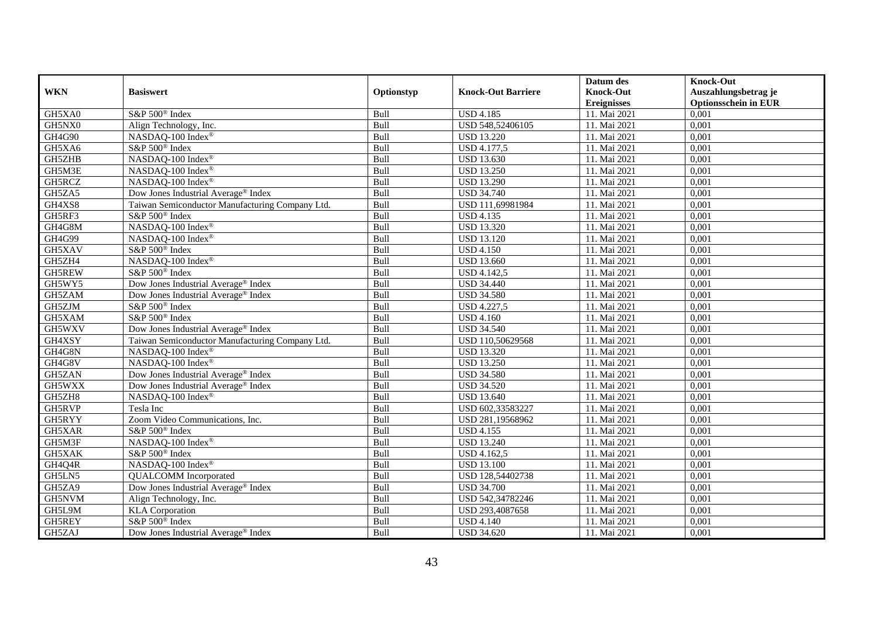| WKN | Basiswert | Optionstyp | Knock-Out Barriere | Datum des Knock-Out Ereignisses | Knock-Out Auszahlungsbetrag je Optionsschein in EUR |
|---|---|---|---|---|---|
| GH5XA0 | S&P 500® Index | Bull | USD 4.185 | 11. Mai 2021 | 0,001 |
| GH5NX0 | Align Technology, Inc. | Bull | USD 548,52406105 | 11. Mai 2021 | 0,001 |
| GH4G90 | NASDAQ-100 Index® | Bull | USD 13.220 | 11. Mai 2021 | 0,001 |
| GH5XA6 | S&P 500® Index | Bull | USD 4.177,5 | 11. Mai 2021 | 0,001 |
| GH5ZHB | NASDAQ-100 Index® | Bull | USD 13.630 | 11. Mai 2021 | 0,001 |
| GH5M3E | NASDAQ-100 Index® | Bull | USD 13.250 | 11. Mai 2021 | 0,001 |
| GH5RCZ | NASDAQ-100 Index® | Bull | USD 13.290 | 11. Mai 2021 | 0,001 |
| GH5ZA5 | Dow Jones Industrial Average® Index | Bull | USD 34.740 | 11. Mai 2021 | 0,001 |
| GH4XS8 | Taiwan Semiconductor Manufacturing Company Ltd. | Bull | USD 111,69981984 | 11. Mai 2021 | 0,001 |
| GH5RF3 | S&P 500® Index | Bull | USD 4.135 | 11. Mai 2021 | 0,001 |
| GH4G8M | NASDAQ-100 Index® | Bull | USD 13.320 | 11. Mai 2021 | 0,001 |
| GH4G99 | NASDAQ-100 Index® | Bull | USD 13.120 | 11. Mai 2021 | 0,001 |
| GH5XAV | S&P 500® Index | Bull | USD 4.150 | 11. Mai 2021 | 0,001 |
| GH5ZH4 | NASDAQ-100 Index® | Bull | USD 13.660 | 11. Mai 2021 | 0,001 |
| GH5REW | S&P 500® Index | Bull | USD 4.142,5 | 11. Mai 2021 | 0,001 |
| GH5WY5 | Dow Jones Industrial Average® Index | Bull | USD 34.440 | 11. Mai 2021 | 0,001 |
| GH5ZAM | Dow Jones Industrial Average® Index | Bull | USD 34.580 | 11. Mai 2021 | 0,001 |
| GH5ZJM | S&P 500® Index | Bull | USD 4.227,5 | 11. Mai 2021 | 0,001 |
| GH5XAM | S&P 500® Index | Bull | USD 4.160 | 11. Mai 2021 | 0,001 |
| GH5WXV | Dow Jones Industrial Average® Index | Bull | USD 34.540 | 11. Mai 2021 | 0,001 |
| GH4XSY | Taiwan Semiconductor Manufacturing Company Ltd. | Bull | USD 110,50629568 | 11. Mai 2021 | 0,001 |
| GH4G8N | NASDAQ-100 Index® | Bull | USD 13.320 | 11. Mai 2021 | 0,001 |
| GH4G8V | NASDAQ-100 Index® | Bull | USD 13.250 | 11. Mai 2021 | 0,001 |
| GH5ZAN | Dow Jones Industrial Average® Index | Bull | USD 34.580 | 11. Mai 2021 | 0,001 |
| GH5WXX | Dow Jones Industrial Average® Index | Bull | USD 34.520 | 11. Mai 2021 | 0,001 |
| GH5ZH8 | NASDAQ-100 Index® | Bull | USD 13.640 | 11. Mai 2021 | 0,001 |
| GH5RVP | Tesla Inc | Bull | USD 602,33583227 | 11. Mai 2021 | 0,001 |
| GH5RYY | Zoom Video Communications, Inc. | Bull | USD 281,19568962 | 11. Mai 2021 | 0,001 |
| GH5XAR | S&P 500® Index | Bull | USD 4.155 | 11. Mai 2021 | 0,001 |
| GH5M3F | NASDAQ-100 Index® | Bull | USD 13.240 | 11. Mai 2021 | 0,001 |
| GH5XAK | S&P 500® Index | Bull | USD 4.162,5 | 11. Mai 2021 | 0,001 |
| GH4Q4R | NASDAQ-100 Index® | Bull | USD 13.100 | 11. Mai 2021 | 0,001 |
| GH5LN5 | QUALCOMM Incorporated | Bull | USD 128,54402738 | 11. Mai 2021 | 0,001 |
| GH5ZA9 | Dow Jones Industrial Average® Index | Bull | USD 34.700 | 11. Mai 2021 | 0,001 |
| GH5NVM | Align Technology, Inc. | Bull | USD 542,34782246 | 11. Mai 2021 | 0,001 |
| GH5L9M | KLA Corporation | Bull | USD 293,4087658 | 11. Mai 2021 | 0,001 |
| GH5REY | S&P 500® Index | Bull | USD 4.140 | 11. Mai 2021 | 0,001 |
| GH5ZAJ | Dow Jones Industrial Average® Index | Bull | USD 34.620 | 11. Mai 2021 | 0,001 |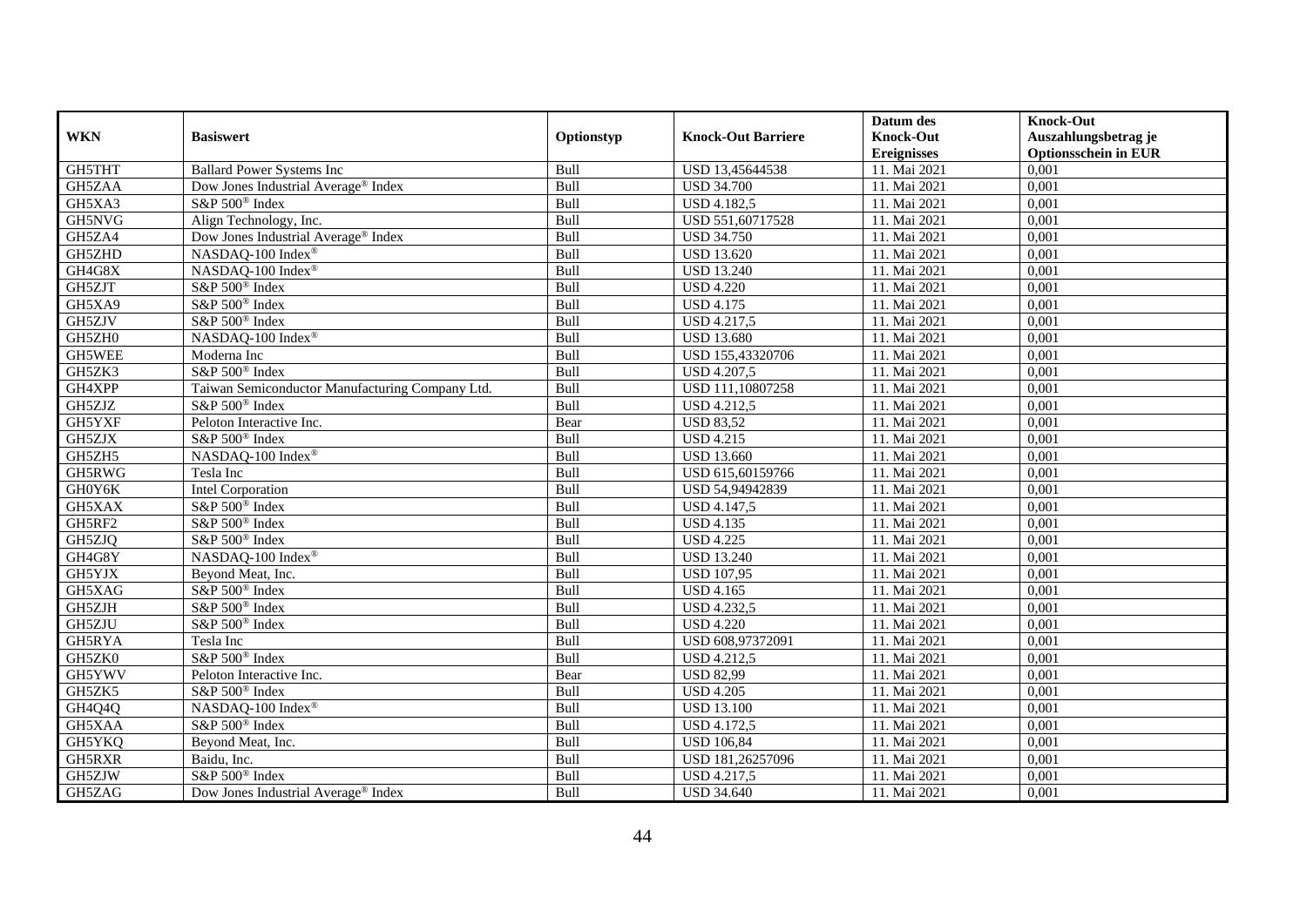| WKN | Basiswert | Optionstyp | Knock-Out Barriere | Datum des Knock-Out Ereignisses | Knock-Out Auszahlungsbetrag je Optionsschein in EUR |
|---|---|---|---|---|---|
| GH5THT | Ballard Power Systems Inc | Bull | USD 13,45644538 | 11. Mai 2021 | 0,001 |
| GH5ZAA | Dow Jones Industrial Average® Index | Bull | USD 34.700 | 11. Mai 2021 | 0,001 |
| GH5XA3 | S&P 500® Index | Bull | USD 4.182,5 | 11. Mai 2021 | 0,001 |
| GH5NVG | Align Technology, Inc. | Bull | USD 551,60717528 | 11. Mai 2021 | 0,001 |
| GH5ZA4 | Dow Jones Industrial Average® Index | Bull | USD 34.750 | 11. Mai 2021 | 0,001 |
| GH5ZHD | NASDAQ-100 Index® | Bull | USD 13.620 | 11. Mai 2021 | 0,001 |
| GH4G8X | NASDAQ-100 Index® | Bull | USD 13.240 | 11. Mai 2021 | 0,001 |
| GH5ZJT | S&P 500® Index | Bull | USD 4.220 | 11. Mai 2021 | 0,001 |
| GH5XA9 | S&P 500® Index | Bull | USD 4.175 | 11. Mai 2021 | 0,001 |
| GH5ZJV | S&P 500® Index | Bull | USD 4.217,5 | 11. Mai 2021 | 0,001 |
| GH5ZH0 | NASDAQ-100 Index® | Bull | USD 13.680 | 11. Mai 2021 | 0,001 |
| GH5WEE | Moderna Inc | Bull | USD 155,43320706 | 11. Mai 2021 | 0,001 |
| GH5ZK3 | S&P 500® Index | Bull | USD 4.207,5 | 11. Mai 2021 | 0,001 |
| GH4XPP | Taiwan Semiconductor Manufacturing Company Ltd. | Bull | USD 111,10807258 | 11. Mai 2021 | 0,001 |
| GH5ZJZ | S&P 500® Index | Bull | USD 4.212,5 | 11. Mai 2021 | 0,001 |
| GH5YXF | Peloton Interactive Inc. | Bear | USD 83,52 | 11. Mai 2021 | 0,001 |
| GH5ZJX | S&P 500® Index | Bull | USD 4.215 | 11. Mai 2021 | 0,001 |
| GH5ZH5 | NASDAQ-100 Index® | Bull | USD 13.660 | 11. Mai 2021 | 0,001 |
| GH5RWG | Tesla Inc | Bull | USD 615,60159766 | 11. Mai 2021 | 0,001 |
| GH0Y6K | Intel Corporation | Bull | USD 54,94942839 | 11. Mai 2021 | 0,001 |
| GH5XAX | S&P 500® Index | Bull | USD 4.147,5 | 11. Mai 2021 | 0,001 |
| GH5RF2 | S&P 500® Index | Bull | USD 4.135 | 11. Mai 2021 | 0,001 |
| GH5ZJQ | S&P 500® Index | Bull | USD 4.225 | 11. Mai 2021 | 0,001 |
| GH4G8Y | NASDAQ-100 Index® | Bull | USD 13.240 | 11. Mai 2021 | 0,001 |
| GH5YJX | Beyond Meat, Inc. | Bull | USD 107,95 | 11. Mai 2021 | 0,001 |
| GH5XAG | S&P 500® Index | Bull | USD 4.165 | 11. Mai 2021 | 0,001 |
| GH5ZJH | S&P 500® Index | Bull | USD 4.232,5 | 11. Mai 2021 | 0,001 |
| GH5ZJU | S&P 500® Index | Bull | USD 4.220 | 11. Mai 2021 | 0,001 |
| GH5RYA | Tesla Inc | Bull | USD 608,97372091 | 11. Mai 2021 | 0,001 |
| GH5ZK0 | S&P 500® Index | Bull | USD 4.212,5 | 11. Mai 2021 | 0,001 |
| GH5YWV | Peloton Interactive Inc. | Bear | USD 82,99 | 11. Mai 2021 | 0,001 |
| GH5ZK5 | S&P 500® Index | Bull | USD 4.205 | 11. Mai 2021 | 0,001 |
| GH4Q4Q | NASDAQ-100 Index® | Bull | USD 13.100 | 11. Mai 2021 | 0,001 |
| GH5XAA | S&P 500® Index | Bull | USD 4.172,5 | 11. Mai 2021 | 0,001 |
| GH5YKQ | Beyond Meat, Inc. | Bull | USD 106,84 | 11. Mai 2021 | 0,001 |
| GH5RXR | Baidu, Inc. | Bull | USD 181,26257096 | 11. Mai 2021 | 0,001 |
| GH5ZJW | S&P 500® Index | Bull | USD 4.217,5 | 11. Mai 2021 | 0,001 |
| GH5ZAG | Dow Jones Industrial Average® Index | Bull | USD 34.640 | 11. Mai 2021 | 0,001 |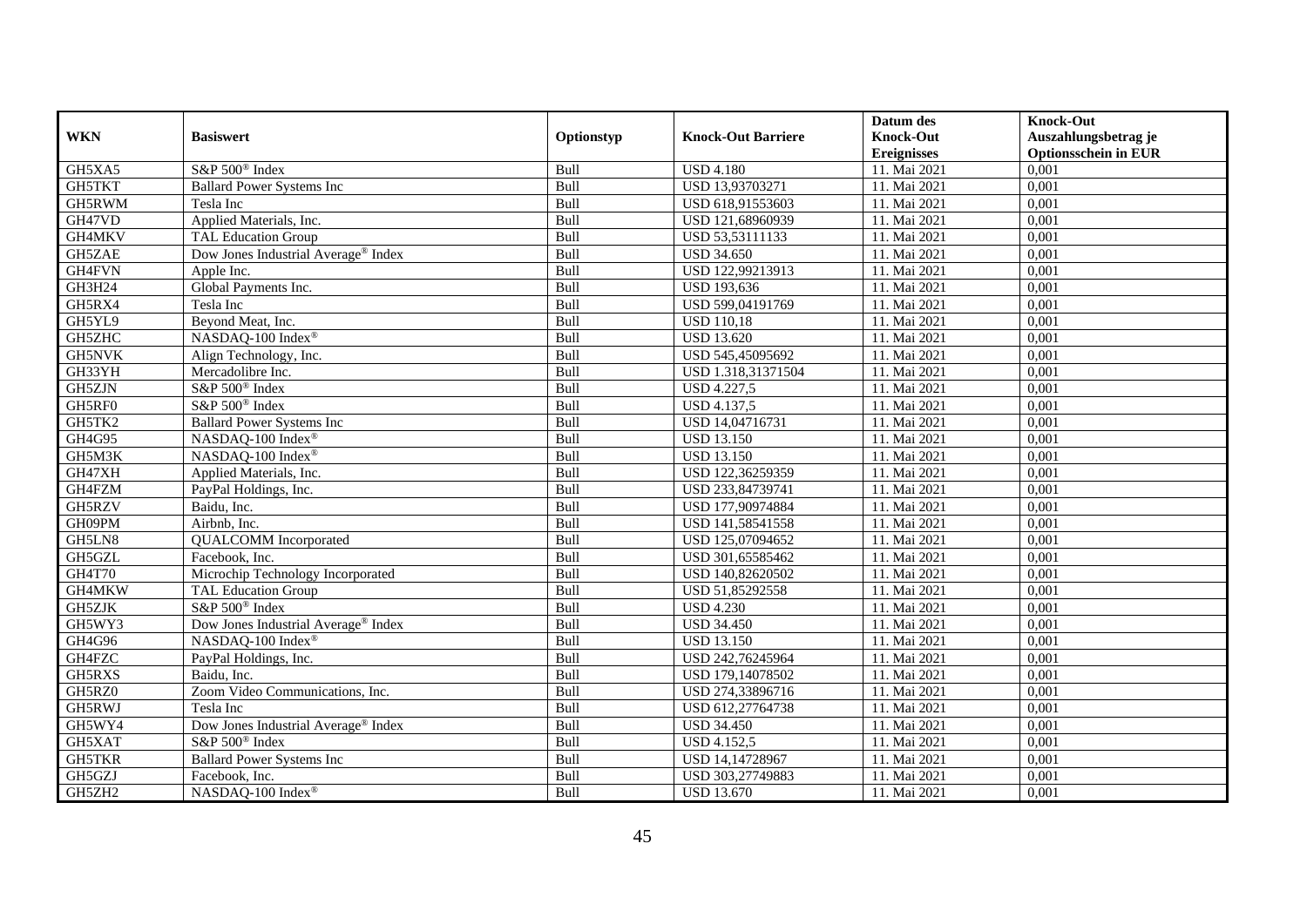| WKN | Basiswert | Optionstyp | Knock-Out Barriere | Datum des Knock-Out Ereignisses | Knock-Out Auszahlungsbetrag je Optionsschein in EUR |
|---|---|---|---|---|---|
| GH5XA5 | S&P 500® Index | Bull | USD 4.180 | 11. Mai 2021 | 0,001 |
| GH5TKT | Ballard Power Systems Inc | Bull | USD 13,93703271 | 11. Mai 2021 | 0,001 |
| GH5RWM | Tesla Inc | Bull | USD 618,91553603 | 11. Mai 2021 | 0,001 |
| GH47VD | Applied Materials, Inc. | Bull | USD 121,68960939 | 11. Mai 2021 | 0,001 |
| GH4MKV | TAL Education Group | Bull | USD 53,53111133 | 11. Mai 2021 | 0,001 |
| GH5ZAE | Dow Jones Industrial Average® Index | Bull | USD 34.650 | 11. Mai 2021 | 0,001 |
| GH4FVN | Apple Inc. | Bull | USD 122,99213913 | 11. Mai 2021 | 0,001 |
| GH3H24 | Global Payments Inc. | Bull | USD 193,636 | 11. Mai 2021 | 0,001 |
| GH5RX4 | Tesla Inc | Bull | USD 599,04191769 | 11. Mai 2021 | 0,001 |
| GH5YL9 | Beyond Meat, Inc. | Bull | USD 110,18 | 11. Mai 2021 | 0,001 |
| GH5ZHC | NASDAQ-100 Index® | Bull | USD 13.620 | 11. Mai 2021 | 0,001 |
| GH5NVK | Align Technology, Inc. | Bull | USD 545,45095692 | 11. Mai 2021 | 0,001 |
| GH33YH | Mercadolibre Inc. | Bull | USD 1.318,31371504 | 11. Mai 2021 | 0,001 |
| GH5ZJN | S&P 500® Index | Bull | USD 4.227,5 | 11. Mai 2021 | 0,001 |
| GH5RF0 | S&P 500® Index | Bull | USD 4.137,5 | 11. Mai 2021 | 0,001 |
| GH5TK2 | Ballard Power Systems Inc | Bull | USD 14,04716731 | 11. Mai 2021 | 0,001 |
| GH4G95 | NASDAQ-100 Index® | Bull | USD 13.150 | 11. Mai 2021 | 0,001 |
| GH5M3K | NASDAQ-100 Index® | Bull | USD 13.150 | 11. Mai 2021 | 0,001 |
| GH47XH | Applied Materials, Inc. | Bull | USD 122,36259359 | 11. Mai 2021 | 0,001 |
| GH4FZM | PayPal Holdings, Inc. | Bull | USD 233,84739741 | 11. Mai 2021 | 0,001 |
| GH5RZV | Baidu, Inc. | Bull | USD 177,90974884 | 11. Mai 2021 | 0,001 |
| GH09PM | Airbnb, Inc. | Bull | USD 141,58541558 | 11. Mai 2021 | 0,001 |
| GH5LN8 | QUALCOMM Incorporated | Bull | USD 125,07094652 | 11. Mai 2021 | 0,001 |
| GH5GZL | Facebook, Inc. | Bull | USD 301,65585462 | 11. Mai 2021 | 0,001 |
| GH4T70 | Microchip Technology Incorporated | Bull | USD 140,82620502 | 11. Mai 2021 | 0,001 |
| GH4MKW | TAL Education Group | Bull | USD 51,85292558 | 11. Mai 2021 | 0,001 |
| GH5ZJK | S&P 500® Index | Bull | USD 4.230 | 11. Mai 2021 | 0,001 |
| GH5WY3 | Dow Jones Industrial Average® Index | Bull | USD 34.450 | 11. Mai 2021 | 0,001 |
| GH4G96 | NASDAQ-100 Index® | Bull | USD 13.150 | 11. Mai 2021 | 0,001 |
| GH4FZC | PayPal Holdings, Inc. | Bull | USD 242,76245964 | 11. Mai 2021 | 0,001 |
| GH5RXS | Baidu, Inc. | Bull | USD 179,14078502 | 11. Mai 2021 | 0,001 |
| GH5RZ0 | Zoom Video Communications, Inc. | Bull | USD 274,33896716 | 11. Mai 2021 | 0,001 |
| GH5RWJ | Tesla Inc | Bull | USD 612,27764738 | 11. Mai 2021 | 0,001 |
| GH5WY4 | Dow Jones Industrial Average® Index | Bull | USD 34.450 | 11. Mai 2021 | 0,001 |
| GH5XAT | S&P 500® Index | Bull | USD 4.152,5 | 11. Mai 2021 | 0,001 |
| GH5TKR | Ballard Power Systems Inc | Bull | USD 14,14728967 | 11. Mai 2021 | 0,001 |
| GH5GZJ | Facebook, Inc. | Bull | USD 303,27749883 | 11. Mai 2021 | 0,001 |
| GH5ZH2 | NASDAQ-100 Index® | Bull | USD 13.670 | 11. Mai 2021 | 0,001 |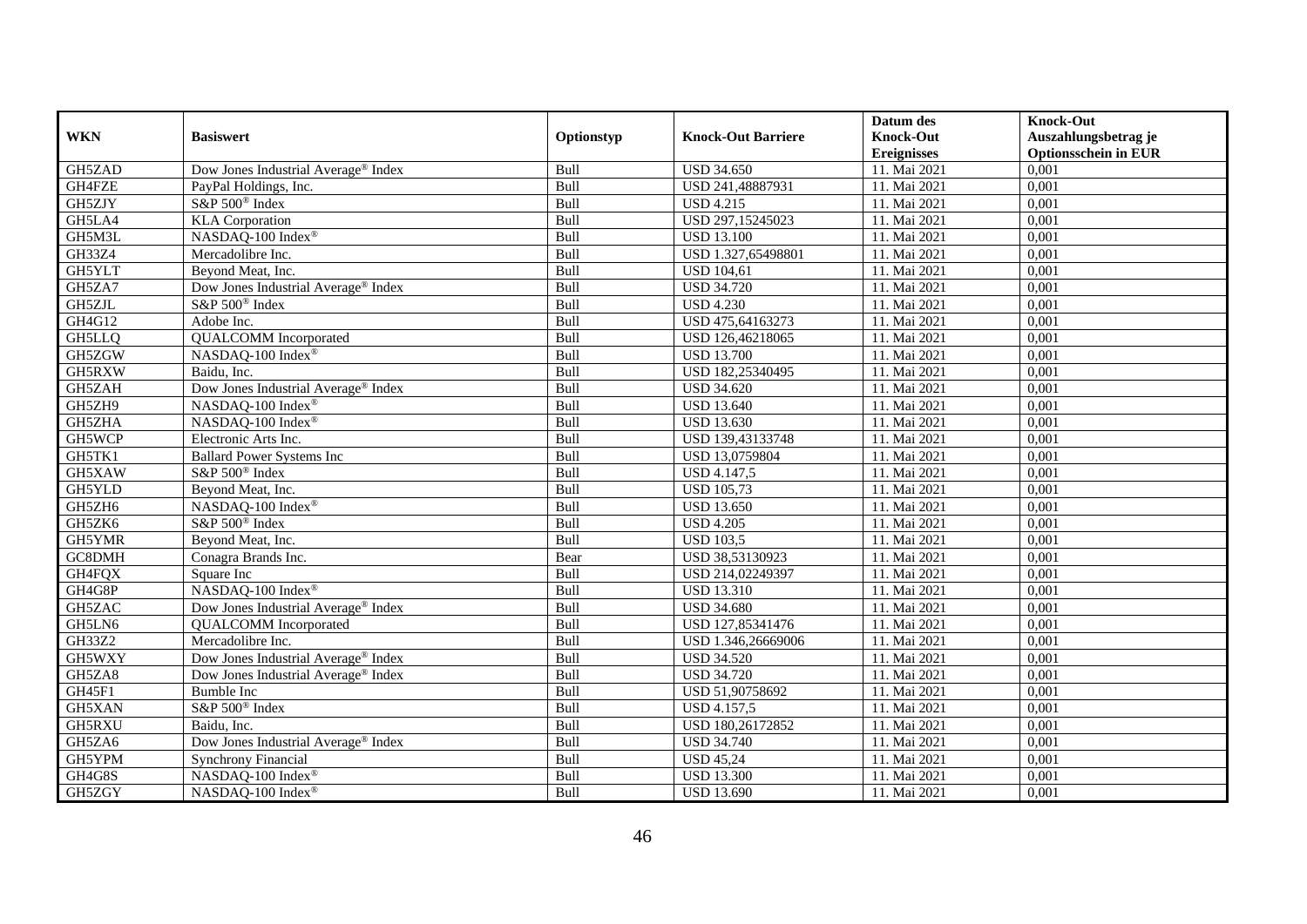| WKN | Basiswert | Optionstyp | Knock-Out Barriere | Datum des Knock-Out Ereignisses | Knock-Out Auszahlungsbetrag je Optionsschein in EUR |
|---|---|---|---|---|---|
| GH5ZAD | Dow Jones Industrial Average® Index | Bull | USD 34.650 | 11. Mai 2021 | 0,001 |
| GH4FZE | PayPal Holdings, Inc. | Bull | USD 241,48887931 | 11. Mai 2021 | 0,001 |
| GH5ZJY | S&P 500® Index | Bull | USD 4.215 | 11. Mai 2021 | 0,001 |
| GH5LA4 | KLA Corporation | Bull | USD 297,15245023 | 11. Mai 2021 | 0,001 |
| GH5M3L | NASDAQ-100 Index® | Bull | USD 13.100 | 11. Mai 2021 | 0,001 |
| GH33Z4 | Mercadolibre Inc. | Bull | USD 1.327,65498801 | 11. Mai 2021 | 0,001 |
| GH5YLT | Beyond Meat, Inc. | Bull | USD 104,61 | 11. Mai 2021 | 0,001 |
| GH5ZA7 | Dow Jones Industrial Average® Index | Bull | USD 34.720 | 11. Mai 2021 | 0,001 |
| GH5ZJL | S&P 500® Index | Bull | USD 4.230 | 11. Mai 2021 | 0,001 |
| GH4G12 | Adobe Inc. | Bull | USD 475,64163273 | 11. Mai 2021 | 0,001 |
| GH5LLQ | QUALCOMM Incorporated | Bull | USD 126,46218065 | 11. Mai 2021 | 0,001 |
| GH5ZGW | NASDAQ-100 Index® | Bull | USD 13.700 | 11. Mai 2021 | 0,001 |
| GH5RXW | Baidu, Inc. | Bull | USD 182,25340495 | 11. Mai 2021 | 0,001 |
| GH5ZAH | Dow Jones Industrial Average® Index | Bull | USD 34.620 | 11. Mai 2021 | 0,001 |
| GH5ZH9 | NASDAQ-100 Index® | Bull | USD 13.640 | 11. Mai 2021 | 0,001 |
| GH5ZHA | NASDAQ-100 Index® | Bull | USD 13.630 | 11. Mai 2021 | 0,001 |
| GH5WCP | Electronic Arts Inc. | Bull | USD 139,43133748 | 11. Mai 2021 | 0,001 |
| GH5TK1 | Ballard Power Systems Inc | Bull | USD 13,0759804 | 11. Mai 2021 | 0,001 |
| GH5XAW | S&P 500® Index | Bull | USD 4.147,5 | 11. Mai 2021 | 0,001 |
| GH5YLD | Beyond Meat, Inc. | Bull | USD 105,73 | 11. Mai 2021 | 0,001 |
| GH5ZH6 | NASDAQ-100 Index® | Bull | USD 13.650 | 11. Mai 2021 | 0,001 |
| GH5ZK6 | S&P 500® Index | Bull | USD 4.205 | 11. Mai 2021 | 0,001 |
| GH5YMR | Beyond Meat, Inc. | Bull | USD 103,5 | 11. Mai 2021 | 0,001 |
| GC8DMH | Conagra Brands Inc. | Bear | USD 38,53130923 | 11. Mai 2021 | 0,001 |
| GH4FQX | Square Inc | Bull | USD 214,02249397 | 11. Mai 2021 | 0,001 |
| GH4G8P | NASDAQ-100 Index® | Bull | USD 13.310 | 11. Mai 2021 | 0,001 |
| GH5ZAC | Dow Jones Industrial Average® Index | Bull | USD 34.680 | 11. Mai 2021 | 0,001 |
| GH5LN6 | QUALCOMM Incorporated | Bull | USD 127,85341476 | 11. Mai 2021 | 0,001 |
| GH33Z2 | Mercadolibre Inc. | Bull | USD 1.346,26669006 | 11. Mai 2021 | 0,001 |
| GH5WXY | Dow Jones Industrial Average® Index | Bull | USD 34.520 | 11. Mai 2021 | 0,001 |
| GH5ZA8 | Dow Jones Industrial Average® Index | Bull | USD 34.720 | 11. Mai 2021 | 0,001 |
| GH45F1 | Bumble Inc | Bull | USD 51,90758692 | 11. Mai 2021 | 0,001 |
| GH5XAN | S&P 500® Index | Bull | USD 4.157,5 | 11. Mai 2021 | 0,001 |
| GH5RXU | Baidu, Inc. | Bull | USD 180,26172852 | 11. Mai 2021 | 0,001 |
| GH5ZA6 | Dow Jones Industrial Average® Index | Bull | USD 34.740 | 11. Mai 2021 | 0,001 |
| GH5YPM | Synchrony Financial | Bull | USD 45,24 | 11. Mai 2021 | 0,001 |
| GH4G8S | NASDAQ-100 Index® | Bull | USD 13.300 | 11. Mai 2021 | 0,001 |
| GH5ZGY | NASDAQ-100 Index® | Bull | USD 13.690 | 11. Mai 2021 | 0,001 |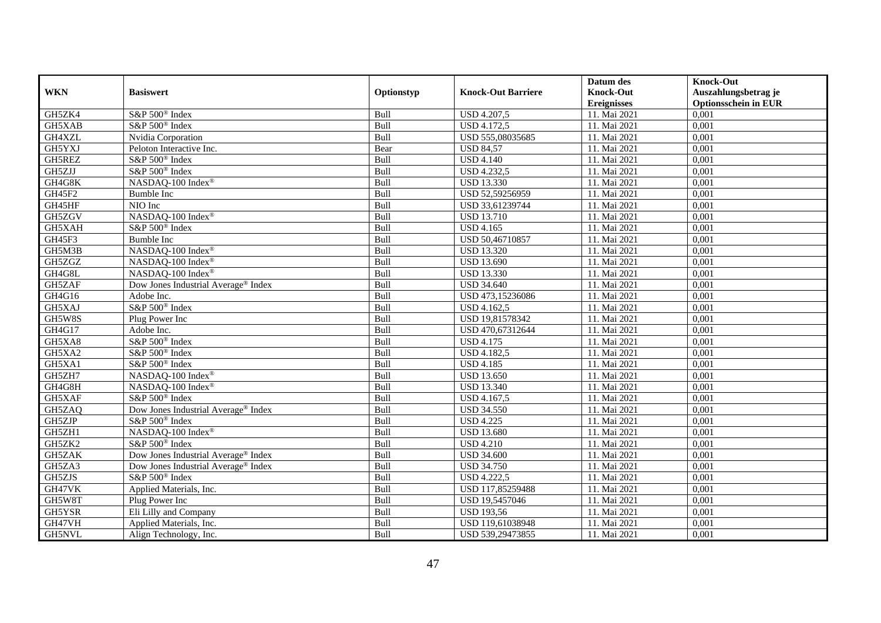| WKN | Basiswert | Optionstyp | Knock-Out Barriere | Datum des Knock-Out Ereignisses | Knock-Out Auszahlungsbetrag je Optionsschein in EUR |
|---|---|---|---|---|---|
| GH5ZK4 | S&P 500® Index | Bull | USD 4.207,5 | 11. Mai 2021 | 0,001 |
| GH5XAB | S&P 500® Index | Bull | USD 4.172,5 | 11. Mai 2021 | 0,001 |
| GH4XZL | Nvidia Corporation | Bull | USD 555,08035685 | 11. Mai 2021 | 0,001 |
| GH5YXJ | Peloton Interactive Inc. | Bear | USD 84,57 | 11. Mai 2021 | 0,001 |
| GH5REZ | S&P 500® Index | Bull | USD 4.140 | 11. Mai 2021 | 0,001 |
| GH5ZJJ | S&P 500® Index | Bull | USD 4.232,5 | 11. Mai 2021 | 0,001 |
| GH4G8K | NASDAQ-100 Index® | Bull | USD 13.330 | 11. Mai 2021 | 0,001 |
| GH45F2 | Bumble Inc | Bull | USD 52,59256959 | 11. Mai 2021 | 0,001 |
| GH45HF | NIO Inc | Bull | USD 33,61239744 | 11. Mai 2021 | 0,001 |
| GH5ZGV | NASDAQ-100 Index® | Bull | USD 13.710 | 11. Mai 2021 | 0,001 |
| GH5XAH | S&P 500® Index | Bull | USD 4.165 | 11. Mai 2021 | 0,001 |
| GH45F3 | Bumble Inc | Bull | USD 50,46710857 | 11. Mai 2021 | 0,001 |
| GH5M3B | NASDAQ-100 Index® | Bull | USD 13.320 | 11. Mai 2021 | 0,001 |
| GH5ZGZ | NASDAQ-100 Index® | Bull | USD 13.690 | 11. Mai 2021 | 0,001 |
| GH4G8L | NASDAQ-100 Index® | Bull | USD 13.330 | 11. Mai 2021 | 0,001 |
| GH5ZAF | Dow Jones Industrial Average® Index | Bull | USD 34.640 | 11. Mai 2021 | 0,001 |
| GH4G16 | Adobe Inc. | Bull | USD 473,15236086 | 11. Mai 2021 | 0,001 |
| GH5XAJ | S&P 500® Index | Bull | USD 4.162,5 | 11. Mai 2021 | 0,001 |
| GH5W8S | Plug Power Inc | Bull | USD 19,81578342 | 11. Mai 2021 | 0,001 |
| GH4G17 | Adobe Inc. | Bull | USD 470,67312644 | 11. Mai 2021 | 0,001 |
| GH5XA8 | S&P 500® Index | Bull | USD 4.175 | 11. Mai 2021 | 0,001 |
| GH5XA2 | S&P 500® Index | Bull | USD 4.182,5 | 11. Mai 2021 | 0,001 |
| GH5XA1 | S&P 500® Index | Bull | USD 4.185 | 11. Mai 2021 | 0,001 |
| GH5ZH7 | NASDAQ-100 Index® | Bull | USD 13.650 | 11. Mai 2021 | 0,001 |
| GH4G8H | NASDAQ-100 Index® | Bull | USD 13.340 | 11. Mai 2021 | 0,001 |
| GH5XAF | S&P 500® Index | Bull | USD 4.167,5 | 11. Mai 2021 | 0,001 |
| GH5ZAQ | Dow Jones Industrial Average® Index | Bull | USD 34.550 | 11. Mai 2021 | 0,001 |
| GH5ZJP | S&P 500® Index | Bull | USD 4.225 | 11. Mai 2021 | 0,001 |
| GH5ZH1 | NASDAQ-100 Index® | Bull | USD 13.680 | 11. Mai 2021 | 0,001 |
| GH5ZK2 | S&P 500® Index | Bull | USD 4.210 | 11. Mai 2021 | 0,001 |
| GH5ZAK | Dow Jones Industrial Average® Index | Bull | USD 34.600 | 11. Mai 2021 | 0,001 |
| GH5ZA3 | Dow Jones Industrial Average® Index | Bull | USD 34.750 | 11. Mai 2021 | 0,001 |
| GH5ZJS | S&P 500® Index | Bull | USD 4.222,5 | 11. Mai 2021 | 0,001 |
| GH47VK | Applied Materials, Inc. | Bull | USD 117,85259488 | 11. Mai 2021 | 0,001 |
| GH5W8T | Plug Power Inc | Bull | USD 19,5457046 | 11. Mai 2021 | 0,001 |
| GH5YSR | Eli Lilly and Company | Bull | USD 193,56 | 11. Mai 2021 | 0,001 |
| GH47VH | Applied Materials, Inc. | Bull | USD 119,61038948 | 11. Mai 2021 | 0,001 |
| GH5NVL | Align Technology, Inc. | Bull | USD 539,29473855 | 11. Mai 2021 | 0,001 |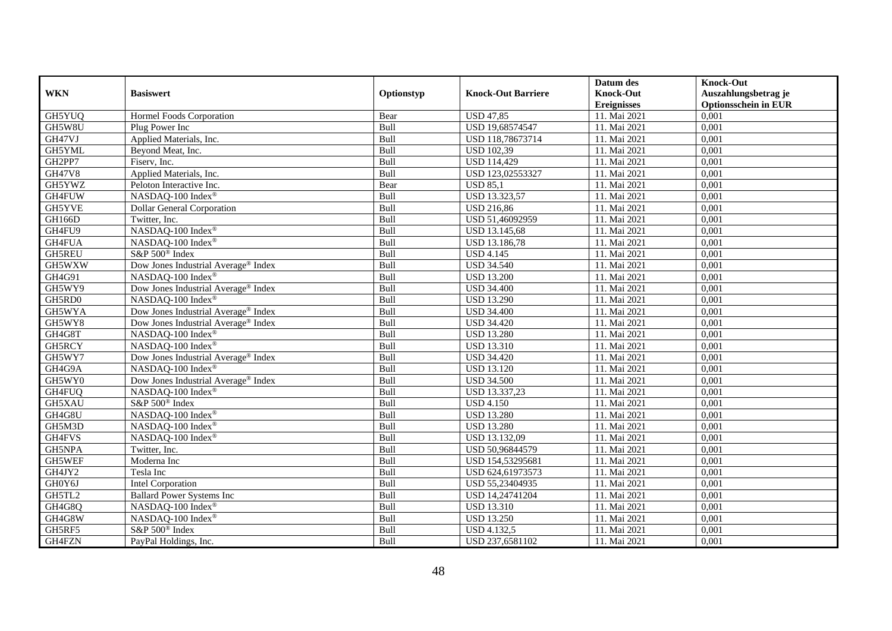| WKN | Basiswert | Optionstyp | Knock-Out Barriere | Datum des Knock-Out Ereignisses | Knock-Out Auszahlungsbetrag je Optionsschein in EUR |
|---|---|---|---|---|---|
| GH5YUQ | Hormel Foods Corporation | Bear | USD 47,85 | 11. Mai 2021 | 0,001 |
| GH5W8U | Plug Power Inc | Bull | USD 19,68574547 | 11. Mai 2021 | 0,001 |
| GH47VJ | Applied Materials, Inc. | Bull | USD 118,78673714 | 11. Mai 2021 | 0,001 |
| GH5YML | Beyond Meat, Inc. | Bull | USD 102,39 | 11. Mai 2021 | 0,001 |
| GH2PP7 | Fiserv, Inc. | Bull | USD 114,429 | 11. Mai 2021 | 0,001 |
| GH47V8 | Applied Materials, Inc. | Bull | USD 123,02553327 | 11. Mai 2021 | 0,001 |
| GH5YWZ | Peloton Interactive Inc. | Bear | USD 85,1 | 11. Mai 2021 | 0,001 |
| GH4FUW | NASDAQ-100 Index® | Bull | USD 13.323,57 | 11. Mai 2021 | 0,001 |
| GH5YVE | Dollar General Corporation | Bull | USD 216,86 | 11. Mai 2021 | 0,001 |
| GH166D | Twitter, Inc. | Bull | USD 51,46092959 | 11. Mai 2021 | 0,001 |
| GH4FU9 | NASDAQ-100 Index® | Bull | USD 13.145,68 | 11. Mai 2021 | 0,001 |
| GH4FUA | NASDAQ-100 Index® | Bull | USD 13.186,78 | 11. Mai 2021 | 0,001 |
| GH5REU | S&P 500® Index | Bull | USD 4.145 | 11. Mai 2021 | 0,001 |
| GH5WXW | Dow Jones Industrial Average® Index | Bull | USD 34.540 | 11. Mai 2021 | 0,001 |
| GH4G91 | NASDAQ-100 Index® | Bull | USD 13.200 | 11. Mai 2021 | 0,001 |
| GH5WY9 | Dow Jones Industrial Average® Index | Bull | USD 34.400 | 11. Mai 2021 | 0,001 |
| GH5RD0 | NASDAQ-100 Index® | Bull | USD 13.290 | 11. Mai 2021 | 0,001 |
| GH5WYA | Dow Jones Industrial Average® Index | Bull | USD 34.400 | 11. Mai 2021 | 0,001 |
| GH5WY8 | Dow Jones Industrial Average® Index | Bull | USD 34.420 | 11. Mai 2021 | 0,001 |
| GH4G8T | NASDAQ-100 Index® | Bull | USD 13.280 | 11. Mai 2021 | 0,001 |
| GH5RCY | NASDAQ-100 Index® | Bull | USD 13.310 | 11. Mai 2021 | 0,001 |
| GH5WY7 | Dow Jones Industrial Average® Index | Bull | USD 34.420 | 11. Mai 2021 | 0,001 |
| GH4G9A | NASDAQ-100 Index® | Bull | USD 13.120 | 11. Mai 2021 | 0,001 |
| GH5WY0 | Dow Jones Industrial Average® Index | Bull | USD 34.500 | 11. Mai 2021 | 0,001 |
| GH4FUQ | NASDAQ-100 Index® | Bull | USD 13.337,23 | 11. Mai 2021 | 0,001 |
| GH5XAU | S&P 500® Index | Bull | USD 4.150 | 11. Mai 2021 | 0,001 |
| GH4G8U | NASDAQ-100 Index® | Bull | USD 13.280 | 11. Mai 2021 | 0,001 |
| GH5M3D | NASDAQ-100 Index® | Bull | USD 13.280 | 11. Mai 2021 | 0,001 |
| GH4FVS | NASDAQ-100 Index® | Bull | USD 13.132,09 | 11. Mai 2021 | 0,001 |
| GH5NPA | Twitter, Inc. | Bull | USD 50,96844579 | 11. Mai 2021 | 0,001 |
| GH5WEF | Moderna Inc | Bull | USD 154,53295681 | 11. Mai 2021 | 0,001 |
| GH4JY2 | Tesla Inc | Bull | USD 624,61973573 | 11. Mai 2021 | 0,001 |
| GH0Y6J | Intel Corporation | Bull | USD 55,23404935 | 11. Mai 2021 | 0,001 |
| GH5TL2 | Ballard Power Systems Inc | Bull | USD 14,24741204 | 11. Mai 2021 | 0,001 |
| GH4G8Q | NASDAQ-100 Index® | Bull | USD 13.310 | 11. Mai 2021 | 0,001 |
| GH4G8W | NASDAQ-100 Index® | Bull | USD 13.250 | 11. Mai 2021 | 0,001 |
| GH5RF5 | S&P 500® Index | Bull | USD 4.132,5 | 11. Mai 2021 | 0,001 |
| GH4FZN | PayPal Holdings, Inc. | Bull | USD 237,6581102 | 11. Mai 2021 | 0,001 |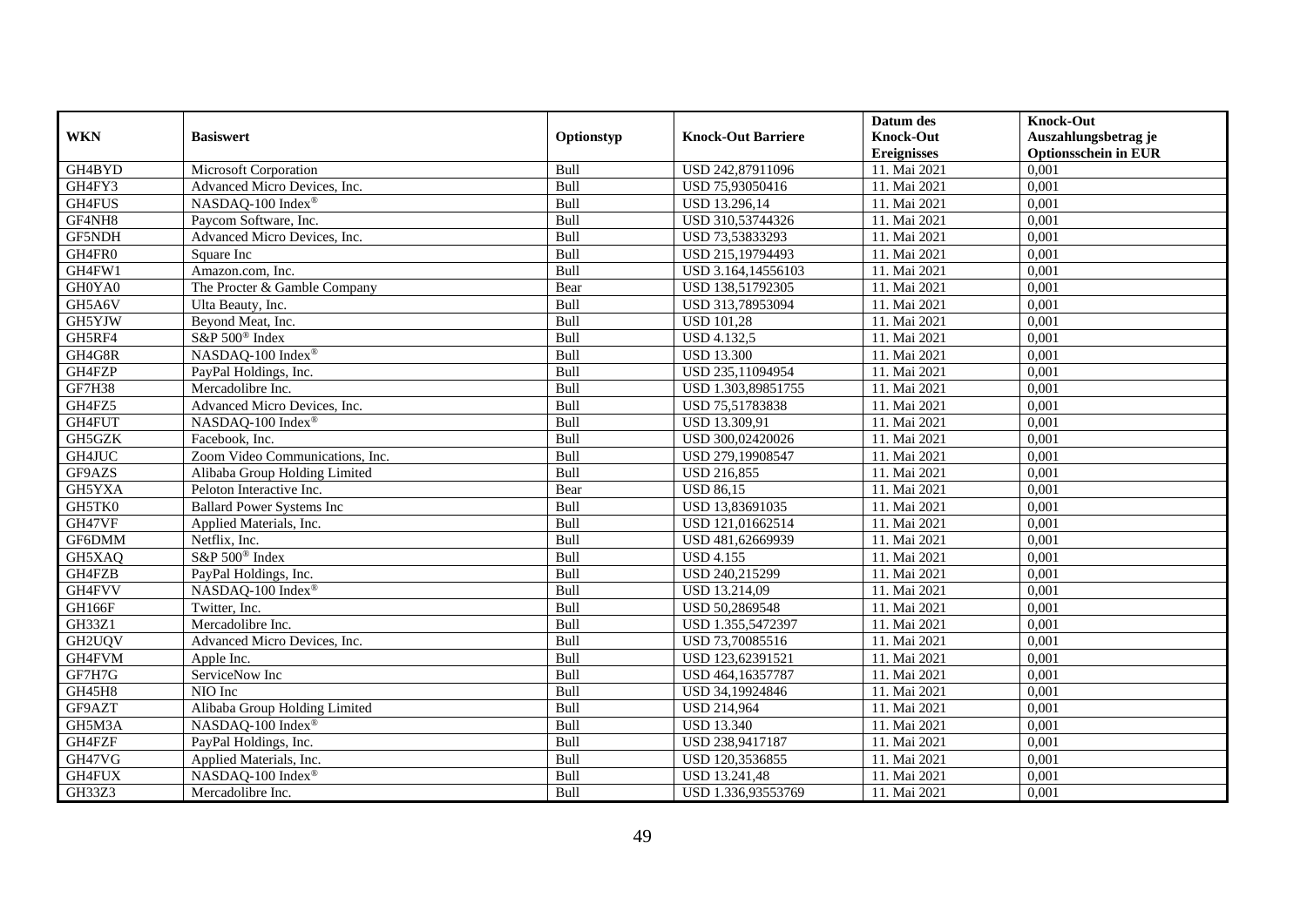| WKN | Basiswert | Optionstyp | Knock-Out Barriere | Datum des Knock-Out Ereignisses | Knock-Out Auszahlungsbetrag je Optionsschein in EUR |
|---|---|---|---|---|---|
| GH4BYD | Microsoft Corporation | Bull | USD 242,87911096 | 11. Mai 2021 | 0,001 |
| GH4FY3 | Advanced Micro Devices, Inc. | Bull | USD 75,93050416 | 11. Mai 2021 | 0,001 |
| GH4FUS | NASDAQ-100 Index® | Bull | USD 13.296,14 | 11. Mai 2021 | 0,001 |
| GF4NH8 | Paycom Software, Inc. | Bull | USD 310,53744326 | 11. Mai 2021 | 0,001 |
| GF5NDH | Advanced Micro Devices, Inc. | Bull | USD 73,53833293 | 11. Mai 2021 | 0,001 |
| GH4FR0 | Square Inc | Bull | USD 215,19794493 | 11. Mai 2021 | 0,001 |
| GH4FW1 | Amazon.com, Inc. | Bull | USD 3.164,14556103 | 11. Mai 2021 | 0,001 |
| GH0YA0 | The Procter & Gamble Company | Bear | USD 138,51792305 | 11. Mai 2021 | 0,001 |
| GH5A6V | Ulta Beauty, Inc. | Bull | USD 313,78953094 | 11. Mai 2021 | 0,001 |
| GH5YJW | Beyond Meat, Inc. | Bull | USD 101,28 | 11. Mai 2021 | 0,001 |
| GH5RF4 | S&P 500® Index | Bull | USD 4.132,5 | 11. Mai 2021 | 0,001 |
| GH4G8R | NASDAQ-100 Index® | Bull | USD 13.300 | 11. Mai 2021 | 0,001 |
| GH4FZP | PayPal Holdings, Inc. | Bull | USD 235,11094954 | 11. Mai 2021 | 0,001 |
| GF7H38 | Mercadolibre Inc. | Bull | USD 1.303,89851755 | 11. Mai 2021 | 0,001 |
| GH4FZ5 | Advanced Micro Devices, Inc. | Bull | USD 75,51783838 | 11. Mai 2021 | 0,001 |
| GH4FUT | NASDAQ-100 Index® | Bull | USD 13.309,91 | 11. Mai 2021 | 0,001 |
| GH5GZK | Facebook, Inc. | Bull | USD 300,02420026 | 11. Mai 2021 | 0,001 |
| GH4JUC | Zoom Video Communications, Inc. | Bull | USD 279,19908547 | 11. Mai 2021 | 0,001 |
| GF9AZS | Alibaba Group Holding Limited | Bull | USD 216,855 | 11. Mai 2021 | 0,001 |
| GH5YXA | Peloton Interactive Inc. | Bear | USD 86,15 | 11. Mai 2021 | 0,001 |
| GH5TK0 | Ballard Power Systems Inc | Bull | USD 13,83691035 | 11. Mai 2021 | 0,001 |
| GH47VF | Applied Materials, Inc. | Bull | USD 121,01662514 | 11. Mai 2021 | 0,001 |
| GF6DMM | Netflix, Inc. | Bull | USD 481,62669939 | 11. Mai 2021 | 0,001 |
| GH5XAQ | S&P 500® Index | Bull | USD 4.155 | 11. Mai 2021 | 0,001 |
| GH4FZB | PayPal Holdings, Inc. | Bull | USD 240,215299 | 11. Mai 2021 | 0,001 |
| GH4FVV | NASDAQ-100 Index® | Bull | USD 13.214,09 | 11. Mai 2021 | 0,001 |
| GH166F | Twitter, Inc. | Bull | USD 50,2869548 | 11. Mai 2021 | 0,001 |
| GH33Z1 | Mercadolibre Inc. | Bull | USD 1.355,5472397 | 11. Mai 2021 | 0,001 |
| GH2UQV | Advanced Micro Devices, Inc. | Bull | USD 73,70085516 | 11. Mai 2021 | 0,001 |
| GH4FVM | Apple Inc. | Bull | USD 123,62391521 | 11. Mai 2021 | 0,001 |
| GF7H7G | ServiceNow Inc | Bull | USD 464,16357787 | 11. Mai 2021 | 0,001 |
| GH45H8 | NIO Inc | Bull | USD 34,19924846 | 11. Mai 2021 | 0,001 |
| GF9AZT | Alibaba Group Holding Limited | Bull | USD 214,964 | 11. Mai 2021 | 0,001 |
| GH5M3A | NASDAQ-100 Index® | Bull | USD 13.340 | 11. Mai 2021 | 0,001 |
| GH4FZF | PayPal Holdings, Inc. | Bull | USD 238,9417187 | 11. Mai 2021 | 0,001 |
| GH47VG | Applied Materials, Inc. | Bull | USD 120,3536855 | 11. Mai 2021 | 0,001 |
| GH4FUX | NASDAQ-100 Index® | Bull | USD 13.241,48 | 11. Mai 2021 | 0,001 |
| GH33Z3 | Mercadolibre Inc. | Bull | USD 1.336,93553769 | 11. Mai 2021 | 0,001 |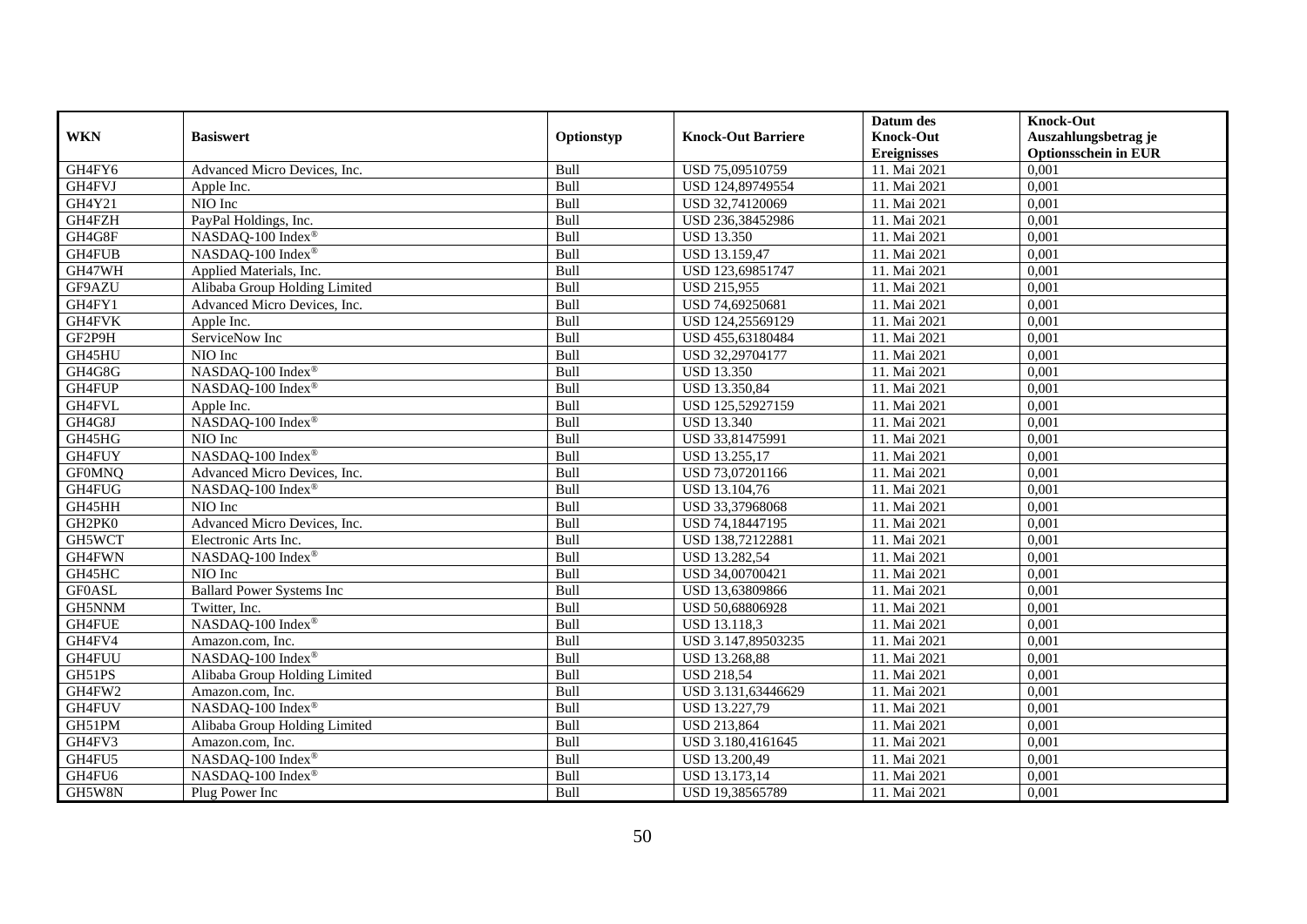| WKN | Basiswert | Optionstyp | Knock-Out Barriere | Datum des Knock-Out Ereignisses | Knock-Out Auszahlungsbetrag je Optionsschein in EUR |
|---|---|---|---|---|---|
| GH4FY6 | Advanced Micro Devices, Inc. | Bull | USD 75,09510759 | 11. Mai 2021 | 0,001 |
| GH4FVJ | Apple Inc. | Bull | USD 124,89749554 | 11. Mai 2021 | 0,001 |
| GH4Y21 | NIO Inc | Bull | USD 32,74120069 | 11. Mai 2021 | 0,001 |
| GH4FZH | PayPal Holdings, Inc. | Bull | USD 236,38452986 | 11. Mai 2021 | 0,001 |
| GH4G8F | NASDAQ-100 Index® | Bull | USD 13.350 | 11. Mai 2021 | 0,001 |
| GH4FUB | NASDAQ-100 Index® | Bull | USD 13.159,47 | 11. Mai 2021 | 0,001 |
| GH47WH | Applied Materials, Inc. | Bull | USD 123,69851747 | 11. Mai 2021 | 0,001 |
| GF9AZU | Alibaba Group Holding Limited | Bull | USD 215,955 | 11. Mai 2021 | 0,001 |
| GH4FY1 | Advanced Micro Devices, Inc. | Bull | USD 74,69250681 | 11. Mai 2021 | 0,001 |
| GH4FVK | Apple Inc. | Bull | USD 124,25569129 | 11. Mai 2021 | 0,001 |
| GF2P9H | ServiceNow Inc | Bull | USD 455,63180484 | 11. Mai 2021 | 0,001 |
| GH45HU | NIO Inc | Bull | USD 32,29704177 | 11. Mai 2021 | 0,001 |
| GH4G8G | NASDAQ-100 Index® | Bull | USD 13.350 | 11. Mai 2021 | 0,001 |
| GH4FUP | NASDAQ-100 Index® | Bull | USD 13.350,84 | 11. Mai 2021 | 0,001 |
| GH4FVL | Apple Inc. | Bull | USD 125,52927159 | 11. Mai 2021 | 0,001 |
| GH4G8J | NASDAQ-100 Index® | Bull | USD 13.340 | 11. Mai 2021 | 0,001 |
| GH45HG | NIO Inc | Bull | USD 33,81475991 | 11. Mai 2021 | 0,001 |
| GH4FUY | NASDAQ-100 Index® | Bull | USD 13.255,17 | 11. Mai 2021 | 0,001 |
| GF0MNQ | Advanced Micro Devices, Inc. | Bull | USD 73,07201166 | 11. Mai 2021 | 0,001 |
| GH4FUG | NASDAQ-100 Index® | Bull | USD 13.104,76 | 11. Mai 2021 | 0,001 |
| GH45HH | NIO Inc | Bull | USD 33,37968068 | 11. Mai 2021 | 0,001 |
| GH2PK0 | Advanced Micro Devices, Inc. | Bull | USD 74,18447195 | 11. Mai 2021 | 0,001 |
| GH5WCT | Electronic Arts Inc. | Bull | USD 138,72122881 | 11. Mai 2021 | 0,001 |
| GH4FWN | NASDAQ-100 Index® | Bull | USD 13.282,54 | 11. Mai 2021 | 0,001 |
| GH45HC | NIO Inc | Bull | USD 34,00700421 | 11. Mai 2021 | 0,001 |
| GF0ASL | Ballard Power Systems Inc | Bull | USD 13,63809866 | 11. Mai 2021 | 0,001 |
| GH5NNM | Twitter, Inc. | Bull | USD 50,68806928 | 11. Mai 2021 | 0,001 |
| GH4FUE | NASDAQ-100 Index® | Bull | USD 13.118,3 | 11. Mai 2021 | 0,001 |
| GH4FV4 | Amazon.com, Inc. | Bull | USD 3.147,89503235 | 11. Mai 2021 | 0,001 |
| GH4FUU | NASDAQ-100 Index® | Bull | USD 13.268,88 | 11. Mai 2021 | 0,001 |
| GH51PS | Alibaba Group Holding Limited | Bull | USD 218,54 | 11. Mai 2021 | 0,001 |
| GH4FW2 | Amazon.com, Inc. | Bull | USD 3.131,63446629 | 11. Mai 2021 | 0,001 |
| GH4FUV | NASDAQ-100 Index® | Bull | USD 13.227,79 | 11. Mai 2021 | 0,001 |
| GH51PM | Alibaba Group Holding Limited | Bull | USD 213,864 | 11. Mai 2021 | 0,001 |
| GH4FV3 | Amazon.com, Inc. | Bull | USD 3.180,4161645 | 11. Mai 2021 | 0,001 |
| GH4FU5 | NASDAQ-100 Index® | Bull | USD 13.200,49 | 11. Mai 2021 | 0,001 |
| GH4FU6 | NASDAQ-100 Index® | Bull | USD 13.173,14 | 11. Mai 2021 | 0,001 |
| GH5W8N | Plug Power Inc | Bull | USD 19,38565789 | 11. Mai 2021 | 0,001 |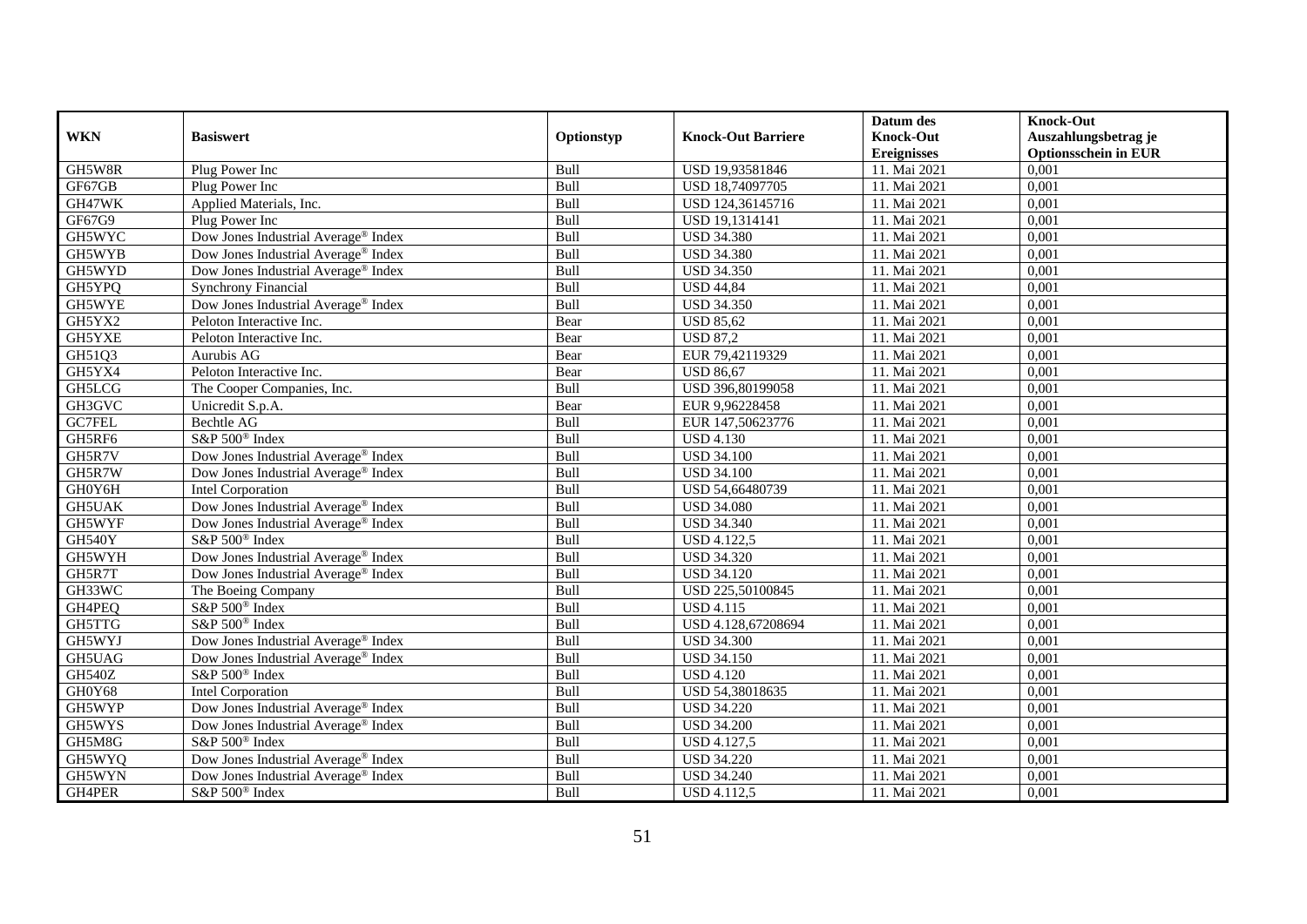| WKN | Basiswert | Optionstyp | Knock-Out Barriere | Datum des Knock-Out Ereignisses | Knock-Out Auszahlungsbetrag je Optionsschein in EUR |
|---|---|---|---|---|---|
| GH5W8R | Plug Power Inc | Bull | USD 19,93581846 | 11. Mai 2021 | 0,001 |
| GF67GB | Plug Power Inc | Bull | USD 18,74097705 | 11. Mai 2021 | 0,001 |
| GH47WK | Applied Materials, Inc. | Bull | USD 124,36145716 | 11. Mai 2021 | 0,001 |
| GF67G9 | Plug Power Inc | Bull | USD 19,1314141 | 11. Mai 2021 | 0,001 |
| GH5WYC | Dow Jones Industrial Average® Index | Bull | USD 34.380 | 11. Mai 2021 | 0,001 |
| GH5WYB | Dow Jones Industrial Average® Index | Bull | USD 34.380 | 11. Mai 2021 | 0,001 |
| GH5WYD | Dow Jones Industrial Average® Index | Bull | USD 34.350 | 11. Mai 2021 | 0,001 |
| GH5YPQ | Synchrony Financial | Bull | USD 44,84 | 11. Mai 2021 | 0,001 |
| GH5WYE | Dow Jones Industrial Average® Index | Bull | USD 34.350 | 11. Mai 2021 | 0,001 |
| GH5YX2 | Peloton Interactive Inc. | Bear | USD 85,62 | 11. Mai 2021 | 0,001 |
| GH5YXE | Peloton Interactive Inc. | Bear | USD 87,2 | 11. Mai 2021 | 0,001 |
| GH51Q3 | Aurubis AG | Bear | EUR 79,42119329 | 11. Mai 2021 | 0,001 |
| GH5YX4 | Peloton Interactive Inc. | Bear | USD 86,67 | 11. Mai 2021 | 0,001 |
| GH5LCG | The Cooper Companies, Inc. | Bull | USD 396,80199058 | 11. Mai 2021 | 0,001 |
| GH3GVC | Unicredit S.p.A. | Bear | EUR 9,96228458 | 11. Mai 2021 | 0,001 |
| GC7FEL | Bechtle AG | Bull | EUR 147,50623776 | 11. Mai 2021 | 0,001 |
| GH5RF6 | S&P 500® Index | Bull | USD 4.130 | 11. Mai 2021 | 0,001 |
| GH5R7V | Dow Jones Industrial Average® Index | Bull | USD 34.100 | 11. Mai 2021 | 0,001 |
| GH5R7W | Dow Jones Industrial Average® Index | Bull | USD 34.100 | 11. Mai 2021 | 0,001 |
| GH0Y6H | Intel Corporation | Bull | USD 54,66480739 | 11. Mai 2021 | 0,001 |
| GH5UAK | Dow Jones Industrial Average® Index | Bull | USD 34.080 | 11. Mai 2021 | 0,001 |
| GH5WYF | Dow Jones Industrial Average® Index | Bull | USD 34.340 | 11. Mai 2021 | 0,001 |
| GH540Y | S&P 500® Index | Bull | USD 4.122,5 | 11. Mai 2021 | 0,001 |
| GH5WYH | Dow Jones Industrial Average® Index | Bull | USD 34.320 | 11. Mai 2021 | 0,001 |
| GH5R7T | Dow Jones Industrial Average® Index | Bull | USD 34.120 | 11. Mai 2021 | 0,001 |
| GH33WC | The Boeing Company | Bull | USD 225,50100845 | 11. Mai 2021 | 0,001 |
| GH4PEQ | S&P 500® Index | Bull | USD 4.115 | 11. Mai 2021 | 0,001 |
| GH5TTG | S&P 500® Index | Bull | USD 4.128,67208694 | 11. Mai 2021 | 0,001 |
| GH5WYJ | Dow Jones Industrial Average® Index | Bull | USD 34.300 | 11. Mai 2021 | 0,001 |
| GH5UAG | Dow Jones Industrial Average® Index | Bull | USD 34.150 | 11. Mai 2021 | 0,001 |
| GH540Z | S&P 500® Index | Bull | USD 4.120 | 11. Mai 2021 | 0,001 |
| GH0Y68 | Intel Corporation | Bull | USD 54,38018635 | 11. Mai 2021 | 0,001 |
| GH5WYP | Dow Jones Industrial Average® Index | Bull | USD 34.220 | 11. Mai 2021 | 0,001 |
| GH5WYS | Dow Jones Industrial Average® Index | Bull | USD 34.200 | 11. Mai 2021 | 0,001 |
| GH5M8G | S&P 500® Index | Bull | USD 4.127,5 | 11. Mai 2021 | 0,001 |
| GH5WYQ | Dow Jones Industrial Average® Index | Bull | USD 34.220 | 11. Mai 2021 | 0,001 |
| GH5WYN | Dow Jones Industrial Average® Index | Bull | USD 34.240 | 11. Mai 2021 | 0,001 |
| GH4PER | S&P 500® Index | Bull | USD 4.112,5 | 11. Mai 2021 | 0,001 |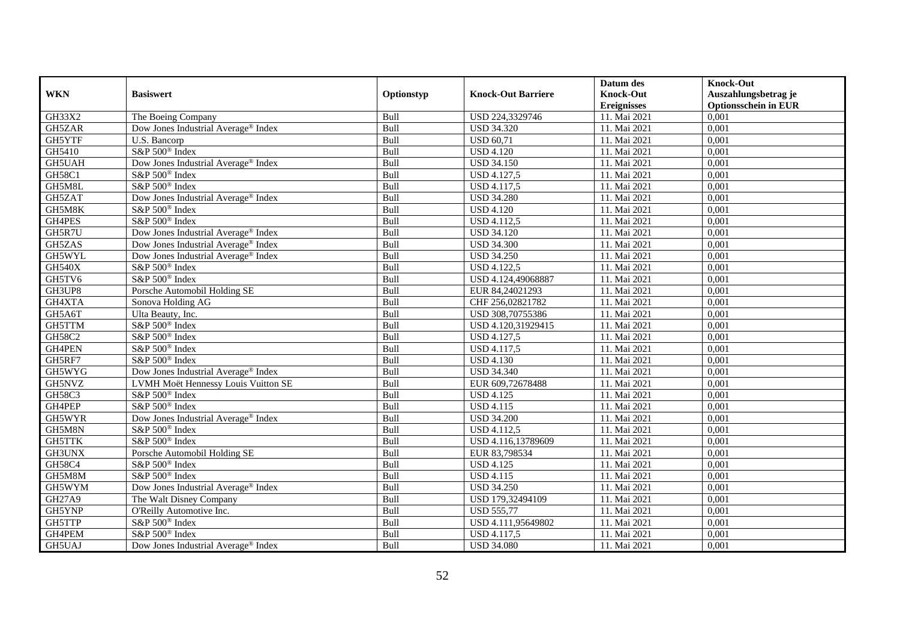| WKN | Basiswert | Optionstyp | Knock-Out Barriere | Datum des Knock-Out Ereignisses | Knock-Out Auszahlungsbetrag je Optionsschein in EUR |
|---|---|---|---|---|---|
| GH33X2 | The Boeing Company | Bull | USD 224,3329746 | 11. Mai 2021 | 0,001 |
| GH5ZAR | Dow Jones Industrial Average® Index | Bull | USD 34.320 | 11. Mai 2021 | 0,001 |
| GH5YTF | U.S. Bancorp | Bull | USD 60,71 | 11. Mai 2021 | 0,001 |
| GH5410 | S&P 500® Index | Bull | USD 4.120 | 11. Mai 2021 | 0,001 |
| GH5UAH | Dow Jones Industrial Average® Index | Bull | USD 34.150 | 11. Mai 2021 | 0,001 |
| GH58C1 | S&P 500® Index | Bull | USD 4.127,5 | 11. Mai 2021 | 0,001 |
| GH5M8L | S&P 500® Index | Bull | USD 4.117,5 | 11. Mai 2021 | 0,001 |
| GH5ZAT | Dow Jones Industrial Average® Index | Bull | USD 34.280 | 11. Mai 2021 | 0,001 |
| GH5M8K | S&P 500® Index | Bull | USD 4.120 | 11. Mai 2021 | 0,001 |
| GH4PES | S&P 500® Index | Bull | USD 4.112,5 | 11. Mai 2021 | 0,001 |
| GH5R7U | Dow Jones Industrial Average® Index | Bull | USD 34.120 | 11. Mai 2021 | 0,001 |
| GH5ZAS | Dow Jones Industrial Average® Index | Bull | USD 34.300 | 11. Mai 2021 | 0,001 |
| GH5WYL | Dow Jones Industrial Average® Index | Bull | USD 34.250 | 11. Mai 2021 | 0,001 |
| GH540X | S&P 500® Index | Bull | USD 4.122,5 | 11. Mai 2021 | 0,001 |
| GH5TV6 | S&P 500® Index | Bull | USD 4.124,49068887 | 11. Mai 2021 | 0,001 |
| GH3UP8 | Porsche Automobil Holding SE | Bull | EUR 84,24021293 | 11. Mai 2021 | 0,001 |
| GH4XTA | Sonova Holding AG | Bull | CHF 256,02821782 | 11. Mai 2021 | 0,001 |
| GH5A6T | Ulta Beauty, Inc. | Bull | USD 308,70755386 | 11. Mai 2021 | 0,001 |
| GH5TTM | S&P 500® Index | Bull | USD 4.120,31929415 | 11. Mai 2021 | 0,001 |
| GH58C2 | S&P 500® Index | Bull | USD 4.127,5 | 11. Mai 2021 | 0,001 |
| GH4PEN | S&P 500® Index | Bull | USD 4.117,5 | 11. Mai 2021 | 0,001 |
| GH5RF7 | S&P 500® Index | Bull | USD 4.130 | 11. Mai 2021 | 0,001 |
| GH5WYG | Dow Jones Industrial Average® Index | Bull | USD 34.340 | 11. Mai 2021 | 0,001 |
| GH5NVZ | LVMH Moët Hennessy Louis Vuitton SE | Bull | EUR 609,72678488 | 11. Mai 2021 | 0,001 |
| GH58C3 | S&P 500® Index | Bull | USD 4.125 | 11. Mai 2021 | 0,001 |
| GH4PEP | S&P 500® Index | Bull | USD 4.115 | 11. Mai 2021 | 0,001 |
| GH5WYR | Dow Jones Industrial Average® Index | Bull | USD 34.200 | 11. Mai 2021 | 0,001 |
| GH5M8N | S&P 500® Index | Bull | USD 4.112,5 | 11. Mai 2021 | 0,001 |
| GH5TTK | S&P 500® Index | Bull | USD 4.116,13789609 | 11. Mai 2021 | 0,001 |
| GH3UNX | Porsche Automobil Holding SE | Bull | EUR 83,798534 | 11. Mai 2021 | 0,001 |
| GH58C4 | S&P 500® Index | Bull | USD 4.125 | 11. Mai 2021 | 0,001 |
| GH5M8M | S&P 500® Index | Bull | USD 4.115 | 11. Mai 2021 | 0,001 |
| GH5WYM | Dow Jones Industrial Average® Index | Bull | USD 34.250 | 11. Mai 2021 | 0,001 |
| GH27A9 | The Walt Disney Company | Bull | USD 179,32494109 | 11. Mai 2021 | 0,001 |
| GH5YNP | O'Reilly Automotive Inc. | Bull | USD 555,77 | 11. Mai 2021 | 0,001 |
| GH5TTP | S&P 500® Index | Bull | USD 4.111,95649802 | 11. Mai 2021 | 0,001 |
| GH4PEM | S&P 500® Index | Bull | USD 4.117,5 | 11. Mai 2021 | 0,001 |
| GH5UAJ | Dow Jones Industrial Average® Index | Bull | USD 34.080 | 11. Mai 2021 | 0,001 |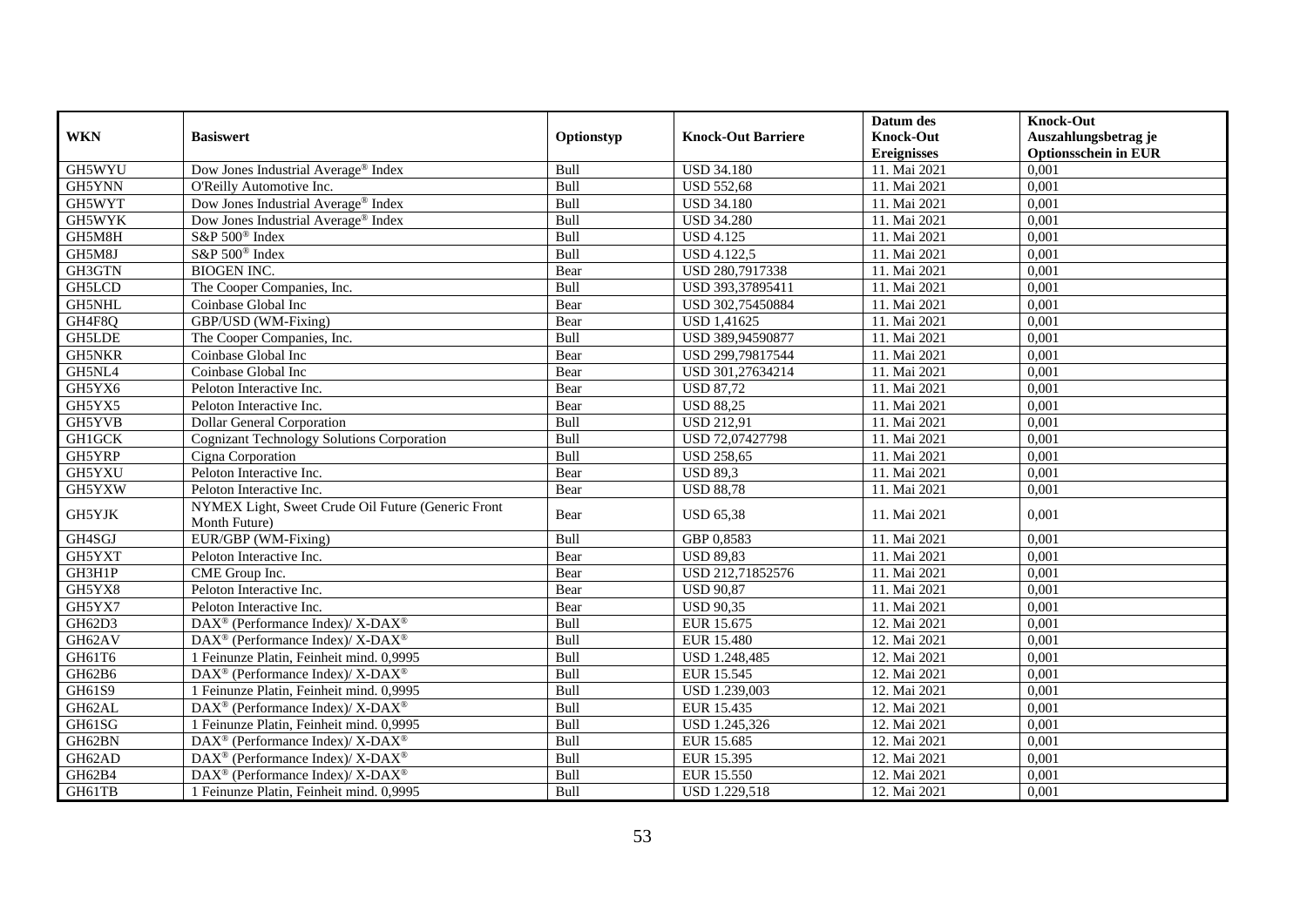| WKN | Basiswert | Optionstyp | Knock-Out Barriere | Datum des Knock-Out Ereignisses | Knock-Out Auszahlungsbetrag je Optionsschein in EUR |
|---|---|---|---|---|---|
| GH5WYU | Dow Jones Industrial Average® Index | Bull | USD 34.180 | 11. Mai 2021 | 0,001 |
| GH5YNN | O'Reilly Automotive Inc. | Bull | USD 552,68 | 11. Mai 2021 | 0,001 |
| GH5WYT | Dow Jones Industrial Average® Index | Bull | USD 34.180 | 11. Mai 2021 | 0,001 |
| GH5WYK | Dow Jones Industrial Average® Index | Bull | USD 34.280 | 11. Mai 2021 | 0,001 |
| GH5M8H | S&P 500® Index | Bull | USD 4.125 | 11. Mai 2021 | 0,001 |
| GH5M8J | S&P 500® Index | Bull | USD 4.122,5 | 11. Mai 2021 | 0,001 |
| GH3GTN | BIOGEN INC. | Bear | USD 280,7917338 | 11. Mai 2021 | 0,001 |
| GH5LCD | The Cooper Companies, Inc. | Bull | USD 393,37895411 | 11. Mai 2021 | 0,001 |
| GH5NHL | Coinbase Global Inc | Bear | USD 302,75450884 | 11. Mai 2021 | 0,001 |
| GH4F8Q | GBP/USD (WM-Fixing) | Bear | USD 1,41625 | 11. Mai 2021 | 0,001 |
| GH5LDE | The Cooper Companies, Inc. | Bull | USD 389,94590877 | 11. Mai 2021 | 0,001 |
| GH5NKR | Coinbase Global Inc | Bear | USD 299,79817544 | 11. Mai 2021 | 0,001 |
| GH5NL4 | Coinbase Global Inc | Bear | USD 301,27634214 | 11. Mai 2021 | 0,001 |
| GH5YX6 | Peloton Interactive Inc. | Bear | USD 87,72 | 11. Mai 2021 | 0,001 |
| GH5YX5 | Peloton Interactive Inc. | Bear | USD 88,25 | 11. Mai 2021 | 0,001 |
| GH5YVB | Dollar General Corporation | Bull | USD 212,91 | 11. Mai 2021 | 0,001 |
| GH1GCK | Cognizant Technology Solutions Corporation | Bull | USD 72,07427798 | 11. Mai 2021 | 0,001 |
| GH5YRP | Cigna Corporation | Bull | USD 258,65 | 11. Mai 2021 | 0,001 |
| GH5YXU | Peloton Interactive Inc. | Bear | USD 89,3 | 11. Mai 2021 | 0,001 |
| GH5YXW | Peloton Interactive Inc. | Bear | USD 88,78 | 11. Mai 2021 | 0,001 |
| GH5YJK | NYMEX Light, Sweet Crude Oil Future (Generic Front Month Future) | Bear | USD 65,38 | 11. Mai 2021 | 0,001 |
| GH4SGJ | EUR/GBP (WM-Fixing) | Bull | GBP 0,8583 | 11. Mai 2021 | 0,001 |
| GH5YXT | Peloton Interactive Inc. | Bear | USD 89,83 | 11. Mai 2021 | 0,001 |
| GH3H1P | CME Group Inc. | Bear | USD 212,71852576 | 11. Mai 2021 | 0,001 |
| GH5YX8 | Peloton Interactive Inc. | Bear | USD 90,87 | 11. Mai 2021 | 0,001 |
| GH5YX7 | Peloton Interactive Inc. | Bear | USD 90,35 | 11. Mai 2021 | 0,001 |
| GH62D3 | DAX® (Performance Index)/ X-DAX® | Bull | EUR 15.675 | 12. Mai 2021 | 0,001 |
| GH62AV | DAX® (Performance Index)/ X-DAX® | Bull | EUR 15.480 | 12. Mai 2021 | 0,001 |
| GH61T6 | 1 Feinunze Platin, Feinheit mind. 0,9995 | Bull | USD 1.248,485 | 12. Mai 2021 | 0,001 |
| GH62B6 | DAX® (Performance Index)/ X-DAX® | Bull | EUR 15.545 | 12. Mai 2021 | 0,001 |
| GH61S9 | 1 Feinunze Platin, Feinheit mind. 0,9995 | Bull | USD 1.239,003 | 12. Mai 2021 | 0,001 |
| GH62AL | DAX® (Performance Index)/ X-DAX® | Bull | EUR 15.435 | 12. Mai 2021 | 0,001 |
| GH61SG | 1 Feinunze Platin, Feinheit mind. 0,9995 | Bull | USD 1.245,326 | 12. Mai 2021 | 0,001 |
| GH62BN | DAX® (Performance Index)/ X-DAX® | Bull | EUR 15.685 | 12. Mai 2021 | 0,001 |
| GH62AD | DAX® (Performance Index)/ X-DAX® | Bull | EUR 15.395 | 12. Mai 2021 | 0,001 |
| GH62B4 | DAX® (Performance Index)/ X-DAX® | Bull | EUR 15.550 | 12. Mai 2021 | 0,001 |
| GH61TB | 1 Feinunze Platin, Feinheit mind. 0,9995 | Bull | USD 1.229,518 | 12. Mai 2021 | 0,001 |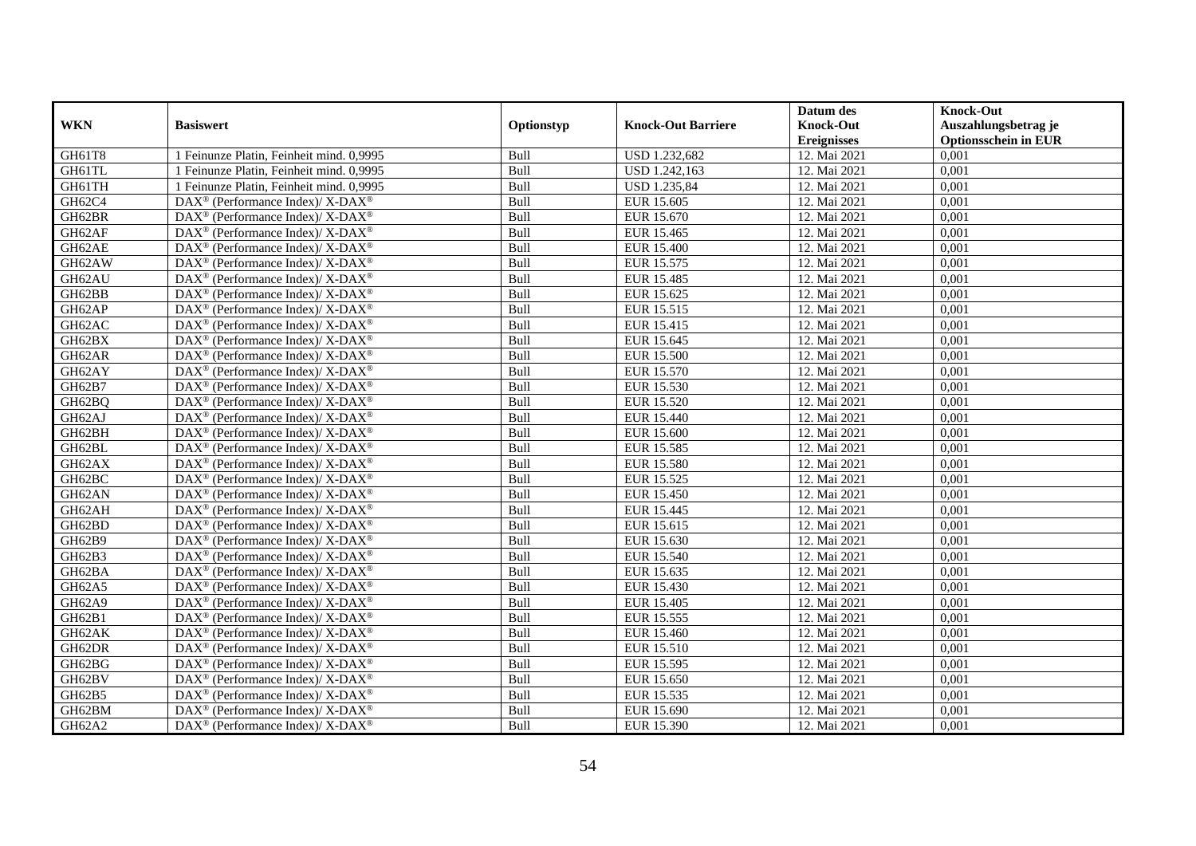| WKN | Basiswert | Optionstyp | Knock-Out Barriere | Datum des Knock-Out Ereignisses | Knock-Out Auszahlungsbetrag je Optionsschein in EUR |
|---|---|---|---|---|---|
| GH61T8 | 1 Feinunze Platin, Feinheit mind. 0,9995 | Bull | USD 1.232,682 | 12. Mai 2021 | 0,001 |
| GH61TL | 1 Feinunze Platin, Feinheit mind. 0,9995 | Bull | USD 1.242,163 | 12. Mai 2021 | 0,001 |
| GH61TH | 1 Feinunze Platin, Feinheit mind. 0,9995 | Bull | USD 1.235,84 | 12. Mai 2021 | 0,001 |
| GH62C4 | DAX® (Performance Index)/ X-DAX® | Bull | EUR 15.605 | 12. Mai 2021 | 0,001 |
| GH62BR | DAX® (Performance Index)/ X-DAX® | Bull | EUR 15.670 | 12. Mai 2021 | 0,001 |
| GH62AF | DAX® (Performance Index)/ X-DAX® | Bull | EUR 15.465 | 12. Mai 2021 | 0,001 |
| GH62AE | DAX® (Performance Index)/ X-DAX® | Bull | EUR 15.400 | 12. Mai 2021 | 0,001 |
| GH62AW | DAX® (Performance Index)/ X-DAX® | Bull | EUR 15.575 | 12. Mai 2021 | 0,001 |
| GH62AU | DAX® (Performance Index)/ X-DAX® | Bull | EUR 15.485 | 12. Mai 2021 | 0,001 |
| GH62BB | DAX® (Performance Index)/ X-DAX® | Bull | EUR 15.625 | 12. Mai 2021 | 0,001 |
| GH62AP | DAX® (Performance Index)/ X-DAX® | Bull | EUR 15.515 | 12. Mai 2021 | 0,001 |
| GH62AC | DAX® (Performance Index)/ X-DAX® | Bull | EUR 15.415 | 12. Mai 2021 | 0,001 |
| GH62BX | DAX® (Performance Index)/ X-DAX® | Bull | EUR 15.645 | 12. Mai 2021 | 0,001 |
| GH62AR | DAX® (Performance Index)/ X-DAX® | Bull | EUR 15.500 | 12. Mai 2021 | 0,001 |
| GH62AY | DAX® (Performance Index)/ X-DAX® | Bull | EUR 15.570 | 12. Mai 2021 | 0,001 |
| GH62B7 | DAX® (Performance Index)/ X-DAX® | Bull | EUR 15.530 | 12. Mai 2021 | 0,001 |
| GH62BQ | DAX® (Performance Index)/ X-DAX® | Bull | EUR 15.520 | 12. Mai 2021 | 0,001 |
| GH62AJ | DAX® (Performance Index)/ X-DAX® | Bull | EUR 15.440 | 12. Mai 2021 | 0,001 |
| GH62BH | DAX® (Performance Index)/ X-DAX® | Bull | EUR 15.600 | 12. Mai 2021 | 0,001 |
| GH62BL | DAX® (Performance Index)/ X-DAX® | Bull | EUR 15.585 | 12. Mai 2021 | 0,001 |
| GH62AX | DAX® (Performance Index)/ X-DAX® | Bull | EUR 15.580 | 12. Mai 2021 | 0,001 |
| GH62BC | DAX® (Performance Index)/ X-DAX® | Bull | EUR 15.525 | 12. Mai 2021 | 0,001 |
| GH62AN | DAX® (Performance Index)/ X-DAX® | Bull | EUR 15.450 | 12. Mai 2021 | 0,001 |
| GH62AH | DAX® (Performance Index)/ X-DAX® | Bull | EUR 15.445 | 12. Mai 2021 | 0,001 |
| GH62BD | DAX® (Performance Index)/ X-DAX® | Bull | EUR 15.615 | 12. Mai 2021 | 0,001 |
| GH62B9 | DAX® (Performance Index)/ X-DAX® | Bull | EUR 15.630 | 12. Mai 2021 | 0,001 |
| GH62B3 | DAX® (Performance Index)/ X-DAX® | Bull | EUR 15.540 | 12. Mai 2021 | 0,001 |
| GH62BA | DAX® (Performance Index)/ X-DAX® | Bull | EUR 15.635 | 12. Mai 2021 | 0,001 |
| GH62A5 | DAX® (Performance Index)/ X-DAX® | Bull | EUR 15.430 | 12. Mai 2021 | 0,001 |
| GH62A9 | DAX® (Performance Index)/ X-DAX® | Bull | EUR 15.405 | 12. Mai 2021 | 0,001 |
| GH62B1 | DAX® (Performance Index)/ X-DAX® | Bull | EUR 15.555 | 12. Mai 2021 | 0,001 |
| GH62AK | DAX® (Performance Index)/ X-DAX® | Bull | EUR 15.460 | 12. Mai 2021 | 0,001 |
| GH62DR | DAX® (Performance Index)/ X-DAX® | Bull | EUR 15.510 | 12. Mai 2021 | 0,001 |
| GH62BG | DAX® (Performance Index)/ X-DAX® | Bull | EUR 15.595 | 12. Mai 2021 | 0,001 |
| GH62BV | DAX® (Performance Index)/ X-DAX® | Bull | EUR 15.650 | 12. Mai 2021 | 0,001 |
| GH62B5 | DAX® (Performance Index)/ X-DAX® | Bull | EUR 15.535 | 12. Mai 2021 | 0,001 |
| GH62BM | DAX® (Performance Index)/ X-DAX® | Bull | EUR 15.690 | 12. Mai 2021 | 0,001 |
| GH62A2 | DAX® (Performance Index)/ X-DAX® | Bull | EUR 15.390 | 12. Mai 2021 | 0,001 |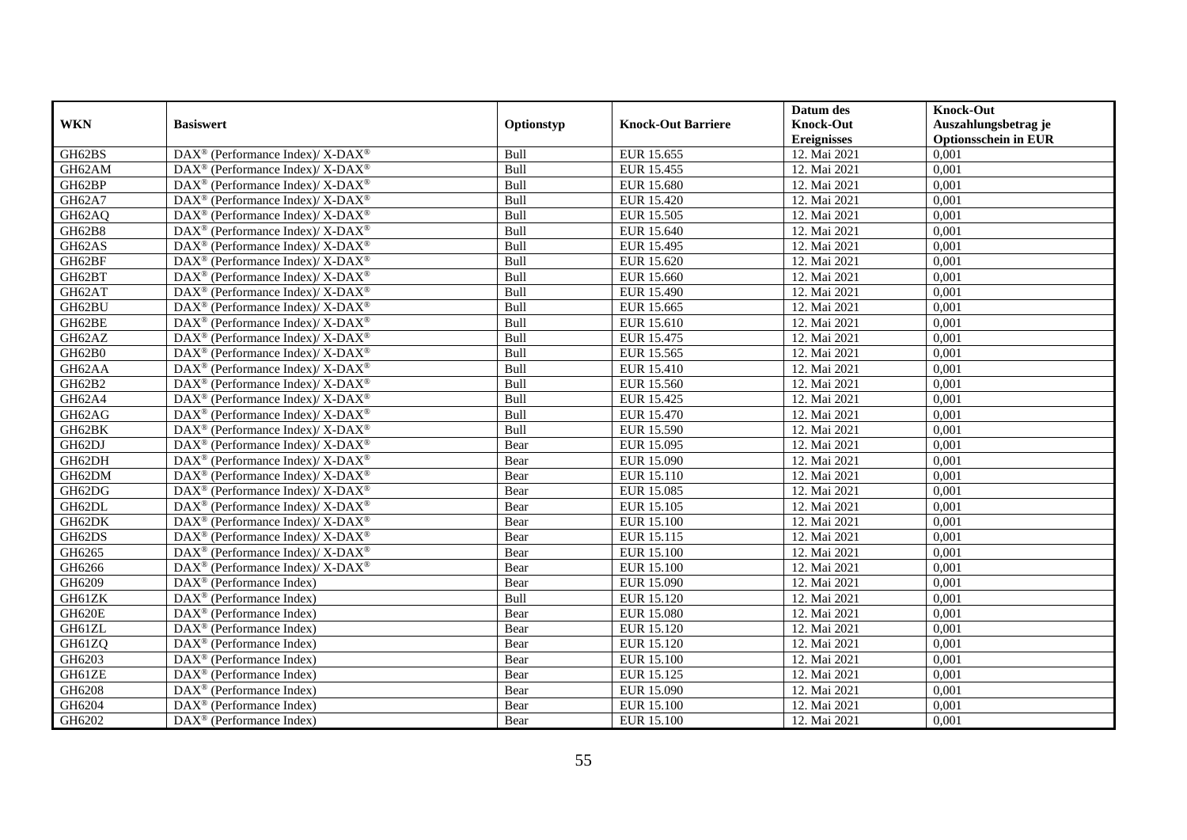| WKN | Basiswert | Optionstyp | Knock-Out Barriere | Datum des Knock-Out Ereignisses | Knock-Out Auszahlungsbetrag je Optionsschein in EUR |
|---|---|---|---|---|---|
| GH62BS | DAX® (Performance Index)/ X-DAX® | Bull | EUR 15.655 | 12. Mai 2021 | 0,001 |
| GH62AM | DAX® (Performance Index)/ X-DAX® | Bull | EUR 15.455 | 12. Mai 2021 | 0,001 |
| GH62BP | DAX® (Performance Index)/ X-DAX® | Bull | EUR 15.680 | 12. Mai 2021 | 0,001 |
| GH62A7 | DAX® (Performance Index)/ X-DAX® | Bull | EUR 15.420 | 12. Mai 2021 | 0,001 |
| GH62AQ | DAX® (Performance Index)/ X-DAX® | Bull | EUR 15.505 | 12. Mai 2021 | 0,001 |
| GH62B8 | DAX® (Performance Index)/ X-DAX® | Bull | EUR 15.640 | 12. Mai 2021 | 0,001 |
| GH62AS | DAX® (Performance Index)/ X-DAX® | Bull | EUR 15.495 | 12. Mai 2021 | 0,001 |
| GH62BF | DAX® (Performance Index)/ X-DAX® | Bull | EUR 15.620 | 12. Mai 2021 | 0,001 |
| GH62BT | DAX® (Performance Index)/ X-DAX® | Bull | EUR 15.660 | 12. Mai 2021 | 0,001 |
| GH62AT | DAX® (Performance Index)/ X-DAX® | Bull | EUR 15.490 | 12. Mai 2021 | 0,001 |
| GH62BU | DAX® (Performance Index)/ X-DAX® | Bull | EUR 15.665 | 12. Mai 2021 | 0,001 |
| GH62BE | DAX® (Performance Index)/ X-DAX® | Bull | EUR 15.610 | 12. Mai 2021 | 0,001 |
| GH62AZ | DAX® (Performance Index)/ X-DAX® | Bull | EUR 15.475 | 12. Mai 2021 | 0,001 |
| GH62B0 | DAX® (Performance Index)/ X-DAX® | Bull | EUR 15.565 | 12. Mai 2021 | 0,001 |
| GH62AA | DAX® (Performance Index)/ X-DAX® | Bull | EUR 15.410 | 12. Mai 2021 | 0,001 |
| GH62B2 | DAX® (Performance Index)/ X-DAX® | Bull | EUR 15.560 | 12. Mai 2021 | 0,001 |
| GH62A4 | DAX® (Performance Index)/ X-DAX® | Bull | EUR 15.425 | 12. Mai 2021 | 0,001 |
| GH62AG | DAX® (Performance Index)/ X-DAX® | Bull | EUR 15.470 | 12. Mai 2021 | 0,001 |
| GH62BK | DAX® (Performance Index)/ X-DAX® | Bull | EUR 15.590 | 12. Mai 2021 | 0,001 |
| GH62DJ | DAX® (Performance Index)/ X-DAX® | Bear | EUR 15.095 | 12. Mai 2021 | 0,001 |
| GH62DH | DAX® (Performance Index)/ X-DAX® | Bear | EUR 15.090 | 12. Mai 2021 | 0,001 |
| GH62DM | DAX® (Performance Index)/ X-DAX® | Bear | EUR 15.110 | 12. Mai 2021 | 0,001 |
| GH62DG | DAX® (Performance Index)/ X-DAX® | Bear | EUR 15.085 | 12. Mai 2021 | 0,001 |
| GH62DL | DAX® (Performance Index)/ X-DAX® | Bear | EUR 15.105 | 12. Mai 2021 | 0,001 |
| GH62DK | DAX® (Performance Index)/ X-DAX® | Bear | EUR 15.100 | 12. Mai 2021 | 0,001 |
| GH62DS | DAX® (Performance Index)/ X-DAX® | Bear | EUR 15.115 | 12. Mai 2021 | 0,001 |
| GH6265 | DAX® (Performance Index)/ X-DAX® | Bear | EUR 15.100 | 12. Mai 2021 | 0,001 |
| GH6266 | DAX® (Performance Index)/ X-DAX® | Bear | EUR 15.100 | 12. Mai 2021 | 0,001 |
| GH6209 | DAX® (Performance Index) | Bear | EUR 15.090 | 12. Mai 2021 | 0,001 |
| GH61ZK | DAX® (Performance Index) | Bull | EUR 15.120 | 12. Mai 2021 | 0,001 |
| GH620E | DAX® (Performance Index) | Bear | EUR 15.080 | 12. Mai 2021 | 0,001 |
| GH61ZL | DAX® (Performance Index) | Bear | EUR 15.120 | 12. Mai 2021 | 0,001 |
| GH61ZQ | DAX® (Performance Index) | Bear | EUR 15.120 | 12. Mai 2021 | 0,001 |
| GH6203 | DAX® (Performance Index) | Bear | EUR 15.100 | 12. Mai 2021 | 0,001 |
| GH61ZE | DAX® (Performance Index) | Bear | EUR 15.125 | 12. Mai 2021 | 0,001 |
| GH6208 | DAX® (Performance Index) | Bear | EUR 15.090 | 12. Mai 2021 | 0,001 |
| GH6204 | DAX® (Performance Index) | Bear | EUR 15.100 | 12. Mai 2021 | 0,001 |
| GH6202 | DAX® (Performance Index) | Bear | EUR 15.100 | 12. Mai 2021 | 0,001 |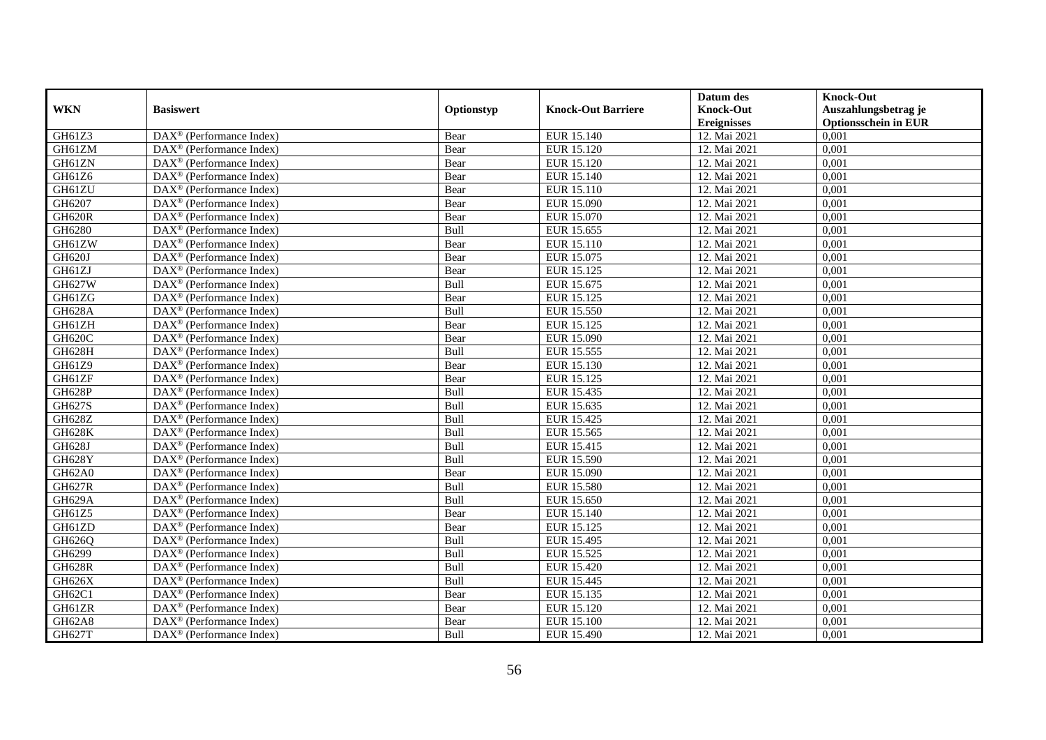| WKN | Basiswert | Optionstyp | Knock-Out Barriere | Datum des Knock-Out Ereignisses | Knock-Out Auszahlungsbetrag je Optionsschein in EUR |
|---|---|---|---|---|---|
| GH61Z3 | DAX® (Performance Index) | Bear | EUR 15.140 | 12. Mai 2021 | 0,001 |
| GH61ZM | DAX® (Performance Index) | Bear | EUR 15.120 | 12. Mai 2021 | 0,001 |
| GH61ZN | DAX® (Performance Index) | Bear | EUR 15.120 | 12. Mai 2021 | 0,001 |
| GH61Z6 | DAX® (Performance Index) | Bear | EUR 15.140 | 12. Mai 2021 | 0,001 |
| GH61ZU | DAX® (Performance Index) | Bear | EUR 15.110 | 12. Mai 2021 | 0,001 |
| GH6207 | DAX® (Performance Index) | Bear | EUR 15.090 | 12. Mai 2021 | 0,001 |
| GH620R | DAX® (Performance Index) | Bear | EUR 15.070 | 12. Mai 2021 | 0,001 |
| GH6280 | DAX® (Performance Index) | Bull | EUR 15.655 | 12. Mai 2021 | 0,001 |
| GH61ZW | DAX® (Performance Index) | Bear | EUR 15.110 | 12. Mai 2021 | 0,001 |
| GH620J | DAX® (Performance Index) | Bear | EUR 15.075 | 12. Mai 2021 | 0,001 |
| GH61ZJ | DAX® (Performance Index) | Bear | EUR 15.125 | 12. Mai 2021 | 0,001 |
| GH627W | DAX® (Performance Index) | Bull | EUR 15.675 | 12. Mai 2021 | 0,001 |
| GH61ZG | DAX® (Performance Index) | Bear | EUR 15.125 | 12. Mai 2021 | 0,001 |
| GH628A | DAX® (Performance Index) | Bull | EUR 15.550 | 12. Mai 2021 | 0,001 |
| GH61ZH | DAX® (Performance Index) | Bear | EUR 15.125 | 12. Mai 2021 | 0,001 |
| GH620C | DAX® (Performance Index) | Bear | EUR 15.090 | 12. Mai 2021 | 0,001 |
| GH628H | DAX® (Performance Index) | Bull | EUR 15.555 | 12. Mai 2021 | 0,001 |
| GH61Z9 | DAX® (Performance Index) | Bear | EUR 15.130 | 12. Mai 2021 | 0,001 |
| GH61ZF | DAX® (Performance Index) | Bear | EUR 15.125 | 12. Mai 2021 | 0,001 |
| GH628P | DAX® (Performance Index) | Bull | EUR 15.435 | 12. Mai 2021 | 0,001 |
| GH627S | DAX® (Performance Index) | Bull | EUR 15.635 | 12. Mai 2021 | 0,001 |
| GH628Z | DAX® (Performance Index) | Bull | EUR 15.425 | 12. Mai 2021 | 0,001 |
| GH628K | DAX® (Performance Index) | Bull | EUR 15.565 | 12. Mai 2021 | 0,001 |
| GH628J | DAX® (Performance Index) | Bull | EUR 15.415 | 12. Mai 2021 | 0,001 |
| GH628Y | DAX® (Performance Index) | Bull | EUR 15.590 | 12. Mai 2021 | 0,001 |
| GH62A0 | DAX® (Performance Index) | Bear | EUR 15.090 | 12. Mai 2021 | 0,001 |
| GH627R | DAX® (Performance Index) | Bull | EUR 15.580 | 12. Mai 2021 | 0,001 |
| GH629A | DAX® (Performance Index) | Bull | EUR 15.650 | 12. Mai 2021 | 0,001 |
| GH61Z5 | DAX® (Performance Index) | Bear | EUR 15.140 | 12. Mai 2021 | 0,001 |
| GH61ZD | DAX® (Performance Index) | Bear | EUR 15.125 | 12. Mai 2021 | 0,001 |
| GH626Q | DAX® (Performance Index) | Bull | EUR 15.495 | 12. Mai 2021 | 0,001 |
| GH6299 | DAX® (Performance Index) | Bull | EUR 15.525 | 12. Mai 2021 | 0,001 |
| GH628R | DAX® (Performance Index) | Bull | EUR 15.420 | 12. Mai 2021 | 0,001 |
| GH626X | DAX® (Performance Index) | Bull | EUR 15.445 | 12. Mai 2021 | 0,001 |
| GH62C1 | DAX® (Performance Index) | Bear | EUR 15.135 | 12. Mai 2021 | 0,001 |
| GH61ZR | DAX® (Performance Index) | Bear | EUR 15.120 | 12. Mai 2021 | 0,001 |
| GH62A8 | DAX® (Performance Index) | Bear | EUR 15.100 | 12. Mai 2021 | 0,001 |
| GH627T | DAX® (Performance Index) | Bull | EUR 15.490 | 12. Mai 2021 | 0,001 |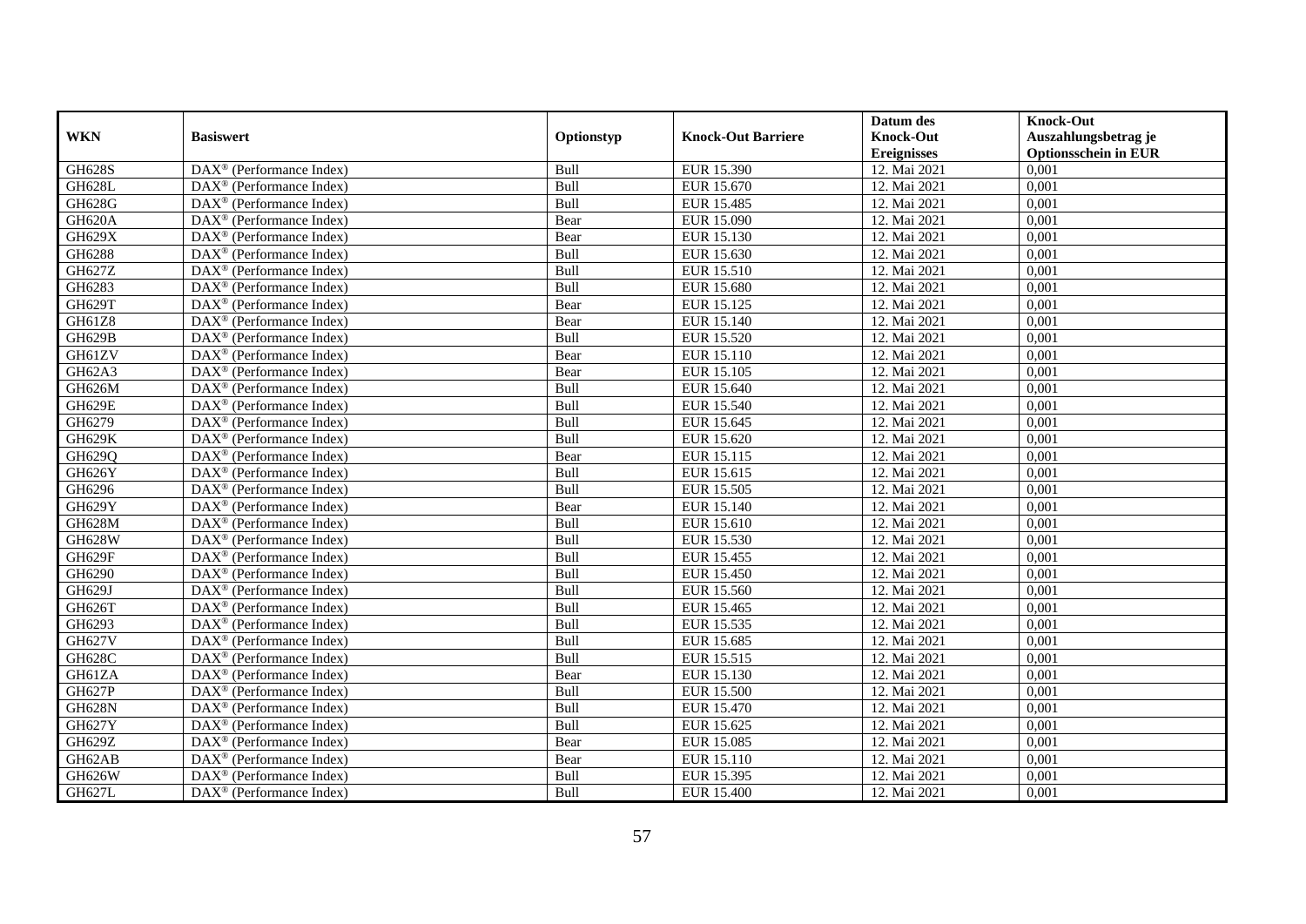| WKN | Basiswert | Optionstyp | Knock-Out Barriere | Datum des Knock-Out Ereignisses | Knock-Out Auszahlungsbetrag je Optionsschein in EUR |
|---|---|---|---|---|---|
| GH628S | DAX® (Performance Index) | Bull | EUR 15.390 | 12. Mai 2021 | 0,001 |
| GH628L | DAX® (Performance Index) | Bull | EUR 15.670 | 12. Mai 2021 | 0,001 |
| GH628G | DAX® (Performance Index) | Bull | EUR 15.485 | 12. Mai 2021 | 0,001 |
| GH620A | DAX® (Performance Index) | Bear | EUR 15.090 | 12. Mai 2021 | 0,001 |
| GH629X | DAX® (Performance Index) | Bear | EUR 15.130 | 12. Mai 2021 | 0,001 |
| GH6288 | DAX® (Performance Index) | Bull | EUR 15.630 | 12. Mai 2021 | 0,001 |
| GH627Z | DAX® (Performance Index) | Bull | EUR 15.510 | 12. Mai 2021 | 0,001 |
| GH6283 | DAX® (Performance Index) | Bull | EUR 15.680 | 12. Mai 2021 | 0,001 |
| GH629T | DAX® (Performance Index) | Bear | EUR 15.125 | 12. Mai 2021 | 0,001 |
| GH61Z8 | DAX® (Performance Index) | Bear | EUR 15.140 | 12. Mai 2021 | 0,001 |
| GH629B | DAX® (Performance Index) | Bull | EUR 15.520 | 12. Mai 2021 | 0,001 |
| GH61ZV | DAX® (Performance Index) | Bear | EUR 15.110 | 12. Mai 2021 | 0,001 |
| GH62A3 | DAX® (Performance Index) | Bear | EUR 15.105 | 12. Mai 2021 | 0,001 |
| GH626M | DAX® (Performance Index) | Bull | EUR 15.640 | 12. Mai 2021 | 0,001 |
| GH629E | DAX® (Performance Index) | Bull | EUR 15.540 | 12. Mai 2021 | 0,001 |
| GH6279 | DAX® (Performance Index) | Bull | EUR 15.645 | 12. Mai 2021 | 0,001 |
| GH629K | DAX® (Performance Index) | Bull | EUR 15.620 | 12. Mai 2021 | 0,001 |
| GH629Q | DAX® (Performance Index) | Bear | EUR 15.115 | 12. Mai 2021 | 0,001 |
| GH626Y | DAX® (Performance Index) | Bull | EUR 15.615 | 12. Mai 2021 | 0,001 |
| GH6296 | DAX® (Performance Index) | Bull | EUR 15.505 | 12. Mai 2021 | 0,001 |
| GH629Y | DAX® (Performance Index) | Bear | EUR 15.140 | 12. Mai 2021 | 0,001 |
| GH628M | DAX® (Performance Index) | Bull | EUR 15.610 | 12. Mai 2021 | 0,001 |
| GH628W | DAX® (Performance Index) | Bull | EUR 15.530 | 12. Mai 2021 | 0,001 |
| GH629F | DAX® (Performance Index) | Bull | EUR 15.455 | 12. Mai 2021 | 0,001 |
| GH6290 | DAX® (Performance Index) | Bull | EUR 15.450 | 12. Mai 2021 | 0,001 |
| GH629J | DAX® (Performance Index) | Bull | EUR 15.560 | 12. Mai 2021 | 0,001 |
| GH626T | DAX® (Performance Index) | Bull | EUR 15.465 | 12. Mai 2021 | 0,001 |
| GH6293 | DAX® (Performance Index) | Bull | EUR 15.535 | 12. Mai 2021 | 0,001 |
| GH627V | DAX® (Performance Index) | Bull | EUR 15.685 | 12. Mai 2021 | 0,001 |
| GH628C | DAX® (Performance Index) | Bull | EUR 15.515 | 12. Mai 2021 | 0,001 |
| GH61ZA | DAX® (Performance Index) | Bear | EUR 15.130 | 12. Mai 2021 | 0,001 |
| GH627P | DAX® (Performance Index) | Bull | EUR 15.500 | 12. Mai 2021 | 0,001 |
| GH628N | DAX® (Performance Index) | Bull | EUR 15.470 | 12. Mai 2021 | 0,001 |
| GH627Y | DAX® (Performance Index) | Bull | EUR 15.625 | 12. Mai 2021 | 0,001 |
| GH629Z | DAX® (Performance Index) | Bear | EUR 15.085 | 12. Mai 2021 | 0,001 |
| GH62AB | DAX® (Performance Index) | Bear | EUR 15.110 | 12. Mai 2021 | 0,001 |
| GH626W | DAX® (Performance Index) | Bull | EUR 15.395 | 12. Mai 2021 | 0,001 |
| GH627L | DAX® (Performance Index) | Bull | EUR 15.400 | 12. Mai 2021 | 0,001 |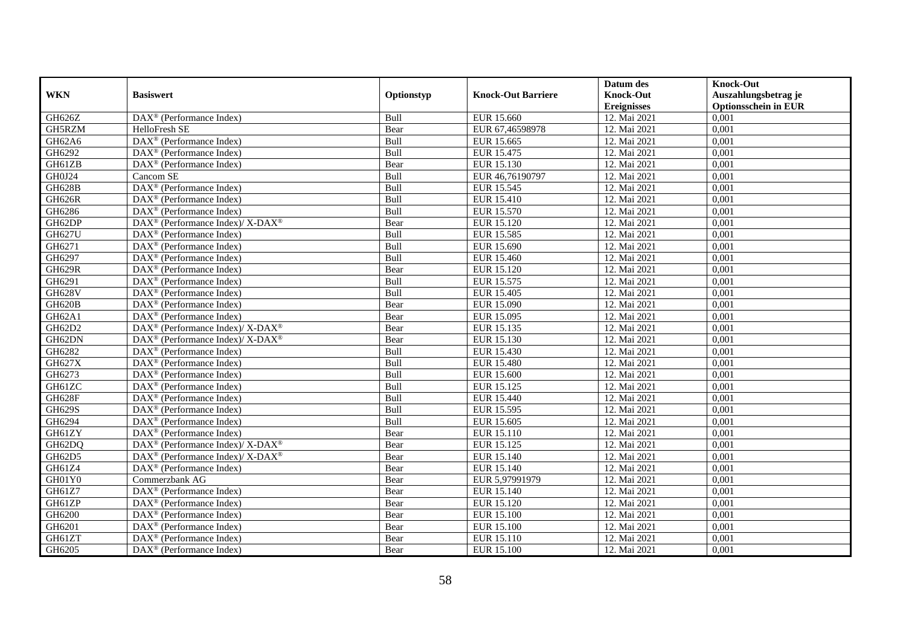| WKN | Basiswert | Optionstyp | Knock-Out Barriere | Datum des Knock-Out Ereignisses | Knock-Out Auszahlungsbetrag je Optionsschein in EUR |
|---|---|---|---|---|---|
| GH626Z | DAX® (Performance Index) | Bull | EUR 15.660 | 12. Mai 2021 | 0,001 |
| GH5RZM | HelloFresh SE | Bear | EUR 67,46598978 | 12. Mai 2021 | 0,001 |
| GH62A6 | DAX® (Performance Index) | Bull | EUR 15.665 | 12. Mai 2021 | 0,001 |
| GH6292 | DAX® (Performance Index) | Bull | EUR 15.475 | 12. Mai 2021 | 0,001 |
| GH61ZB | DAX® (Performance Index) | Bear | EUR 15.130 | 12. Mai 2021 | 0,001 |
| GH0J24 | Cancom SE | Bull | EUR 46,76190797 | 12. Mai 2021 | 0,001 |
| GH628B | DAX® (Performance Index) | Bull | EUR 15.545 | 12. Mai 2021 | 0,001 |
| GH626R | DAX® (Performance Index) | Bull | EUR 15.410 | 12. Mai 2021 | 0,001 |
| GH6286 | DAX® (Performance Index) | Bull | EUR 15.570 | 12. Mai 2021 | 0,001 |
| GH62DP | DAX® (Performance Index)/ X-DAX® | Bear | EUR 15.120 | 12. Mai 2021 | 0,001 |
| GH627U | DAX® (Performance Index) | Bull | EUR 15.585 | 12. Mai 2021 | 0,001 |
| GH6271 | DAX® (Performance Index) | Bull | EUR 15.690 | 12. Mai 2021 | 0,001 |
| GH6297 | DAX® (Performance Index) | Bull | EUR 15.460 | 12. Mai 2021 | 0,001 |
| GH629R | DAX® (Performance Index) | Bear | EUR 15.120 | 12. Mai 2021 | 0,001 |
| GH6291 | DAX® (Performance Index) | Bull | EUR 15.575 | 12. Mai 2021 | 0,001 |
| GH628V | DAX® (Performance Index) | Bull | EUR 15.405 | 12. Mai 2021 | 0,001 |
| GH620B | DAX® (Performance Index) | Bear | EUR 15.090 | 12. Mai 2021 | 0,001 |
| GH62A1 | DAX® (Performance Index) | Bear | EUR 15.095 | 12. Mai 2021 | 0,001 |
| GH62D2 | DAX® (Performance Index)/ X-DAX® | Bear | EUR 15.135 | 12. Mai 2021 | 0,001 |
| GH62DN | DAX® (Performance Index)/ X-DAX® | Bear | EUR 15.130 | 12. Mai 2021 | 0,001 |
| GH6282 | DAX® (Performance Index) | Bull | EUR 15.430 | 12. Mai 2021 | 0,001 |
| GH627X | DAX® (Performance Index) | Bull | EUR 15.480 | 12. Mai 2021 | 0,001 |
| GH6273 | DAX® (Performance Index) | Bull | EUR 15.600 | 12. Mai 2021 | 0,001 |
| GH61ZC | DAX® (Performance Index) | Bull | EUR 15.125 | 12. Mai 2021 | 0,001 |
| GH628F | DAX® (Performance Index) | Bull | EUR 15.440 | 12. Mai 2021 | 0,001 |
| GH629S | DAX® (Performance Index) | Bull | EUR 15.595 | 12. Mai 2021 | 0,001 |
| GH6294 | DAX® (Performance Index) | Bull | EUR 15.605 | 12. Mai 2021 | 0,001 |
| GH61ZY | DAX® (Performance Index) | Bear | EUR 15.110 | 12. Mai 2021 | 0,001 |
| GH62DQ | DAX® (Performance Index)/ X-DAX® | Bear | EUR 15.125 | 12. Mai 2021 | 0,001 |
| GH62D5 | DAX® (Performance Index)/ X-DAX® | Bear | EUR 15.140 | 12. Mai 2021 | 0,001 |
| GH61Z4 | DAX® (Performance Index) | Bear | EUR 15.140 | 12. Mai 2021 | 0,001 |
| GH01Y0 | Commerzbank AG | Bear | EUR 5,97991979 | 12. Mai 2021 | 0,001 |
| GH61Z7 | DAX® (Performance Index) | Bear | EUR 15.140 | 12. Mai 2021 | 0,001 |
| GH61ZP | DAX® (Performance Index) | Bear | EUR 15.120 | 12. Mai 2021 | 0,001 |
| GH6200 | DAX® (Performance Index) | Bear | EUR 15.100 | 12. Mai 2021 | 0,001 |
| GH6201 | DAX® (Performance Index) | Bear | EUR 15.100 | 12. Mai 2021 | 0,001 |
| GH61ZT | DAX® (Performance Index) | Bear | EUR 15.110 | 12. Mai 2021 | 0,001 |
| GH6205 | DAX® (Performance Index) | Bear | EUR 15.100 | 12. Mai 2021 | 0,001 |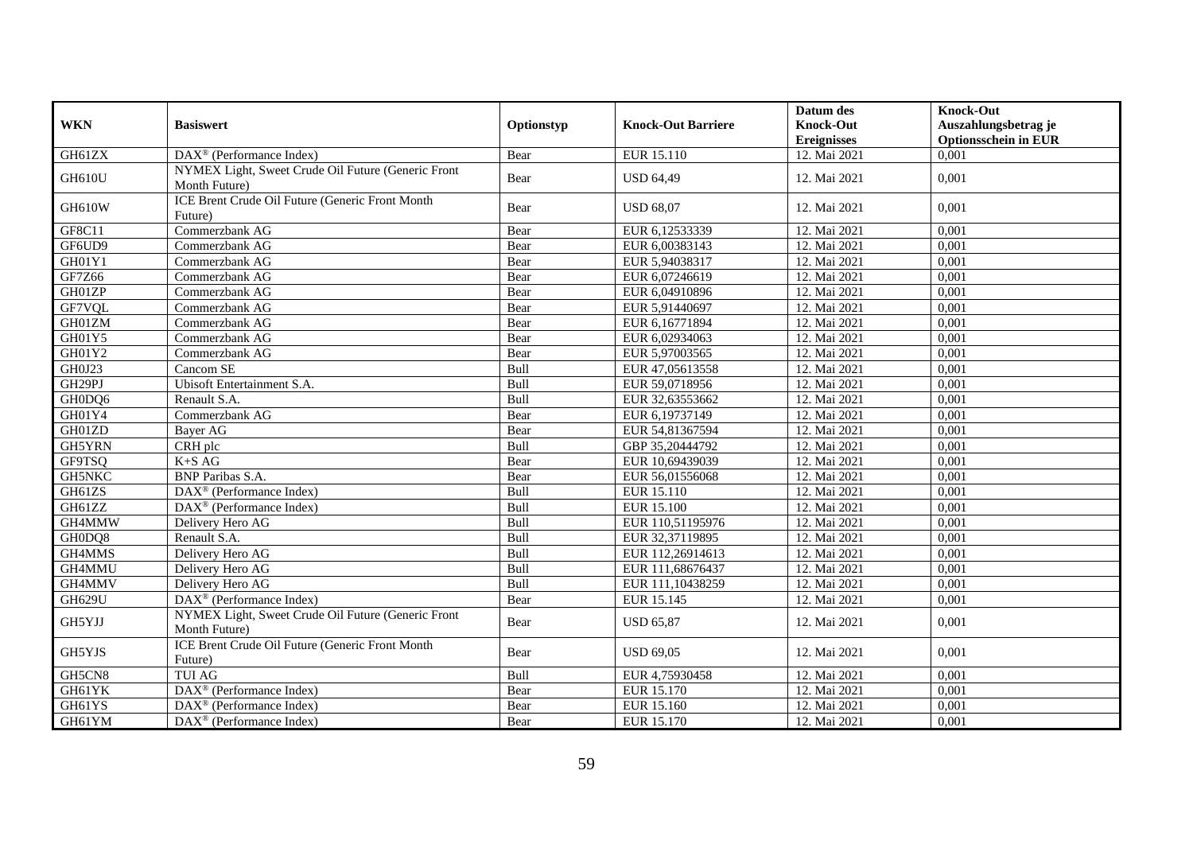| WKN | Basiswert | Optionstyp | Knock-Out Barriere | Datum des Knock-Out Ereignisses | Knock-Out Auszahlungsbetrag je Optionsschein in EUR |
|---|---|---|---|---|---|
| GH61ZX | DAX® (Performance Index) | Bear | EUR 15.110 | 12. Mai 2021 | 0,001 |
| GH610U | NYMEX Light, Sweet Crude Oil Future (Generic Front Month Future) | Bear | USD 64,49 | 12. Mai 2021 | 0,001 |
| GH610W | ICE Brent Crude Oil Future (Generic Front Month Future) | Bear | USD 68,07 | 12. Mai 2021 | 0,001 |
| GF8C11 | Commerzbank AG | Bear | EUR 6,12533339 | 12. Mai 2021 | 0,001 |
| GF6UD9 | Commerzbank AG | Bear | EUR 6,00383143 | 12. Mai 2021 | 0,001 |
| GH01Y1 | Commerzbank AG | Bear | EUR 5,94038317 | 12. Mai 2021 | 0,001 |
| GF7Z66 | Commerzbank AG | Bear | EUR 6,07246619 | 12. Mai 2021 | 0,001 |
| GH01ZP | Commerzbank AG | Bear | EUR 6,04910896 | 12. Mai 2021 | 0,001 |
| GF7VQL | Commerzbank AG | Bear | EUR 5,91440697 | 12. Mai 2021 | 0,001 |
| GH01ZM | Commerzbank AG | Bear | EUR 6,16771894 | 12. Mai 2021 | 0,001 |
| GH01Y5 | Commerzbank AG | Bear | EUR 6,02934063 | 12. Mai 2021 | 0,001 |
| GH01Y2 | Commerzbank AG | Bear | EUR 5,97003565 | 12. Mai 2021 | 0,001 |
| GH0J23 | Cancom SE | Bull | EUR 47,05613558 | 12. Mai 2021 | 0,001 |
| GH29PJ | Ubisoft Entertainment S.A. | Bull | EUR 59,0718956 | 12. Mai 2021 | 0,001 |
| GH0DQ6 | Renault S.A. | Bull | EUR 32,63553662 | 12. Mai 2021 | 0,001 |
| GH01Y4 | Commerzbank AG | Bear | EUR 6,19737149 | 12. Mai 2021 | 0,001 |
| GH01ZD | Bayer AG | Bear | EUR 54,81367594 | 12. Mai 2021 | 0,001 |
| GH5YRN | CRH plc | Bull | GBP 35,20444792 | 12. Mai 2021 | 0,001 |
| GF9TSQ | K+S AG | Bear | EUR 10,69439039 | 12. Mai 2021 | 0,001 |
| GH5NKC | BNP Paribas S.A. | Bear | EUR 56,01556068 | 12. Mai 2021 | 0,001 |
| GH61ZS | DAX® (Performance Index) | Bull | EUR 15.110 | 12. Mai 2021 | 0,001 |
| GH61ZZ | DAX® (Performance Index) | Bull | EUR 15.100 | 12. Mai 2021 | 0,001 |
| GH4MMW | Delivery Hero AG | Bull | EUR 110,51195976 | 12. Mai 2021 | 0,001 |
| GH0DQ8 | Renault S.A. | Bull | EUR 32,37119895 | 12. Mai 2021 | 0,001 |
| GH4MMS | Delivery Hero AG | Bull | EUR 112,26914613 | 12. Mai 2021 | 0,001 |
| GH4MMU | Delivery Hero AG | Bull | EUR 111,68676437 | 12. Mai 2021 | 0,001 |
| GH4MMV | Delivery Hero AG | Bull | EUR 111,10438259 | 12. Mai 2021 | 0,001 |
| GH629U | DAX® (Performance Index) | Bear | EUR 15.145 | 12. Mai 2021 | 0,001 |
| GH5YJJ | NYMEX Light, Sweet Crude Oil Future (Generic Front Month Future) | Bear | USD 65,87 | 12. Mai 2021 | 0,001 |
| GH5YJS | ICE Brent Crude Oil Future (Generic Front Month Future) | Bear | USD 69,05 | 12. Mai 2021 | 0,001 |
| GH5CN8 | TUI AG | Bull | EUR 4,75930458 | 12. Mai 2021 | 0,001 |
| GH61YK | DAX® (Performance Index) | Bear | EUR 15.170 | 12. Mai 2021 | 0,001 |
| GH61YS | DAX® (Performance Index) | Bear | EUR 15.160 | 12. Mai 2021 | 0,001 |
| GH61YM | DAX® (Performance Index) | Bear | EUR 15.170 | 12. Mai 2021 | 0,001 |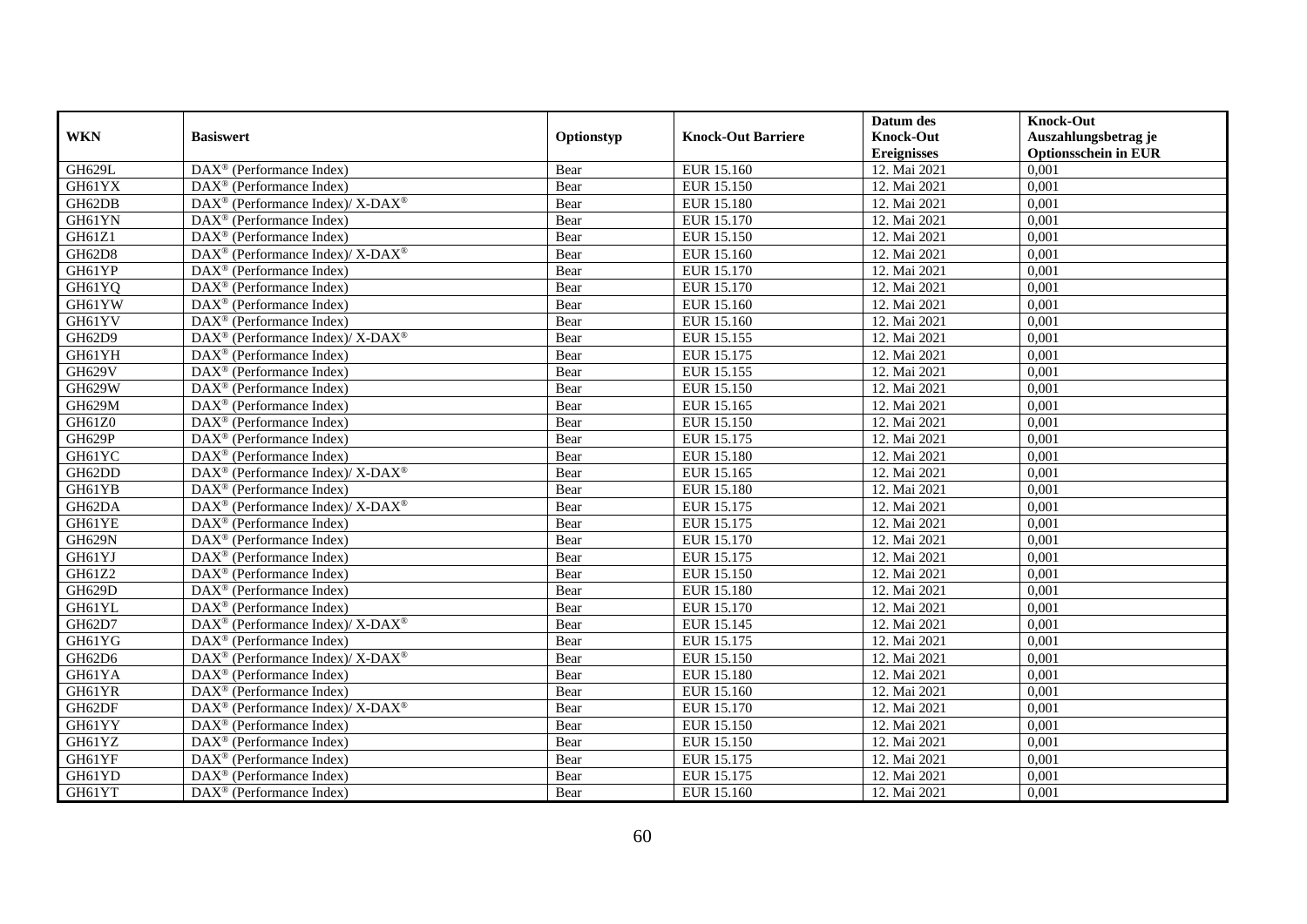| WKN | Basiswert | Optionstyp | Knock-Out Barriere | Datum des Knock-Out Ereignisses | Knock-Out Auszahlungsbetrag je Optionsschein in EUR |
|---|---|---|---|---|---|
| GH629L | DAX® (Performance Index) | Bear | EUR 15.160 | 12. Mai 2021 | 0,001 |
| GH61YX | DAX® (Performance Index) | Bear | EUR 15.150 | 12. Mai 2021 | 0,001 |
| GH62DB | DAX® (Performance Index)/ X-DAX® | Bear | EUR 15.180 | 12. Mai 2021 | 0,001 |
| GH61YN | DAX® (Performance Index) | Bear | EUR 15.170 | 12. Mai 2021 | 0,001 |
| GH61Z1 | DAX® (Performance Index) | Bear | EUR 15.150 | 12. Mai 2021 | 0,001 |
| GH62D8 | DAX® (Performance Index)/ X-DAX® | Bear | EUR 15.160 | 12. Mai 2021 | 0,001 |
| GH61YP | DAX® (Performance Index) | Bear | EUR 15.170 | 12. Mai 2021 | 0,001 |
| GH61YQ | DAX® (Performance Index) | Bear | EUR 15.170 | 12. Mai 2021 | 0,001 |
| GH61YW | DAX® (Performance Index) | Bear | EUR 15.160 | 12. Mai 2021 | 0,001 |
| GH61YV | DAX® (Performance Index) | Bear | EUR 15.160 | 12. Mai 2021 | 0,001 |
| GH62D9 | DAX® (Performance Index)/ X-DAX® | Bear | EUR 15.155 | 12. Mai 2021 | 0,001 |
| GH61YH | DAX® (Performance Index) | Bear | EUR 15.175 | 12. Mai 2021 | 0,001 |
| GH629V | DAX® (Performance Index) | Bear | EUR 15.155 | 12. Mai 2021 | 0,001 |
| GH629W | DAX® (Performance Index) | Bear | EUR 15.150 | 12. Mai 2021 | 0,001 |
| GH629M | DAX® (Performance Index) | Bear | EUR 15.165 | 12. Mai 2021 | 0,001 |
| GH61Z0 | DAX® (Performance Index) | Bear | EUR 15.150 | 12. Mai 2021 | 0,001 |
| GH629P | DAX® (Performance Index) | Bear | EUR 15.175 | 12. Mai 2021 | 0,001 |
| GH61YC | DAX® (Performance Index) | Bear | EUR 15.180 | 12. Mai 2021 | 0,001 |
| GH62DD | DAX® (Performance Index)/ X-DAX® | Bear | EUR 15.165 | 12. Mai 2021 | 0,001 |
| GH61YB | DAX® (Performance Index) | Bear | EUR 15.180 | 12. Mai 2021 | 0,001 |
| GH62DA | DAX® (Performance Index)/ X-DAX® | Bear | EUR 15.175 | 12. Mai 2021 | 0,001 |
| GH61YE | DAX® (Performance Index) | Bear | EUR 15.175 | 12. Mai 2021 | 0,001 |
| GH629N | DAX® (Performance Index) | Bear | EUR 15.170 | 12. Mai 2021 | 0,001 |
| GH61YJ | DAX® (Performance Index) | Bear | EUR 15.175 | 12. Mai 2021 | 0,001 |
| GH61Z2 | DAX® (Performance Index) | Bear | EUR 15.150 | 12. Mai 2021 | 0,001 |
| GH629D | DAX® (Performance Index) | Bear | EUR 15.180 | 12. Mai 2021 | 0,001 |
| GH61YL | DAX® (Performance Index) | Bear | EUR 15.170 | 12. Mai 2021 | 0,001 |
| GH62D7 | DAX® (Performance Index)/ X-DAX® | Bear | EUR 15.145 | 12. Mai 2021 | 0,001 |
| GH61YG | DAX® (Performance Index) | Bear | EUR 15.175 | 12. Mai 2021 | 0,001 |
| GH62D6 | DAX® (Performance Index)/ X-DAX® | Bear | EUR 15.150 | 12. Mai 2021 | 0,001 |
| GH61YA | DAX® (Performance Index) | Bear | EUR 15.180 | 12. Mai 2021 | 0,001 |
| GH61YR | DAX® (Performance Index) | Bear | EUR 15.160 | 12. Mai 2021 | 0,001 |
| GH62DF | DAX® (Performance Index)/ X-DAX® | Bear | EUR 15.170 | 12. Mai 2021 | 0,001 |
| GH61YY | DAX® (Performance Index) | Bear | EUR 15.150 | 12. Mai 2021 | 0,001 |
| GH61YZ | DAX® (Performance Index) | Bear | EUR 15.150 | 12. Mai 2021 | 0,001 |
| GH61YF | DAX® (Performance Index) | Bear | EUR 15.175 | 12. Mai 2021 | 0,001 |
| GH61YD | DAX® (Performance Index) | Bear | EUR 15.175 | 12. Mai 2021 | 0,001 |
| GH61YT | DAX® (Performance Index) | Bear | EUR 15.160 | 12. Mai 2021 | 0,001 |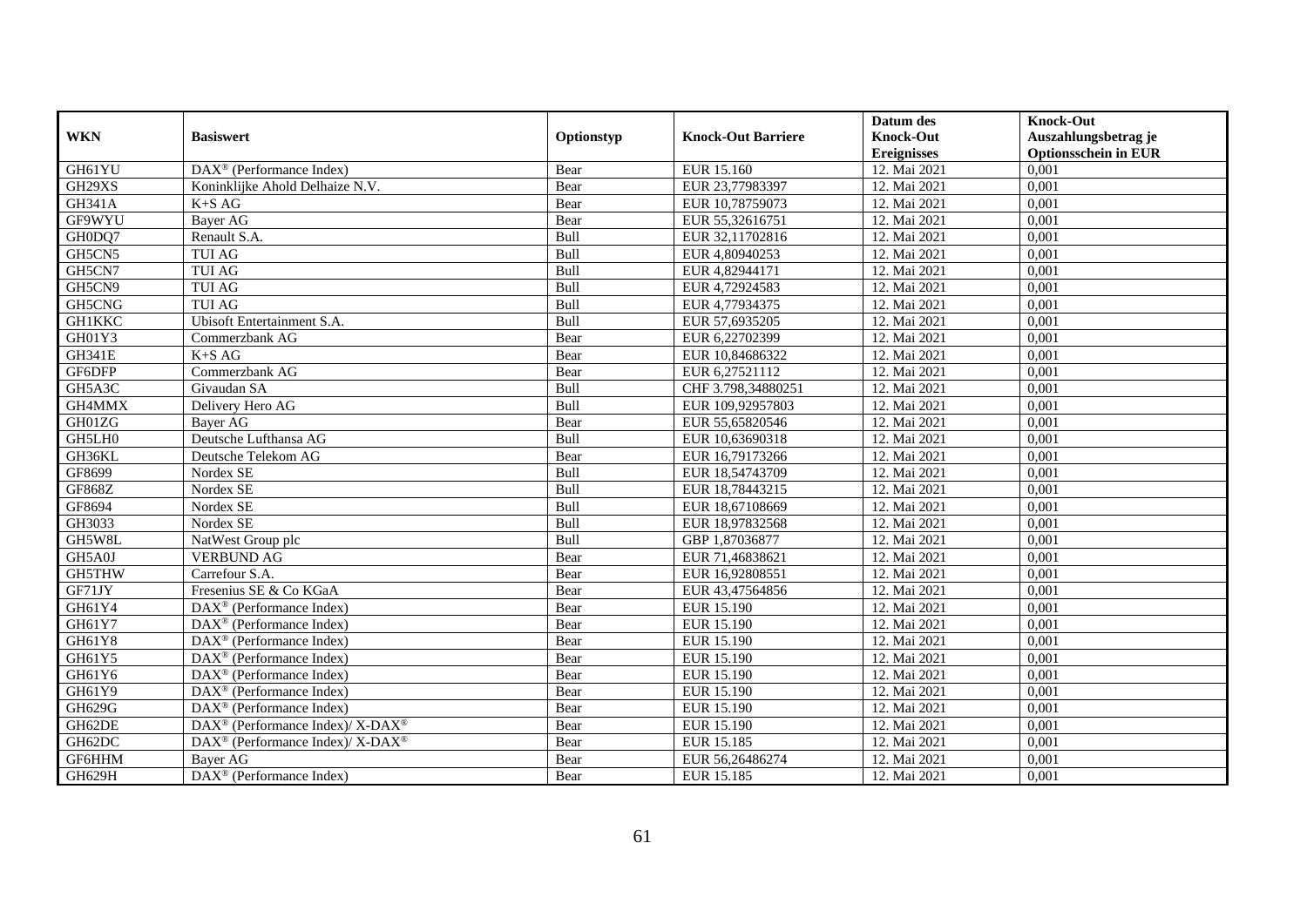| WKN | Basiswert | Optionstyp | Knock-Out Barriere | Datum des Knock-Out Ereignisses | Knock-Out Auszahlungsbetrag je Optionsschein in EUR |
|---|---|---|---|---|---|
| GH61YU | DAX® (Performance Index) | Bear | EUR 15.160 | 12. Mai 2021 | 0,001 |
| GH29XS | Koninklijke Ahold Delhaize N.V. | Bear | EUR 23,77983397 | 12. Mai 2021 | 0,001 |
| GH341A | K+S AG | Bear | EUR 10,78759073 | 12. Mai 2021 | 0,001 |
| GF9WYU | Bayer AG | Bear | EUR 55,32616751 | 12. Mai 2021 | 0,001 |
| GH0DQ7 | Renault S.A. | Bull | EUR 32,11702816 | 12. Mai 2021 | 0,001 |
| GH5CN5 | TUI AG | Bull | EUR 4,80940253 | 12. Mai 2021 | 0,001 |
| GH5CN7 | TUI AG | Bull | EUR 4,82944171 | 12. Mai 2021 | 0,001 |
| GH5CN9 | TUI AG | Bull | EUR 4,72924583 | 12. Mai 2021 | 0,001 |
| GH5CNG | TUI AG | Bull | EUR 4,77934375 | 12. Mai 2021 | 0,001 |
| GH1KKC | Ubisoft Entertainment S.A. | Bull | EUR 57,6935205 | 12. Mai 2021 | 0,001 |
| GH01Y3 | Commerzbank AG | Bear | EUR 6,22702399 | 12. Mai 2021 | 0,001 |
| GH341E | K+S AG | Bear | EUR 10,84686322 | 12. Mai 2021 | 0,001 |
| GF6DFP | Commerzbank AG | Bear | EUR 6,27521112 | 12. Mai 2021 | 0,001 |
| GH5A3C | Givaudan SA | Bull | CHF 3.798,34880251 | 12. Mai 2021 | 0,001 |
| GH4MMX | Delivery Hero AG | Bull | EUR 109,92957803 | 12. Mai 2021 | 0,001 |
| GH01ZG | Bayer AG | Bear | EUR 55,65820546 | 12. Mai 2021 | 0,001 |
| GH5LH0 | Deutsche Lufthansa AG | Bull | EUR 10,63690318 | 12. Mai 2021 | 0,001 |
| GH36KL | Deutsche Telekom AG | Bear | EUR 16,79173266 | 12. Mai 2021 | 0,001 |
| GF8699 | Nordex SE | Bull | EUR 18,54743709 | 12. Mai 2021 | 0,001 |
| GF868Z | Nordex SE | Bull | EUR 18,78443215 | 12. Mai 2021 | 0,001 |
| GF8694 | Nordex SE | Bull | EUR 18,67108669 | 12. Mai 2021 | 0,001 |
| GH3033 | Nordex SE | Bull | EUR 18,97832568 | 12. Mai 2021 | 0,001 |
| GH5W8L | NatWest Group plc | Bull | GBP 1,87036877 | 12. Mai 2021 | 0,001 |
| GH5A0J | VERBUND AG | Bear | EUR 71,46838621 | 12. Mai 2021 | 0,001 |
| GH5THW | Carrefour S.A. | Bear | EUR 16,92808551 | 12. Mai 2021 | 0,001 |
| GF71JY | Fresenius SE & Co KGaA | Bear | EUR 43,47564856 | 12. Mai 2021 | 0,001 |
| GH61Y4 | DAX® (Performance Index) | Bear | EUR 15.190 | 12. Mai 2021 | 0,001 |
| GH61Y7 | DAX® (Performance Index) | Bear | EUR 15.190 | 12. Mai 2021 | 0,001 |
| GH61Y8 | DAX® (Performance Index) | Bear | EUR 15.190 | 12. Mai 2021 | 0,001 |
| GH61Y5 | DAX® (Performance Index) | Bear | EUR 15.190 | 12. Mai 2021 | 0,001 |
| GH61Y6 | DAX® (Performance Index) | Bear | EUR 15.190 | 12. Mai 2021 | 0,001 |
| GH61Y9 | DAX® (Performance Index) | Bear | EUR 15.190 | 12. Mai 2021 | 0,001 |
| GH629G | DAX® (Performance Index) | Bear | EUR 15.190 | 12. Mai 2021 | 0,001 |
| GH62DE | DAX® (Performance Index)/ X-DAX® | Bear | EUR 15.190 | 12. Mai 2021 | 0,001 |
| GH62DC | DAX® (Performance Index)/ X-DAX® | Bear | EUR 15.185 | 12. Mai 2021 | 0,001 |
| GF6HHM | Bayer AG | Bear | EUR 56,26486274 | 12. Mai 2021 | 0,001 |
| GH629H | DAX® (Performance Index) | Bear | EUR 15.185 | 12. Mai 2021 | 0,001 |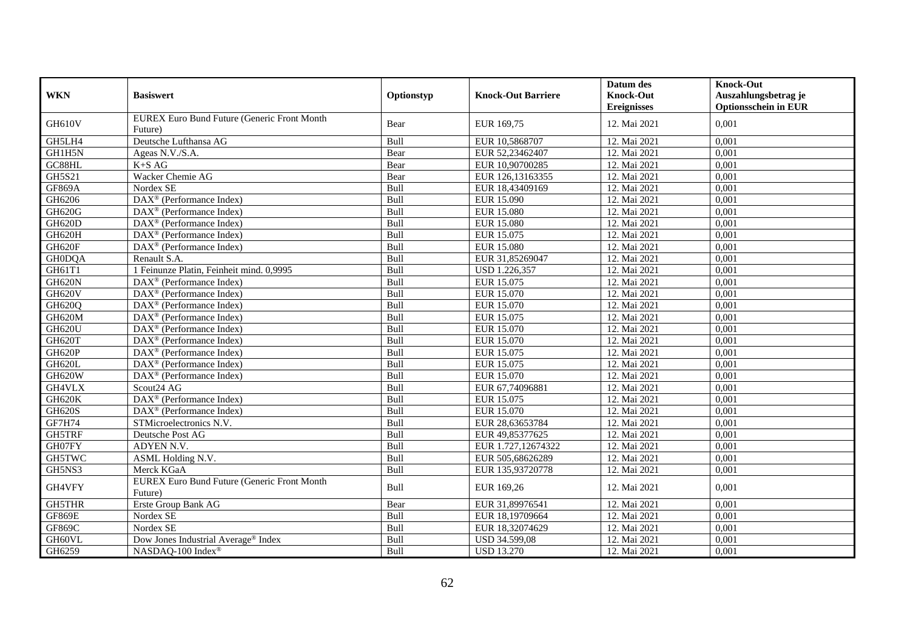| WKN | Basiswert | Optionstyp | Knock-Out Barriere | Datum des Knock-Out Ereignisses | Knock-Out Auszahlungsbetrag je Optionsschein in EUR |
|---|---|---|---|---|---|
| GH610V | EUREX Euro Bund Future (Generic Front Month Future) | Bear | EUR 169,75 | 12. Mai 2021 | 0,001 |
| GH5LH4 | Deutsche Lufthansa AG | Bull | EUR 10,5868707 | 12. Mai 2021 | 0,001 |
| GH1H5N | Ageas N.V./S.A. | Bear | EUR 52,23462407 | 12. Mai 2021 | 0,001 |
| GC88HL | K+S AG | Bear | EUR 10,90700285 | 12. Mai 2021 | 0,001 |
| GH5S21 | Wacker Chemie AG | Bear | EUR 126,13163355 | 12. Mai 2021 | 0,001 |
| GF869A | Nordex SE | Bull | EUR 18,43409169 | 12. Mai 2021 | 0,001 |
| GH6206 | DAX® (Performance Index) | Bull | EUR 15.090 | 12. Mai 2021 | 0,001 |
| GH620G | DAX® (Performance Index) | Bull | EUR 15.080 | 12. Mai 2021 | 0,001 |
| GH620D | DAX® (Performance Index) | Bull | EUR 15.080 | 12. Mai 2021 | 0,001 |
| GH620H | DAX® (Performance Index) | Bull | EUR 15.075 | 12. Mai 2021 | 0,001 |
| GH620F | DAX® (Performance Index) | Bull | EUR 15.080 | 12. Mai 2021 | 0,001 |
| GH0DQA | Renault S.A. | Bull | EUR 31,85269047 | 12. Mai 2021 | 0,001 |
| GH61T1 | 1 Feinunze Platin, Feinheit mind. 0,9995 | Bull | USD 1.226,357 | 12. Mai 2021 | 0,001 |
| GH620N | DAX® (Performance Index) | Bull | EUR 15.075 | 12. Mai 2021 | 0,001 |
| GH620V | DAX® (Performance Index) | Bull | EUR 15.070 | 12. Mai 2021 | 0,001 |
| GH620Q | DAX® (Performance Index) | Bull | EUR 15.070 | 12. Mai 2021 | 0,001 |
| GH620M | DAX® (Performance Index) | Bull | EUR 15.075 | 12. Mai 2021 | 0,001 |
| GH620U | DAX® (Performance Index) | Bull | EUR 15.070 | 12. Mai 2021 | 0,001 |
| GH620T | DAX® (Performance Index) | Bull | EUR 15.070 | 12. Mai 2021 | 0,001 |
| GH620P | DAX® (Performance Index) | Bull | EUR 15.075 | 12. Mai 2021 | 0,001 |
| GH620L | DAX® (Performance Index) | Bull | EUR 15.075 | 12. Mai 2021 | 0,001 |
| GH620W | DAX® (Performance Index) | Bull | EUR 15.070 | 12. Mai 2021 | 0,001 |
| GH4VLX | Scout24 AG | Bull | EUR 67,74096881 | 12. Mai 2021 | 0,001 |
| GH620K | DAX® (Performance Index) | Bull | EUR 15.075 | 12. Mai 2021 | 0,001 |
| GH620S | DAX® (Performance Index) | Bull | EUR 15.070 | 12. Mai 2021 | 0,001 |
| GF7H74 | STMicroelectronics N.V. | Bull | EUR 28,63653784 | 12. Mai 2021 | 0,001 |
| GH5TRF | Deutsche Post AG | Bull | EUR 49,85377625 | 12. Mai 2021 | 0,001 |
| GH07FY | ADYEN N.V. | Bull | EUR 1.727,12674322 | 12. Mai 2021 | 0,001 |
| GH5TWC | ASML Holding N.V. | Bull | EUR 505,68626289 | 12. Mai 2021 | 0,001 |
| GH5NS3 | Merck KGaA | Bull | EUR 135,93720778 | 12. Mai 2021 | 0,001 |
| GH4VFY | EUREX Euro Bund Future (Generic Front Month Future) | Bull | EUR 169,26 | 12. Mai 2021 | 0,001 |
| GH5THR | Erste Group Bank AG | Bear | EUR 31,89976541 | 12. Mai 2021 | 0,001 |
| GF869E | Nordex SE | Bull | EUR 18,19709664 | 12. Mai 2021 | 0,001 |
| GF869C | Nordex SE | Bull | EUR 18,32074629 | 12. Mai 2021 | 0,001 |
| GH60VL | Dow Jones Industrial Average® Index | Bull | USD 34.599,08 | 12. Mai 2021 | 0,001 |
| GH6259 | NASDAQ-100 Index® | Bull | USD 13.270 | 12. Mai 2021 | 0,001 |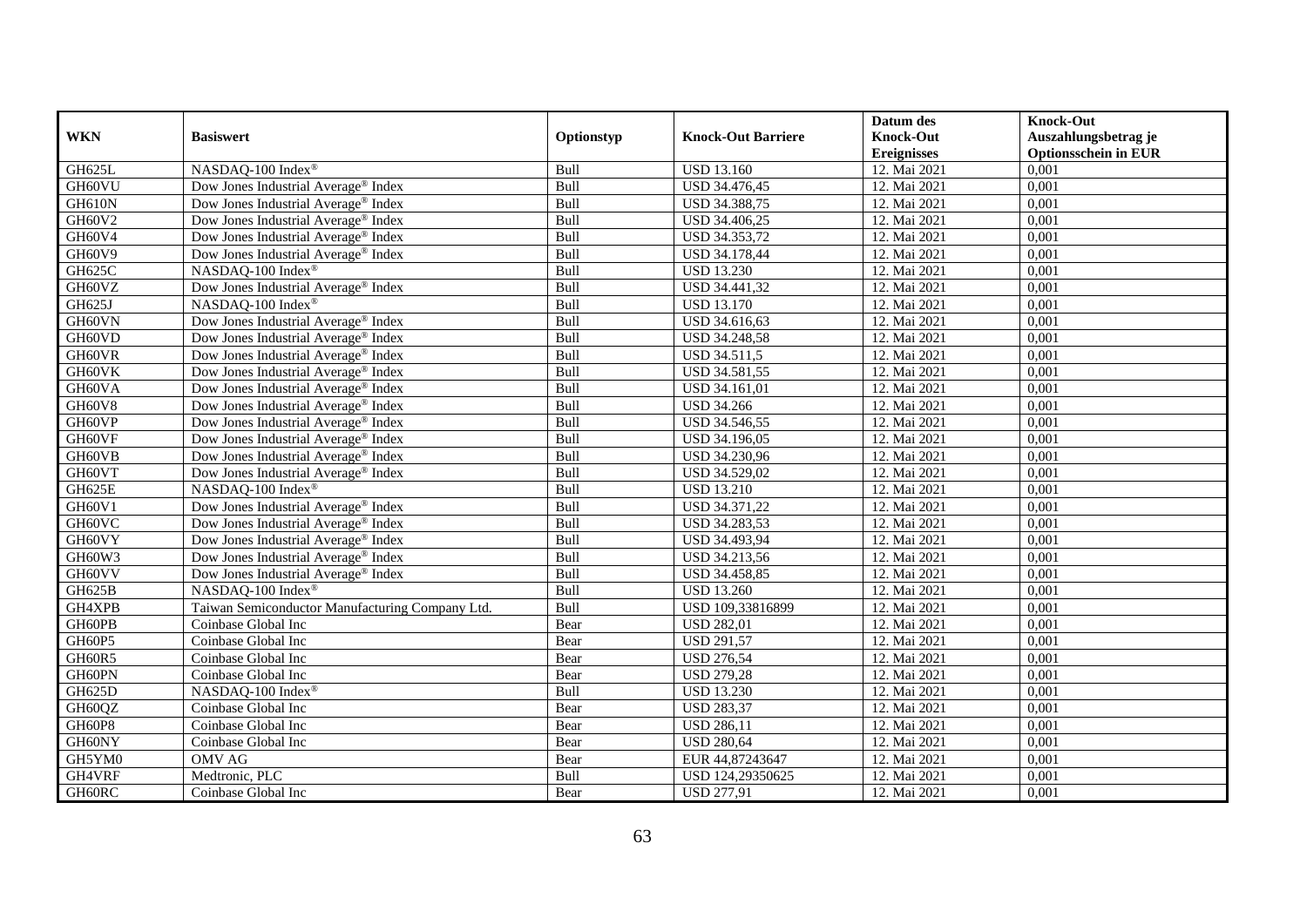| WKN | Basiswert | Optionstyp | Knock-Out Barriere | Datum des Knock-Out Ereignisses | Knock-Out Auszahlungsbetrag je Optionsschein in EUR |
|---|---|---|---|---|---|
| GH625L | NASDAQ-100 Index® | Bull | USD 13.160 | 12. Mai 2021 | 0,001 |
| GH60VU | Dow Jones Industrial Average® Index | Bull | USD 34.476,45 | 12. Mai 2021 | 0,001 |
| GH610N | Dow Jones Industrial Average® Index | Bull | USD 34.388,75 | 12. Mai 2021 | 0,001 |
| GH60V2 | Dow Jones Industrial Average® Index | Bull | USD 34.406,25 | 12. Mai 2021 | 0,001 |
| GH60V4 | Dow Jones Industrial Average® Index | Bull | USD 34.353,72 | 12. Mai 2021 | 0,001 |
| GH60V9 | Dow Jones Industrial Average® Index | Bull | USD 34.178,44 | 12. Mai 2021 | 0,001 |
| GH625C | NASDAQ-100 Index® | Bull | USD 13.230 | 12. Mai 2021 | 0,001 |
| GH60VZ | Dow Jones Industrial Average® Index | Bull | USD 34.441,32 | 12. Mai 2021 | 0,001 |
| GH625J | NASDAQ-100 Index® | Bull | USD 13.170 | 12. Mai 2021 | 0,001 |
| GH60VN | Dow Jones Industrial Average® Index | Bull | USD 34.616,63 | 12. Mai 2021 | 0,001 |
| GH60VD | Dow Jones Industrial Average® Index | Bull | USD 34.248,58 | 12. Mai 2021 | 0,001 |
| GH60VR | Dow Jones Industrial Average® Index | Bull | USD 34.511,5 | 12. Mai 2021 | 0,001 |
| GH60VK | Dow Jones Industrial Average® Index | Bull | USD 34.581,55 | 12. Mai 2021 | 0,001 |
| GH60VA | Dow Jones Industrial Average® Index | Bull | USD 34.161,01 | 12. Mai 2021 | 0,001 |
| GH60V8 | Dow Jones Industrial Average® Index | Bull | USD 34.266 | 12. Mai 2021 | 0,001 |
| GH60VP | Dow Jones Industrial Average® Index | Bull | USD 34.546,55 | 12. Mai 2021 | 0,001 |
| GH60VF | Dow Jones Industrial Average® Index | Bull | USD 34.196,05 | 12. Mai 2021 | 0,001 |
| GH60VB | Dow Jones Industrial Average® Index | Bull | USD 34.230,96 | 12. Mai 2021 | 0,001 |
| GH60VT | Dow Jones Industrial Average® Index | Bull | USD 34.529,02 | 12. Mai 2021 | 0,001 |
| GH625E | NASDAQ-100 Index® | Bull | USD 13.210 | 12. Mai 2021 | 0,001 |
| GH60V1 | Dow Jones Industrial Average® Index | Bull | USD 34.371,22 | 12. Mai 2021 | 0,001 |
| GH60VC | Dow Jones Industrial Average® Index | Bull | USD 34.283,53 | 12. Mai 2021 | 0,001 |
| GH60VY | Dow Jones Industrial Average® Index | Bull | USD 34.493,94 | 12. Mai 2021 | 0,001 |
| GH60W3 | Dow Jones Industrial Average® Index | Bull | USD 34.213,56 | 12. Mai 2021 | 0,001 |
| GH60VV | Dow Jones Industrial Average® Index | Bull | USD 34.458,85 | 12. Mai 2021 | 0,001 |
| GH625B | NASDAQ-100 Index® | Bull | USD 13.260 | 12. Mai 2021 | 0,001 |
| GH4XPB | Taiwan Semiconductor Manufacturing Company Ltd. | Bull | USD 109,33816899 | 12. Mai 2021 | 0,001 |
| GH60PB | Coinbase Global Inc | Bear | USD 282,01 | 12. Mai 2021 | 0,001 |
| GH60P5 | Coinbase Global Inc | Bear | USD 291,57 | 12. Mai 2021 | 0,001 |
| GH60R5 | Coinbase Global Inc | Bear | USD 276,54 | 12. Mai 2021 | 0,001 |
| GH60PN | Coinbase Global Inc | Bear | USD 279,28 | 12. Mai 2021 | 0,001 |
| GH625D | NASDAQ-100 Index® | Bull | USD 13.230 | 12. Mai 2021 | 0,001 |
| GH60QZ | Coinbase Global Inc | Bear | USD 283,37 | 12. Mai 2021 | 0,001 |
| GH60P8 | Coinbase Global Inc | Bear | USD 286,11 | 12. Mai 2021 | 0,001 |
| GH60NY | Coinbase Global Inc | Bear | USD 280,64 | 12. Mai 2021 | 0,001 |
| GH5YM0 | OMV AG | Bear | EUR 44,87243647 | 12. Mai 2021 | 0,001 |
| GH4VRF | Medtronic, PLC | Bull | USD 124,29350625 | 12. Mai 2021 | 0,001 |
| GH60RC | Coinbase Global Inc | Bear | USD 277,91 | 12. Mai 2021 | 0,001 |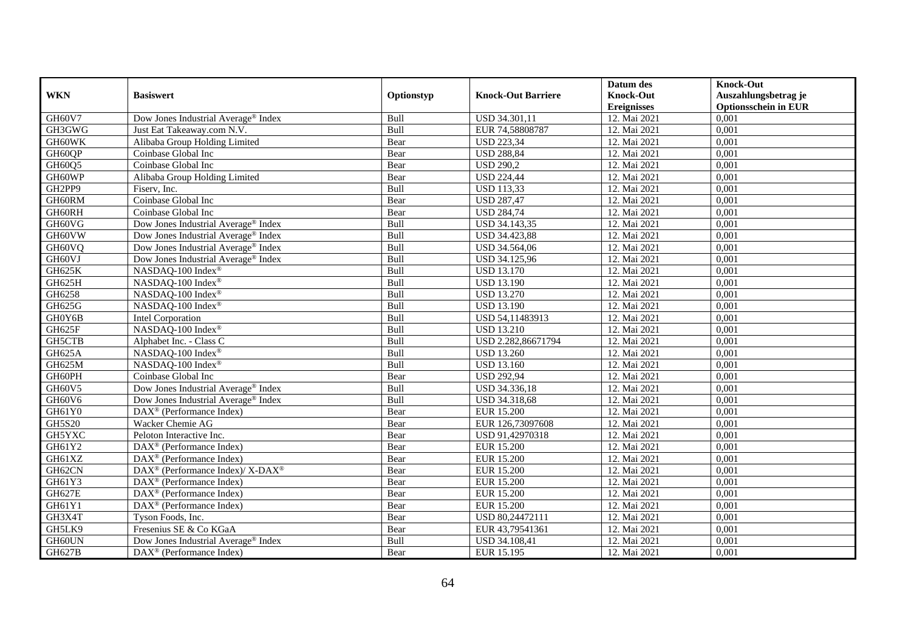| WKN | Basiswert | Optionstyp | Knock-Out Barriere | Datum des Knock-Out Ereignisses | Knock-Out Auszahlungsbetrag je Optionsschein in EUR |
|---|---|---|---|---|---|
| GH60V7 | Dow Jones Industrial Average® Index | Bull | USD 34.301,11 | 12. Mai 2021 | 0,001 |
| GH3GWG | Just Eat Takeaway.com N.V. | Bull | EUR 74,58808787 | 12. Mai 2021 | 0,001 |
| GH60WK | Alibaba Group Holding Limited | Bear | USD 223,34 | 12. Mai 2021 | 0,001 |
| GH60QP | Coinbase Global Inc | Bear | USD 288,84 | 12. Mai 2021 | 0,001 |
| GH60Q5 | Coinbase Global Inc | Bear | USD 290,2 | 12. Mai 2021 | 0,001 |
| GH60WP | Alibaba Group Holding Limited | Bear | USD 224,44 | 12. Mai 2021 | 0,001 |
| GH2PP9 | Fiserv, Inc. | Bull | USD 113,33 | 12. Mai 2021 | 0,001 |
| GH60RM | Coinbase Global Inc | Bear | USD 287,47 | 12. Mai 2021 | 0,001 |
| GH60RH | Coinbase Global Inc | Bear | USD 284,74 | 12. Mai 2021 | 0,001 |
| GH60VG | Dow Jones Industrial Average® Index | Bull | USD 34.143,35 | 12. Mai 2021 | 0,001 |
| GH60VW | Dow Jones Industrial Average® Index | Bull | USD 34.423,88 | 12. Mai 2021 | 0,001 |
| GH60VQ | Dow Jones Industrial Average® Index | Bull | USD 34.564,06 | 12. Mai 2021 | 0,001 |
| GH60VJ | Dow Jones Industrial Average® Index | Bull | USD 34.125,96 | 12. Mai 2021 | 0,001 |
| GH625K | NASDAQ-100 Index® | Bull | USD 13.170 | 12. Mai 2021 | 0,001 |
| GH625H | NASDAQ-100 Index® | Bull | USD 13.190 | 12. Mai 2021 | 0,001 |
| GH6258 | NASDAQ-100 Index® | Bull | USD 13.270 | 12. Mai 2021 | 0,001 |
| GH625G | NASDAQ-100 Index® | Bull | USD 13.190 | 12. Mai 2021 | 0,001 |
| GH0Y6B | Intel Corporation | Bull | USD 54,11483913 | 12. Mai 2021 | 0,001 |
| GH625F | NASDAQ-100 Index® | Bull | USD 13.210 | 12. Mai 2021 | 0,001 |
| GH5CTB | Alphabet Inc. - Class C | Bull | USD 2.282,86671794 | 12. Mai 2021 | 0,001 |
| GH625A | NASDAQ-100 Index® | Bull | USD 13.260 | 12. Mai 2021 | 0,001 |
| GH625M | NASDAQ-100 Index® | Bull | USD 13.160 | 12. Mai 2021 | 0,001 |
| GH60PH | Coinbase Global Inc | Bear | USD 292,94 | 12. Mai 2021 | 0,001 |
| GH60V5 | Dow Jones Industrial Average® Index | Bull | USD 34.336,18 | 12. Mai 2021 | 0,001 |
| GH60V6 | Dow Jones Industrial Average® Index | Bull | USD 34.318,68 | 12. Mai 2021 | 0,001 |
| GH61Y0 | DAX® (Performance Index) | Bear | EUR 15.200 | 12. Mai 2021 | 0,001 |
| GH5S20 | Wacker Chemie AG | Bear | EUR 126,73097608 | 12. Mai 2021 | 0,001 |
| GH5YXC | Peloton Interactive Inc. | Bear | USD 91,42970318 | 12. Mai 2021 | 0,001 |
| GH61Y2 | DAX® (Performance Index) | Bear | EUR 15.200 | 12. Mai 2021 | 0,001 |
| GH61XZ | DAX® (Performance Index) | Bear | EUR 15.200 | 12. Mai 2021 | 0,001 |
| GH62CN | DAX® (Performance Index)/ X-DAX® | Bear | EUR 15.200 | 12. Mai 2021 | 0,001 |
| GH61Y3 | DAX® (Performance Index) | Bear | EUR 15.200 | 12. Mai 2021 | 0,001 |
| GH627E | DAX® (Performance Index) | Bear | EUR 15.200 | 12. Mai 2021 | 0,001 |
| GH61Y1 | DAX® (Performance Index) | Bear | EUR 15.200 | 12. Mai 2021 | 0,001 |
| GH3X4T | Tyson Foods, Inc. | Bear | USD 80,24472111 | 12. Mai 2021 | 0,001 |
| GH5LK9 | Fresenius SE & Co KGaA | Bear | EUR 43,79541361 | 12. Mai 2021 | 0,001 |
| GH60UN | Dow Jones Industrial Average® Index | Bull | USD 34.108,41 | 12. Mai 2021 | 0,001 |
| GH627B | DAX® (Performance Index) | Bear | EUR 15.195 | 12. Mai 2021 | 0,001 |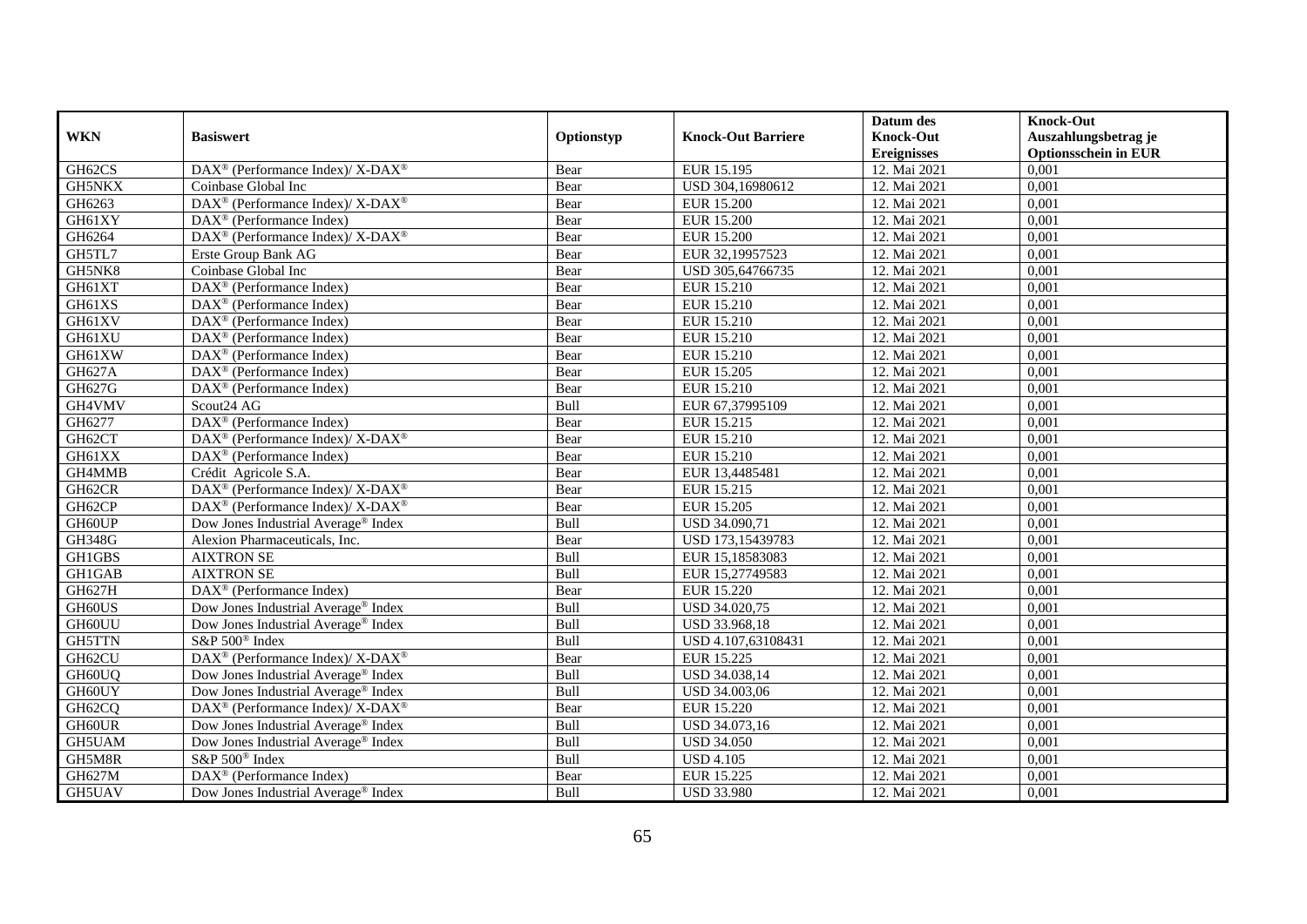| WKN | Basiswert | Optionstyp | Knock-Out Barriere | Datum des Knock-Out Ereignisses | Knock-Out Auszahlungsbetrag je Optionsschein in EUR |
|---|---|---|---|---|---|
| GH62CS | DAX® (Performance Index)/ X-DAX® | Bear | EUR 15.195 | 12. Mai 2021 | 0,001 |
| GH5NKX | Coinbase Global Inc | Bear | USD 304,16980612 | 12. Mai 2021 | 0,001 |
| GH6263 | DAX® (Performance Index)/ X-DAX® | Bear | EUR 15.200 | 12. Mai 2021 | 0,001 |
| GH61XY | DAX® (Performance Index) | Bear | EUR 15.200 | 12. Mai 2021 | 0,001 |
| GH6264 | DAX® (Performance Index)/ X-DAX® | Bear | EUR 15.200 | 12. Mai 2021 | 0,001 |
| GH5TL7 | Erste Group Bank AG | Bear | EUR 32,19957523 | 12. Mai 2021 | 0,001 |
| GH5NK8 | Coinbase Global Inc | Bear | USD 305,64766735 | 12. Mai 2021 | 0,001 |
| GH61XT | DAX® (Performance Index) | Bear | EUR 15.210 | 12. Mai 2021 | 0,001 |
| GH61XS | DAX® (Performance Index) | Bear | EUR 15.210 | 12. Mai 2021 | 0,001 |
| GH61XV | DAX® (Performance Index) | Bear | EUR 15.210 | 12. Mai 2021 | 0,001 |
| GH61XU | DAX® (Performance Index) | Bear | EUR 15.210 | 12. Mai 2021 | 0,001 |
| GH61XW | DAX® (Performance Index) | Bear | EUR 15.210 | 12. Mai 2021 | 0,001 |
| GH627A | DAX® (Performance Index) | Bear | EUR 15.205 | 12. Mai 2021 | 0,001 |
| GH627G | DAX® (Performance Index) | Bear | EUR 15.210 | 12. Mai 2021 | 0,001 |
| GH4VMV | Scout24 AG | Bull | EUR 67,37995109 | 12. Mai 2021 | 0,001 |
| GH6277 | DAX® (Performance Index) | Bear | EUR 15.215 | 12. Mai 2021 | 0,001 |
| GH62CT | DAX® (Performance Index)/ X-DAX® | Bear | EUR 15.210 | 12. Mai 2021 | 0,001 |
| GH61XX | DAX® (Performance Index) | Bear | EUR 15.210 | 12. Mai 2021 | 0,001 |
| GH4MMB | Crédit Agricole S.A. | Bear | EUR 13,4485481 | 12. Mai 2021 | 0,001 |
| GH62CR | DAX® (Performance Index)/ X-DAX® | Bear | EUR 15.215 | 12. Mai 2021 | 0,001 |
| GH62CP | DAX® (Performance Index)/ X-DAX® | Bear | EUR 15.205 | 12. Mai 2021 | 0,001 |
| GH60UP | Dow Jones Industrial Average® Index | Bull | USD 34.090,71 | 12. Mai 2021 | 0,001 |
| GH348G | Alexion Pharmaceuticals, Inc. | Bear | USD 173,15439783 | 12. Mai 2021 | 0,001 |
| GH1GBS | AIXTRON SE | Bull | EUR 15,18583083 | 12. Mai 2021 | 0,001 |
| GH1GAB | AIXTRON SE | Bull | EUR 15,27749583 | 12. Mai 2021 | 0,001 |
| GH627H | DAX® (Performance Index) | Bear | EUR 15.220 | 12. Mai 2021 | 0,001 |
| GH60US | Dow Jones Industrial Average® Index | Bull | USD 34.020,75 | 12. Mai 2021 | 0,001 |
| GH60UU | Dow Jones Industrial Average® Index | Bull | USD 33.968,18 | 12. Mai 2021 | 0,001 |
| GH5TTN | S&P 500® Index | Bull | USD 4.107,63108431 | 12. Mai 2021 | 0,001 |
| GH62CU | DAX® (Performance Index)/ X-DAX® | Bear | EUR 15.225 | 12. Mai 2021 | 0,001 |
| GH60UQ | Dow Jones Industrial Average® Index | Bull | USD 34.038,14 | 12. Mai 2021 | 0,001 |
| GH60UY | Dow Jones Industrial Average® Index | Bull | USD 34.003,06 | 12. Mai 2021 | 0,001 |
| GH62CQ | DAX® (Performance Index)/ X-DAX® | Bear | EUR 15.220 | 12. Mai 2021 | 0,001 |
| GH60UR | Dow Jones Industrial Average® Index | Bull | USD 34.073,16 | 12. Mai 2021 | 0,001 |
| GH5UAM | Dow Jones Industrial Average® Index | Bull | USD 34.050 | 12. Mai 2021 | 0,001 |
| GH5M8R | S&P 500® Index | Bull | USD 4.105 | 12. Mai 2021 | 0,001 |
| GH627M | DAX® (Performance Index) | Bear | EUR 15.225 | 12. Mai 2021 | 0,001 |
| GH5UAV | Dow Jones Industrial Average® Index | Bull | USD 33.980 | 12. Mai 2021 | 0,001 |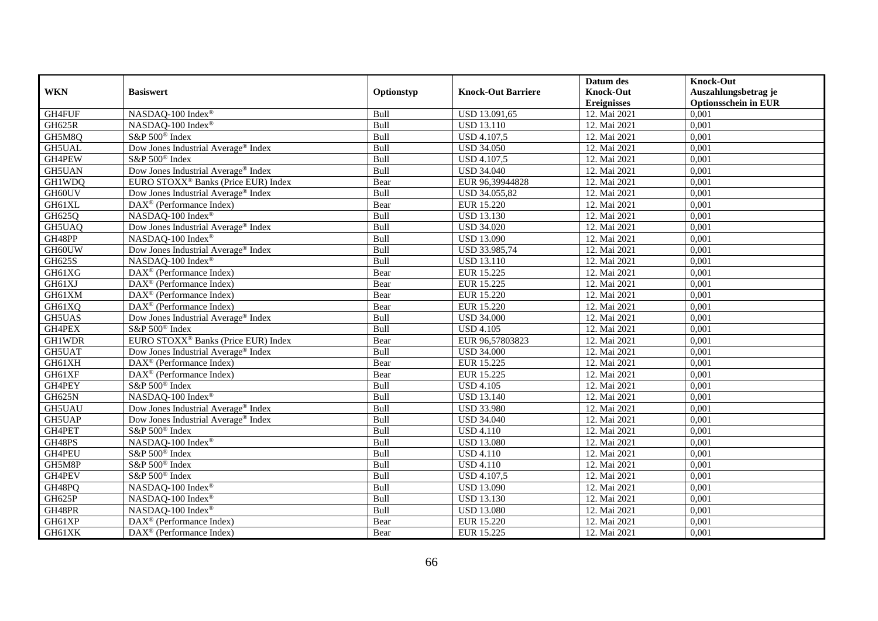| WKN | Basiswert | Optionstyp | Knock-Out Barriere | Datum des Knock-Out Ereignisses | Knock-Out Auszahlungsbetrag je Optionsschein in EUR |
|---|---|---|---|---|---|
| GH4FUF | NASDAQ-100 Index® | Bull | USD 13.091,65 | 12. Mai 2021 | 0,001 |
| GH625R | NASDAQ-100 Index® | Bull | USD 13.110 | 12. Mai 2021 | 0,001 |
| GH5M8Q | S&P 500® Index | Bull | USD 4.107,5 | 12. Mai 2021 | 0,001 |
| GH5UAL | Dow Jones Industrial Average® Index | Bull | USD 34.050 | 12. Mai 2021 | 0,001 |
| GH4PEW | S&P 500® Index | Bull | USD 4.107,5 | 12. Mai 2021 | 0,001 |
| GH5UAN | Dow Jones Industrial Average® Index | Bull | USD 34.040 | 12. Mai 2021 | 0,001 |
| GH1WDQ | EURO STOXX® Banks (Price EUR) Index | Bear | EUR 96,39944828 | 12. Mai 2021 | 0,001 |
| GH60UV | Dow Jones Industrial Average® Index | Bull | USD 34.055,82 | 12. Mai 2021 | 0,001 |
| GH61XL | DAX® (Performance Index) | Bear | EUR 15.220 | 12. Mai 2021 | 0,001 |
| GH625Q | NASDAQ-100 Index® | Bull | USD 13.130 | 12. Mai 2021 | 0,001 |
| GH5UAQ | Dow Jones Industrial Average® Index | Bull | USD 34.020 | 12. Mai 2021 | 0,001 |
| GH48PP | NASDAQ-100 Index® | Bull | USD 13.090 | 12. Mai 2021 | 0,001 |
| GH60UW | Dow Jones Industrial Average® Index | Bull | USD 33.985,74 | 12. Mai 2021 | 0,001 |
| GH625S | NASDAQ-100 Index® | Bull | USD 13.110 | 12. Mai 2021 | 0,001 |
| GH61XG | DAX® (Performance Index) | Bear | EUR 15.225 | 12. Mai 2021 | 0,001 |
| GH61XJ | DAX® (Performance Index) | Bear | EUR 15.225 | 12. Mai 2021 | 0,001 |
| GH61XM | DAX® (Performance Index) | Bear | EUR 15.220 | 12. Mai 2021 | 0,001 |
| GH61XQ | DAX® (Performance Index) | Bear | EUR 15.220 | 12. Mai 2021 | 0,001 |
| GH5UAS | Dow Jones Industrial Average® Index | Bull | USD 34.000 | 12. Mai 2021 | 0,001 |
| GH4PEX | S&P 500® Index | Bull | USD 4.105 | 12. Mai 2021 | 0,001 |
| GH1WDR | EURO STOXX® Banks (Price EUR) Index | Bear | EUR 96,57803823 | 12. Mai 2021 | 0,001 |
| GH5UAT | Dow Jones Industrial Average® Index | Bull | USD 34.000 | 12. Mai 2021 | 0,001 |
| GH61XH | DAX® (Performance Index) | Bear | EUR 15.225 | 12. Mai 2021 | 0,001 |
| GH61XF | DAX® (Performance Index) | Bear | EUR 15.225 | 12. Mai 2021 | 0,001 |
| GH4PEY | S&P 500® Index | Bull | USD 4.105 | 12. Mai 2021 | 0,001 |
| GH625N | NASDAQ-100 Index® | Bull | USD 13.140 | 12. Mai 2021 | 0,001 |
| GH5UAU | Dow Jones Industrial Average® Index | Bull | USD 33.980 | 12. Mai 2021 | 0,001 |
| GH5UAP | Dow Jones Industrial Average® Index | Bull | USD 34.040 | 12. Mai 2021 | 0,001 |
| GH4PET | S&P 500® Index | Bull | USD 4.110 | 12. Mai 2021 | 0,001 |
| GH48PS | NASDAQ-100 Index® | Bull | USD 13.080 | 12. Mai 2021 | 0,001 |
| GH4PEU | S&P 500® Index | Bull | USD 4.110 | 12. Mai 2021 | 0,001 |
| GH5M8P | S&P 500® Index | Bull | USD 4.110 | 12. Mai 2021 | 0,001 |
| GH4PEV | S&P 500® Index | Bull | USD 4.107,5 | 12. Mai 2021 | 0,001 |
| GH48PQ | NASDAQ-100 Index® | Bull | USD 13.090 | 12. Mai 2021 | 0,001 |
| GH625P | NASDAQ-100 Index® | Bull | USD 13.130 | 12. Mai 2021 | 0,001 |
| GH48PR | NASDAQ-100 Index® | Bull | USD 13.080 | 12. Mai 2021 | 0,001 |
| GH61XP | DAX® (Performance Index) | Bear | EUR 15.220 | 12. Mai 2021 | 0,001 |
| GH61XK | DAX® (Performance Index) | Bear | EUR 15.225 | 12. Mai 2021 | 0,001 |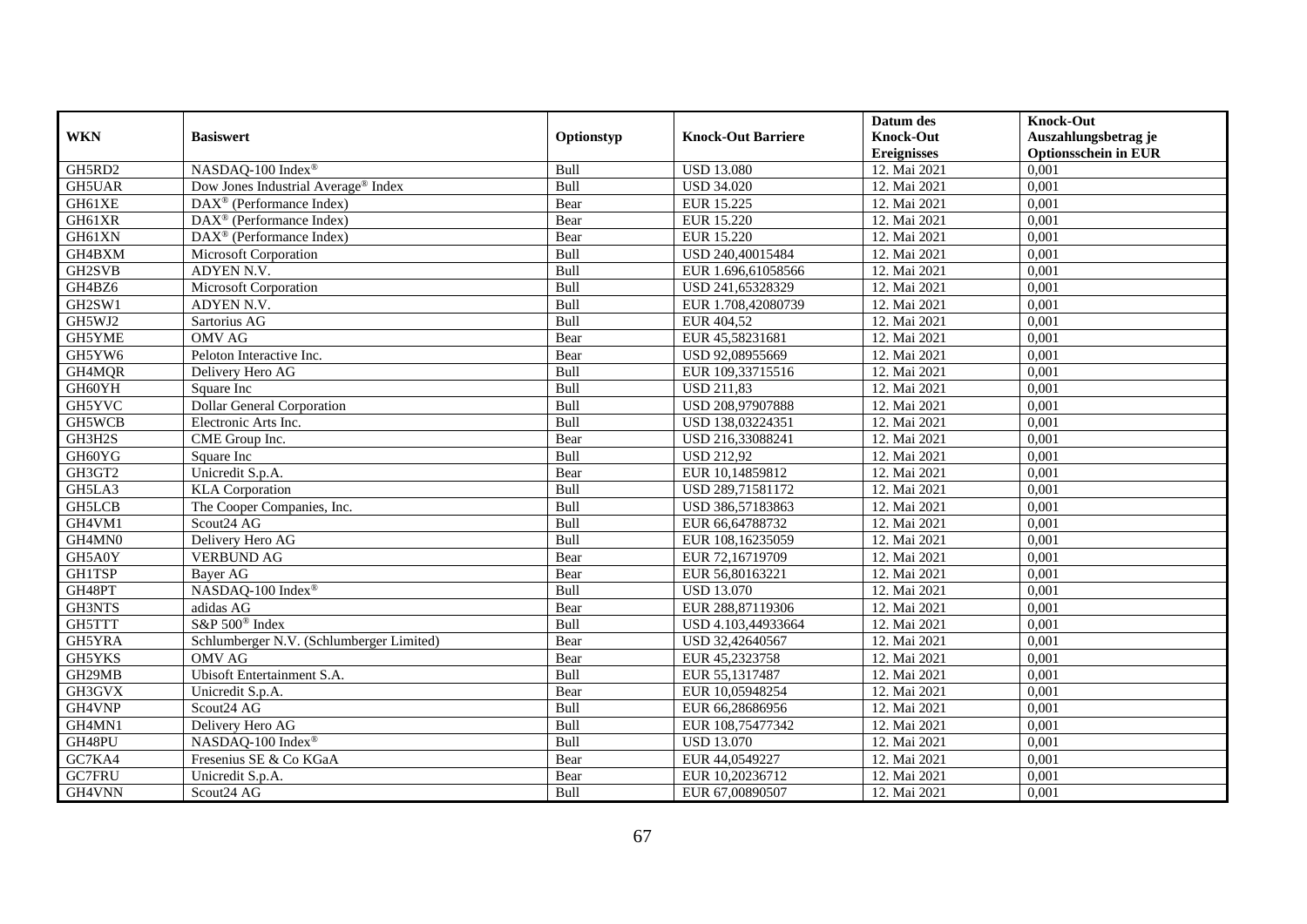| WKN | Basiswert | Optionstyp | Knock-Out Barriere | Datum des Knock-Out Ereignisses | Knock-Out Auszahlungsbetrag je Optionsschein in EUR |
|---|---|---|---|---|---|
| GH5RD2 | NASDAQ-100 Index® | Bull | USD 13.080 | 12. Mai 2021 | 0,001 |
| GH5UAR | Dow Jones Industrial Average® Index | Bull | USD 34.020 | 12. Mai 2021 | 0,001 |
| GH61XE | DAX® (Performance Index) | Bear | EUR 15.225 | 12. Mai 2021 | 0,001 |
| GH61XR | DAX® (Performance Index) | Bear | EUR 15.220 | 12. Mai 2021 | 0,001 |
| GH61XN | DAX® (Performance Index) | Bear | EUR 15.220 | 12. Mai 2021 | 0,001 |
| GH4BXM | Microsoft Corporation | Bull | USD 240,40015484 | 12. Mai 2021 | 0,001 |
| GH2SVB | ADYEN N.V. | Bull | EUR 1.696,61058566 | 12. Mai 2021 | 0,001 |
| GH4BZ6 | Microsoft Corporation | Bull | USD 241,65328329 | 12. Mai 2021 | 0,001 |
| GH2SW1 | ADYEN N.V. | Bull | EUR 1.708,42080739 | 12. Mai 2021 | 0,001 |
| GH5WJ2 | Sartorius AG | Bull | EUR 404,52 | 12. Mai 2021 | 0,001 |
| GH5YME | OMV AG | Bear | EUR 45,58231681 | 12. Mai 2021 | 0,001 |
| GH5YW6 | Peloton Interactive Inc. | Bear | USD 92,08955669 | 12. Mai 2021 | 0,001 |
| GH4MQR | Delivery Hero AG | Bull | EUR 109,33715516 | 12. Mai 2021 | 0,001 |
| GH60YH | Square Inc | Bull | USD 211,83 | 12. Mai 2021 | 0,001 |
| GH5YVC | Dollar General Corporation | Bull | USD 208,97907888 | 12. Mai 2021 | 0,001 |
| GH5WCB | Electronic Arts Inc. | Bull | USD 138,03224351 | 12. Mai 2021 | 0,001 |
| GH3H2S | CME Group Inc. | Bear | USD 216,33088241 | 12. Mai 2021 | 0,001 |
| GH60YG | Square Inc | Bull | USD 212,92 | 12. Mai 2021 | 0,001 |
| GH3GT2 | Unicredit S.p.A. | Bear | EUR 10,14859812 | 12. Mai 2021 | 0,001 |
| GH5LA3 | KLA Corporation | Bull | USD 289,71581172 | 12. Mai 2021 | 0,001 |
| GH5LCB | The Cooper Companies, Inc. | Bull | USD 386,57183863 | 12. Mai 2021 | 0,001 |
| GH4VM1 | Scout24 AG | Bull | EUR 66,64788732 | 12. Mai 2021 | 0,001 |
| GH4MN0 | Delivery Hero AG | Bull | EUR 108,16235059 | 12. Mai 2021 | 0,001 |
| GH5A0Y | VERBUND AG | Bear | EUR 72,16719709 | 12. Mai 2021 | 0,001 |
| GH1TSP | Bayer AG | Bear | EUR 56,80163221 | 12. Mai 2021 | 0,001 |
| GH48PT | NASDAQ-100 Index® | Bull | USD 13.070 | 12. Mai 2021 | 0,001 |
| GH3NTS | adidas AG | Bear | EUR 288,87119306 | 12. Mai 2021 | 0,001 |
| GH5TTT | S&P 500® Index | Bull | USD 4.103,44933664 | 12. Mai 2021 | 0,001 |
| GH5YRA | Schlumberger N.V. (Schlumberger Limited) | Bear | USD 32,42640567 | 12. Mai 2021 | 0,001 |
| GH5YKS | OMV AG | Bear | EUR 45,2323758 | 12. Mai 2021 | 0,001 |
| GH29MB | Ubisoft Entertainment S.A. | Bull | EUR 55,1317487 | 12. Mai 2021 | 0,001 |
| GH3GVX | Unicredit S.p.A. | Bear | EUR 10,05948254 | 12. Mai 2021 | 0,001 |
| GH4VNP | Scout24 AG | Bull | EUR 66,28686956 | 12. Mai 2021 | 0,001 |
| GH4MN1 | Delivery Hero AG | Bull | EUR 108,75477342 | 12. Mai 2021 | 0,001 |
| GH48PU | NASDAQ-100 Index® | Bull | USD 13.070 | 12. Mai 2021 | 0,001 |
| GC7KA4 | Fresenius SE & Co KGaA | Bear | EUR 44,0549227 | 12. Mai 2021 | 0,001 |
| GC7FRU | Unicredit S.p.A. | Bear | EUR 10,20236712 | 12. Mai 2021 | 0,001 |
| GH4VNN | Scout24 AG | Bull | EUR 67,00890507 | 12. Mai 2021 | 0,001 |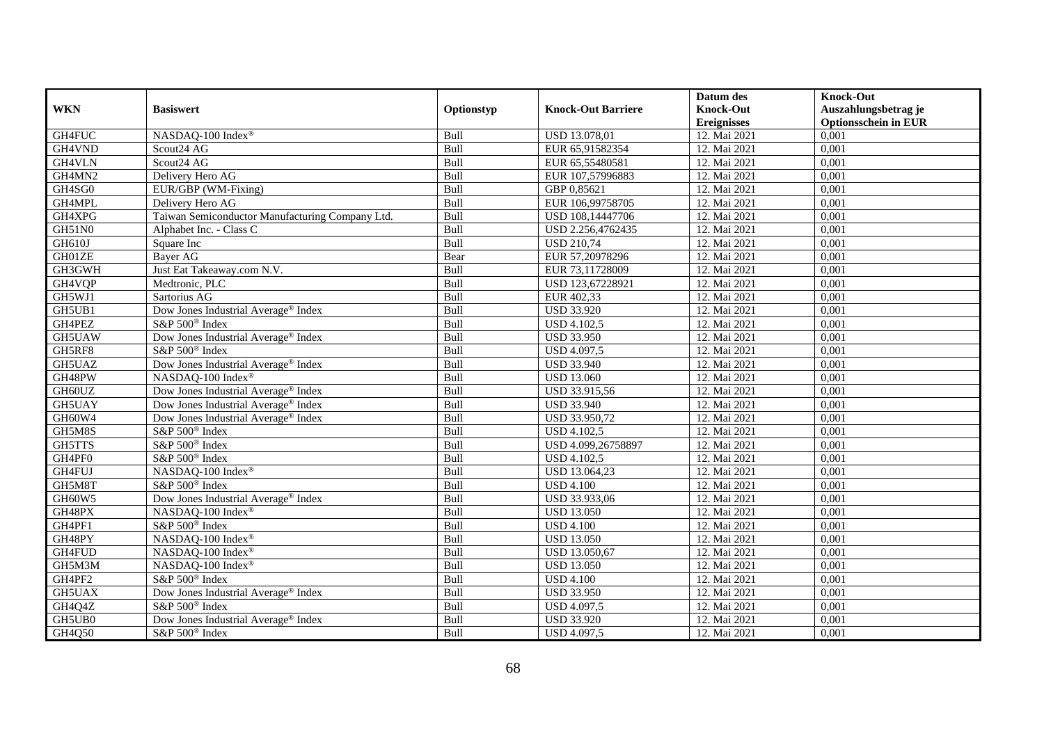| WKN | Basiswert | Optionstyp | Knock-Out Barriere | Datum des Knock-Out Ereignisses | Knock-Out Auszahlungsbetrag je Optionsschein in EUR |
|---|---|---|---|---|---|
| GH4FUC | NASDAQ-100 Index® | Bull | USD 13.078,01 | 12. Mai 2021 | 0,001 |
| GH4VND | Scout24 AG | Bull | EUR 65,91582354 | 12. Mai 2021 | 0,001 |
| GH4VLN | Scout24 AG | Bull | EUR 65,55480581 | 12. Mai 2021 | 0,001 |
| GH4MN2 | Delivery Hero AG | Bull | EUR 107,57996883 | 12. Mai 2021 | 0,001 |
| GH4SG0 | EUR/GBP (WM-Fixing) | Bull | GBP 0,85621 | 12. Mai 2021 | 0,001 |
| GH4MPL | Delivery Hero AG | Bull | EUR 106,99758705 | 12. Mai 2021 | 0,001 |
| GH4XPG | Taiwan Semiconductor Manufacturing Company Ltd. | Bull | USD 108,14447706 | 12. Mai 2021 | 0,001 |
| GH51N0 | Alphabet Inc. - Class C | Bull | USD 2.256,4762435 | 12. Mai 2021 | 0,001 |
| GH610J | Square Inc | Bull | USD 210,74 | 12. Mai 2021 | 0,001 |
| GH01ZE | Bayer AG | Bear | EUR 57,20978296 | 12. Mai 2021 | 0,001 |
| GH3GWH | Just Eat Takeaway.com N.V. | Bull | EUR 73,11728009 | 12. Mai 2021 | 0,001 |
| GH4VQP | Medtronic, PLC | Bull | USD 123,67228921 | 12. Mai 2021 | 0,001 |
| GH5WJ1 | Sartorius AG | Bull | EUR 402,33 | 12. Mai 2021 | 0,001 |
| GH5UB1 | Dow Jones Industrial Average® Index | Bull | USD 33.920 | 12. Mai 2021 | 0,001 |
| GH4PEZ | S&P 500® Index | Bull | USD 4.102,5 | 12. Mai 2021 | 0,001 |
| GH5UAW | Dow Jones Industrial Average® Index | Bull | USD 33.950 | 12. Mai 2021 | 0,001 |
| GH5RF8 | S&P 500® Index | Bull | USD 4.097,5 | 12. Mai 2021 | 0,001 |
| GH5UAZ | Dow Jones Industrial Average® Index | Bull | USD 33.940 | 12. Mai 2021 | 0,001 |
| GH48PW | NASDAQ-100 Index® | Bull | USD 13.060 | 12. Mai 2021 | 0,001 |
| GH60UZ | Dow Jones Industrial Average® Index | Bull | USD 33.915,56 | 12. Mai 2021 | 0,001 |
| GH5UAY | Dow Jones Industrial Average® Index | Bull | USD 33.940 | 12. Mai 2021 | 0,001 |
| GH60W4 | Dow Jones Industrial Average® Index | Bull | USD 33.950,72 | 12. Mai 2021 | 0,001 |
| GH5M8S | S&P 500® Index | Bull | USD 4.102,5 | 12. Mai 2021 | 0,001 |
| GH5TTS | S&P 500® Index | Bull | USD 4.099,26758897 | 12. Mai 2021 | 0,001 |
| GH4PF0 | S&P 500® Index | Bull | USD 4.102,5 | 12. Mai 2021 | 0,001 |
| GH4FUJ | NASDAQ-100 Index® | Bull | USD 13.064,23 | 12. Mai 2021 | 0,001 |
| GH5M8T | S&P 500® Index | Bull | USD 4.100 | 12. Mai 2021 | 0,001 |
| GH60W5 | Dow Jones Industrial Average® Index | Bull | USD 33.933,06 | 12. Mai 2021 | 0,001 |
| GH48PX | NASDAQ-100 Index® | Bull | USD 13.050 | 12. Mai 2021 | 0,001 |
| GH4PF1 | S&P 500® Index | Bull | USD 4.100 | 12. Mai 2021 | 0,001 |
| GH48PY | NASDAQ-100 Index® | Bull | USD 13.050 | 12. Mai 2021 | 0,001 |
| GH4FUD | NASDAQ-100 Index® | Bull | USD 13.050,67 | 12. Mai 2021 | 0,001 |
| GH5M3M | NASDAQ-100 Index® | Bull | USD 13.050 | 12. Mai 2021 | 0,001 |
| GH4PF2 | S&P 500® Index | Bull | USD 4.100 | 12. Mai 2021 | 0,001 |
| GH5UAX | Dow Jones Industrial Average® Index | Bull | USD 33.950 | 12. Mai 2021 | 0,001 |
| GH4Q4Z | S&P 500® Index | Bull | USD 4.097,5 | 12. Mai 2021 | 0,001 |
| GH5UB0 | Dow Jones Industrial Average® Index | Bull | USD 33.920 | 12. Mai 2021 | 0,001 |
| GH4Q50 | S&P 500® Index | Bull | USD 4.097,5 | 12. Mai 2021 | 0,001 |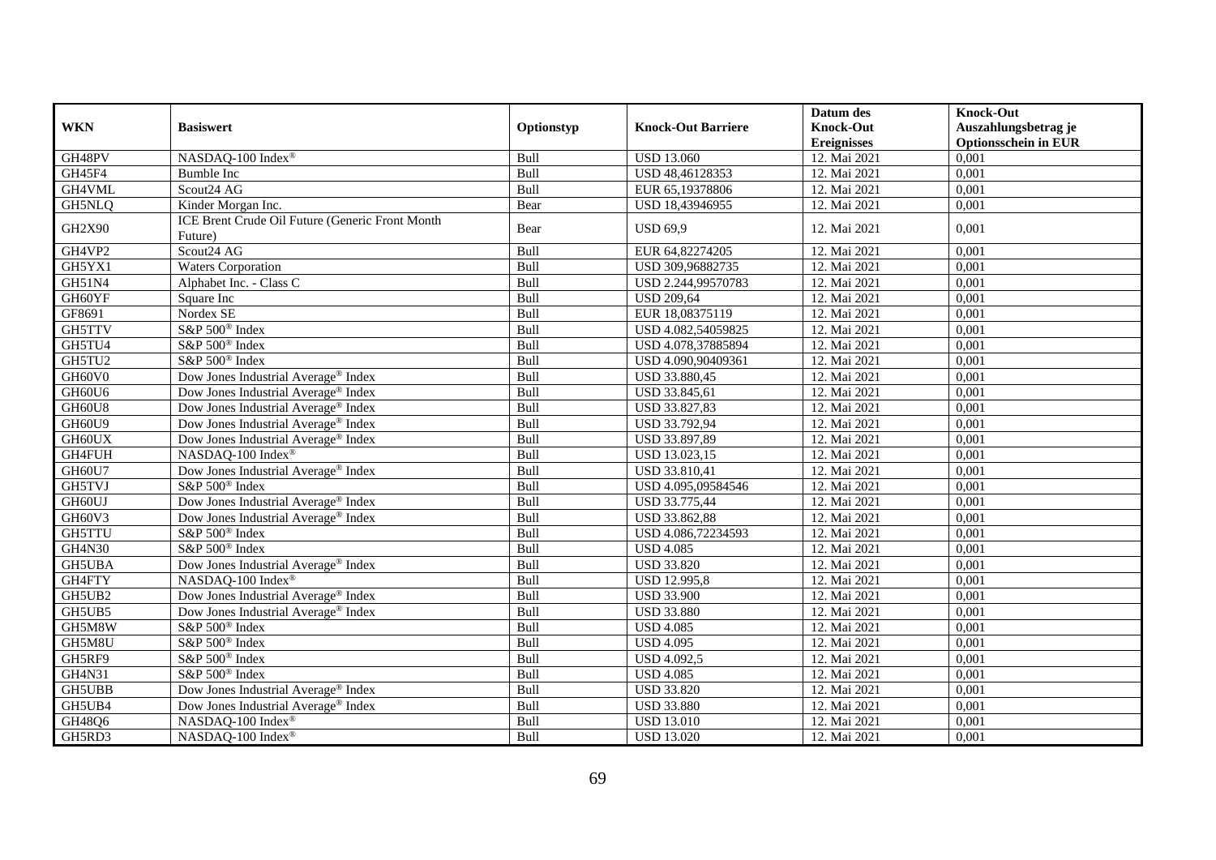| WKN | Basiswert | Optionstyp | Knock-Out Barriere | Datum des Knock-Out Ereignisses | Knock-Out Auszahlungsbetrag je Optionsschein in EUR |
|---|---|---|---|---|---|
| GH48PV | NASDAQ-100 Index® | Bull | USD 13.060 | 12. Mai 2021 | 0,001 |
| GH45F4 | Bumble Inc | Bull | USD 48,46128353 | 12. Mai 2021 | 0,001 |
| GH4VML | Scout24 AG | Bull | EUR 65,19378806 | 12. Mai 2021 | 0,001 |
| GH5NLQ | Kinder Morgan Inc. | Bear | USD 18,43946955 | 12. Mai 2021 | 0,001 |
| GH2X90 | ICE Brent Crude Oil Future (Generic Front Month Future) | Bear | USD 69,9 | 12. Mai 2021 | 0,001 |
| GH4VP2 | Scout24 AG | Bull | EUR 64,82274205 | 12. Mai 2021 | 0,001 |
| GH5YX1 | Waters Corporation | Bull | USD 309,96882735 | 12. Mai 2021 | 0,001 |
| GH51N4 | Alphabet Inc. - Class C | Bull | USD 2.244,99570783 | 12. Mai 2021 | 0,001 |
| GH60YF | Square Inc | Bull | USD 209,64 | 12. Mai 2021 | 0,001 |
| GF8691 | Nordex SE | Bull | EUR 18,08375119 | 12. Mai 2021 | 0,001 |
| GH5TTV | S&P 500® Index | Bull | USD 4.082,54059825 | 12. Mai 2021 | 0,001 |
| GH5TU4 | S&P 500® Index | Bull | USD 4.078,37885894 | 12. Mai 2021 | 0,001 |
| GH5TU2 | S&P 500® Index | Bull | USD 4.090,90409361 | 12. Mai 2021 | 0,001 |
| GH60V0 | Dow Jones Industrial Average® Index | Bull | USD 33.880,45 | 12. Mai 2021 | 0,001 |
| GH60U6 | Dow Jones Industrial Average® Index | Bull | USD 33.845,61 | 12. Mai 2021 | 0,001 |
| GH60U8 | Dow Jones Industrial Average® Index | Bull | USD 33.827,83 | 12. Mai 2021 | 0,001 |
| GH60U9 | Dow Jones Industrial Average® Index | Bull | USD 33.792,94 | 12. Mai 2021 | 0,001 |
| GH60UX | Dow Jones Industrial Average® Index | Bull | USD 33.897,89 | 12. Mai 2021 | 0,001 |
| GH4FUH | NASDAQ-100 Index® | Bull | USD 13.023,15 | 12. Mai 2021 | 0,001 |
| GH60U7 | Dow Jones Industrial Average® Index | Bull | USD 33.810,41 | 12. Mai 2021 | 0,001 |
| GH5TVJ | S&P 500® Index | Bull | USD 4.095,09584546 | 12. Mai 2021 | 0,001 |
| GH60UJ | Dow Jones Industrial Average® Index | Bull | USD 33.775,44 | 12. Mai 2021 | 0,001 |
| GH60V3 | Dow Jones Industrial Average® Index | Bull | USD 33.862,88 | 12. Mai 2021 | 0,001 |
| GH5TTU | S&P 500® Index | Bull | USD 4.086,72234593 | 12. Mai 2021 | 0,001 |
| GH4N30 | S&P 500® Index | Bull | USD 4.085 | 12. Mai 2021 | 0,001 |
| GH5UBA | Dow Jones Industrial Average® Index | Bull | USD 33.820 | 12. Mai 2021 | 0,001 |
| GH4FTY | NASDAQ-100 Index® | Bull | USD 12.995,8 | 12. Mai 2021 | 0,001 |
| GH5UB2 | Dow Jones Industrial Average® Index | Bull | USD 33.900 | 12. Mai 2021 | 0,001 |
| GH5UB5 | Dow Jones Industrial Average® Index | Bull | USD 33.880 | 12. Mai 2021 | 0,001 |
| GH5M8W | S&P 500® Index | Bull | USD 4.085 | 12. Mai 2021 | 0,001 |
| GH5M8U | S&P 500® Index | Bull | USD 4.095 | 12. Mai 2021 | 0,001 |
| GH5RF9 | S&P 500® Index | Bull | USD 4.092,5 | 12. Mai 2021 | 0,001 |
| GH4N31 | S&P 500® Index | Bull | USD 4.085 | 12. Mai 2021 | 0,001 |
| GH5UBB | Dow Jones Industrial Average® Index | Bull | USD 33.820 | 12. Mai 2021 | 0,001 |
| GH5UB4 | Dow Jones Industrial Average® Index | Bull | USD 33.880 | 12. Mai 2021 | 0,001 |
| GH48Q6 | NASDAQ-100 Index® | Bull | USD 13.010 | 12. Mai 2021 | 0,001 |
| GH5RD3 | NASDAQ-100 Index® | Bull | USD 13.020 | 12. Mai 2021 | 0,001 |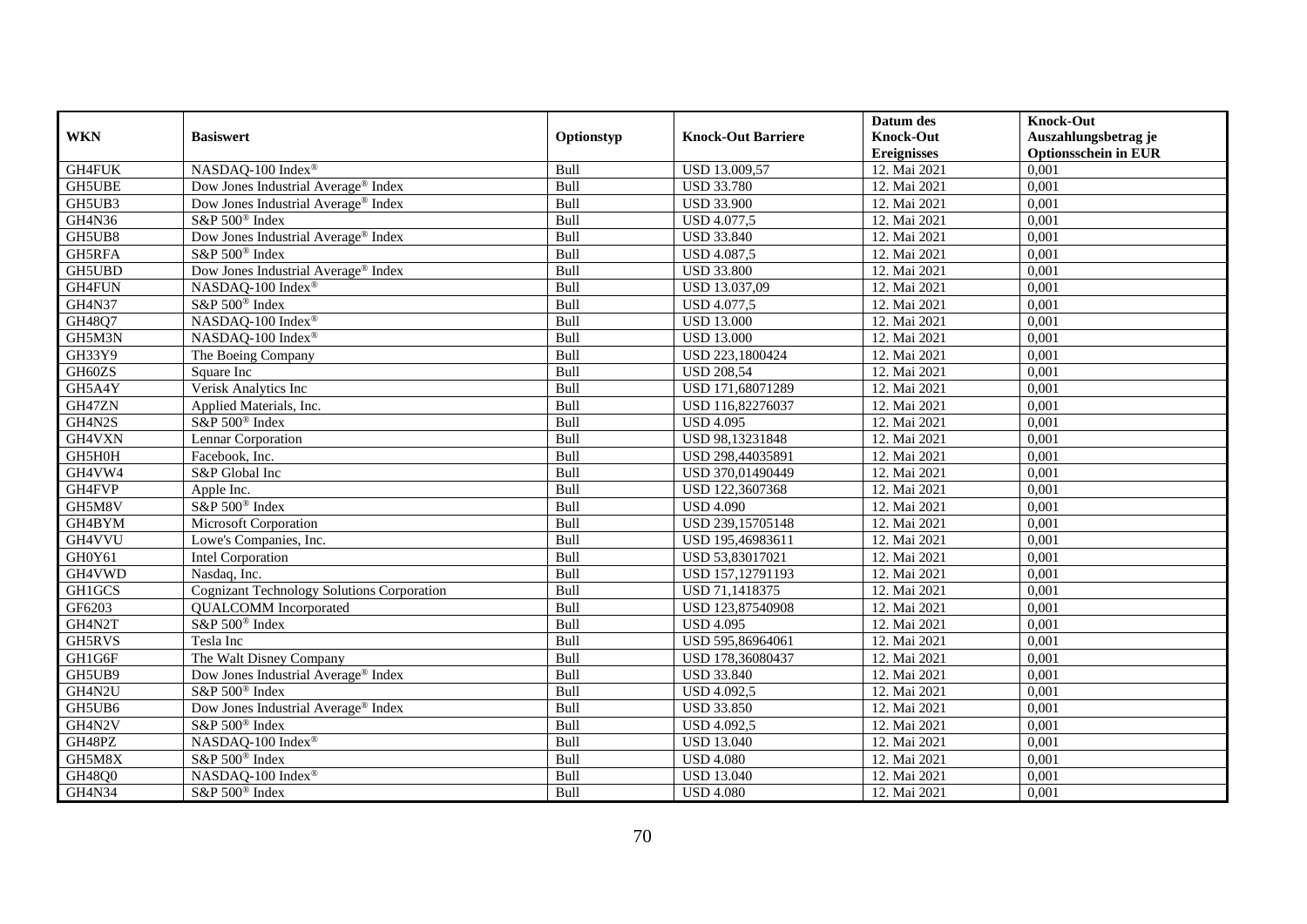| WKN | Basiswert | Optionstyp | Knock-Out Barriere | Datum des Knock-Out Ereignisses | Knock-Out Auszahlungsbetrag je Optionsschein in EUR |
|---|---|---|---|---|---|
| GH4FUK | NASDAQ-100 Index® | Bull | USD 13.009,57 | 12. Mai 2021 | 0,001 |
| GH5UBE | Dow Jones Industrial Average® Index | Bull | USD 33.780 | 12. Mai 2021 | 0,001 |
| GH5UB3 | Dow Jones Industrial Average® Index | Bull | USD 33.900 | 12. Mai 2021 | 0,001 |
| GH4N36 | S&P 500® Index | Bull | USD 4.077,5 | 12. Mai 2021 | 0,001 |
| GH5UB8 | Dow Jones Industrial Average® Index | Bull | USD 33.840 | 12. Mai 2021 | 0,001 |
| GH5RFA | S&P 500® Index | Bull | USD 4.087,5 | 12. Mai 2021 | 0,001 |
| GH5UBD | Dow Jones Industrial Average® Index | Bull | USD 33.800 | 12. Mai 2021 | 0,001 |
| GH4FUN | NASDAQ-100 Index® | Bull | USD 13.037,09 | 12. Mai 2021 | 0,001 |
| GH4N37 | S&P 500® Index | Bull | USD 4.077,5 | 12. Mai 2021 | 0,001 |
| GH48Q7 | NASDAQ-100 Index® | Bull | USD 13.000 | 12. Mai 2021 | 0,001 |
| GH5M3N | NASDAQ-100 Index® | Bull | USD 13.000 | 12. Mai 2021 | 0,001 |
| GH33Y9 | The Boeing Company | Bull | USD 223,1800424 | 12. Mai 2021 | 0,001 |
| GH60ZS | Square Inc | Bull | USD 208,54 | 12. Mai 2021 | 0,001 |
| GH5A4Y | Verisk Analytics Inc | Bull | USD 171,68071289 | 12. Mai 2021 | 0,001 |
| GH47ZN | Applied Materials, Inc. | Bull | USD 116,82276037 | 12. Mai 2021 | 0,001 |
| GH4N2S | S&P 500® Index | Bull | USD 4.095 | 12. Mai 2021 | 0,001 |
| GH4VXN | Lennar Corporation | Bull | USD 98,13231848 | 12. Mai 2021 | 0,001 |
| GH5H0H | Facebook, Inc. | Bull | USD 298,44035891 | 12. Mai 2021 | 0,001 |
| GH4VW4 | S&P Global Inc | Bull | USD 370,01490449 | 12. Mai 2021 | 0,001 |
| GH4FVP | Apple Inc. | Bull | USD 122,3607368 | 12. Mai 2021 | 0,001 |
| GH5M8V | S&P 500® Index | Bull | USD 4.090 | 12. Mai 2021 | 0,001 |
| GH4BYM | Microsoft Corporation | Bull | USD 239,15705148 | 12. Mai 2021 | 0,001 |
| GH4VVU | Lowe's Companies, Inc. | Bull | USD 195,46983611 | 12. Mai 2021 | 0,001 |
| GH0Y61 | Intel Corporation | Bull | USD 53,83017021 | 12. Mai 2021 | 0,001 |
| GH4VWD | Nasdaq, Inc. | Bull | USD 157,12791193 | 12. Mai 2021 | 0,001 |
| GH1GCS | Cognizant Technology Solutions Corporation | Bull | USD 71,1418375 | 12. Mai 2021 | 0,001 |
| GF6203 | QUALCOMM Incorporated | Bull | USD 123,87540908 | 12. Mai 2021 | 0,001 |
| GH4N2T | S&P 500® Index | Bull | USD 4.095 | 12. Mai 2021 | 0,001 |
| GH5RVS | Tesla Inc | Bull | USD 595,86964061 | 12. Mai 2021 | 0,001 |
| GH1G6F | The Walt Disney Company | Bull | USD 178,36080437 | 12. Mai 2021 | 0,001 |
| GH5UB9 | Dow Jones Industrial Average® Index | Bull | USD 33.840 | 12. Mai 2021 | 0,001 |
| GH4N2U | S&P 500® Index | Bull | USD 4.092,5 | 12. Mai 2021 | 0,001 |
| GH5UB6 | Dow Jones Industrial Average® Index | Bull | USD 33.850 | 12. Mai 2021 | 0,001 |
| GH4N2V | S&P 500® Index | Bull | USD 4.092,5 | 12. Mai 2021 | 0,001 |
| GH48PZ | NASDAQ-100 Index® | Bull | USD 13.040 | 12. Mai 2021 | 0,001 |
| GH5M8X | S&P 500® Index | Bull | USD 4.080 | 12. Mai 2021 | 0,001 |
| GH48Q0 | NASDAQ-100 Index® | Bull | USD 13.040 | 12. Mai 2021 | 0,001 |
| GH4N34 | S&P 500® Index | Bull | USD 4.080 | 12. Mai 2021 | 0,001 |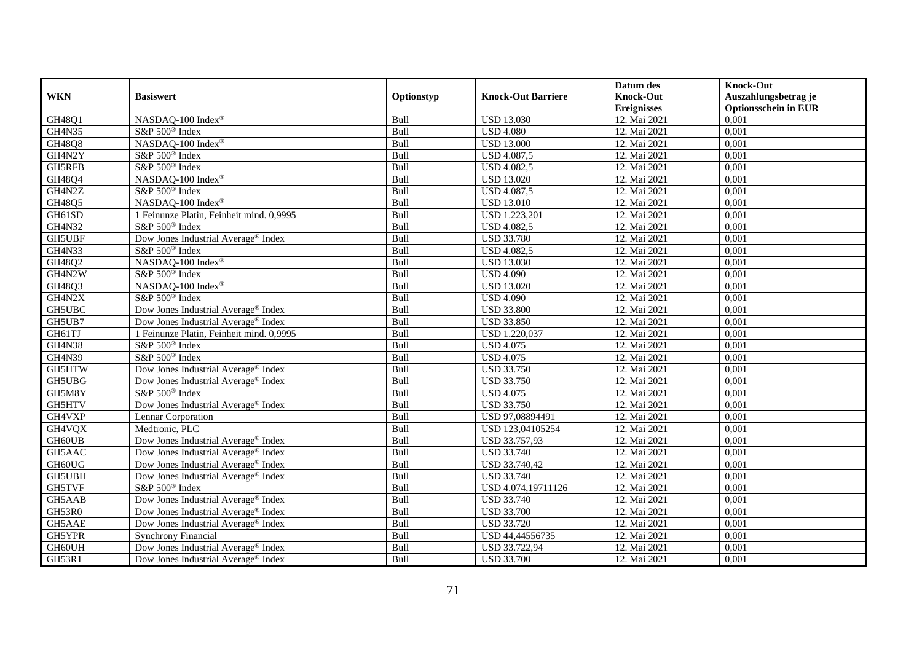| WKN | Basiswert | Optionstyp | Knock-Out Barriere | Datum des Knock-Out Ereignisses | Knock-Out Auszahlungsbetrag je Optionsschein in EUR |
|---|---|---|---|---|---|
| GH48Q1 | NASDAQ-100 Index® | Bull | USD 13.030 | 12. Mai 2021 | 0,001 |
| GH4N35 | S&P 500® Index | Bull | USD 4.080 | 12. Mai 2021 | 0,001 |
| GH48Q8 | NASDAQ-100 Index® | Bull | USD 13.000 | 12. Mai 2021 | 0,001 |
| GH4N2Y | S&P 500® Index | Bull | USD 4.087,5 | 12. Mai 2021 | 0,001 |
| GH5RFB | S&P 500® Index | Bull | USD 4.082,5 | 12. Mai 2021 | 0,001 |
| GH48Q4 | NASDAQ-100 Index® | Bull | USD 13.020 | 12. Mai 2021 | 0,001 |
| GH4N2Z | S&P 500® Index | Bull | USD 4.087,5 | 12. Mai 2021 | 0,001 |
| GH48Q5 | NASDAQ-100 Index® | Bull | USD 13.010 | 12. Mai 2021 | 0,001 |
| GH61SD | 1 Feinunze Platin, Feinheit mind. 0,9995 | Bull | USD 1.223,201 | 12. Mai 2021 | 0,001 |
| GH4N32 | S&P 500® Index | Bull | USD 4.082,5 | 12. Mai 2021 | 0,001 |
| GH5UBF | Dow Jones Industrial Average® Index | Bull | USD 33.780 | 12. Mai 2021 | 0,001 |
| GH4N33 | S&P 500® Index | Bull | USD 4.082,5 | 12. Mai 2021 | 0,001 |
| GH48Q2 | NASDAQ-100 Index® | Bull | USD 13.030 | 12. Mai 2021 | 0,001 |
| GH4N2W | S&P 500® Index | Bull | USD 4.090 | 12. Mai 2021 | 0,001 |
| GH48Q3 | NASDAQ-100 Index® | Bull | USD 13.020 | 12. Mai 2021 | 0,001 |
| GH4N2X | S&P 500® Index | Bull | USD 4.090 | 12. Mai 2021 | 0,001 |
| GH5UBC | Dow Jones Industrial Average® Index | Bull | USD 33.800 | 12. Mai 2021 | 0,001 |
| GH5UB7 | Dow Jones Industrial Average® Index | Bull | USD 33.850 | 12. Mai 2021 | 0,001 |
| GH61TJ | 1 Feinunze Platin, Feinheit mind. 0,9995 | Bull | USD 1.220,037 | 12. Mai 2021 | 0,001 |
| GH4N38 | S&P 500® Index | Bull | USD 4.075 | 12. Mai 2021 | 0,001 |
| GH4N39 | S&P 500® Index | Bull | USD 4.075 | 12. Mai 2021 | 0,001 |
| GH5HTW | Dow Jones Industrial Average® Index | Bull | USD 33.750 | 12. Mai 2021 | 0,001 |
| GH5UBG | Dow Jones Industrial Average® Index | Bull | USD 33.750 | 12. Mai 2021 | 0,001 |
| GH5M8Y | S&P 500® Index | Bull | USD 4.075 | 12. Mai 2021 | 0,001 |
| GH5HTV | Dow Jones Industrial Average® Index | Bull | USD 33.750 | 12. Mai 2021 | 0,001 |
| GH4VXP | Lennar Corporation | Bull | USD 97,08894491 | 12. Mai 2021 | 0,001 |
| GH4VQX | Medtronic, PLC | Bull | USD 123,04105254 | 12. Mai 2021 | 0,001 |
| GH60UB | Dow Jones Industrial Average® Index | Bull | USD 33.757,93 | 12. Mai 2021 | 0,001 |
| GH5AAC | Dow Jones Industrial Average® Index | Bull | USD 33.740 | 12. Mai 2021 | 0,001 |
| GH60UG | Dow Jones Industrial Average® Index | Bull | USD 33.740,42 | 12. Mai 2021 | 0,001 |
| GH5UBH | Dow Jones Industrial Average® Index | Bull | USD 33.740 | 12. Mai 2021 | 0,001 |
| GH5TVF | S&P 500® Index | Bull | USD 4.074,19711126 | 12. Mai 2021 | 0,001 |
| GH5AAB | Dow Jones Industrial Average® Index | Bull | USD 33.740 | 12. Mai 2021 | 0,001 |
| GH53R0 | Dow Jones Industrial Average® Index | Bull | USD 33.700 | 12. Mai 2021 | 0,001 |
| GH5AAE | Dow Jones Industrial Average® Index | Bull | USD 33.720 | 12. Mai 2021 | 0,001 |
| GH5YPR | Synchrony Financial | Bull | USD 44,44556735 | 12. Mai 2021 | 0,001 |
| GH60UH | Dow Jones Industrial Average® Index | Bull | USD 33.722,94 | 12. Mai 2021 | 0,001 |
| GH53R1 | Dow Jones Industrial Average® Index | Bull | USD 33.700 | 12. Mai 2021 | 0,001 |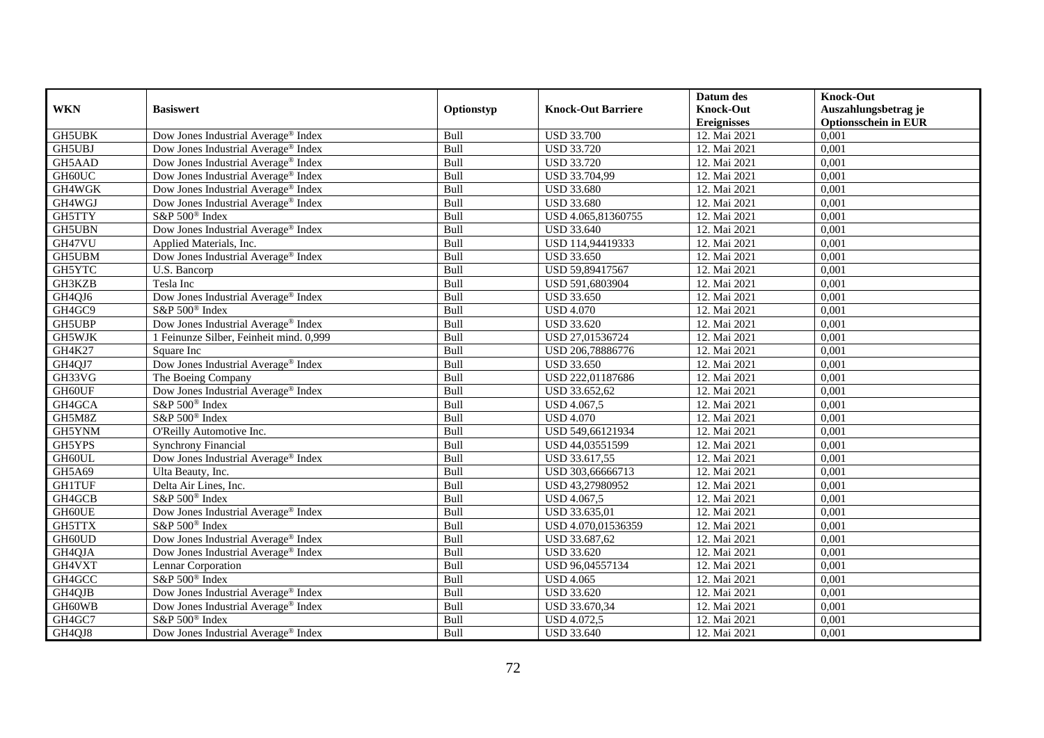| WKN | Basiswert | Optionstyp | Knock-Out Barriere | Datum des Knock-Out Ereignisses | Knock-Out Auszahlungsbetrag je Optionsschein in EUR |
|---|---|---|---|---|---|
| GH5UBK | Dow Jones Industrial Average® Index | Bull | USD 33.700 | 12. Mai 2021 | 0,001 |
| GH5UBJ | Dow Jones Industrial Average® Index | Bull | USD 33.720 | 12. Mai 2021 | 0,001 |
| GH5AAD | Dow Jones Industrial Average® Index | Bull | USD 33.720 | 12. Mai 2021 | 0,001 |
| GH60UC | Dow Jones Industrial Average® Index | Bull | USD 33.704,99 | 12. Mai 2021 | 0,001 |
| GH4WGK | Dow Jones Industrial Average® Index | Bull | USD 33.680 | 12. Mai 2021 | 0,001 |
| GH4WGJ | Dow Jones Industrial Average® Index | Bull | USD 33.680 | 12. Mai 2021 | 0,001 |
| GH5TTY | S&P 500® Index | Bull | USD 4.065,81360755 | 12. Mai 2021 | 0,001 |
| GH5UBN | Dow Jones Industrial Average® Index | Bull | USD 33.640 | 12. Mai 2021 | 0,001 |
| GH47VU | Applied Materials, Inc. | Bull | USD 114,94419333 | 12. Mai 2021 | 0,001 |
| GH5UBM | Dow Jones Industrial Average® Index | Bull | USD 33.650 | 12. Mai 2021 | 0,001 |
| GH5YTC | U.S. Bancorp | Bull | USD 59,89417567 | 12. Mai 2021 | 0,001 |
| GH3KZB | Tesla Inc | Bull | USD 591,6803904 | 12. Mai 2021 | 0,001 |
| GH4QJ6 | Dow Jones Industrial Average® Index | Bull | USD 33.650 | 12. Mai 2021 | 0,001 |
| GH4GC9 | S&P 500® Index | Bull | USD 4.070 | 12. Mai 2021 | 0,001 |
| GH5UBP | Dow Jones Industrial Average® Index | Bull | USD 33.620 | 12. Mai 2021 | 0,001 |
| GH5WJK | 1 Feinunze Silber, Feinheit mind. 0,999 | Bull | USD 27,01536724 | 12. Mai 2021 | 0,001 |
| GH4K27 | Square Inc | Bull | USD 206,78886776 | 12. Mai 2021 | 0,001 |
| GH4QJ7 | Dow Jones Industrial Average® Index | Bull | USD 33.650 | 12. Mai 2021 | 0,001 |
| GH33VG | The Boeing Company | Bull | USD 222,01187686 | 12. Mai 2021 | 0,001 |
| GH60UF | Dow Jones Industrial Average® Index | Bull | USD 33.652,62 | 12. Mai 2021 | 0,001 |
| GH4GCA | S&P 500® Index | Bull | USD 4.067,5 | 12. Mai 2021 | 0,001 |
| GH5M8Z | S&P 500® Index | Bull | USD 4.070 | 12. Mai 2021 | 0,001 |
| GH5YNM | O'Reilly Automotive Inc. | Bull | USD 549,66121934 | 12. Mai 2021 | 0,001 |
| GH5YPS | Synchrony Financial | Bull | USD 44,03551599 | 12. Mai 2021 | 0,001 |
| GH60UL | Dow Jones Industrial Average® Index | Bull | USD 33.617,55 | 12. Mai 2021 | 0,001 |
| GH5A69 | Ulta Beauty, Inc. | Bull | USD 303,66666713 | 12. Mai 2021 | 0,001 |
| GH1TUF | Delta Air Lines, Inc. | Bull | USD 43,27980952 | 12. Mai 2021 | 0,001 |
| GH4GCB | S&P 500® Index | Bull | USD 4.067,5 | 12. Mai 2021 | 0,001 |
| GH60UE | Dow Jones Industrial Average® Index | Bull | USD 33.635,01 | 12. Mai 2021 | 0,001 |
| GH5TTX | S&P 500® Index | Bull | USD 4.070,01536359 | 12. Mai 2021 | 0,001 |
| GH60UD | Dow Jones Industrial Average® Index | Bull | USD 33.687,62 | 12. Mai 2021 | 0,001 |
| GH4QJA | Dow Jones Industrial Average® Index | Bull | USD 33.620 | 12. Mai 2021 | 0,001 |
| GH4VXT | Lennar Corporation | Bull | USD 96,04557134 | 12. Mai 2021 | 0,001 |
| GH4GCC | S&P 500® Index | Bull | USD 4.065 | 12. Mai 2021 | 0,001 |
| GH4QJB | Dow Jones Industrial Average® Index | Bull | USD 33.620 | 12. Mai 2021 | 0,001 |
| GH60WB | Dow Jones Industrial Average® Index | Bull | USD 33.670,34 | 12. Mai 2021 | 0,001 |
| GH4GC7 | S&P 500® Index | Bull | USD 4.072,5 | 12. Mai 2021 | 0,001 |
| GH4QJ8 | Dow Jones Industrial Average® Index | Bull | USD 33.640 | 12. Mai 2021 | 0,001 |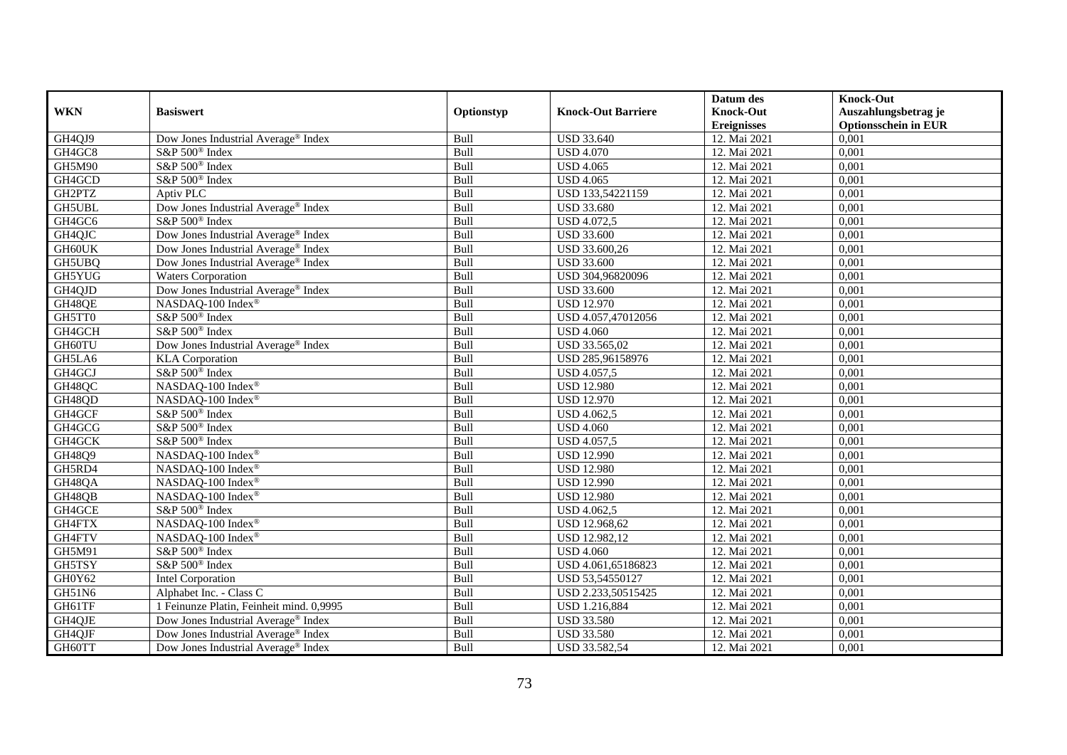| WKN | Basiswert | Optionstyp | Knock-Out Barriere | Datum des Knock-Out Ereignisses | Knock-Out Auszahlungsbetrag je Optionsschein in EUR |
|---|---|---|---|---|---|
| GH4QJ9 | Dow Jones Industrial Average® Index | Bull | USD 33.640 | 12. Mai 2021 | 0,001 |
| GH4GC8 | S&P 500® Index | Bull | USD 4.070 | 12. Mai 2021 | 0,001 |
| GH5M90 | S&P 500® Index | Bull | USD 4.065 | 12. Mai 2021 | 0,001 |
| GH4GCD | S&P 500® Index | Bull | USD 4.065 | 12. Mai 2021 | 0,001 |
| GH2PTZ | Aptiv PLC | Bull | USD 133,54221159 | 12. Mai 2021 | 0,001 |
| GH5UBL | Dow Jones Industrial Average® Index | Bull | USD 33.680 | 12. Mai 2021 | 0,001 |
| GH4GC6 | S&P 500® Index | Bull | USD 4.072,5 | 12. Mai 2021 | 0,001 |
| GH4QJC | Dow Jones Industrial Average® Index | Bull | USD 33.600 | 12. Mai 2021 | 0,001 |
| GH60UK | Dow Jones Industrial Average® Index | Bull | USD 33.600,26 | 12. Mai 2021 | 0,001 |
| GH5UBQ | Dow Jones Industrial Average® Index | Bull | USD 33.600 | 12. Mai 2021 | 0,001 |
| GH5YUG | Waters Corporation | Bull | USD 304,96820096 | 12. Mai 2021 | 0,001 |
| GH4QJD | Dow Jones Industrial Average® Index | Bull | USD 33.600 | 12. Mai 2021 | 0,001 |
| GH48QE | NASDAQ-100 Index® | Bull | USD 12.970 | 12. Mai 2021 | 0,001 |
| GH5TT0 | S&P 500® Index | Bull | USD 4.057,47012056 | 12. Mai 2021 | 0,001 |
| GH4GCH | S&P 500® Index | Bull | USD 4.060 | 12. Mai 2021 | 0,001 |
| GH60TU | Dow Jones Industrial Average® Index | Bull | USD 33.565,02 | 12. Mai 2021 | 0,001 |
| GH5LA6 | KLA Corporation | Bull | USD 285,96158976 | 12. Mai 2021 | 0,001 |
| GH4GCJ | S&P 500® Index | Bull | USD 4.057,5 | 12. Mai 2021 | 0,001 |
| GH48QC | NASDAQ-100 Index® | Bull | USD 12.980 | 12. Mai 2021 | 0,001 |
| GH48QD | NASDAQ-100 Index® | Bull | USD 12.970 | 12. Mai 2021 | 0,001 |
| GH4GCF | S&P 500® Index | Bull | USD 4.062,5 | 12. Mai 2021 | 0,001 |
| GH4GCG | S&P 500® Index | Bull | USD 4.060 | 12. Mai 2021 | 0,001 |
| GH4GCK | S&P 500® Index | Bull | USD 4.057,5 | 12. Mai 2021 | 0,001 |
| GH48Q9 | NASDAQ-100 Index® | Bull | USD 12.990 | 12. Mai 2021 | 0,001 |
| GH5RD4 | NASDAQ-100 Index® | Bull | USD 12.980 | 12. Mai 2021 | 0,001 |
| GH48QA | NASDAQ-100 Index® | Bull | USD 12.990 | 12. Mai 2021 | 0,001 |
| GH48QB | NASDAQ-100 Index® | Bull | USD 12.980 | 12. Mai 2021 | 0,001 |
| GH4GCE | S&P 500® Index | Bull | USD 4.062,5 | 12. Mai 2021 | 0,001 |
| GH4FTX | NASDAQ-100 Index® | Bull | USD 12.968,62 | 12. Mai 2021 | 0,001 |
| GH4FTV | NASDAQ-100 Index® | Bull | USD 12.982,12 | 12. Mai 2021 | 0,001 |
| GH5M91 | S&P 500® Index | Bull | USD 4.060 | 12. Mai 2021 | 0,001 |
| GH5TSY | S&P 500® Index | Bull | USD 4.061,65186823 | 12. Mai 2021 | 0,001 |
| GH0Y62 | Intel Corporation | Bull | USD 53,54550127 | 12. Mai 2021 | 0,001 |
| GH51N6 | Alphabet Inc. - Class C | Bull | USD 2.233,50515425 | 12. Mai 2021 | 0,001 |
| GH61TF | 1 Feinunze Platin, Feinheit mind. 0,9995 | Bull | USD 1.216,884 | 12. Mai 2021 | 0,001 |
| GH4QJE | Dow Jones Industrial Average® Index | Bull | USD 33.580 | 12. Mai 2021 | 0,001 |
| GH4QJF | Dow Jones Industrial Average® Index | Bull | USD 33.580 | 12. Mai 2021 | 0,001 |
| GH60TT | Dow Jones Industrial Average® Index | Bull | USD 33.582,54 | 12. Mai 2021 | 0,001 |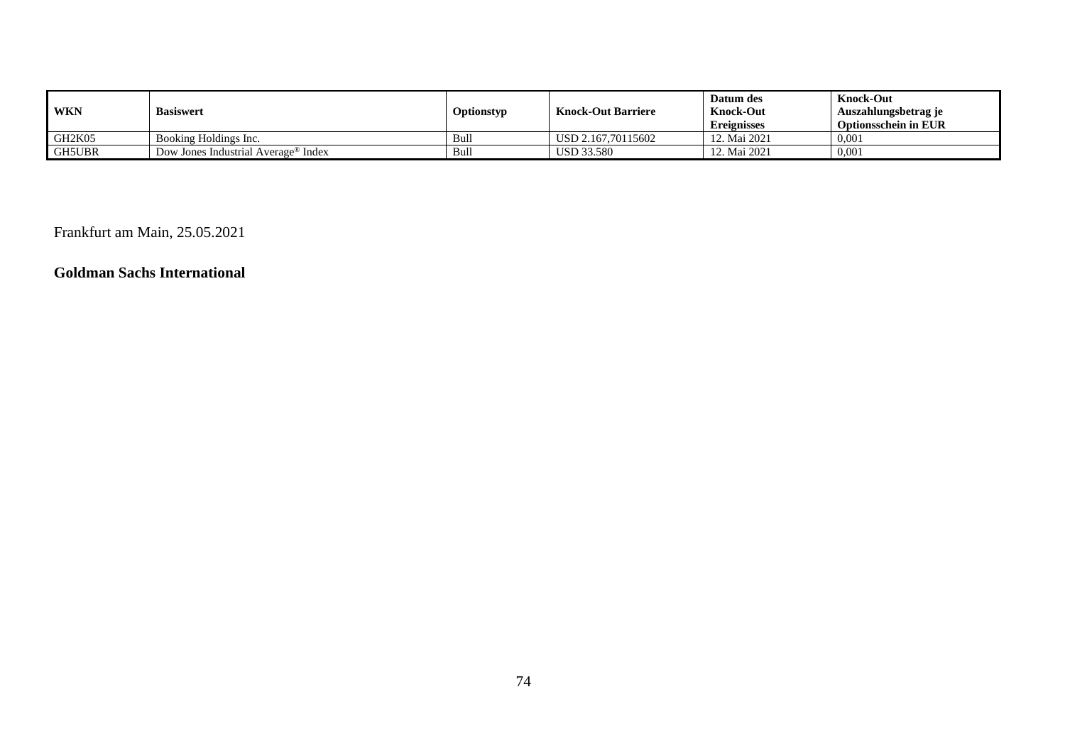| WKN | Basiswert | Optionstyp | Knock-Out Barriere | Datum des Knock-Out Ereignisses | Knock-Out Auszahlungsbetrag je Optionsschein in EUR |
|---|---|---|---|---|---|
| GH2K05 | Booking Holdings Inc. | Bull | USD 2.167,70115602 | 12. Mai 2021 | 0,001 |
| GH5UBR | Dow Jones Industrial Average® Index | Bull | USD 33.580 | 12. Mai 2021 | 0,001 |

Frankfurt am Main, 25.05.2021

**Goldman Sachs International**